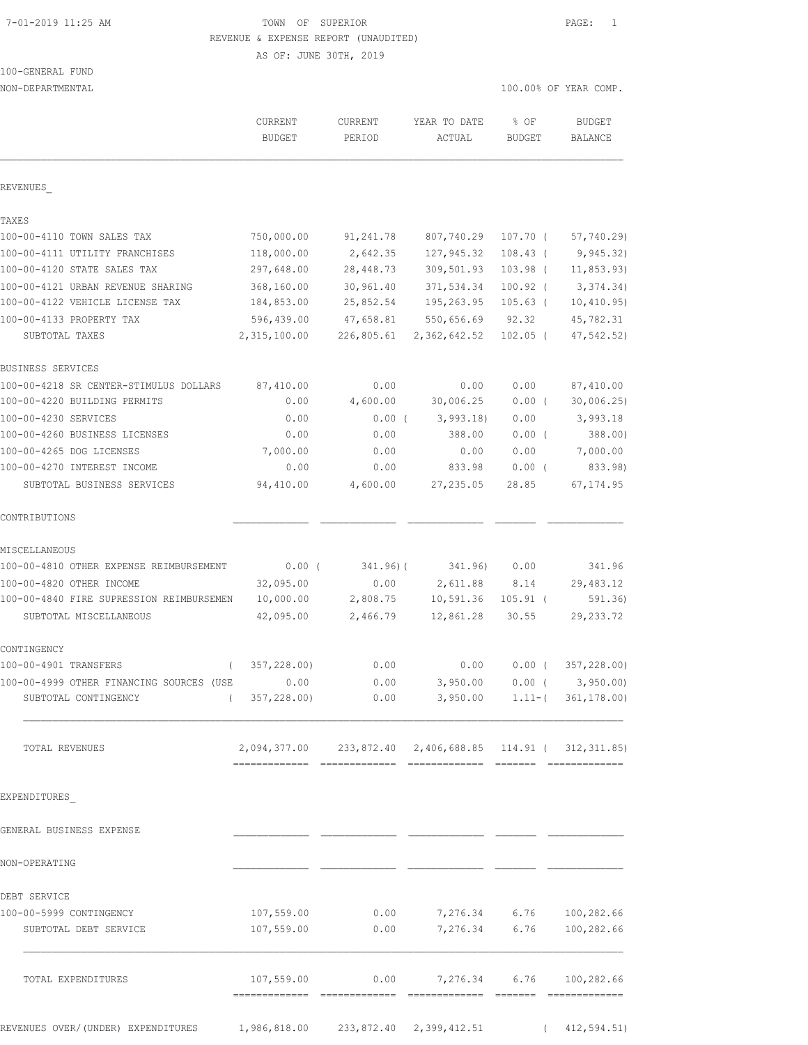TOWN OF SUPERIOR
REVENUE & EXPENSE REPORT (UNAUDITED)
AS OF: JUNE 30TH, 2019

100-GENERAL FUND
NON-DEPARTMENTAL

100.00% OF YEAR COMP.

| | CURRENT BUDGET | CURRENT PERIOD | YEAR TO DATE ACTUAL | % OF BUDGET | BUDGET BALANCE |
|---|---|---|---|---|---|
| **REVENUES** | | | | | |
| **TAXES** | | | | | |
| 100-00-4110 TOWN SALES TAX | 750,000.00 | 91,241.78 | 807,740.29 | 107.70 | ( 57,740.29) |
| 100-00-4111 UTILITY FRANCHISES | 118,000.00 | 2,642.35 | 127,945.32 | 108.43 | ( 9,945.32) |
| 100-00-4120 STATE SALES TAX | 297,648.00 | 28,448.73 | 309,501.93 | 103.98 | ( 11,853.93) |
| 100-00-4121 URBAN REVENUE SHARING | 368,160.00 | 30,961.40 | 371,534.34 | 100.92 | ( 3,374.34) |
| 100-00-4122 VEHICLE LICENSE TAX | 184,853.00 | 25,852.54 | 195,263.95 | 105.63 | ( 10,410.95) |
| 100-00-4133 PROPERTY TAX | 596,439.00 | 47,658.81 | 550,656.69 | 92.32 | 45,782.31 |
| SUBTOTAL TAXES | 2,315,100.00 | 226,805.61 | 2,362,642.52 | 102.05 | ( 47,542.52) |
| **BUSINESS SERVICES** | | | | | |
| 100-00-4218 SR CENTER-STIMULUS DOLLARS | 87,410.00 | 0.00 | 0.00 | 0.00 | 87,410.00 |
| 100-00-4220 BUILDING PERMITS | 0.00 | 4,600.00 | 30,006.25 | 0.00 | ( 30,006.25) |
| 100-00-4230 SERVICES | 0.00 | 0.00 | ( 3,993.18) | 0.00 | 3,993.18 |
| 100-00-4260 BUSINESS LICENSES | 0.00 | 0.00 | 388.00 | 0.00 | ( 388.00) |
| 100-00-4265 DOG LICENSES | 7,000.00 | 0.00 | 0.00 | 0.00 | 7,000.00 |
| 100-00-4270 INTEREST INCOME | 0.00 | 0.00 | 833.98 | 0.00 | ( 833.98) |
| SUBTOTAL BUSINESS SERVICES | 94,410.00 | 4,600.00 | 27,235.05 | 28.85 | 67,174.95 |
| **CONTRIBUTIONS** | | | | | |
| **MISCELLANEOUS** | | | | | |
| 100-00-4810 OTHER EXPENSE REIMBURSEMENT | 0.00 | ( 341.96) | ( 341.96) | 0.00 | 341.96 |
| 100-00-4820 OTHER INCOME | 32,095.00 | 0.00 | 2,611.88 | 8.14 | 29,483.12 |
| 100-00-4840 FIRE SUPRESSION REIMBURSEMEN | 10,000.00 | 2,808.75 | 10,591.36 | 105.91 | ( 591.36) |
| SUBTOTAL MISCELLANEOUS | 42,095.00 | 2,466.79 | 12,861.28 | 30.55 | 29,233.72 |
| **CONTINGENCY** | | | | | |
| 100-00-4901 TRANSFERS | ( 357,228.00) | 0.00 | 0.00 | 0.00 | ( 357,228.00) |
| 100-00-4999 OTHER FINANCING SOURCES (USE | 0.00 | 0.00 | 3,950.00 | 0.00 | ( 3,950.00) |
| SUBTOTAL CONTINGENCY | ( 357,228.00) | 0.00 | 3,950.00 | 1.11- | ( 361,178.00) |
| TOTAL REVENUES | 2,094,377.00 | 233,872.40 | 2,406,688.85 | 114.91 | ( 312,311.85) |
| **EXPENDITURES** | | | | | |
| **GENERAL BUSINESS EXPENSE** | | | | | |
| **NON-OPERATING** | | | | | |
| **DEBT SERVICE** | | | | | |
| 100-00-5999 CONTINGENCY | 107,559.00 | 0.00 | 7,276.34 | 6.76 | 100,282.66 |
| SUBTOTAL DEBT SERVICE | 107,559.00 | 0.00 | 7,276.34 | 6.76 | 100,282.66 |
| TOTAL EXPENDITURES | 107,559.00 | 0.00 | 7,276.34 | 6.76 | 100,282.66 |
| REVENUES OVER/(UNDER) EXPENDITURES | 1,986,818.00 | 233,872.40 | 2,399,412.51 | | ( 412,594.51) |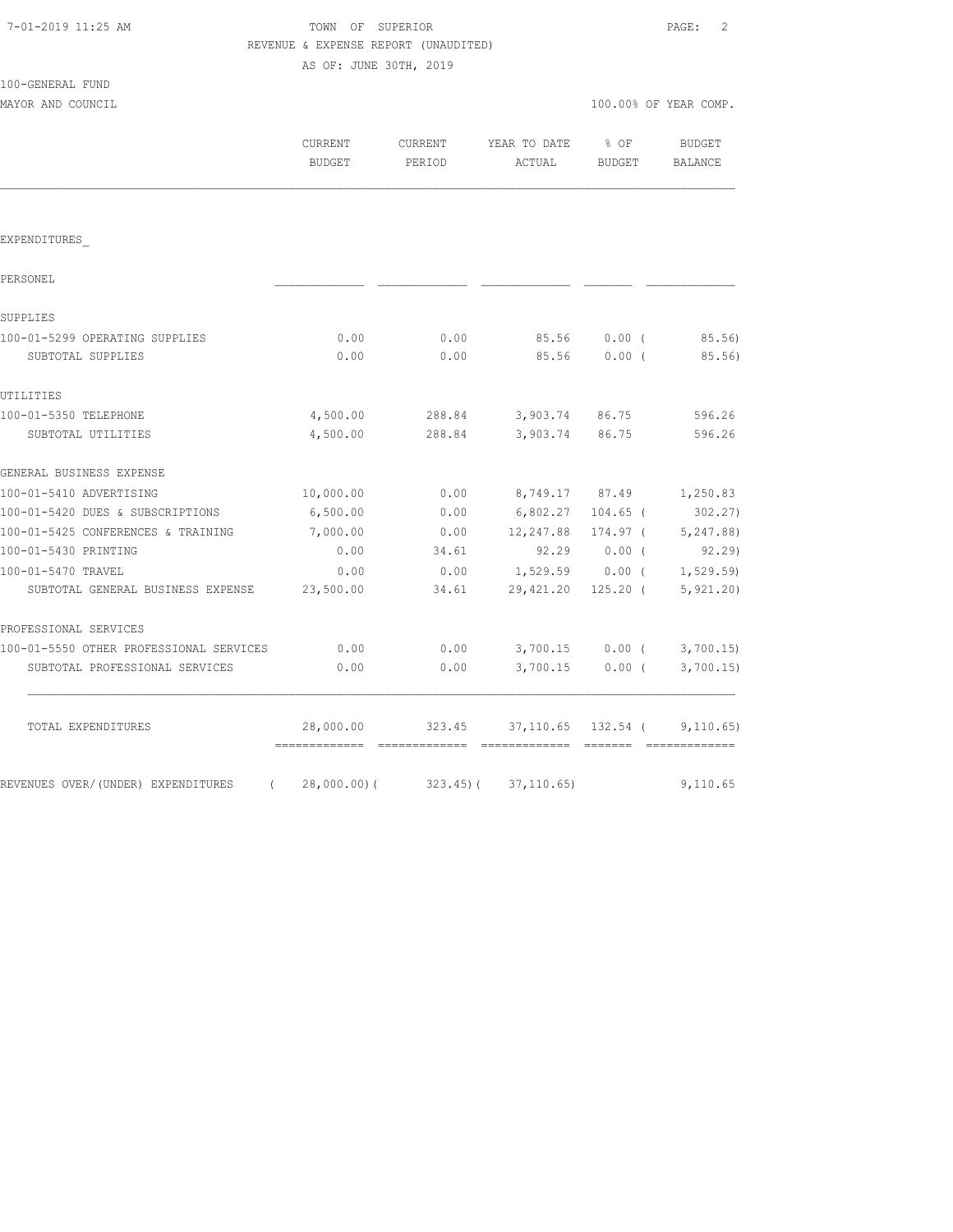TOWN OF SUPERIOR
REVENUE & EXPENSE REPORT (UNAUDITED)
AS OF: JUNE 30TH, 2019

100-GENERAL FUND
MAYOR AND COUNCIL

100.00% OF YEAR COMP.

| | CURRENT BUDGET | CURRENT PERIOD | YEAR TO DATE ACTUAL | % OF BUDGET | BUDGET BALANCE |
|---|---|---|---|---|---|
| EXPENDITURES_ | | | | | |
| PERSONEL | | | | | |
| SUPPLIES | | | | | |
| 100-01-5299 OPERATING SUPPLIES | 0.00 | 0.00 | 85.56 | 0.00 | ( 85.56) |
| SUBTOTAL SUPPLIES | 0.00 | 0.00 | 85.56 | 0.00 | ( 85.56) |
| UTILITIES | | | | | |
| 100-01-5350 TELEPHONE | 4,500.00 | 288.84 | 3,903.74 | 86.75 | 596.26 |
| SUBTOTAL UTILITIES | 4,500.00 | 288.84 | 3,903.74 | 86.75 | 596.26 |
| GENERAL BUSINESS EXPENSE | | | | | |
| 100-01-5410 ADVERTISING | 10,000.00 | 0.00 | 8,749.17 | 87.49 | 1,250.83 |
| 100-01-5420 DUES & SUBSCRIPTIONS | 6,500.00 | 0.00 | 6,802.27 | 104.65 | ( 302.27) |
| 100-01-5425 CONFERENCES & TRAINING | 7,000.00 | 0.00 | 12,247.88 | 174.97 | ( 5,247.88) |
| 100-01-5430 PRINTING | 0.00 | 34.61 | 92.29 | 0.00 | ( 92.29) |
| 100-01-5470 TRAVEL | 0.00 | 0.00 | 1,529.59 | 0.00 | ( 1,529.59) |
| SUBTOTAL GENERAL BUSINESS EXPENSE | 23,500.00 | 34.61 | 29,421.20 | 125.20 | ( 5,921.20) |
| PROFESSIONAL SERVICES | | | | | |
| 100-01-5550 OTHER PROFESSIONAL SERVICES | 0.00 | 0.00 | 3,700.15 | 0.00 | ( 3,700.15) |
| SUBTOTAL PROFESSIONAL SERVICES | 0.00 | 0.00 | 3,700.15 | 0.00 | ( 3,700.15) |
| TOTAL EXPENDITURES | 28,000.00 | 323.45 | 37,110.65 | 132.54 | ( 9,110.65) |
| REVENUES OVER/(UNDER) EXPENDITURES | ( 28,000.00) | ( 323.45) | ( 37,110.65) | | 9,110.65 |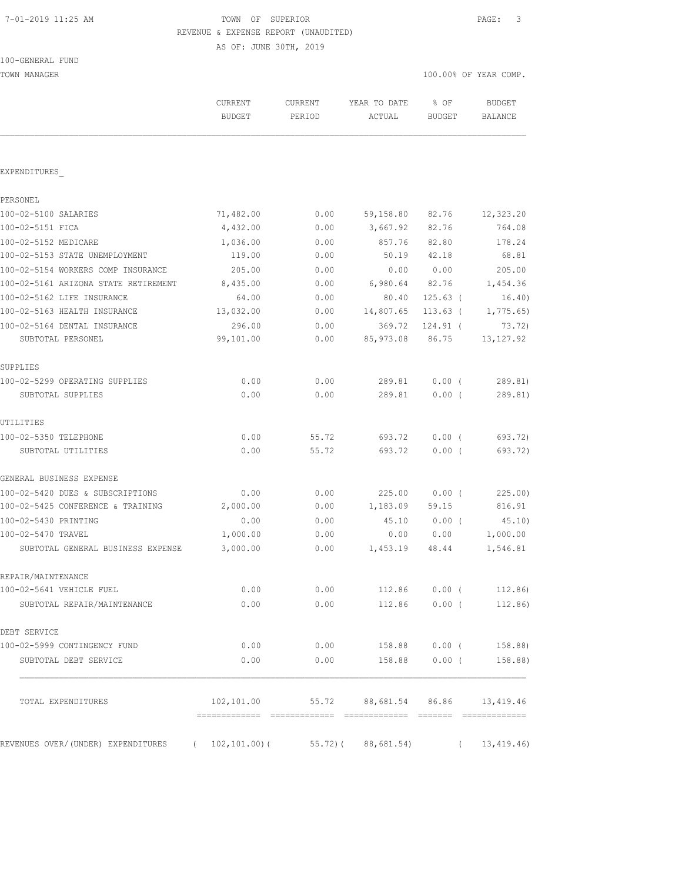TOWN OF SUPERIOR
REVENUE & EXPENSE REPORT (UNAUDITED)
AS OF: JUNE 30TH, 2019

7-01-2019 11:25 AM

100-GENERAL FUND

TOWN MANAGER — 100.00% OF YEAR COMP.

| | CURRENT BUDGET | CURRENT PERIOD | YEAR TO DATE ACTUAL | % OF BUDGET | BUDGET BALANCE |
|---|---|---|---|---|---|
| **EXPENDITURES_** | | | | | |
| **PERSONEL** | | | | | |
| 100-02-5100 SALARIES | 71,482.00 | 0.00 | 59,158.80 | 82.76 | 12,323.20 |
| 100-02-5151 FICA | 4,432.00 | 0.00 | 3,667.92 | 82.76 | 764.08 |
| 100-02-5152 MEDICARE | 1,036.00 | 0.00 | 857.76 | 82.80 | 178.24 |
| 100-02-5153 STATE UNEMPLOYMENT | 119.00 | 0.00 | 50.19 | 42.18 | 68.81 |
| 100-02-5154 WORKERS COMP INSURANCE | 205.00 | 0.00 | 0.00 | 0.00 | 205.00 |
| 100-02-5161 ARIZONA STATE RETIREMENT | 8,435.00 | 0.00 | 6,980.64 | 82.76 | 1,454.36 |
| 100-02-5162 LIFE INSURANCE | 64.00 | 0.00 | 80.40 | 125.63 | ( 16.40) |
| 100-02-5163 HEALTH INSURANCE | 13,032.00 | 0.00 | 14,807.65 | 113.63 | ( 1,775.65) |
| 100-02-5164 DENTAL INSURANCE | 296.00 | 0.00 | 369.72 | 124.91 | ( 73.72) |
| SUBTOTAL PERSONEL | 99,101.00 | 0.00 | 85,973.08 | 86.75 | 13,127.92 |
| **SUPPLIES** | | | | | |
| 100-02-5299 OPERATING SUPPLIES | 0.00 | 0.00 | 289.81 | 0.00 | ( 289.81) |
| SUBTOTAL SUPPLIES | 0.00 | 0.00 | 289.81 | 0.00 | ( 289.81) |
| **UTILITIES** | | | | | |
| 100-02-5350 TELEPHONE | 0.00 | 55.72 | 693.72 | 0.00 | ( 693.72) |
| SUBTOTAL UTILITIES | 0.00 | 55.72 | 693.72 | 0.00 | ( 693.72) |
| **GENERAL BUSINESS EXPENSE** | | | | | |
| 100-02-5420 DUES & SUBSCRIPTIONS | 0.00 | 0.00 | 225.00 | 0.00 | ( 225.00) |
| 100-02-5425 CONFERENCE & TRAINING | 2,000.00 | 0.00 | 1,183.09 | 59.15 | 816.91 |
| 100-02-5430 PRINTING | 0.00 | 0.00 | 45.10 | 0.00 | ( 45.10) |
| 100-02-5470 TRAVEL | 1,000.00 | 0.00 | 0.00 | 0.00 | 1,000.00 |
| SUBTOTAL GENERAL BUSINESS EXPENSE | 3,000.00 | 0.00 | 1,453.19 | 48.44 | 1,546.81 |
| **REPAIR/MAINTENANCE** | | | | | |
| 100-02-5641 VEHICLE FUEL | 0.00 | 0.00 | 112.86 | 0.00 | ( 112.86) |
| SUBTOTAL REPAIR/MAINTENANCE | 0.00 | 0.00 | 112.86 | 0.00 | ( 112.86) |
| **DEBT SERVICE** | | | | | |
| 100-02-5999 CONTINGENCY FUND | 0.00 | 0.00 | 158.88 | 0.00 | ( 158.88) |
| SUBTOTAL DEBT SERVICE | 0.00 | 0.00 | 158.88 | 0.00 | ( 158.88) |
| TOTAL EXPENDITURES | 102,101.00 | 55.72 | 88,681.54 | 86.86 | 13,419.46 |
| REVENUES OVER/(UNDER) EXPENDITURES | ( 102,101.00) | ( 55.72) | ( 88,681.54) | | ( 13,419.46) |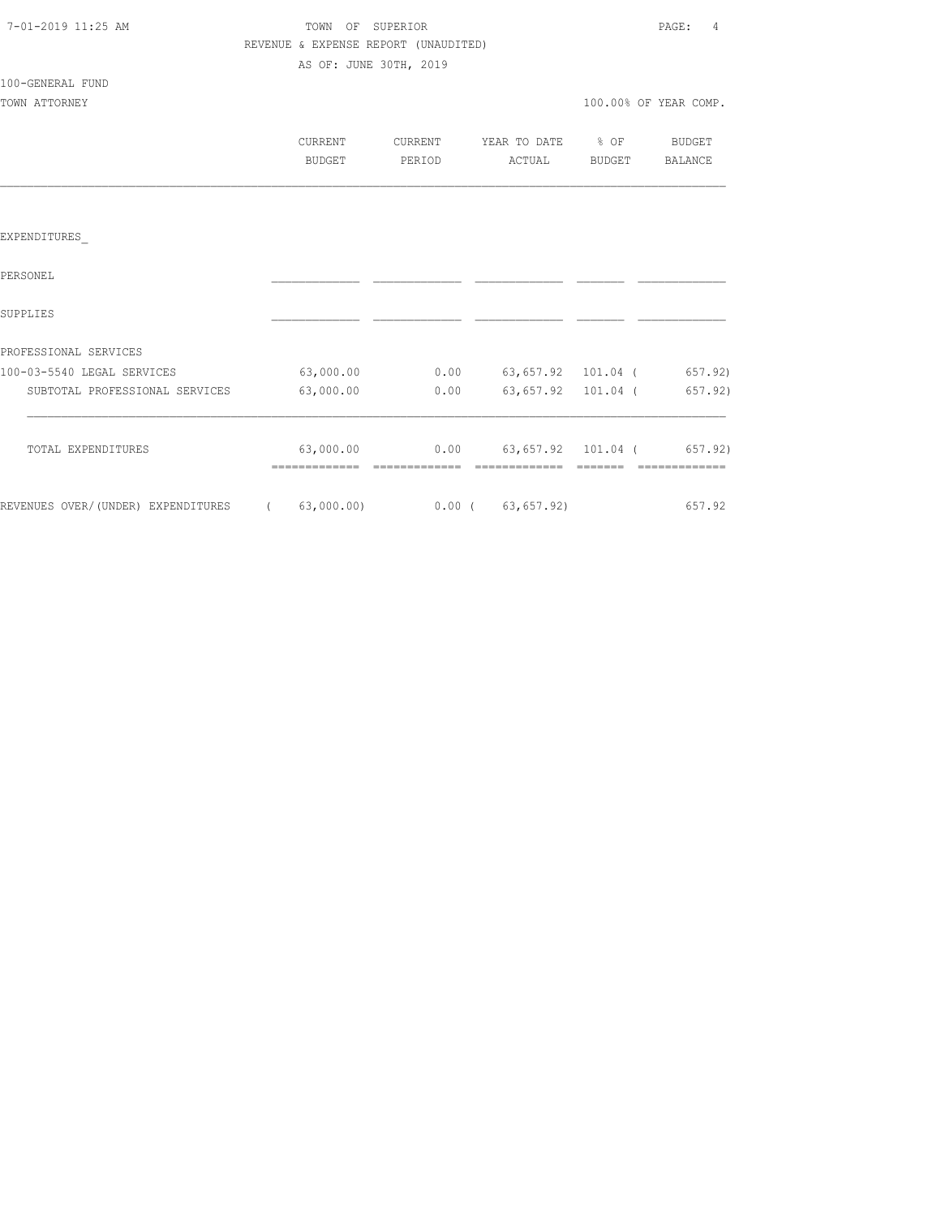7-01-2019 11:25 AM

TOWN OF SUPERIOR

REVENUE & EXPENSE REPORT (UNAUDITED)

AS OF: JUNE 30TH, 2019

100-GENERAL FUND

TOWN ATTORNEY

100.00% OF YEAR COMP.

| | CURRENT BUDGET | CURRENT PERIOD | YEAR TO DATE ACTUAL | % OF BUDGET | BUDGET BALANCE |
|---|---|---|---|---|---|
| EXPENDITURES_ | | | | | |
| PERSONEL | | | | | |
| SUPPLIES | | | | | |
| PROFESSIONAL SERVICES | | | | | |
| 100-03-5540 LEGAL SERVICES | 63,000.00 | 0.00 | 63,657.92 | 101.04 | ( 657.92) |
| SUBTOTAL PROFESSIONAL SERVICES | 63,000.00 | 0.00 | 63,657.92 | 101.04 | ( 657.92) |
| TOTAL EXPENDITURES | 63,000.00 | 0.00 | 63,657.92 | 101.04 | ( 657.92) |
| REVENUES OVER/(UNDER) EXPENDITURES | ( 63,000.00) | 0.00 | ( 63,657.92) | | 657.92 |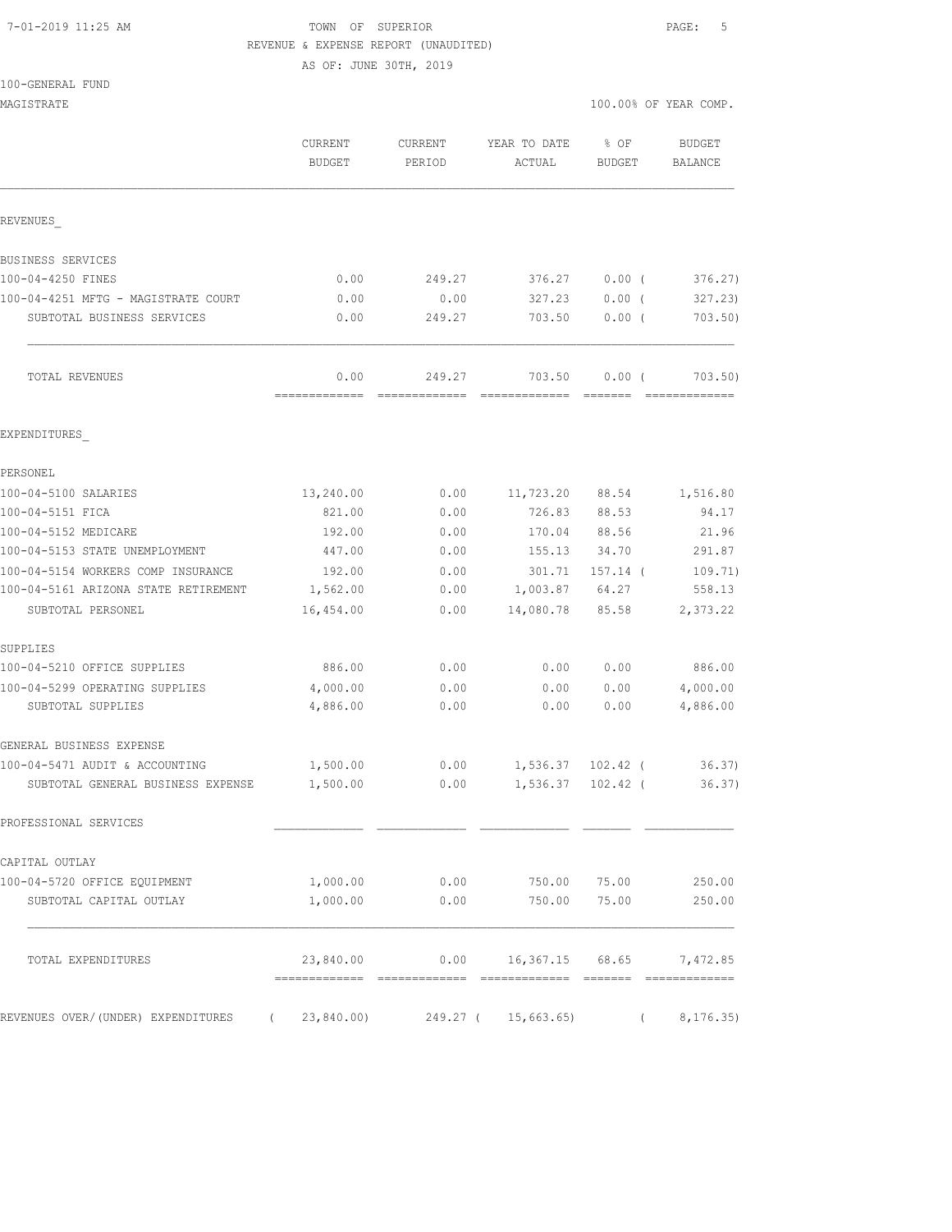TOWN OF SUPERIOR
REVENUE & EXPENSE REPORT (UNAUDITED)
AS OF: JUNE 30TH, 2019

100-GENERAL FUND
MAGISTRATE — 100.00% OF YEAR COMP.

| | CURRENT BUDGET | CURRENT PERIOD | YEAR TO DATE ACTUAL | % OF BUDGET | BUDGET BALANCE |
|---|---|---|---|---|---|
| **REVENUES** | | | | | |
| BUSINESS SERVICES | | | | | |
| 100-04-4250 FINES | 0.00 | 249.27 | 376.27 | 0.00 | ( 376.27) |
| 100-04-4251 MFTG - MAGISTRATE COURT | 0.00 | 0.00 | 327.23 | 0.00 | ( 327.23) |
| SUBTOTAL BUSINESS SERVICES | 0.00 | 249.27 | 703.50 | 0.00 | ( 703.50) |
| TOTAL REVENUES | 0.00 | 249.27 | 703.50 | 0.00 | ( 703.50) |
| **EXPENDITURES** | | | | | |
| PERSONEL | | | | | |
| 100-04-5100 SALARIES | 13,240.00 | 0.00 | 11,723.20 | 88.54 | 1,516.80 |
| 100-04-5151 FICA | 821.00 | 0.00 | 726.83 | 88.53 | 94.17 |
| 100-04-5152 MEDICARE | 192.00 | 0.00 | 170.04 | 88.56 | 21.96 |
| 100-04-5153 STATE UNEMPLOYMENT | 447.00 | 0.00 | 155.13 | 34.70 | 291.87 |
| 100-04-5154 WORKERS COMP INSURANCE | 192.00 | 0.00 | 301.71 | 157.14 | ( 109.71) |
| 100-04-5161 ARIZONA STATE RETIREMENT | 1,562.00 | 0.00 | 1,003.87 | 64.27 | 558.13 |
| SUBTOTAL PERSONEL | 16,454.00 | 0.00 | 14,080.78 | 85.58 | 2,373.22 |
| SUPPLIES | | | | | |
| 100-04-5210 OFFICE SUPPLIES | 886.00 | 0.00 | 0.00 | 0.00 | 886.00 |
| 100-04-5299 OPERATING SUPPLIES | 4,000.00 | 0.00 | 0.00 | 0.00 | 4,000.00 |
| SUBTOTAL SUPPLIES | 4,886.00 | 0.00 | 0.00 | 0.00 | 4,886.00 |
| GENERAL BUSINESS EXPENSE | | | | | |
| 100-04-5471 AUDIT & ACCOUNTING | 1,500.00 | 0.00 | 1,536.37 | 102.42 | ( 36.37) |
| SUBTOTAL GENERAL BUSINESS EXPENSE | 1,500.00 | 0.00 | 1,536.37 | 102.42 | ( 36.37) |
| PROFESSIONAL SERVICES | | | | | |
| CAPITAL OUTLAY | | | | | |
| 100-04-5720 OFFICE EQUIPMENT | 1,000.00 | 0.00 | 750.00 | 75.00 | 250.00 |
| SUBTOTAL CAPITAL OUTLAY | 1,000.00 | 0.00 | 750.00 | 75.00 | 250.00 |
| TOTAL EXPENDITURES | 23,840.00 | 0.00 | 16,367.15 | 68.65 | 7,472.85 |
| REVENUES OVER/(UNDER) EXPENDITURES | ( 23,840.00) | 249.27 | ( 15,663.65) | | ( 8,176.35) |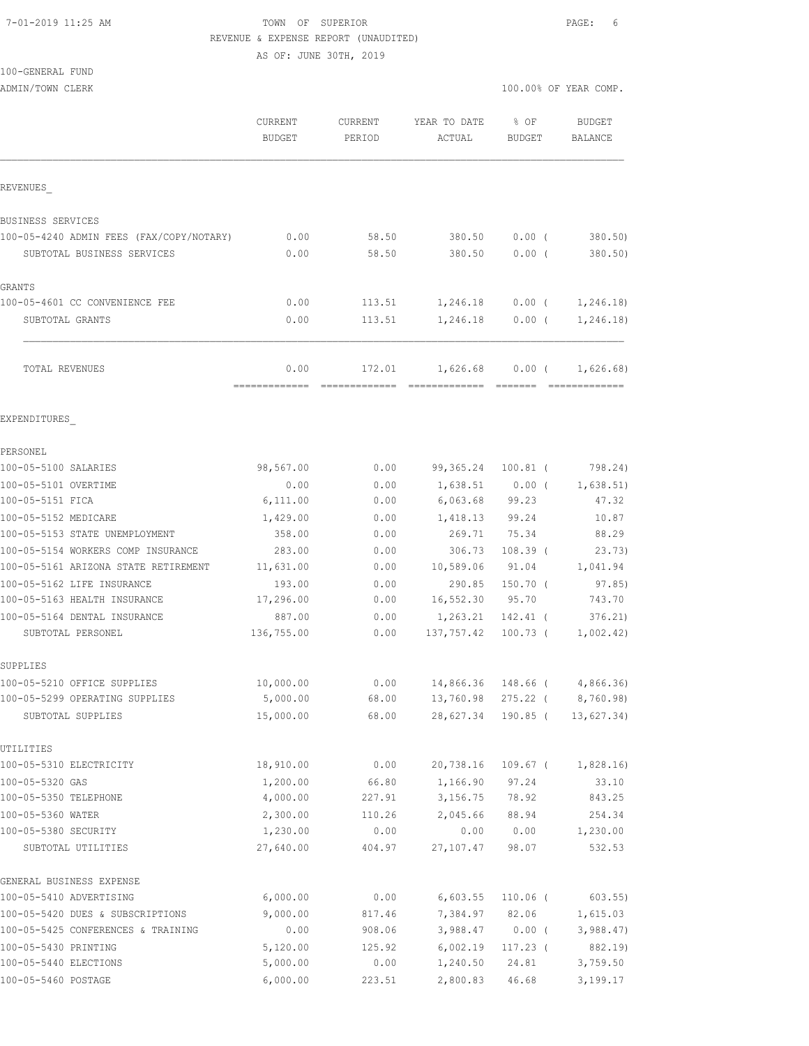TOWN OF SUPERIOR
REVENUE & EXPENSE REPORT (UNAUDITED)
AS OF: JUNE 30TH, 2019

100-GENERAL FUND
ADMIN/TOWN CLERK

100.00% OF YEAR COMP.

| | CURRENT BUDGET | CURRENT PERIOD | YEAR TO DATE ACTUAL | % OF BUDGET | BUDGET BALANCE |
|---|---|---|---|---|---|
| **REVENUES** | | | | | |
| BUSINESS SERVICES | | | | | |
| 100-05-4240 ADMIN FEES (FAX/COPY/NOTARY) | 0.00 | 58.50 | 380.50 | 0.00 ( | 380.50) |
| SUBTOTAL BUSINESS SERVICES | 0.00 | 58.50 | 380.50 | 0.00 ( | 380.50) |
| GRANTS | | | | | |
| 100-05-4601 CC CONVENIENCE FEE | 0.00 | 113.51 | 1,246.18 | 0.00 ( | 1,246.18) |
| SUBTOTAL GRANTS | 0.00 | 113.51 | 1,246.18 | 0.00 ( | 1,246.18) |
| TOTAL REVENUES | 0.00 | 172.01 | 1,626.68 | 0.00 ( | 1,626.68) |
| **EXPENDITURES** | | | | | |
| PERSONEL | | | | | |
| 100-05-5100 SALARIES | 98,567.00 | 0.00 | 99,365.24 | 100.81 ( | 798.24) |
| 100-05-5101 OVERTIME | 0.00 | 0.00 | 1,638.51 | 0.00 ( | 1,638.51) |
| 100-05-5151 FICA | 6,111.00 | 0.00 | 6,063.68 | 99.23 | 47.32 |
| 100-05-5152 MEDICARE | 1,429.00 | 0.00 | 1,418.13 | 99.24 | 10.87 |
| 100-05-5153 STATE UNEMPLOYMENT | 358.00 | 0.00 | 269.71 | 75.34 | 88.29 |
| 100-05-5154 WORKERS COMP INSURANCE | 283.00 | 0.00 | 306.73 | 108.39 ( | 23.73) |
| 100-05-5161 ARIZONA STATE RETIREMENT | 11,631.00 | 0.00 | 10,589.06 | 91.04 | 1,041.94 |
| 100-05-5162 LIFE INSURANCE | 193.00 | 0.00 | 290.85 | 150.70 ( | 97.85) |
| 100-05-5163 HEALTH INSURANCE | 17,296.00 | 0.00 | 16,552.30 | 95.70 | 743.70 |
| 100-05-5164 DENTAL INSURANCE | 887.00 | 0.00 | 1,263.21 | 142.41 ( | 376.21) |
| SUBTOTAL PERSONEL | 136,755.00 | 0.00 | 137,757.42 | 100.73 ( | 1,002.42) |
| SUPPLIES | | | | | |
| 100-05-5210 OFFICE SUPPLIES | 10,000.00 | 0.00 | 14,866.36 | 148.66 ( | 4,866.36) |
| 100-05-5299 OPERATING SUPPLIES | 5,000.00 | 68.00 | 13,760.98 | 275.22 ( | 8,760.98) |
| SUBTOTAL SUPPLIES | 15,000.00 | 68.00 | 28,627.34 | 190.85 ( | 13,627.34) |
| UTILITIES | | | | | |
| 100-05-5310 ELECTRICITY | 18,910.00 | 0.00 | 20,738.16 | 109.67 ( | 1,828.16) |
| 100-05-5320 GAS | 1,200.00 | 66.80 | 1,166.90 | 97.24 | 33.10 |
| 100-05-5350 TELEPHONE | 4,000.00 | 227.91 | 3,156.75 | 78.92 | 843.25 |
| 100-05-5360 WATER | 2,300.00 | 110.26 | 2,045.66 | 88.94 | 254.34 |
| 100-05-5380 SECURITY | 1,230.00 | 0.00 | 0.00 | 0.00 | 1,230.00 |
| SUBTOTAL UTILITIES | 27,640.00 | 404.97 | 27,107.47 | 98.07 | 532.53 |
| GENERAL BUSINESS EXPENSE | | | | | |
| 100-05-5410 ADVERTISING | 6,000.00 | 0.00 | 6,603.55 | 110.06 ( | 603.55) |
| 100-05-5420 DUES & SUBSCRIPTIONS | 9,000.00 | 817.46 | 7,384.97 | 82.06 | 1,615.03 |
| 100-05-5425 CONFERENCES & TRAINING | 0.00 | 908.06 | 3,988.47 | 0.00 ( | 3,988.47) |
| 100-05-5430 PRINTING | 5,120.00 | 125.92 | 6,002.19 | 117.23 ( | 882.19) |
| 100-05-5440 ELECTIONS | 5,000.00 | 0.00 | 1,240.50 | 24.81 | 3,759.50 |
| 100-05-5460 POSTAGE | 6,000.00 | 223.51 | 2,800.83 | 46.68 | 3,199.17 |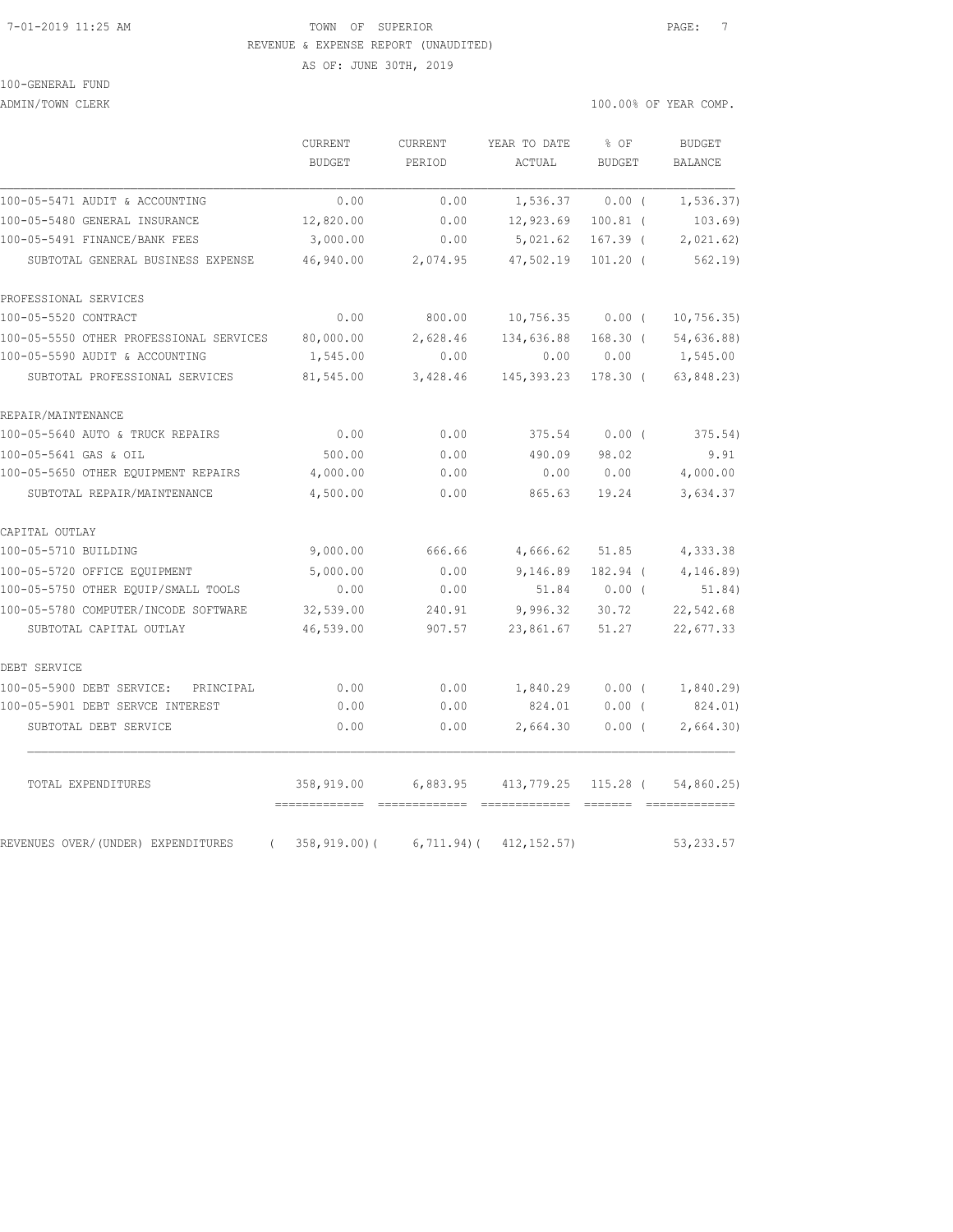TOWN OF SUPERIOR

REVENUE & EXPENSE REPORT (UNAUDITED)

AS OF: JUNE 30TH, 2019

100-GENERAL FUND

ADMIN/TOWN CLERK

100.00% OF YEAR COMP.

| | CURRENT BUDGET | CURRENT PERIOD | YEAR TO DATE ACTUAL | % OF BUDGET | BUDGET BALANCE |
|---|---|---|---|---|---|
| 100-05-5471 AUDIT & ACCOUNTING | 0.00 | 0.00 | 1,536.37 | 0.00 ( | 1,536.37) |
| 100-05-5480 GENERAL INSURANCE | 12,820.00 | 0.00 | 12,923.69 | 100.81 ( | 103.69) |
| 100-05-5491 FINANCE/BANK FEES | 3,000.00 | 0.00 | 5,021.62 | 167.39 ( | 2,021.62) |
| SUBTOTAL GENERAL BUSINESS EXPENSE | 46,940.00 | 2,074.95 | 47,502.19 | 101.20 ( | 562.19) |
| PROFESSIONAL SERVICES | | | | | |
| 100-05-5520 CONTRACT | 0.00 | 800.00 | 10,756.35 | 0.00 ( | 10,756.35) |
| 100-05-5550 OTHER PROFESSIONAL SERVICES | 80,000.00 | 2,628.46 | 134,636.88 | 168.30 ( | 54,636.88) |
| 100-05-5590 AUDIT & ACCOUNTING | 1,545.00 | 0.00 | 0.00 | 0.00 | 1,545.00 |
| SUBTOTAL PROFESSIONAL SERVICES | 81,545.00 | 3,428.46 | 145,393.23 | 178.30 ( | 63,848.23) |
| REPAIR/MAINTENANCE | | | | | |
| 100-05-5640 AUTO & TRUCK REPAIRS | 0.00 | 0.00 | 375.54 | 0.00 ( | 375.54) |
| 100-05-5641 GAS & OIL | 500.00 | 0.00 | 490.09 | 98.02 | 9.91 |
| 100-05-5650 OTHER EQUIPMENT REPAIRS | 4,000.00 | 0.00 | 0.00 | 0.00 | 4,000.00 |
| SUBTOTAL REPAIR/MAINTENANCE | 4,500.00 | 0.00 | 865.63 | 19.24 | 3,634.37 |
| CAPITAL OUTLAY | | | | | |
| 100-05-5710 BUILDING | 9,000.00 | 666.66 | 4,666.62 | 51.85 | 4,333.38 |
| 100-05-5720 OFFICE EQUIPMENT | 5,000.00 | 0.00 | 9,146.89 | 182.94 ( | 4,146.89) |
| 100-05-5750 OTHER EQUIP/SMALL TOOLS | 0.00 | 0.00 | 51.84 | 0.00 ( | 51.84) |
| 100-05-5780 COMPUTER/INCODE SOFTWARE | 32,539.00 | 240.91 | 9,996.32 | 30.72 | 22,542.68 |
| SUBTOTAL CAPITAL OUTLAY | 46,539.00 | 907.57 | 23,861.67 | 51.27 | 22,677.33 |
| DEBT SERVICE | | | | | |
| 100-05-5900 DEBT SERVICE: PRINCIPAL | 0.00 | 0.00 | 1,840.29 | 0.00 ( | 1,840.29) |
| 100-05-5901 DEBT SERVCE INTEREST | 0.00 | 0.00 | 824.01 | 0.00 ( | 824.01) |
| SUBTOTAL DEBT SERVICE | 0.00 | 0.00 | 2,664.30 | 0.00 ( | 2,664.30) |
| TOTAL EXPENDITURES | 358,919.00 | 6,883.95 | 413,779.25 | 115.28 ( | 54,860.25) |
| REVENUES OVER/(UNDER) EXPENDITURES | ( 358,919.00)( | 6,711.94)( | 412,152.57) | | 53,233.57 |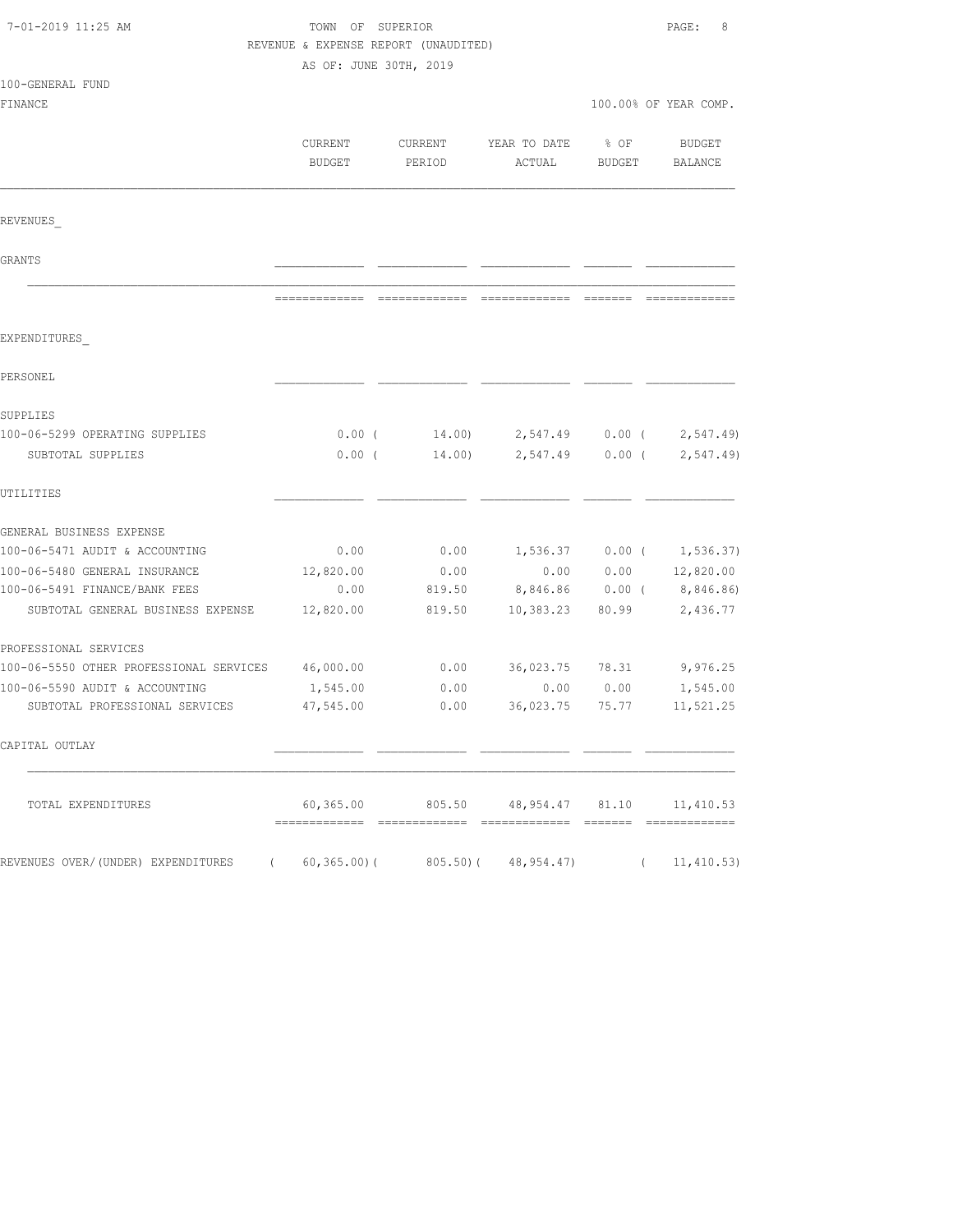7-01-2019 11:25 AM

TOWN OF SUPERIOR

REVENUE & EXPENSE REPORT (UNAUDITED)

AS OF: JUNE 30TH, 2019

100-GENERAL FUND

FINANCE

100.00% OF YEAR COMP.

| | CURRENT BUDGET | CURRENT PERIOD | YEAR TO DATE ACTUAL | % OF BUDGET | BUDGET BALANCE |
|---|---|---|---|---|---|
| REVENUES_ | | | | | |
| GRANTS | | | | | |
| EXPENDITURES_ | | | | | |
| PERSONEL | | | | | |
| SUPPLIES | | | | | |
| 100-06-5299 OPERATING SUPPLIES | 0.00 | ( 14.00) | 2,547.49 | 0.00 | ( 2,547.49) |
| SUBTOTAL SUPPLIES | 0.00 | ( 14.00) | 2,547.49 | 0.00 | ( 2,547.49) |
| UTILITIES | | | | | |
| GENERAL BUSINESS EXPENSE | | | | | |
| 100-06-5471 AUDIT & ACCOUNTING | 0.00 | 0.00 | 1,536.37 | 0.00 | ( 1,536.37) |
| 100-06-5480 GENERAL INSURANCE | 12,820.00 | 0.00 | 0.00 | 0.00 | 12,820.00 |
| 100-06-5491 FINANCE/BANK FEES | 0.00 | 819.50 | 8,846.86 | 0.00 | ( 8,846.86) |
| SUBTOTAL GENERAL BUSINESS EXPENSE | 12,820.00 | 819.50 | 10,383.23 | 80.99 | 2,436.77 |
| PROFESSIONAL SERVICES | | | | | |
| 100-06-5550 OTHER PROFESSIONAL SERVICES | 46,000.00 | 0.00 | 36,023.75 | 78.31 | 9,976.25 |
| 100-06-5590 AUDIT & ACCOUNTING | 1,545.00 | 0.00 | 0.00 | 0.00 | 1,545.00 |
| SUBTOTAL PROFESSIONAL SERVICES | 47,545.00 | 0.00 | 36,023.75 | 75.77 | 11,521.25 |
| CAPITAL OUTLAY | | | | | |
| TOTAL EXPENDITURES | 60,365.00 | 805.50 | 48,954.47 | 81.10 | 11,410.53 |
| REVENUES OVER/(UNDER) EXPENDITURES | ( 60,365.00) | ( 805.50) | ( 48,954.47) | | ( 11,410.53) |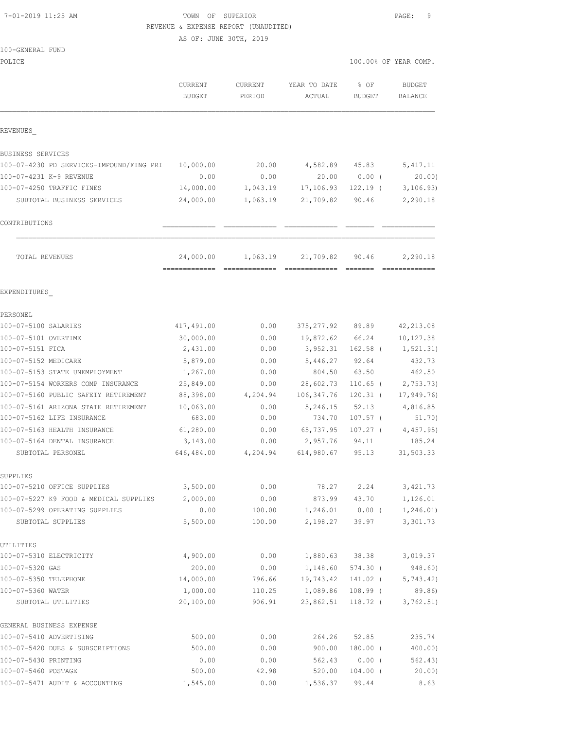TOWN OF SUPERIOR
REVENUE & EXPENSE REPORT (UNAUDITED)
AS OF: JUNE 30TH, 2019

7-01-2019 11:25 AM

100-GENERAL FUND
POLICE

100.00% OF YEAR COMP.

| | CURRENT BUDGET | CURRENT PERIOD | YEAR TO DATE ACTUAL | % OF BUDGET | BUDGET BALANCE |
|---|---|---|---|---|---|
| **REVENUES** | | | | | |
| BUSINESS SERVICES | | | | | |
| 100-07-4230 PD SERVICES-IMPOUND/FING PRI | 10,000.00 | 20.00 | 4,582.89 | 45.83 | 5,417.11 |
| 100-07-4231 K-9 REVENUE | 0.00 | 0.00 | 20.00 | 0.00 ( | 20.00) |
| 100-07-4250 TRAFFIC FINES | 14,000.00 | 1,043.19 | 17,106.93 | 122.19 ( | 3,106.93) |
| SUBTOTAL BUSINESS SERVICES | 24,000.00 | 1,063.19 | 21,709.82 | 90.46 | 2,290.18 |
| CONTRIBUTIONS | | | | | |
| TOTAL REVENUES | 24,000.00 | 1,063.19 | 21,709.82 | 90.46 | 2,290.18 |
| **EXPENDITURES** | | | | | |
| PERSONEL | | | | | |
| 100-07-5100 SALARIES | 417,491.00 | 0.00 | 375,277.92 | 89.89 | 42,213.08 |
| 100-07-5101 OVERTIME | 30,000.00 | 0.00 | 19,872.62 | 66.24 | 10,127.38 |
| 100-07-5151 FICA | 2,431.00 | 0.00 | 3,952.31 | 162.58 ( | 1,521.31) |
| 100-07-5152 MEDICARE | 5,879.00 | 0.00 | 5,446.27 | 92.64 | 432.73 |
| 100-07-5153 STATE UNEMPLOYMENT | 1,267.00 | 0.00 | 804.50 | 63.50 | 462.50 |
| 100-07-5154 WORKERS COMP INSURANCE | 25,849.00 | 0.00 | 28,602.73 | 110.65 ( | 2,753.73) |
| 100-07-5160 PUBLIC SAFETY RETIREMENT | 88,398.00 | 4,204.94 | 106,347.76 | 120.31 ( | 17,949.76) |
| 100-07-5161 ARIZONA STATE RETIREMENT | 10,063.00 | 0.00 | 5,246.15 | 52.13 | 4,816.85 |
| 100-07-5162 LIFE INSURANCE | 683.00 | 0.00 | 734.70 | 107.57 ( | 51.70) |
| 100-07-5163 HEALTH INSURANCE | 61,280.00 | 0.00 | 65,737.95 | 107.27 ( | 4,457.95) |
| 100-07-5164 DENTAL INSURANCE | 3,143.00 | 0.00 | 2,957.76 | 94.11 | 185.24 |
| SUBTOTAL PERSONEL | 646,484.00 | 4,204.94 | 614,980.67 | 95.13 | 31,503.33 |
| SUPPLIES | | | | | |
| 100-07-5210 OFFICE SUPPLIES | 3,500.00 | 0.00 | 78.27 | 2.24 | 3,421.73 |
| 100-07-5227 K9 FOOD & MEDICAL SUPPLIES | 2,000.00 | 0.00 | 873.99 | 43.70 | 1,126.01 |
| 100-07-5299 OPERATING SUPPLIES | 0.00 | 100.00 | 1,246.01 | 0.00 ( | 1,246.01) |
| SUBTOTAL SUPPLIES | 5,500.00 | 100.00 | 2,198.27 | 39.97 | 3,301.73 |
| UTILITIES | | | | | |
| 100-07-5310 ELECTRICITY | 4,900.00 | 0.00 | 1,880.63 | 38.38 | 3,019.37 |
| 100-07-5320 GAS | 200.00 | 0.00 | 1,148.60 | 574.30 ( | 948.60) |
| 100-07-5350 TELEPHONE | 14,000.00 | 796.66 | 19,743.42 | 141.02 ( | 5,743.42) |
| 100-07-5360 WATER | 1,000.00 | 110.25 | 1,089.86 | 108.99 ( | 89.86) |
| SUBTOTAL UTILITIES | 20,100.00 | 906.91 | 23,862.51 | 118.72 ( | 3,762.51) |
| GENERAL BUSINESS EXPENSE | | | | | |
| 100-07-5410 ADVERTISING | 500.00 | 0.00 | 264.26 | 52.85 | 235.74 |
| 100-07-5420 DUES & SUBSCRIPTIONS | 500.00 | 0.00 | 900.00 | 180.00 ( | 400.00) |
| 100-07-5430 PRINTING | 0.00 | 0.00 | 562.43 | 0.00 ( | 562.43) |
| 100-07-5460 POSTAGE | 500.00 | 42.98 | 520.00 | 104.00 ( | 20.00) |
| 100-07-5471 AUDIT & ACCOUNTING | 1,545.00 | 0.00 | 1,536.37 | 99.44 | 8.63 |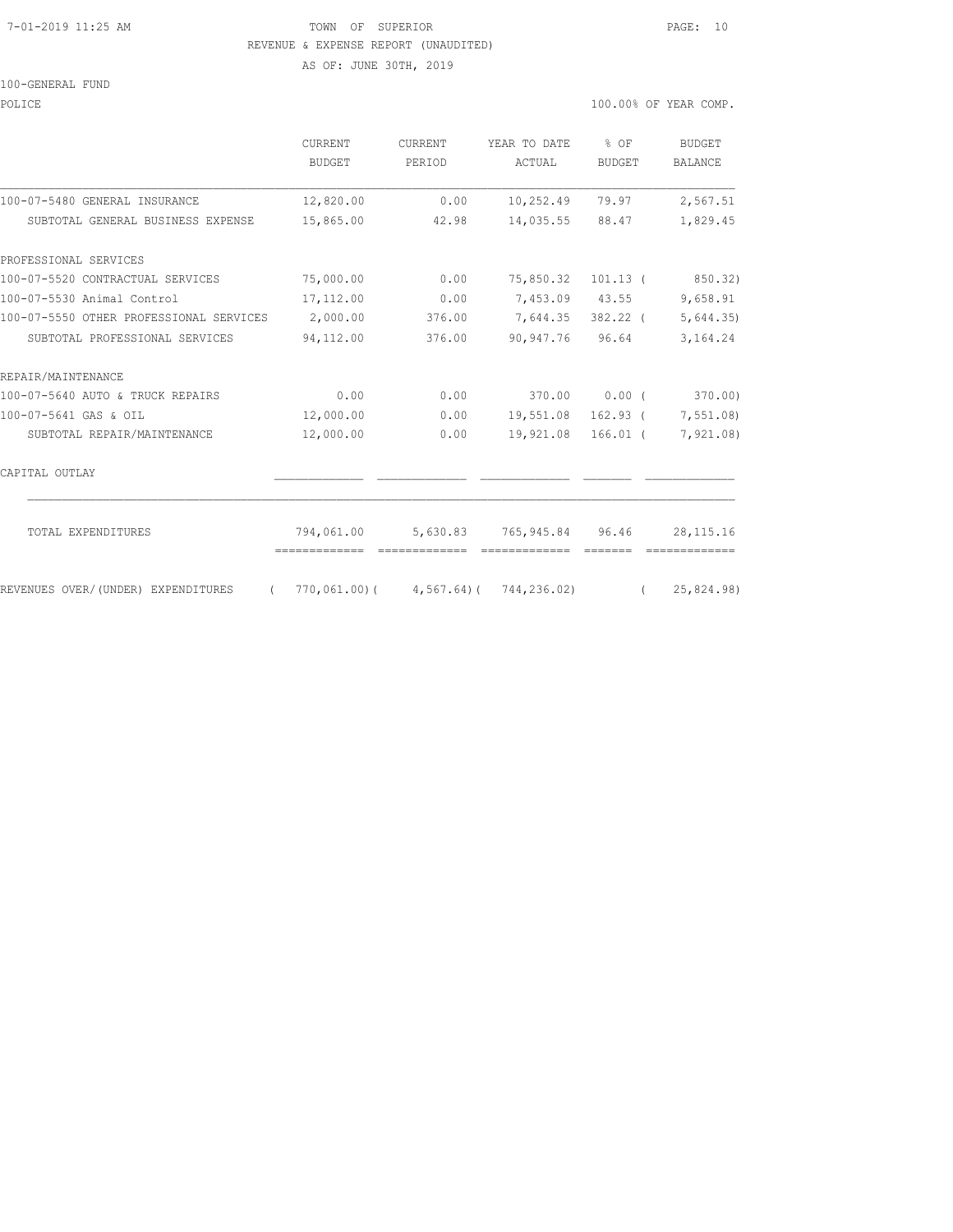TOWN OF SUPERIOR
REVENUE & EXPENSE REPORT (UNAUDITED)
AS OF: JUNE 30TH, 2019

100-GENERAL FUND

POLICE — 100.00% OF YEAR COMP.

| | CURRENT BUDGET | CURRENT PERIOD | YEAR TO DATE ACTUAL | % OF BUDGET | BUDGET BALANCE |
|---|---|---|---|---|---|
| 100-07-5480 GENERAL INSURANCE | 12,820.00 | 0.00 | 10,252.49 | 79.97 | 2,567.51 |
| SUBTOTAL GENERAL BUSINESS EXPENSE | 15,865.00 | 42.98 | 14,035.55 | 88.47 | 1,829.45 |
| PROFESSIONAL SERVICES | | | | | |
| 100-07-5520 CONTRACTUAL SERVICES | 75,000.00 | 0.00 | 75,850.32 | 101.13 | ( 850.32) |
| 100-07-5530 Animal Control | 17,112.00 | 0.00 | 7,453.09 | 43.55 | 9,658.91 |
| 100-07-5550 OTHER PROFESSIONAL SERVICES | 2,000.00 | 376.00 | 7,644.35 | 382.22 | ( 5,644.35) |
| SUBTOTAL PROFESSIONAL SERVICES | 94,112.00 | 376.00 | 90,947.76 | 96.64 | 3,164.24 |
| REPAIR/MAINTENANCE | | | | | |
| 100-07-5640 AUTO & TRUCK REPAIRS | 0.00 | 0.00 | 370.00 | 0.00 | ( 370.00) |
| 100-07-5641 GAS & OIL | 12,000.00 | 0.00 | 19,551.08 | 162.93 | ( 7,551.08) |
| SUBTOTAL REPAIR/MAINTENANCE | 12,000.00 | 0.00 | 19,921.08 | 166.01 | ( 7,921.08) |
| CAPITAL OUTLAY | | | | | |
| TOTAL EXPENDITURES | 794,061.00 | 5,630.83 | 765,945.84 | 96.46 | 28,115.16 |
| REVENUES OVER/(UNDER) EXPENDITURES | ( 770,061.00) | ( 4,567.64) | ( 744,236.02) | | ( 25,824.98) |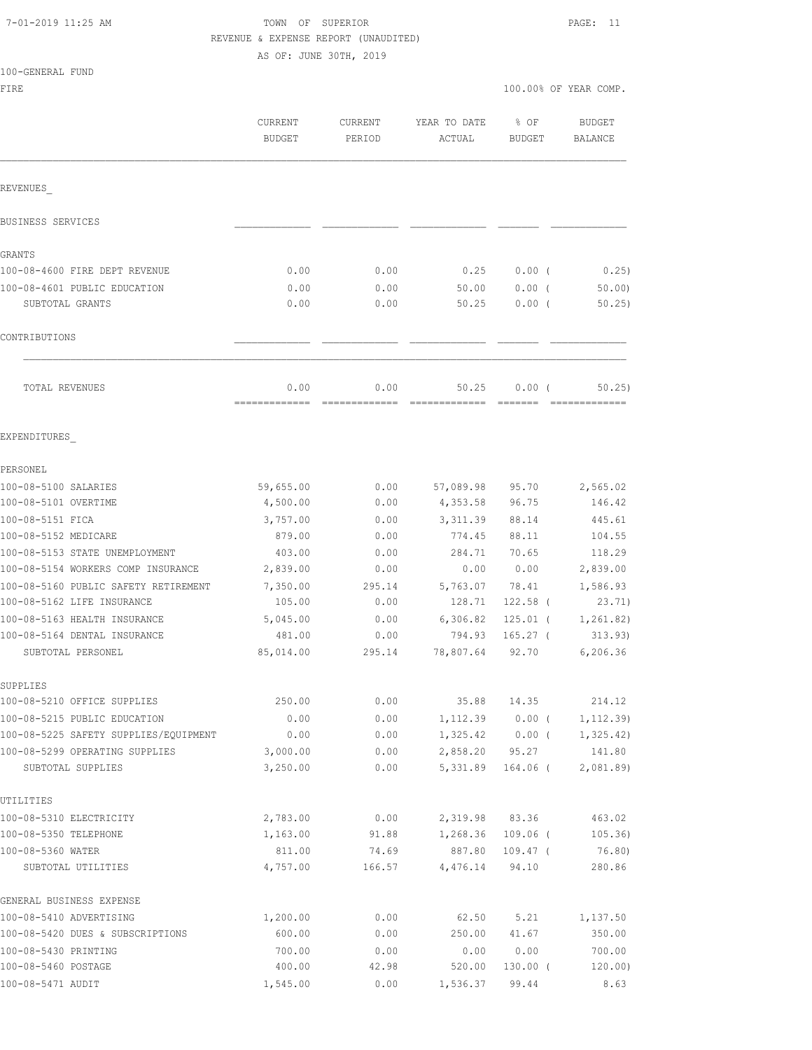TOWN OF SUPERIOR

REVENUE & EXPENSE REPORT (UNAUDITED)

AS OF: JUNE 30TH, 2019

100-GENERAL FUND

FIRE — 100.00% OF YEAR COMP.

| | CURRENT BUDGET | CURRENT PERIOD | YEAR TO DATE ACTUAL | % OF BUDGET | BUDGET BALANCE |
|---|---|---|---|---|---|
| **REVENUES** | | | | | |
| BUSINESS SERVICES | | | | | |
| GRANTS | | | | | |
| 100-08-4600 FIRE DEPT REVENUE | 0.00 | 0.00 | 0.25 | 0.00 ( | 0.25) |
| 100-08-4601 PUBLIC EDUCATION | 0.00 | 0.00 | 50.00 | 0.00 ( | 50.00) |
| SUBTOTAL GRANTS | 0.00 | 0.00 | 50.25 | 0.00 ( | 50.25) |
| CONTRIBUTIONS | | | | | |
| TOTAL REVENUES | 0.00 | 0.00 | 50.25 | 0.00 ( | 50.25) |
| **EXPENDITURES** | | | | | |
| PERSONEL | | | | | |
| 100-08-5100 SALARIES | 59,655.00 | 0.00 | 57,089.98 | 95.70 | 2,565.02 |
| 100-08-5101 OVERTIME | 4,500.00 | 0.00 | 4,353.58 | 96.75 | 146.42 |
| 100-08-5151 FICA | 3,757.00 | 0.00 | 3,311.39 | 88.14 | 445.61 |
| 100-08-5152 MEDICARE | 879.00 | 0.00 | 774.45 | 88.11 | 104.55 |
| 100-08-5153 STATE UNEMPLOYMENT | 403.00 | 0.00 | 284.71 | 70.65 | 118.29 |
| 100-08-5154 WORKERS COMP INSURANCE | 2,839.00 | 0.00 | 0.00 | 0.00 | 2,839.00 |
| 100-08-5160 PUBLIC SAFETY RETIREMENT | 7,350.00 | 295.14 | 5,763.07 | 78.41 | 1,586.93 |
| 100-08-5162 LIFE INSURANCE | 105.00 | 0.00 | 128.71 | 122.58 ( | 23.71) |
| 100-08-5163 HEALTH INSURANCE | 5,045.00 | 0.00 | 6,306.82 | 125.01 ( | 1,261.82) |
| 100-08-5164 DENTAL INSURANCE | 481.00 | 0.00 | 794.93 | 165.27 ( | 313.93) |
| SUBTOTAL PERSONEL | 85,014.00 | 295.14 | 78,807.64 | 92.70 | 6,206.36 |
| SUPPLIES | | | | | |
| 100-08-5210 OFFICE SUPPLIES | 250.00 | 0.00 | 35.88 | 14.35 | 214.12 |
| 100-08-5215 PUBLIC EDUCATION | 0.00 | 0.00 | 1,112.39 | 0.00 ( | 1,112.39) |
| 100-08-5225 SAFETY SUPPLIES/EQUIPMENT | 0.00 | 0.00 | 1,325.42 | 0.00 ( | 1,325.42) |
| 100-08-5299 OPERATING SUPPLIES | 3,000.00 | 0.00 | 2,858.20 | 95.27 | 141.80 |
| SUBTOTAL SUPPLIES | 3,250.00 | 0.00 | 5,331.89 | 164.06 ( | 2,081.89) |
| UTILITIES | | | | | |
| 100-08-5310 ELECTRICITY | 2,783.00 | 0.00 | 2,319.98 | 83.36 | 463.02 |
| 100-08-5350 TELEPHONE | 1,163.00 | 91.88 | 1,268.36 | 109.06 ( | 105.36) |
| 100-08-5360 WATER | 811.00 | 74.69 | 887.80 | 109.47 ( | 76.80) |
| SUBTOTAL UTILITIES | 4,757.00 | 166.57 | 4,476.14 | 94.10 | 280.86 |
| GENERAL BUSINESS EXPENSE | | | | | |
| 100-08-5410 ADVERTISING | 1,200.00 | 0.00 | 62.50 | 5.21 | 1,137.50 |
| 100-08-5420 DUES & SUBSCRIPTIONS | 600.00 | 0.00 | 250.00 | 41.67 | 350.00 |
| 100-08-5430 PRINTING | 700.00 | 0.00 | 0.00 | 0.00 | 700.00 |
| 100-08-5460 POSTAGE | 400.00 | 42.98 | 520.00 | 130.00 ( | 120.00) |
| 100-08-5471 AUDIT | 1,545.00 | 0.00 | 1,536.37 | 99.44 | 8.63 |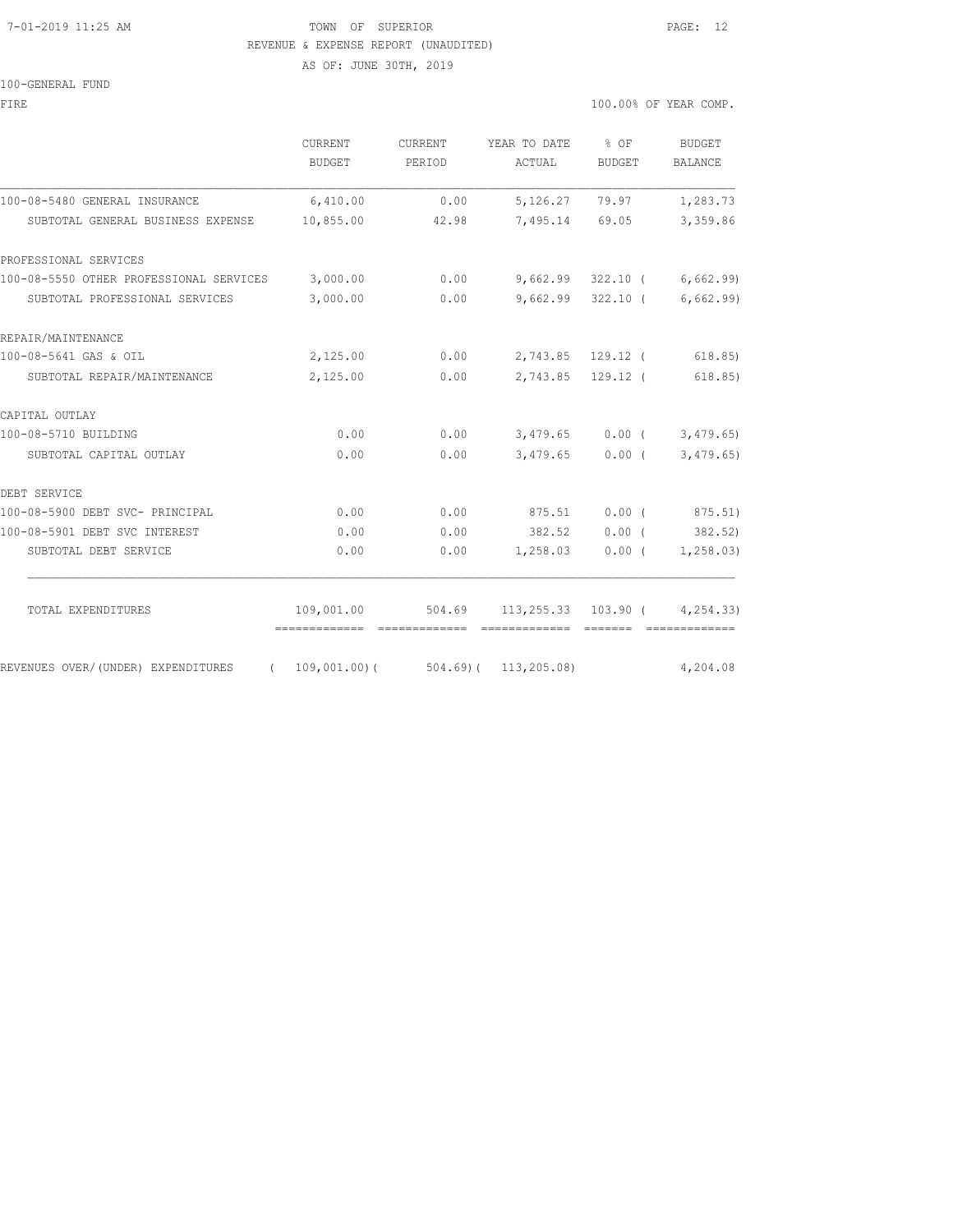7-01-2019 11:25 AM TOWN OF SUPERIOR

REVENUE & EXPENSE REPORT (UNAUDITED)

AS OF: JUNE 30TH, 2019

100-GENERAL FUND

FIRE 100.00% OF YEAR COMP.

| | CURRENT BUDGET | CURRENT PERIOD | YEAR TO DATE ACTUAL | % OF BUDGET | BUDGET BALANCE |
|---|---|---|---|---|---|
| 100-08-5480 GENERAL INSURANCE | 6,410.00 | 0.00 | 5,126.27 | 79.97 | 1,283.73 |
| SUBTOTAL GENERAL BUSINESS EXPENSE | 10,855.00 | 42.98 | 7,495.14 | 69.05 | 3,359.86 |
| PROFESSIONAL SERVICES | | | | | |
| 100-08-5550 OTHER PROFESSIONAL SERVICES | 3,000.00 | 0.00 | 9,662.99 | 322.10 | ( 6,662.99) |
| SUBTOTAL PROFESSIONAL SERVICES | 3,000.00 | 0.00 | 9,662.99 | 322.10 | ( 6,662.99) |
| REPAIR/MAINTENANCE | | | | | |
| 100-08-5641 GAS & OIL | 2,125.00 | 0.00 | 2,743.85 | 129.12 | ( 618.85) |
| SUBTOTAL REPAIR/MAINTENANCE | 2,125.00 | 0.00 | 2,743.85 | 129.12 | ( 618.85) |
| CAPITAL OUTLAY | | | | | |
| 100-08-5710 BUILDING | 0.00 | 0.00 | 3,479.65 | 0.00 | ( 3,479.65) |
| SUBTOTAL CAPITAL OUTLAY | 0.00 | 0.00 | 3,479.65 | 0.00 | ( 3,479.65) |
| DEBT SERVICE | | | | | |
| 100-08-5900 DEBT SVC- PRINCIPAL | 0.00 | 0.00 | 875.51 | 0.00 | ( 875.51) |
| 100-08-5901 DEBT SVC INTEREST | 0.00 | 0.00 | 382.52 | 0.00 | ( 382.52) |
| SUBTOTAL DEBT SERVICE | 0.00 | 0.00 | 1,258.03 | 0.00 | ( 1,258.03) |
| TOTAL EXPENDITURES | 109,001.00 | 504.69 | 113,255.33 | 103.90 | ( 4,254.33) |
| REVENUES OVER/(UNDER) EXPENDITURES | ( 109,001.00) | ( 504.69) | ( 113,205.08) | | 4,204.08 |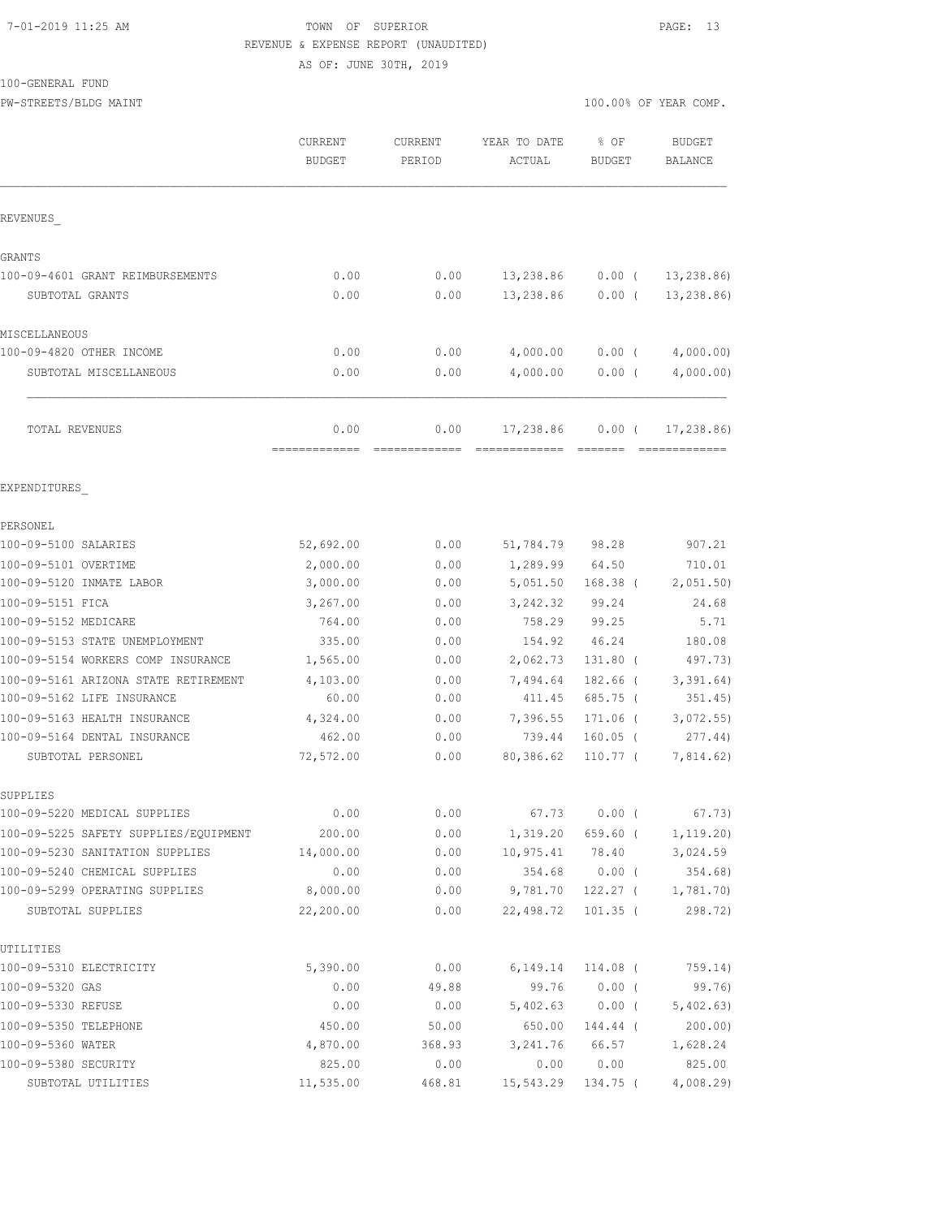TOWN OF SUPERIOR
REVENUE & EXPENSE REPORT (UNAUDITED)
AS OF: JUNE 30TH, 2019

100-GENERAL FUND
PW-STREETS/BLDG MAINT

100.00% OF YEAR COMP.

| | CURRENT BUDGET | CURRENT PERIOD | YEAR TO DATE ACTUAL | % OF BUDGET | BUDGET BALANCE |
|---|---|---|---|---|---|
| REVENUES_ | | | | | |
| GRANTS | | | | | |
| 100-09-4601 GRANT REIMBURSEMENTS | 0.00 | 0.00 | 13,238.86 | 0.00 ( | 13,238.86) |
| SUBTOTAL GRANTS | 0.00 | 0.00 | 13,238.86 | 0.00 ( | 13,238.86) |
| MISCELLANEOUS | | | | | |
| 100-09-4820 OTHER INCOME | 0.00 | 0.00 | 4,000.00 | 0.00 ( | 4,000.00) |
| SUBTOTAL MISCELLANEOUS | 0.00 | 0.00 | 4,000.00 | 0.00 ( | 4,000.00) |
| TOTAL REVENUES | 0.00 | 0.00 | 17,238.86 | 0.00 ( | 17,238.86) |
| EXPENDITURES_ | | | | | |
| PERSONEL | | | | | |
| 100-09-5100 SALARIES | 52,692.00 | 0.00 | 51,784.79 | 98.28 | 907.21 |
| 100-09-5101 OVERTIME | 2,000.00 | 0.00 | 1,289.99 | 64.50 | 710.01 |
| 100-09-5120 INMATE LABOR | 3,000.00 | 0.00 | 5,051.50 | 168.38 ( | 2,051.50) |
| 100-09-5151 FICA | 3,267.00 | 0.00 | 3,242.32 | 99.24 | 24.68 |
| 100-09-5152 MEDICARE | 764.00 | 0.00 | 758.29 | 99.25 | 5.71 |
| 100-09-5153 STATE UNEMPLOYMENT | 335.00 | 0.00 | 154.92 | 46.24 | 180.08 |
| 100-09-5154 WORKERS COMP INSURANCE | 1,565.00 | 0.00 | 2,062.73 | 131.80 ( | 497.73) |
| 100-09-5161 ARIZONA STATE RETIREMENT | 4,103.00 | 0.00 | 7,494.64 | 182.66 ( | 3,391.64) |
| 100-09-5162 LIFE INSURANCE | 60.00 | 0.00 | 411.45 | 685.75 ( | 351.45) |
| 100-09-5163 HEALTH INSURANCE | 4,324.00 | 0.00 | 7,396.55 | 171.06 ( | 3,072.55) |
| 100-09-5164 DENTAL INSURANCE | 462.00 | 0.00 | 739.44 | 160.05 ( | 277.44) |
| SUBTOTAL PERSONEL | 72,572.00 | 0.00 | 80,386.62 | 110.77 ( | 7,814.62) |
| SUPPLIES | | | | | |
| 100-09-5220 MEDICAL SUPPLIES | 0.00 | 0.00 | 67.73 | 0.00 ( | 67.73) |
| 100-09-5225 SAFETY SUPPLIES/EQUIPMENT | 200.00 | 0.00 | 1,319.20 | 659.60 ( | 1,119.20) |
| 100-09-5230 SANITATION SUPPLIES | 14,000.00 | 0.00 | 10,975.41 | 78.40 | 3,024.59 |
| 100-09-5240 CHEMICAL SUPPLIES | 0.00 | 0.00 | 354.68 | 0.00 ( | 354.68) |
| 100-09-5299 OPERATING SUPPLIES | 8,000.00 | 0.00 | 9,781.70 | 122.27 ( | 1,781.70) |
| SUBTOTAL SUPPLIES | 22,200.00 | 0.00 | 22,498.72 | 101.35 ( | 298.72) |
| UTILITIES | | | | | |
| 100-09-5310 ELECTRICITY | 5,390.00 | 0.00 | 6,149.14 | 114.08 ( | 759.14) |
| 100-09-5320 GAS | 0.00 | 49.88 | 99.76 | 0.00 ( | 99.76) |
| 100-09-5330 REFUSE | 0.00 | 0.00 | 5,402.63 | 0.00 ( | 5,402.63) |
| 100-09-5350 TELEPHONE | 450.00 | 50.00 | 650.00 | 144.44 ( | 200.00) |
| 100-09-5360 WATER | 4,870.00 | 368.93 | 3,241.76 | 66.57 | 1,628.24 |
| 100-09-5380 SECURITY | 825.00 | 0.00 | 0.00 | 0.00 | 825.00 |
| SUBTOTAL UTILITIES | 11,535.00 | 468.81 | 15,543.29 | 134.75 ( | 4,008.29) |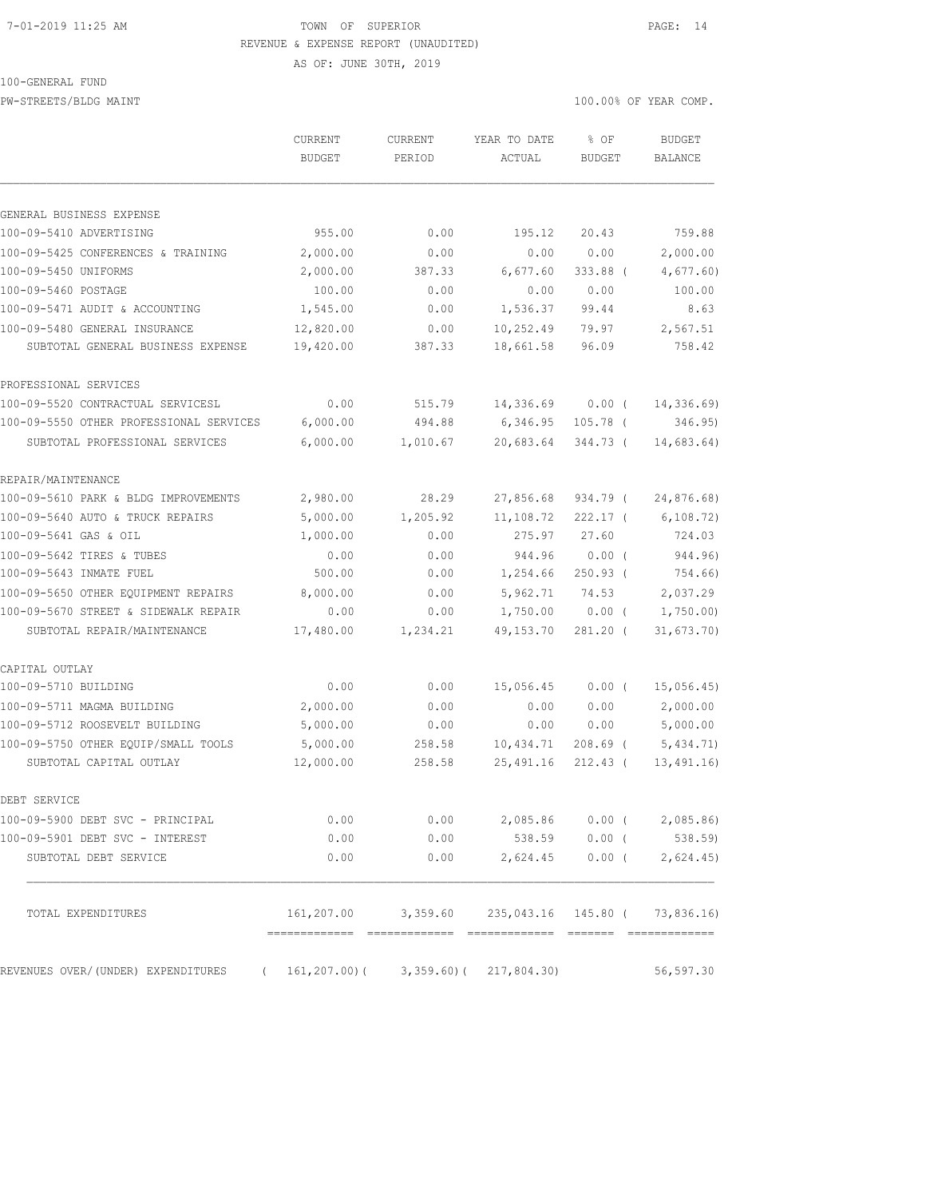7-01-2019 11:25 AM TOWN OF SUPERIOR

REVENUE & EXPENSE REPORT (UNAUDITED)

AS OF: JUNE 30TH, 2019

100-GENERAL FUND

PW-STREETS/BLDG MAINT 100.00% OF YEAR COMP.

| | CURRENT BUDGET | CURRENT PERIOD | YEAR TO DATE ACTUAL | % OF BUDGET | BUDGET BALANCE |
|---|---|---|---|---|---|
| GENERAL BUSINESS EXPENSE | | | | | |
| 100-09-5410 ADVERTISING | 955.00 | 0.00 | 195.12 | 20.43 | 759.88 |
| 100-09-5425 CONFERENCES & TRAINING | 2,000.00 | 0.00 | 0.00 | 0.00 | 2,000.00 |
| 100-09-5450 UNIFORMS | 2,000.00 | 387.33 | 6,677.60 | 333.88 ( | 4,677.60) |
| 100-09-5460 POSTAGE | 100.00 | 0.00 | 0.00 | 0.00 | 100.00 |
| 100-09-5471 AUDIT & ACCOUNTING | 1,545.00 | 0.00 | 1,536.37 | 99.44 | 8.63 |
| 100-09-5480 GENERAL INSURANCE | 12,820.00 | 0.00 | 10,252.49 | 79.97 | 2,567.51 |
| SUBTOTAL GENERAL BUSINESS EXPENSE | 19,420.00 | 387.33 | 18,661.58 | 96.09 | 758.42 |
| PROFESSIONAL SERVICES | | | | | |
| 100-09-5520 CONTRACTUAL SERVICESL | 0.00 | 515.79 | 14,336.69 | 0.00 ( | 14,336.69) |
| 100-09-5550 OTHER PROFESSIONAL SERVICES | 6,000.00 | 494.88 | 6,346.95 | 105.78 ( | 346.95) |
| SUBTOTAL PROFESSIONAL SERVICES | 6,000.00 | 1,010.67 | 20,683.64 | 344.73 ( | 14,683.64) |
| REPAIR/MAINTENANCE | | | | | |
| 100-09-5610 PARK & BLDG IMPROVEMENTS | 2,980.00 | 28.29 | 27,856.68 | 934.79 ( | 24,876.68) |
| 100-09-5640 AUTO & TRUCK REPAIRS | 5,000.00 | 1,205.92 | 11,108.72 | 222.17 ( | 6,108.72) |
| 100-09-5641 GAS & OIL | 1,000.00 | 0.00 | 275.97 | 27.60 | 724.03 |
| 100-09-5642 TIRES & TUBES | 0.00 | 0.00 | 944.96 | 0.00 ( | 944.96) |
| 100-09-5643 INMATE FUEL | 500.00 | 0.00 | 1,254.66 | 250.93 ( | 754.66) |
| 100-09-5650 OTHER EQUIPMENT REPAIRS | 8,000.00 | 0.00 | 5,962.71 | 74.53 | 2,037.29 |
| 100-09-5670 STREET & SIDEWALK REPAIR | 0.00 | 0.00 | 1,750.00 | 0.00 ( | 1,750.00) |
| SUBTOTAL REPAIR/MAINTENANCE | 17,480.00 | 1,234.21 | 49,153.70 | 281.20 ( | 31,673.70) |
| CAPITAL OUTLAY | | | | | |
| 100-09-5710 BUILDING | 0.00 | 0.00 | 15,056.45 | 0.00 ( | 15,056.45) |
| 100-09-5711 MAGMA BUILDING | 2,000.00 | 0.00 | 0.00 | 0.00 | 2,000.00 |
| 100-09-5712 ROOSEVELT BUILDING | 5,000.00 | 0.00 | 0.00 | 0.00 | 5,000.00 |
| 100-09-5750 OTHER EQUIP/SMALL TOOLS | 5,000.00 | 258.58 | 10,434.71 | 208.69 ( | 5,434.71) |
| SUBTOTAL CAPITAL OUTLAY | 12,000.00 | 258.58 | 25,491.16 | 212.43 ( | 13,491.16) |
| DEBT SERVICE | | | | | |
| 100-09-5900 DEBT SVC - PRINCIPAL | 0.00 | 0.00 | 2,085.86 | 0.00 ( | 2,085.86) |
| 100-09-5901 DEBT SVC - INTEREST | 0.00 | 0.00 | 538.59 | 0.00 ( | 538.59) |
| SUBTOTAL DEBT SERVICE | 0.00 | 0.00 | 2,624.45 | 0.00 ( | 2,624.45) |
| TOTAL EXPENDITURES | 161,207.00 | 3,359.60 | 235,043.16 | 145.80 ( | 73,836.16) |
| REVENUES OVER/(UNDER) EXPENDITURES | ( 161,207.00)( | 3,359.60)( | 217,804.30) | | 56,597.30 |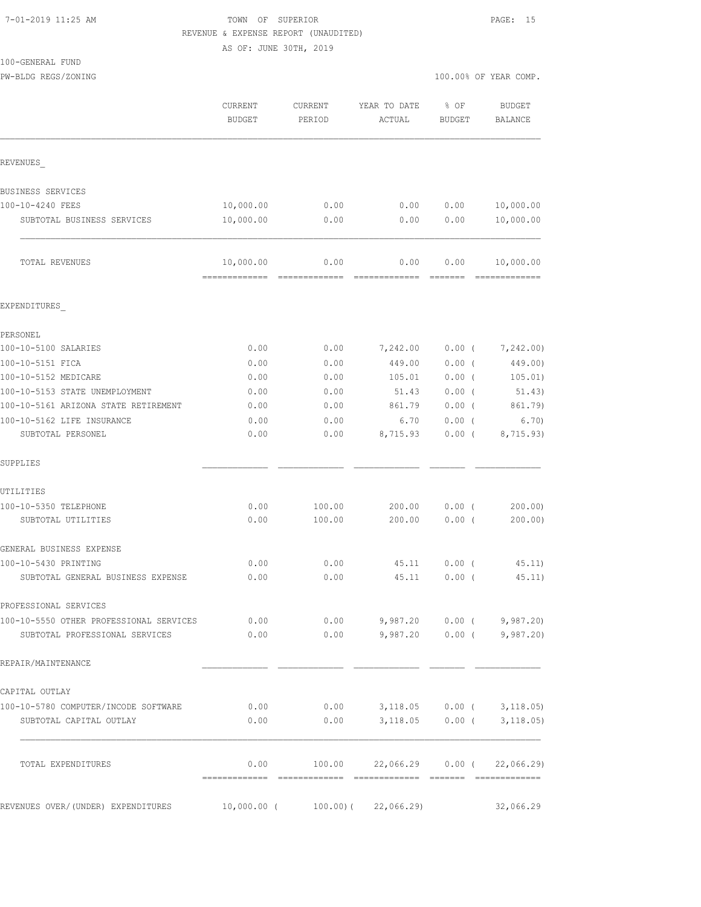7-01-2019 11:25 AM

TOWN OF SUPERIOR

REVENUE & EXPENSE REPORT (UNAUDITED)

AS OF: JUNE 30TH, 2019

100-GENERAL FUND

PW-BLDG REGS/ZONING

100.00% OF YEAR COMP.

| | CURRENT BUDGET | CURRENT PERIOD | YEAR TO DATE ACTUAL | % OF BUDGET | BUDGET BALANCE |
|---|---|---|---|---|---|
| REVENUES_ | | | | | |
| BUSINESS SERVICES | | | | | |
| 100-10-4240 FEES | 10,000.00 | 0.00 | 0.00 | 0.00 | 10,000.00 |
| SUBTOTAL BUSINESS SERVICES | 10,000.00 | 0.00 | 0.00 | 0.00 | 10,000.00 |
| TOTAL REVENUES | 10,000.00 | 0.00 | 0.00 | 0.00 | 10,000.00 |
| EXPENDITURES_ | | | | | |
| PERSONEL | | | | | |
| 100-10-5100 SALARIES | 0.00 | 0.00 | 7,242.00 | 0.00 ( | 7,242.00) |
| 100-10-5151 FICA | 0.00 | 0.00 | 449.00 | 0.00 ( | 449.00) |
| 100-10-5152 MEDICARE | 0.00 | 0.00 | 105.01 | 0.00 ( | 105.01) |
| 100-10-5153 STATE UNEMPLOYMENT | 0.00 | 0.00 | 51.43 | 0.00 ( | 51.43) |
| 100-10-5161 ARIZONA STATE RETIREMENT | 0.00 | 0.00 | 861.79 | 0.00 ( | 861.79) |
| 100-10-5162 LIFE INSURANCE | 0.00 | 0.00 | 6.70 | 0.00 ( | 6.70) |
| SUBTOTAL PERSONEL | 0.00 | 0.00 | 8,715.93 | 0.00 ( | 8,715.93) |
| SUPPLIES | | | | | |
| UTILITIES | | | | | |
| 100-10-5350 TELEPHONE | 0.00 | 100.00 | 200.00 | 0.00 ( | 200.00) |
| SUBTOTAL UTILITIES | 0.00 | 100.00 | 200.00 | 0.00 ( | 200.00) |
| GENERAL BUSINESS EXPENSE | | | | | |
| 100-10-5430 PRINTING | 0.00 | 0.00 | 45.11 | 0.00 ( | 45.11) |
| SUBTOTAL GENERAL BUSINESS EXPENSE | 0.00 | 0.00 | 45.11 | 0.00 ( | 45.11) |
| PROFESSIONAL SERVICES | | | | | |
| 100-10-5550 OTHER PROFESSIONAL SERVICES | 0.00 | 0.00 | 9,987.20 | 0.00 ( | 9,987.20) |
| SUBTOTAL PROFESSIONAL SERVICES | 0.00 | 0.00 | 9,987.20 | 0.00 ( | 9,987.20) |
| REPAIR/MAINTENANCE | | | | | |
| CAPITAL OUTLAY | | | | | |
| 100-10-5780 COMPUTER/INCODE SOFTWARE | 0.00 | 0.00 | 3,118.05 | 0.00 ( | 3,118.05) |
| SUBTOTAL CAPITAL OUTLAY | 0.00 | 0.00 | 3,118.05 | 0.00 ( | 3,118.05) |
| TOTAL EXPENDITURES | 0.00 | 100.00 | 22,066.29 | 0.00 ( | 22,066.29) |
| REVENUES OVER/(UNDER) EXPENDITURES | 10,000.00 ( | 100.00)( | 22,066.29) | | 32,066.29 |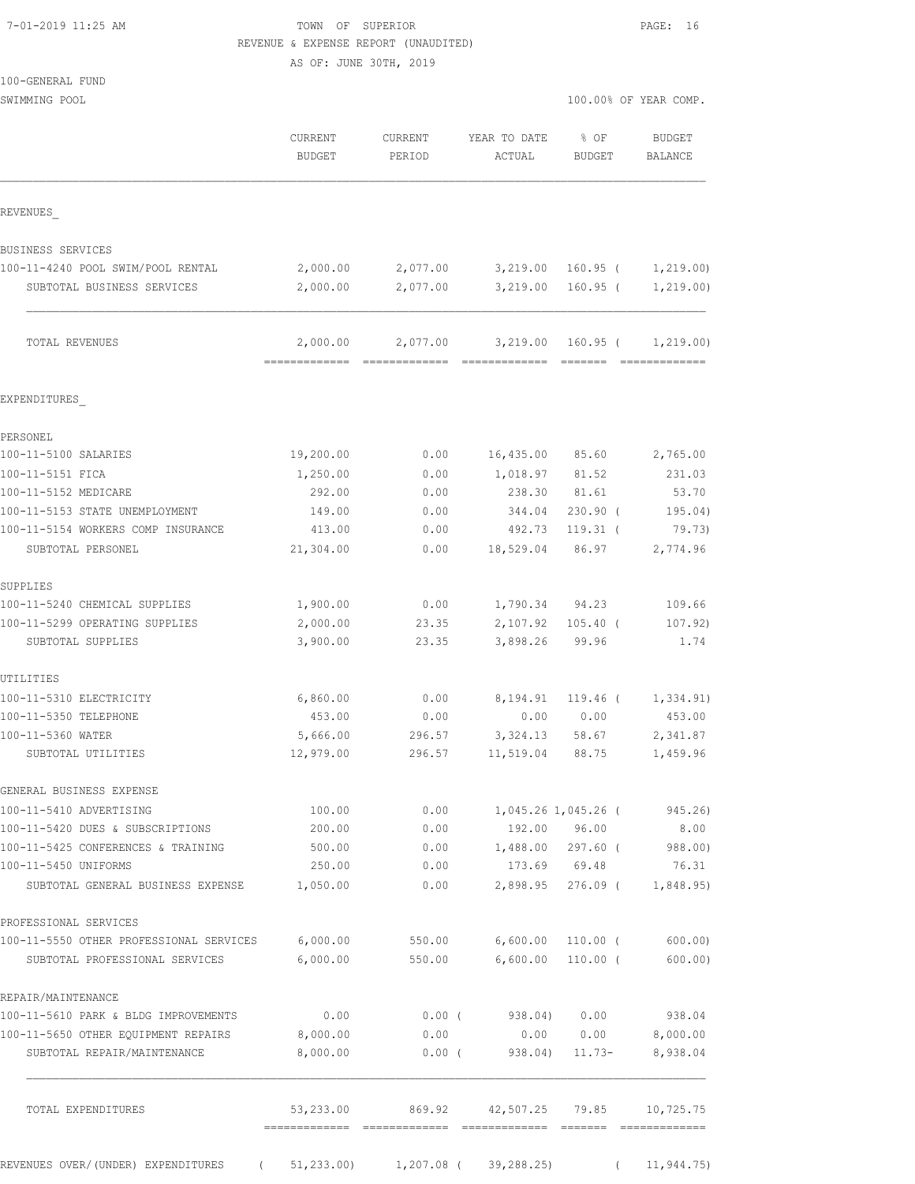TOWN OF SUPERIOR
REVENUE & EXPENSE REPORT (UNAUDITED)
AS OF: JUNE 30TH, 2019

100-GENERAL FUND
SWIMMING POOL

100.00% OF YEAR COMP.

| | CURRENT BUDGET | CURRENT PERIOD | YEAR TO DATE ACTUAL | % OF BUDGET | BUDGET BALANCE |
|---|---|---|---|---|---|
| **REVENUES** | | | | | |
| BUSINESS SERVICES | | | | | |
| 100-11-4240 POOL SWIM/POOL RENTAL | 2,000.00 | 2,077.00 | 3,219.00 | 160.95 | ( 1,219.00) |
| SUBTOTAL BUSINESS SERVICES | 2,000.00 | 2,077.00 | 3,219.00 | 160.95 | ( 1,219.00) |
| TOTAL REVENUES | 2,000.00 | 2,077.00 | 3,219.00 | 160.95 | ( 1,219.00) |
| **EXPENDITURES** | | | | | |
| PERSONEL | | | | | |
| 100-11-5100 SALARIES | 19,200.00 | 0.00 | 16,435.00 | 85.60 | 2,765.00 |
| 100-11-5151 FICA | 1,250.00 | 0.00 | 1,018.97 | 81.52 | 231.03 |
| 100-11-5152 MEDICARE | 292.00 | 0.00 | 238.30 | 81.61 | 53.70 |
| 100-11-5153 STATE UNEMPLOYMENT | 149.00 | 0.00 | 344.04 | 230.90 | ( 195.04) |
| 100-11-5154 WORKERS COMP INSURANCE | 413.00 | 0.00 | 492.73 | 119.31 | ( 79.73) |
| SUBTOTAL PERSONEL | 21,304.00 | 0.00 | 18,529.04 | 86.97 | 2,774.96 |
| SUPPLIES | | | | | |
| 100-11-5240 CHEMICAL SUPPLIES | 1,900.00 | 0.00 | 1,790.34 | 94.23 | 109.66 |
| 100-11-5299 OPERATING SUPPLIES | 2,000.00 | 23.35 | 2,107.92 | 105.40 | ( 107.92) |
| SUBTOTAL SUPPLIES | 3,900.00 | 23.35 | 3,898.26 | 99.96 | 1.74 |
| UTILITIES | | | | | |
| 100-11-5310 ELECTRICITY | 6,860.00 | 0.00 | 8,194.91 | 119.46 | ( 1,334.91) |
| 100-11-5350 TELEPHONE | 453.00 | 0.00 | 0.00 | 0.00 | 453.00 |
| 100-11-5360 WATER | 5,666.00 | 296.57 | 3,324.13 | 58.67 | 2,341.87 |
| SUBTOTAL UTILITIES | 12,979.00 | 296.57 | 11,519.04 | 88.75 | 1,459.96 |
| GENERAL BUSINESS EXPENSE | | | | | |
| 100-11-5410 ADVERTISING | 100.00 | 0.00 | 1,045.26 | 1,045.26 | ( 945.26) |
| 100-11-5420 DUES & SUBSCRIPTIONS | 200.00 | 0.00 | 192.00 | 96.00 | 8.00 |
| 100-11-5425 CONFERENCES & TRAINING | 500.00 | 0.00 | 1,488.00 | 297.60 | ( 988.00) |
| 100-11-5450 UNIFORMS | 250.00 | 0.00 | 173.69 | 69.48 | 76.31 |
| SUBTOTAL GENERAL BUSINESS EXPENSE | 1,050.00 | 0.00 | 2,898.95 | 276.09 | ( 1,848.95) |
| PROFESSIONAL SERVICES | | | | | |
| 100-11-5550 OTHER PROFESSIONAL SERVICES | 6,000.00 | 550.00 | 6,600.00 | 110.00 | ( 600.00) |
| SUBTOTAL PROFESSIONAL SERVICES | 6,000.00 | 550.00 | 6,600.00 | 110.00 | ( 600.00) |
| REPAIR/MAINTENANCE | | | | | |
| 100-11-5610 PARK & BLDG IMPROVEMENTS | 0.00 | 0.00 | ( 938.04) | 0.00 | 938.04 |
| 100-11-5650 OTHER EQUIPMENT REPAIRS | 8,000.00 | 0.00 | 0.00 | 0.00 | 8,000.00 |
| SUBTOTAL REPAIR/MAINTENANCE | 8,000.00 | 0.00 | ( 938.04) | 11.73- | 8,938.04 |
| TOTAL EXPENDITURES | 53,233.00 | 869.92 | 42,507.25 | 79.85 | 10,725.75 |
| REVENUES OVER/(UNDER) EXPENDITURES | ( 51,233.00) | 1,207.08 | ( 39,288.25) | | ( 11,944.75) |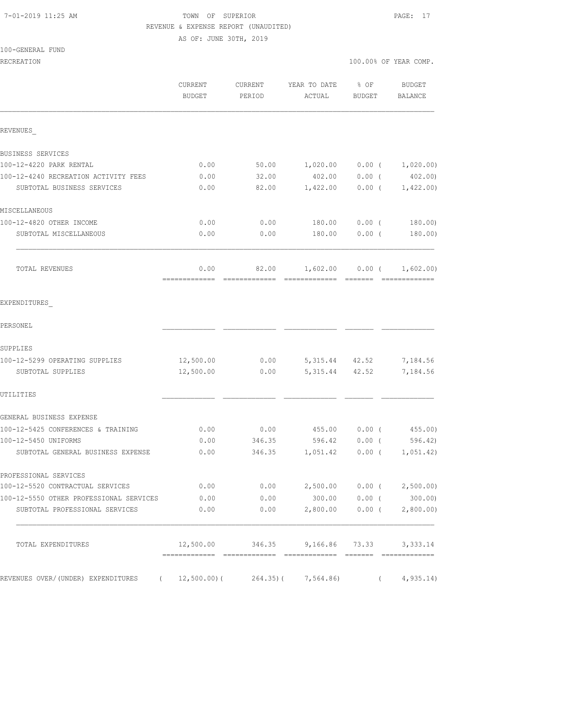TOWN OF SUPERIOR
REVENUE & EXPENSE REPORT (UNAUDITED)
AS OF: JUNE 30TH, 2019

7-01-2019 11:25 AM

100-GENERAL FUND

RECREATION — 100.00% OF YEAR COMP.

| | CURRENT BUDGET | CURRENT PERIOD | YEAR TO DATE ACTUAL | % OF BUDGET | BUDGET BALANCE |
|---|---|---|---|---|---|
| REVENUES_ | | | | | |
| BUSINESS SERVICES | | | | | |
| 100-12-4220 PARK RENTAL | 0.00 | 50.00 | 1,020.00 | 0.00 ( | 1,020.00) |
| 100-12-4240 RECREATION ACTIVITY FEES | 0.00 | 32.00 | 402.00 | 0.00 ( | 402.00) |
| SUBTOTAL BUSINESS SERVICES | 0.00 | 82.00 | 1,422.00 | 0.00 ( | 1,422.00) |
| MISCELLANEOUS | | | | | |
| 100-12-4820 OTHER INCOME | 0.00 | 0.00 | 180.00 | 0.00 ( | 180.00) |
| SUBTOTAL MISCELLANEOUS | 0.00 | 0.00 | 180.00 | 0.00 ( | 180.00) |
| TOTAL REVENUES | 0.00 | 82.00 | 1,602.00 | 0.00 ( | 1,602.00) |
| EXPENDITURES_ | | | | | |
| PERSONEL | | | | | |
| SUPPLIES | | | | | |
| 100-12-5299 OPERATING SUPPLIES | 12,500.00 | 0.00 | 5,315.44 | 42.52 | 7,184.56 |
| SUBTOTAL SUPPLIES | 12,500.00 | 0.00 | 5,315.44 | 42.52 | 7,184.56 |
| UTILITIES | | | | | |
| GENERAL BUSINESS EXPENSE | | | | | |
| 100-12-5425 CONFERENCES & TRAINING | 0.00 | 0.00 | 455.00 | 0.00 ( | 455.00) |
| 100-12-5450 UNIFORMS | 0.00 | 346.35 | 596.42 | 0.00 ( | 596.42) |
| SUBTOTAL GENERAL BUSINESS EXPENSE | 0.00 | 346.35 | 1,051.42 | 0.00 ( | 1,051.42) |
| PROFESSIONAL SERVICES | | | | | |
| 100-12-5520 CONTRACTUAL SERVICES | 0.00 | 0.00 | 2,500.00 | 0.00 ( | 2,500.00) |
| 100-12-5550 OTHER PROFESSIONAL SERVICES | 0.00 | 0.00 | 300.00 | 0.00 ( | 300.00) |
| SUBTOTAL PROFESSIONAL SERVICES | 0.00 | 0.00 | 2,800.00 | 0.00 ( | 2,800.00) |
| TOTAL EXPENDITURES | 12,500.00 | 346.35 | 9,166.86 | 73.33 | 3,333.14 |
| REVENUES OVER/(UNDER) EXPENDITURES | ( 12,500.00)( | 264.35)( | 7,564.86) | ( | 4,935.14) |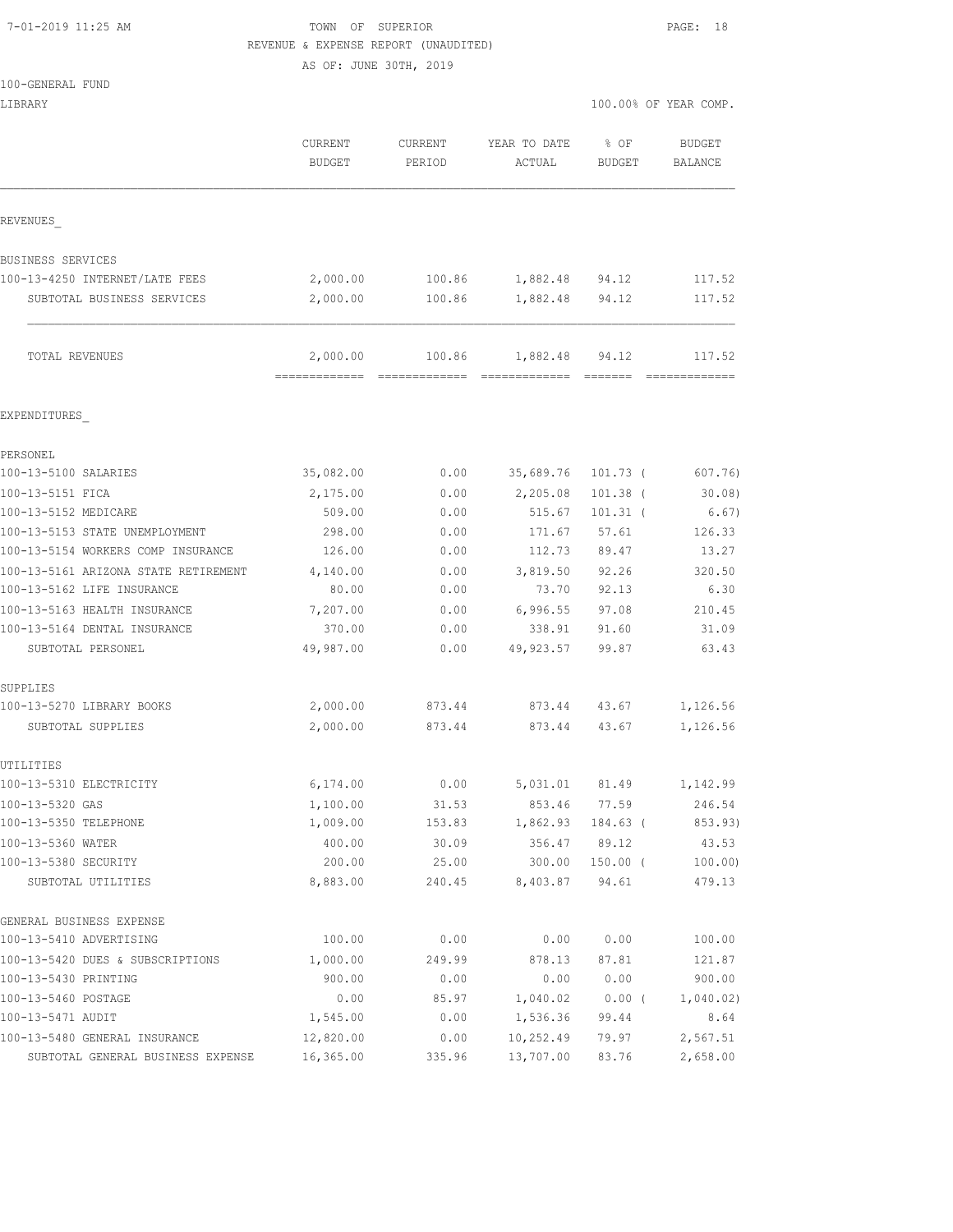TOWN OF SUPERIOR
REVENUE & EXPENSE REPORT (UNAUDITED)
AS OF: JUNE 30TH, 2019

100-GENERAL FUND
LIBRARY

100.00% OF YEAR COMP.

| | CURRENT BUDGET | CURRENT PERIOD | YEAR TO DATE ACTUAL | % OF BUDGET | BUDGET BALANCE |
|---|---|---|---|---|---|
| **REVENUES** | | | | | |
| BUSINESS SERVICES | | | | | |
| 100-13-4250 INTERNET/LATE FEES | 2,000.00 | 100.86 | 1,882.48 | 94.12 | 117.52 |
| SUBTOTAL BUSINESS SERVICES | 2,000.00 | 100.86 | 1,882.48 | 94.12 | 117.52 |
| TOTAL REVENUES | 2,000.00 | 100.86 | 1,882.48 | 94.12 | 117.52 |
| **EXPENDITURES** | | | | | |
| PERSONEL | | | | | |
| 100-13-5100 SALARIES | 35,082.00 | 0.00 | 35,689.76 | 101.73 ( | 607.76) |
| 100-13-5151 FICA | 2,175.00 | 0.00 | 2,205.08 | 101.38 ( | 30.08) |
| 100-13-5152 MEDICARE | 509.00 | 0.00 | 515.67 | 101.31 ( | 6.67) |
| 100-13-5153 STATE UNEMPLOYMENT | 298.00 | 0.00 | 171.67 | 57.61 | 126.33 |
| 100-13-5154 WORKERS COMP INSURANCE | 126.00 | 0.00 | 112.73 | 89.47 | 13.27 |
| 100-13-5161 ARIZONA STATE RETIREMENT | 4,140.00 | 0.00 | 3,819.50 | 92.26 | 320.50 |
| 100-13-5162 LIFE INSURANCE | 80.00 | 0.00 | 73.70 | 92.13 | 6.30 |
| 100-13-5163 HEALTH INSURANCE | 7,207.00 | 0.00 | 6,996.55 | 97.08 | 210.45 |
| 100-13-5164 DENTAL INSURANCE | 370.00 | 0.00 | 338.91 | 91.60 | 31.09 |
| SUBTOTAL PERSONEL | 49,987.00 | 0.00 | 49,923.57 | 99.87 | 63.43 |
| SUPPLIES | | | | | |
| 100-13-5270 LIBRARY BOOKS | 2,000.00 | 873.44 | 873.44 | 43.67 | 1,126.56 |
| SUBTOTAL SUPPLIES | 2,000.00 | 873.44 | 873.44 | 43.67 | 1,126.56 |
| UTILITIES | | | | | |
| 100-13-5310 ELECTRICITY | 6,174.00 | 0.00 | 5,031.01 | 81.49 | 1,142.99 |
| 100-13-5320 GAS | 1,100.00 | 31.53 | 853.46 | 77.59 | 246.54 |
| 100-13-5350 TELEPHONE | 1,009.00 | 153.83 | 1,862.93 | 184.63 ( | 853.93) |
| 100-13-5360 WATER | 400.00 | 30.09 | 356.47 | 89.12 | 43.53 |
| 100-13-5380 SECURITY | 200.00 | 25.00 | 300.00 | 150.00 ( | 100.00) |
| SUBTOTAL UTILITIES | 8,883.00 | 240.45 | 8,403.87 | 94.61 | 479.13 |
| GENERAL BUSINESS EXPENSE | | | | | |
| 100-13-5410 ADVERTISING | 100.00 | 0.00 | 0.00 | 0.00 | 100.00 |
| 100-13-5420 DUES & SUBSCRIPTIONS | 1,000.00 | 249.99 | 878.13 | 87.81 | 121.87 |
| 100-13-5430 PRINTING | 900.00 | 0.00 | 0.00 | 0.00 | 900.00 |
| 100-13-5460 POSTAGE | 0.00 | 85.97 | 1,040.02 | 0.00 ( | 1,040.02) |
| 100-13-5471 AUDIT | 1,545.00 | 0.00 | 1,536.36 | 99.44 | 8.64 |
| 100-13-5480 GENERAL INSURANCE | 12,820.00 | 0.00 | 10,252.49 | 79.97 | 2,567.51 |
| SUBTOTAL GENERAL BUSINESS EXPENSE | 16,365.00 | 335.96 | 13,707.00 | 83.76 | 2,658.00 |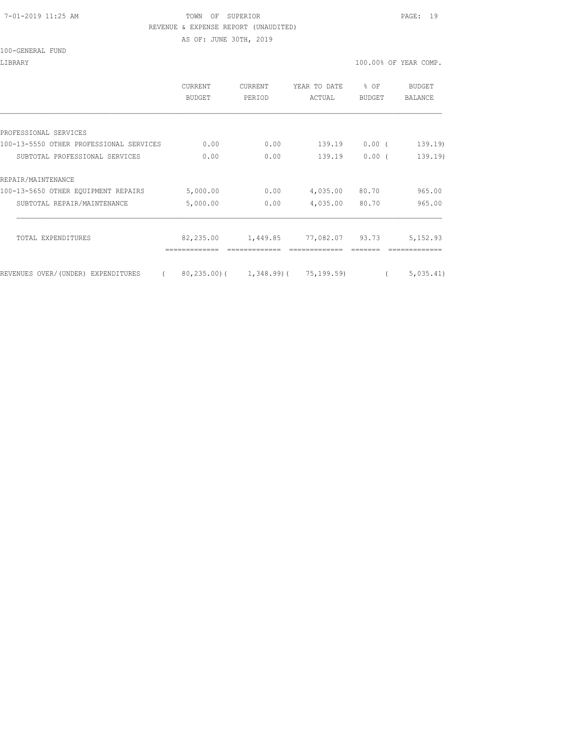TOWN OF SUPERIOR

REVENUE & EXPENSE REPORT (UNAUDITED)

AS OF: JUNE 30TH, 2019

100-GENERAL FUND

LIBRARY — 100.00% OF YEAR COMP.

| | CURRENT BUDGET | CURRENT PERIOD | YEAR TO DATE ACTUAL | % OF BUDGET | BUDGET BALANCE |
|---|---|---|---|---|---|
| PROFESSIONAL SERVICES | | | | | |
| 100-13-5550 OTHER PROFESSIONAL SERVICES | 0.00 | 0.00 | 139.19 | 0.00 | ( 139.19) |
| SUBTOTAL PROFESSIONAL SERVICES | 0.00 | 0.00 | 139.19 | 0.00 | ( 139.19) |
| REPAIR/MAINTENANCE | | | | | |
| 100-13-5650 OTHER EQUIPMENT REPAIRS | 5,000.00 | 0.00 | 4,035.00 | 80.70 | 965.00 |
| SUBTOTAL REPAIR/MAINTENANCE | 5,000.00 | 0.00 | 4,035.00 | 80.70 | 965.00 |
| TOTAL EXPENDITURES | 82,235.00 | 1,449.85 | 77,082.07 | 93.73 | 5,152.93 |
| REVENUES OVER/(UNDER) EXPENDITURES | ( 80,235.00) | ( 1,348.99) | ( 75,199.59) | | ( 5,035.41) |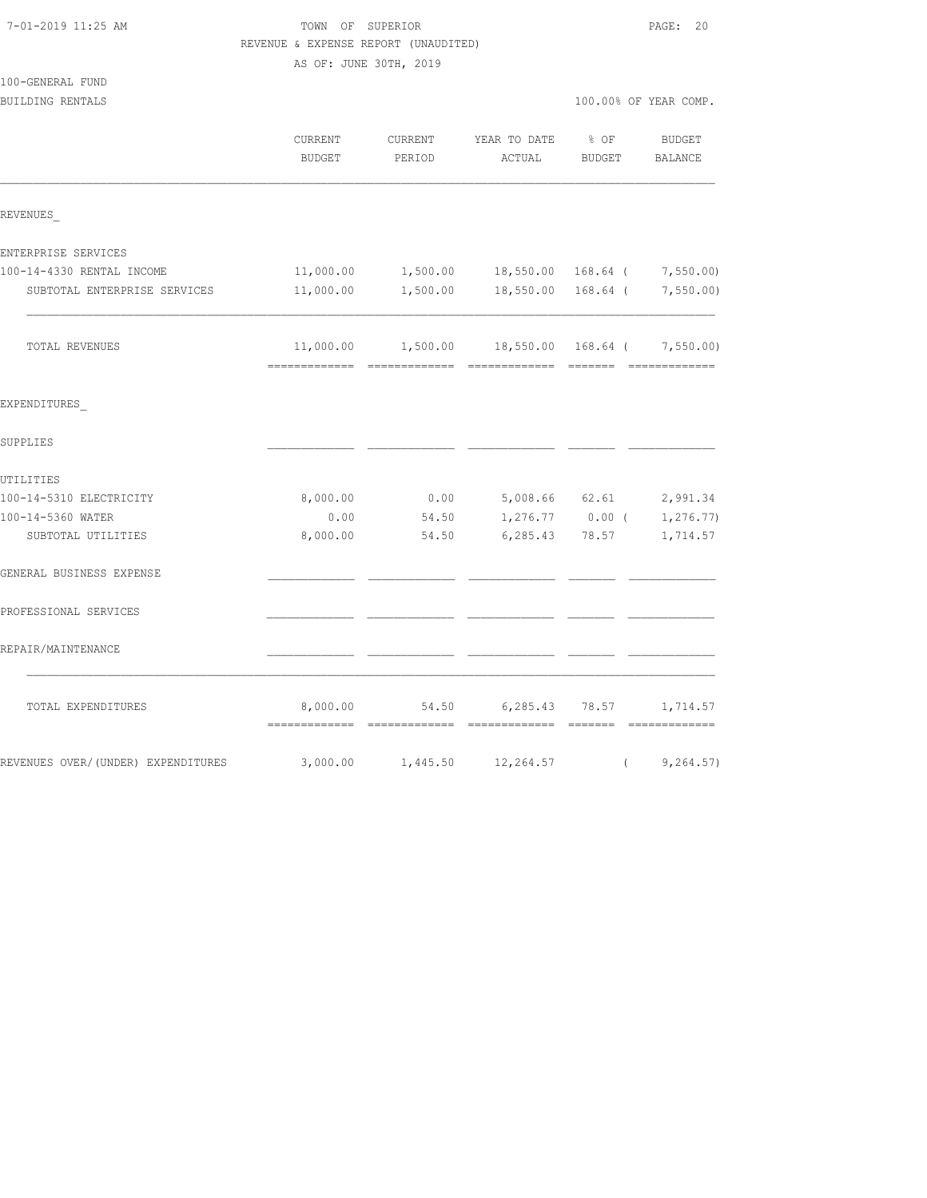TOWN OF SUPERIOR

REVENUE & EXPENSE REPORT (UNAUDITED)

AS OF: JUNE 30TH, 2019

100-GENERAL FUND

BUILDING RENTALS

100.00% OF YEAR COMP.

| | CURRENT BUDGET | CURRENT PERIOD | YEAR TO DATE ACTUAL | % OF BUDGET | BUDGET BALANCE |
|---|---|---|---|---|---|
| REVENUES_ | | | | | |
| ENTERPRISE SERVICES | | | | | |
| 100-14-4330 RENTAL INCOME | 11,000.00 | 1,500.00 | 18,550.00 | 168.64 | ( 7,550.00) |
| SUBTOTAL ENTERPRISE SERVICES | 11,000.00 | 1,500.00 | 18,550.00 | 168.64 | ( 7,550.00) |
| TOTAL REVENUES | 11,000.00 | 1,500.00 | 18,550.00 | 168.64 | ( 7,550.00) |
| EXPENDITURES_ | | | | | |
| SUPPLIES | | | | | |
| UTILITIES | | | | | |
| 100-14-5310 ELECTRICITY | 8,000.00 | 0.00 | 5,008.66 | 62.61 | 2,991.34 |
| 100-14-5360 WATER | 0.00 | 54.50 | 1,276.77 | 0.00 | ( 1,276.77) |
| SUBTOTAL UTILITIES | 8,000.00 | 54.50 | 6,285.43 | 78.57 | 1,714.57 |
| GENERAL BUSINESS EXPENSE | | | | | |
| PROFESSIONAL SERVICES | | | | | |
| REPAIR/MAINTENANCE | | | | | |
| TOTAL EXPENDITURES | 8,000.00 | 54.50 | 6,285.43 | 78.57 | 1,714.57 |
| REVENUES OVER/(UNDER) EXPENDITURES | 3,000.00 | 1,445.50 | 12,264.57 | | ( 9,264.57) |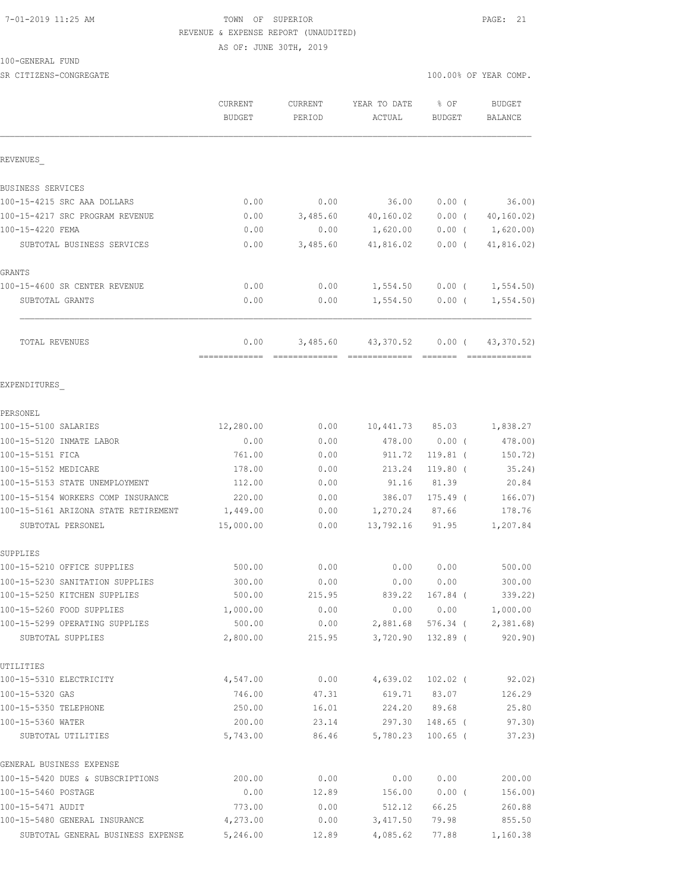7-01-2019 11:25 AM TOWN OF SUPERIOR

REVENUE & EXPENSE REPORT (UNAUDITED)

AS OF: JUNE 30TH, 2019

100-GENERAL FUND

SR CITIZENS-CONGREGATE 100.00% OF YEAR COMP.

| | CURRENT BUDGET | CURRENT PERIOD | YEAR TO DATE ACTUAL | % OF BUDGET | BUDGET BALANCE |
|---|---|---|---|---|---|
| REVENUES_ | | | | | |
| BUSINESS SERVICES | | | | | |
| 100-15-4215 SRC AAA DOLLARS | 0.00 | 0.00 | 36.00 | 0.00 ( | 36.00) |
| 100-15-4217 SRC PROGRAM REVENUE | 0.00 | 3,485.60 | 40,160.02 | 0.00 ( | 40,160.02) |
| 100-15-4220 FEMA | 0.00 | 0.00 | 1,620.00 | 0.00 ( | 1,620.00) |
| SUBTOTAL BUSINESS SERVICES | 0.00 | 3,485.60 | 41,816.02 | 0.00 ( | 41,816.02) |
| GRANTS | | | | | |
| 100-15-4600 SR CENTER REVENUE | 0.00 | 0.00 | 1,554.50 | 0.00 ( | 1,554.50) |
| SUBTOTAL GRANTS | 0.00 | 0.00 | 1,554.50 | 0.00 ( | 1,554.50) |
| TOTAL REVENUES | 0.00 | 3,485.60 | 43,370.52 | 0.00 ( | 43,370.52) |
| EXPENDITURES_ | | | | | |
| PERSONEL | | | | | |
| 100-15-5100 SALARIES | 12,280.00 | 0.00 | 10,441.73 | 85.03 | 1,838.27 |
| 100-15-5120 INMATE LABOR | 0.00 | 0.00 | 478.00 | 0.00 ( | 478.00) |
| 100-15-5151 FICA | 761.00 | 0.00 | 911.72 | 119.81 ( | 150.72) |
| 100-15-5152 MEDICARE | 178.00 | 0.00 | 213.24 | 119.80 ( | 35.24) |
| 100-15-5153 STATE UNEMPLOYMENT | 112.00 | 0.00 | 91.16 | 81.39 | 20.84 |
| 100-15-5154 WORKERS COMP INSURANCE | 220.00 | 0.00 | 386.07 | 175.49 ( | 166.07) |
| 100-15-5161 ARIZONA STATE RETIREMENT | 1,449.00 | 0.00 | 1,270.24 | 87.66 | 178.76 |
| SUBTOTAL PERSONEL | 15,000.00 | 0.00 | 13,792.16 | 91.95 | 1,207.84 |
| SUPPLIES | | | | | |
| 100-15-5210 OFFICE SUPPLIES | 500.00 | 0.00 | 0.00 | 0.00 | 500.00 |
| 100-15-5230 SANITATION SUPPLIES | 300.00 | 0.00 | 0.00 | 0.00 | 300.00 |
| 100-15-5250 KITCHEN SUPPLIES | 500.00 | 215.95 | 839.22 | 167.84 ( | 339.22) |
| 100-15-5260 FOOD SUPPLIES | 1,000.00 | 0.00 | 0.00 | 0.00 | 1,000.00 |
| 100-15-5299 OPERATING SUPPLIES | 500.00 | 0.00 | 2,881.68 | 576.34 ( | 2,381.68) |
| SUBTOTAL SUPPLIES | 2,800.00 | 215.95 | 3,720.90 | 132.89 ( | 920.90) |
| UTILITIES | | | | | |
| 100-15-5310 ELECTRICITY | 4,547.00 | 0.00 | 4,639.02 | 102.02 ( | 92.02) |
| 100-15-5320 GAS | 746.00 | 47.31 | 619.71 | 83.07 | 126.29 |
| 100-15-5350 TELEPHONE | 250.00 | 16.01 | 224.20 | 89.68 | 25.80 |
| 100-15-5360 WATER | 200.00 | 23.14 | 297.30 | 148.65 ( | 97.30) |
| SUBTOTAL UTILITIES | 5,743.00 | 86.46 | 5,780.23 | 100.65 ( | 37.23) |
| GENERAL BUSINESS EXPENSE | | | | | |
| 100-15-5420 DUES & SUBSCRIPTIONS | 200.00 | 0.00 | 0.00 | 0.00 | 200.00 |
| 100-15-5460 POSTAGE | 0.00 | 12.89 | 156.00 | 0.00 ( | 156.00) |
| 100-15-5471 AUDIT | 773.00 | 0.00 | 512.12 | 66.25 | 260.88 |
| 100-15-5480 GENERAL INSURANCE | 4,273.00 | 0.00 | 3,417.50 | 79.98 | 855.50 |
| SUBTOTAL GENERAL BUSINESS EXPENSE | 5,246.00 | 12.89 | 4,085.62 | 77.88 | 1,160.38 |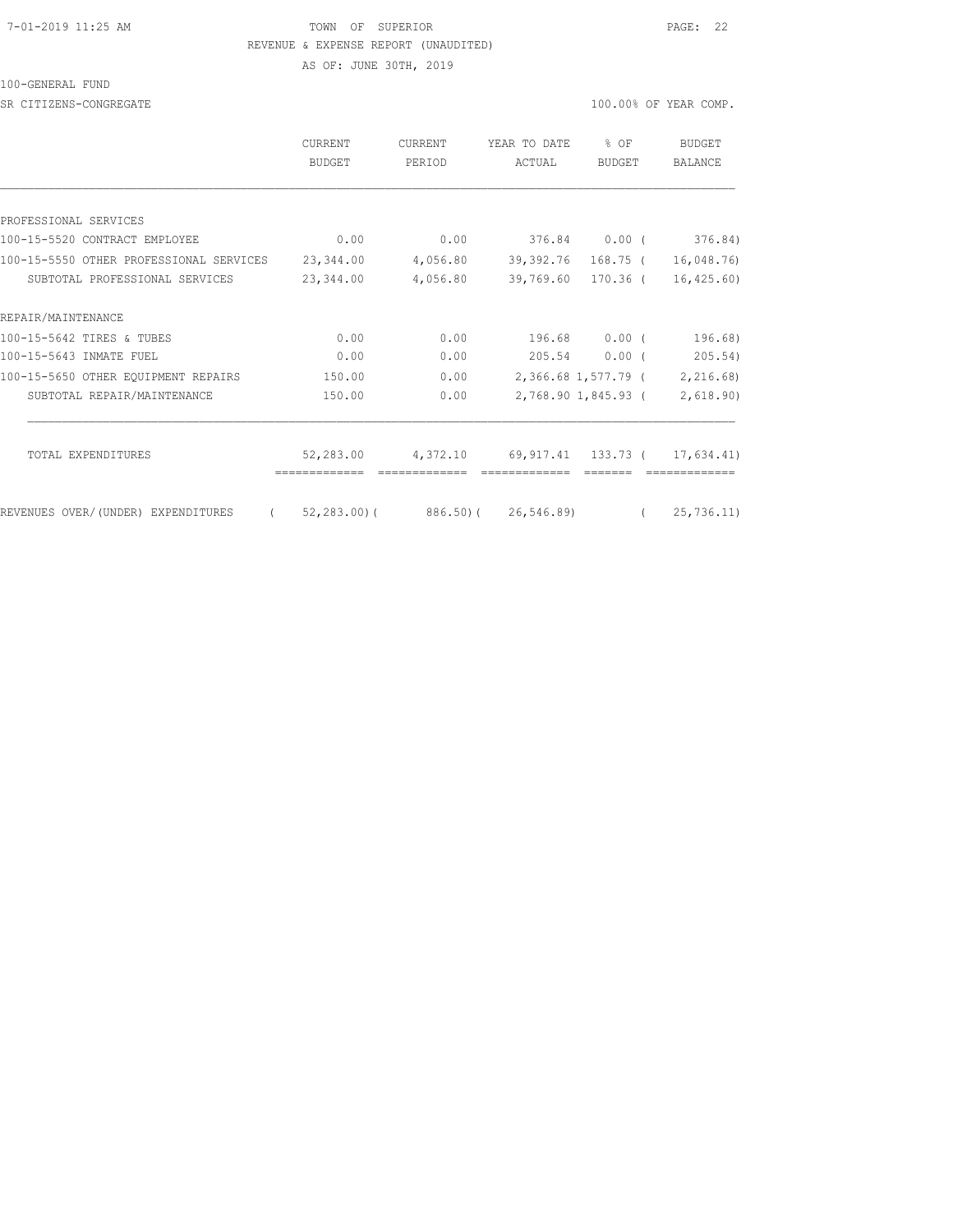TOWN OF SUPERIOR
REVENUE & EXPENSE REPORT (UNAUDITED)
AS OF: JUNE 30TH, 2019

100-GENERAL FUND

SR CITIZENS-CONGREGATE

100.00% OF YEAR COMP.

| | CURRENT BUDGET | CURRENT PERIOD | YEAR TO DATE ACTUAL | % OF BUDGET | BUDGET BALANCE |
|---|---|---|---|---|---|
| PROFESSIONAL SERVICES | | | | | |
| 100-15-5520 CONTRACT EMPLOYEE | 0.00 | 0.00 | 376.84 | 0.00 | ( 376.84) |
| 100-15-5550 OTHER PROFESSIONAL SERVICES | 23,344.00 | 4,056.80 | 39,392.76 | 168.75 | ( 16,048.76) |
| SUBTOTAL PROFESSIONAL SERVICES | 23,344.00 | 4,056.80 | 39,769.60 | 170.36 | ( 16,425.60) |
| REPAIR/MAINTENANCE | | | | | |
| 100-15-5642 TIRES & TUBES | 0.00 | 0.00 | 196.68 | 0.00 | ( 196.68) |
| 100-15-5643 INMATE FUEL | 0.00 | 0.00 | 205.54 | 0.00 | ( 205.54) |
| 100-15-5650 OTHER EQUIPMENT REPAIRS | 150.00 | 0.00 | 2,366.68 | 1,577.79 | ( 2,216.68) |
| SUBTOTAL REPAIR/MAINTENANCE | 150.00 | 0.00 | 2,768.90 | 1,845.93 | ( 2,618.90) |
| TOTAL EXPENDITURES | 52,283.00 | 4,372.10 | 69,917.41 | 133.73 | ( 17,634.41) |
| REVENUES OVER/(UNDER) EXPENDITURES | ( 52,283.00) | ( 886.50) | ( 26,546.89) | | ( 25,736.11) |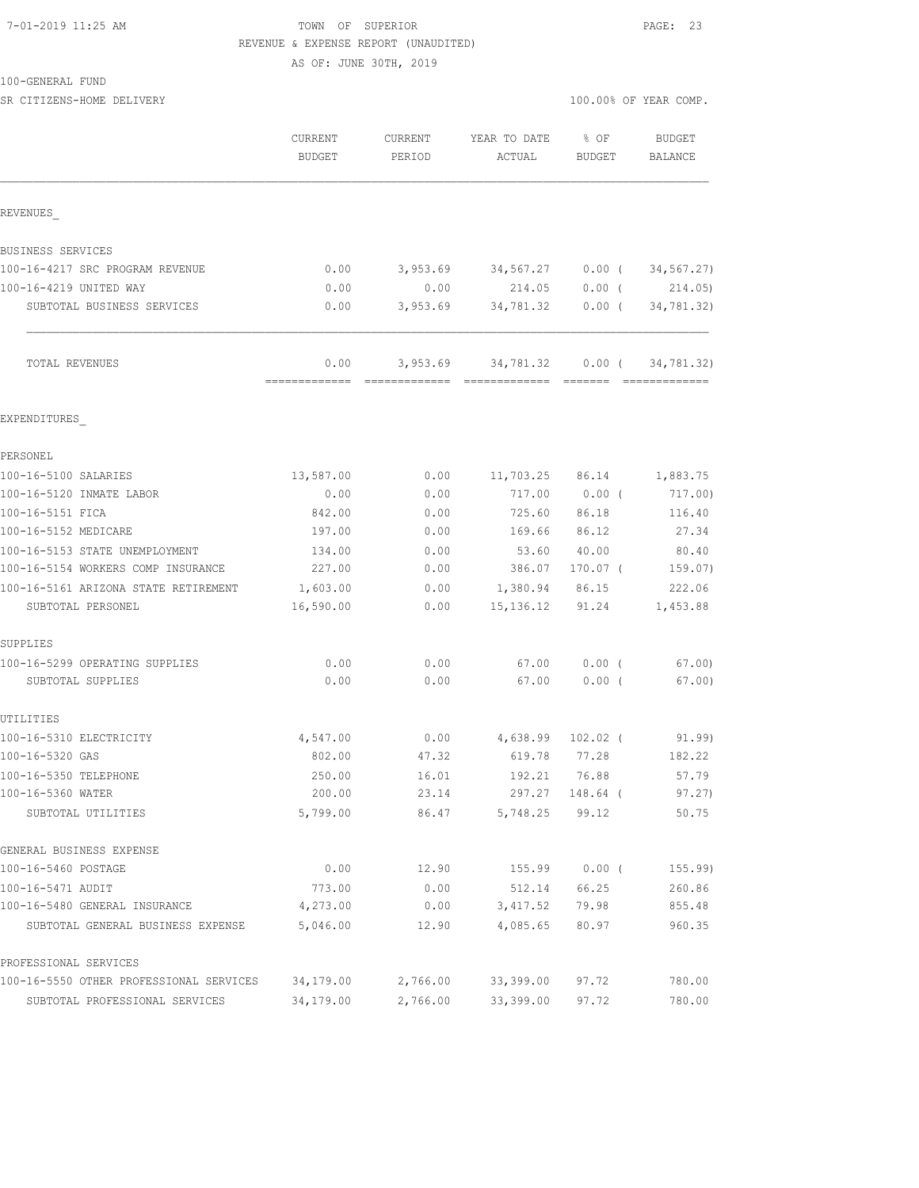TOWN OF SUPERIOR
REVENUE & EXPENSE REPORT (UNAUDITED)
AS OF: JUNE 30TH, 2019

100-GENERAL FUND
SR CITIZENS-HOME DELIVERY

100.00% OF YEAR COMP.

| | CURRENT BUDGET | CURRENT PERIOD | YEAR TO DATE ACTUAL | % OF BUDGET | BUDGET BALANCE |
|---|---|---|---|---|---|
| **REVENUES** | | | | | |
| BUSINESS SERVICES | | | | | |
| 100-16-4217 SRC PROGRAM REVENUE | 0.00 | 3,953.69 | 34,567.27 | 0.00 ( | 34,567.27) |
| 100-16-4219 UNITED WAY | 0.00 | 0.00 | 214.05 | 0.00 ( | 214.05) |
| SUBTOTAL BUSINESS SERVICES | 0.00 | 3,953.69 | 34,781.32 | 0.00 ( | 34,781.32) |
| TOTAL REVENUES | 0.00 | 3,953.69 | 34,781.32 | 0.00 ( | 34,781.32) |
| **EXPENDITURES** | | | | | |
| PERSONEL | | | | | |
| 100-16-5100 SALARIES | 13,587.00 | 0.00 | 11,703.25 | 86.14 | 1,883.75 |
| 100-16-5120 INMATE LABOR | 0.00 | 0.00 | 717.00 | 0.00 ( | 717.00) |
| 100-16-5151 FICA | 842.00 | 0.00 | 725.60 | 86.18 | 116.40 |
| 100-16-5152 MEDICARE | 197.00 | 0.00 | 169.66 | 86.12 | 27.34 |
| 100-16-5153 STATE UNEMPLOYMENT | 134.00 | 0.00 | 53.60 | 40.00 | 80.40 |
| 100-16-5154 WORKERS COMP INSURANCE | 227.00 | 0.00 | 386.07 | 170.07 ( | 159.07) |
| 100-16-5161 ARIZONA STATE RETIREMENT | 1,603.00 | 0.00 | 1,380.94 | 86.15 | 222.06 |
| SUBTOTAL PERSONEL | 16,590.00 | 0.00 | 15,136.12 | 91.24 | 1,453.88 |
| SUPPLIES | | | | | |
| 100-16-5299 OPERATING SUPPLIES | 0.00 | 0.00 | 67.00 | 0.00 ( | 67.00) |
| SUBTOTAL SUPPLIES | 0.00 | 0.00 | 67.00 | 0.00 ( | 67.00) |
| UTILITIES | | | | | |
| 100-16-5310 ELECTRICITY | 4,547.00 | 0.00 | 4,638.99 | 102.02 ( | 91.99) |
| 100-16-5320 GAS | 802.00 | 47.32 | 619.78 | 77.28 | 182.22 |
| 100-16-5350 TELEPHONE | 250.00 | 16.01 | 192.21 | 76.88 | 57.79 |
| 100-16-5360 WATER | 200.00 | 23.14 | 297.27 | 148.64 ( | 97.27) |
| SUBTOTAL UTILITIES | 5,799.00 | 86.47 | 5,748.25 | 99.12 | 50.75 |
| GENERAL BUSINESS EXPENSE | | | | | |
| 100-16-5460 POSTAGE | 0.00 | 12.90 | 155.99 | 0.00 ( | 155.99) |
| 100-16-5471 AUDIT | 773.00 | 0.00 | 512.14 | 66.25 | 260.86 |
| 100-16-5480 GENERAL INSURANCE | 4,273.00 | 0.00 | 3,417.52 | 79.98 | 855.48 |
| SUBTOTAL GENERAL BUSINESS EXPENSE | 5,046.00 | 12.90 | 4,085.65 | 80.97 | 960.35 |
| PROFESSIONAL SERVICES | | | | | |
| 100-16-5550 OTHER PROFESSIONAL SERVICES | 34,179.00 | 2,766.00 | 33,399.00 | 97.72 | 780.00 |
| SUBTOTAL PROFESSIONAL SERVICES | 34,179.00 | 2,766.00 | 33,399.00 | 97.72 | 780.00 |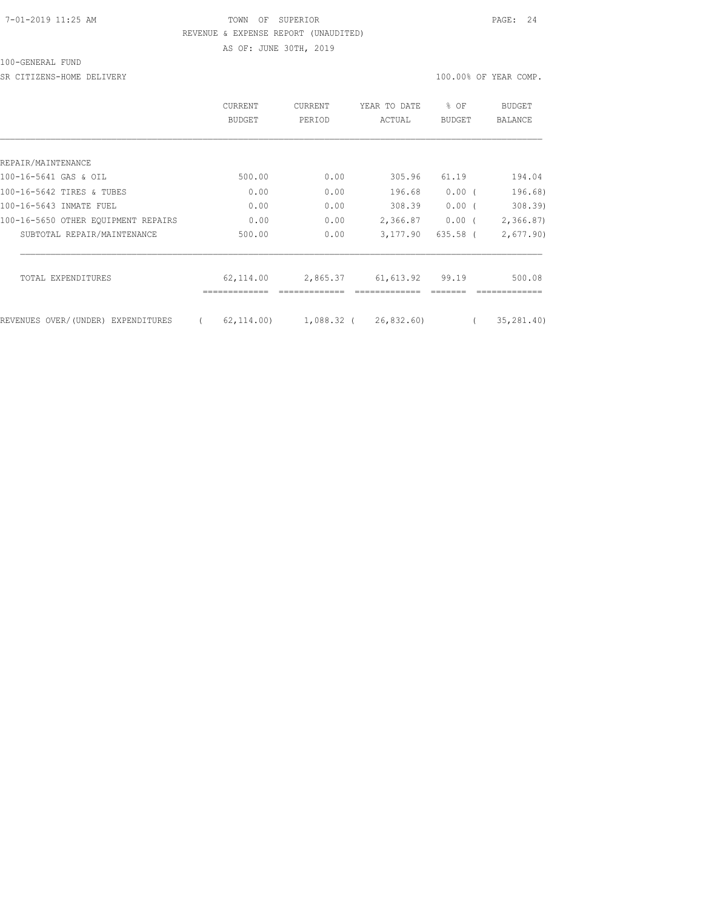TOWN OF SUPERIOR
REVENUE & EXPENSE REPORT (UNAUDITED)
AS OF: JUNE 30TH, 2019

100-GENERAL FUND

SR CITIZENS-HOME DELIVERY — 100.00% OF YEAR COMP.

| | CURRENT BUDGET | CURRENT PERIOD | YEAR TO DATE ACTUAL | % OF BUDGET | BUDGET BALANCE |
|---|---|---|---|---|---|
| REPAIR/MAINTENANCE | | | | | |
| 100-16-5641 GAS & OIL | 500.00 | 0.00 | 305.96 | 61.19 | 194.04 |
| 100-16-5642 TIRES & TUBES | 0.00 | 0.00 | 196.68 | 0.00 | ( 196.68) |
| 100-16-5643 INMATE FUEL | 0.00 | 0.00 | 308.39 | 0.00 | ( 308.39) |
| 100-16-5650 OTHER EQUIPMENT REPAIRS | 0.00 | 0.00 | 2,366.87 | 0.00 | ( 2,366.87) |
| SUBTOTAL REPAIR/MAINTENANCE | 500.00 | 0.00 | 3,177.90 | 635.58 | ( 2,677.90) |
| TOTAL EXPENDITURES | 62,114.00 | 2,865.37 | 61,613.92 | 99.19 | 500.08 |
| REVENUES OVER/(UNDER) EXPENDITURES | ( 62,114.00) | 1,088.32 | ( 26,832.60) | | ( 35,281.40) |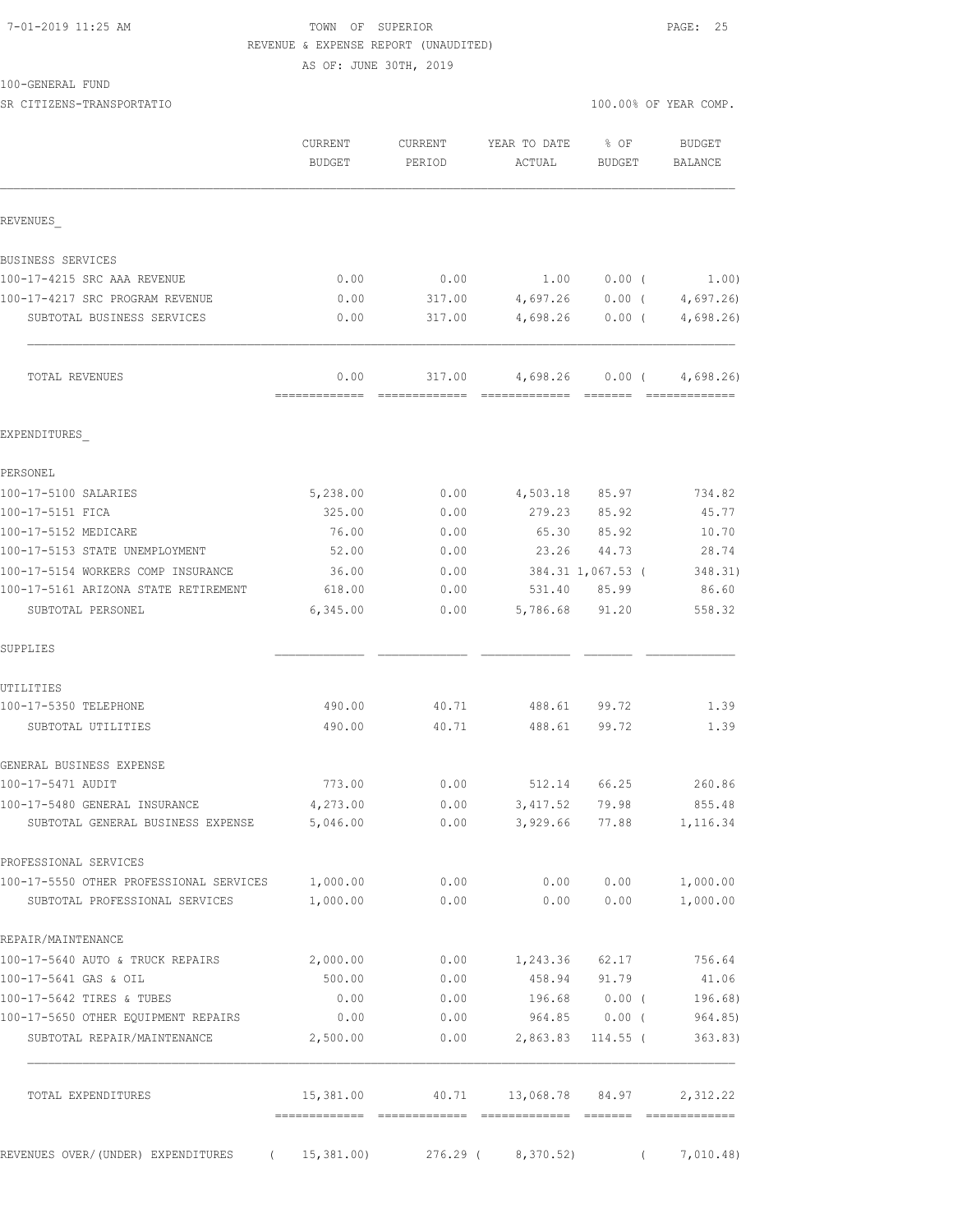TOWN OF SUPERIOR
REVENUE & EXPENSE REPORT (UNAUDITED)
AS OF: JUNE 30TH, 2019

100-GENERAL FUND
SR CITIZENS-TRANSPORTATIO

100.00% OF YEAR COMP.

| | CURRENT BUDGET | CURRENT PERIOD | YEAR TO DATE ACTUAL | % OF BUDGET | BUDGET BALANCE |
|---|---|---|---|---|---|
| **REVENUES** | | | | | |
| BUSINESS SERVICES | | | | | |
| 100-17-4215 SRC AAA REVENUE | 0.00 | 0.00 | 1.00 | 0.00 | ( 1.00) |
| 100-17-4217 SRC PROGRAM REVENUE | 0.00 | 317.00 | 4,697.26 | 0.00 | ( 4,697.26) |
| SUBTOTAL BUSINESS SERVICES | 0.00 | 317.00 | 4,698.26 | 0.00 | ( 4,698.26) |
| TOTAL REVENUES | 0.00 | 317.00 | 4,698.26 | 0.00 | ( 4,698.26) |
| **EXPENDITURES** | | | | | |
| PERSONEL | | | | | |
| 100-17-5100 SALARIES | 5,238.00 | 0.00 | 4,503.18 | 85.97 | 734.82 |
| 100-17-5151 FICA | 325.00 | 0.00 | 279.23 | 85.92 | 45.77 |
| 100-17-5152 MEDICARE | 76.00 | 0.00 | 65.30 | 85.92 | 10.70 |
| 100-17-5153 STATE UNEMPLOYMENT | 52.00 | 0.00 | 23.26 | 44.73 | 28.74 |
| 100-17-5154 WORKERS COMP INSURANCE | 36.00 | 0.00 | 384.31 | 1,067.53 | ( 348.31) |
| 100-17-5161 ARIZONA STATE RETIREMENT | 618.00 | 0.00 | 531.40 | 85.99 | 86.60 |
| SUBTOTAL PERSONEL | 6,345.00 | 0.00 | 5,786.68 | 91.20 | 558.32 |
| SUPPLIES | | | | | |
| UTILITIES | | | | | |
| 100-17-5350 TELEPHONE | 490.00 | 40.71 | 488.61 | 99.72 | 1.39 |
| SUBTOTAL UTILITIES | 490.00 | 40.71 | 488.61 | 99.72 | 1.39 |
| GENERAL BUSINESS EXPENSE | | | | | |
| 100-17-5471 AUDIT | 773.00 | 0.00 | 512.14 | 66.25 | 260.86 |
| 100-17-5480 GENERAL INSURANCE | 4,273.00 | 0.00 | 3,417.52 | 79.98 | 855.48 |
| SUBTOTAL GENERAL BUSINESS EXPENSE | 5,046.00 | 0.00 | 3,929.66 | 77.88 | 1,116.34 |
| PROFESSIONAL SERVICES | | | | | |
| 100-17-5550 OTHER PROFESSIONAL SERVICES | 1,000.00 | 0.00 | 0.00 | 0.00 | 1,000.00 |
| SUBTOTAL PROFESSIONAL SERVICES | 1,000.00 | 0.00 | 0.00 | 0.00 | 1,000.00 |
| REPAIR/MAINTENANCE | | | | | |
| 100-17-5640 AUTO & TRUCK REPAIRS | 2,000.00 | 0.00 | 1,243.36 | 62.17 | 756.64 |
| 100-17-5641 GAS & OIL | 500.00 | 0.00 | 458.94 | 91.79 | 41.06 |
| 100-17-5642 TIRES & TUBES | 0.00 | 0.00 | 196.68 | 0.00 | ( 196.68) |
| 100-17-5650 OTHER EQUIPMENT REPAIRS | 0.00 | 0.00 | 964.85 | 0.00 | ( 964.85) |
| SUBTOTAL REPAIR/MAINTENANCE | 2,500.00 | 0.00 | 2,863.83 | 114.55 | ( 363.83) |
| TOTAL EXPENDITURES | 15,381.00 | 40.71 | 13,068.78 | 84.97 | 2,312.22 |
| REVENUES OVER/(UNDER) EXPENDITURES | ( 15,381.00) | 276.29 | ( 8,370.52) | | ( 7,010.48) |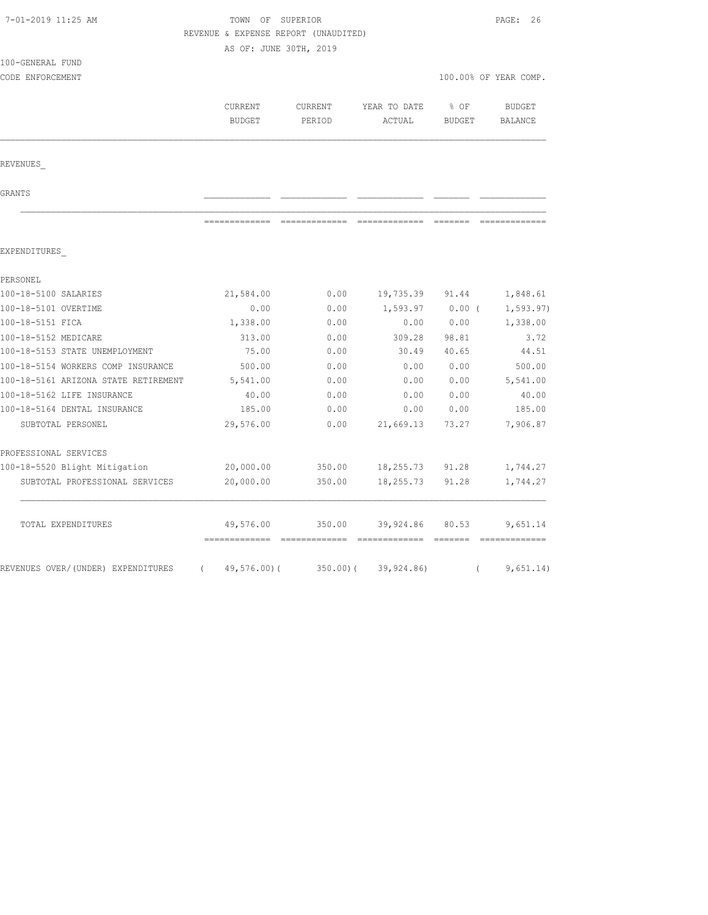TOWN OF SUPERIOR

REVENUE & EXPENSE REPORT (UNAUDITED)

AS OF: JUNE 30TH, 2019

100-GENERAL FUND

CODE ENFORCEMENT

100.00% OF YEAR COMP.

| | CURRENT BUDGET | CURRENT PERIOD | YEAR TO DATE ACTUAL | % OF BUDGET | BUDGET BALANCE |
|---|---|---|---|---|---|
| REVENUES_ | | | | | |
| GRANTS | | | | | |
| EXPENDITURES_ | | | | | |
| PERSONEL | | | | | |
| 100-18-5100 SALARIES | 21,584.00 | 0.00 | 19,735.39 | 91.44 | 1,848.61 |
| 100-18-5101 OVERTIME | 0.00 | 0.00 | 1,593.97 | 0.00 | ( 1,593.97) |
| 100-18-5151 FICA | 1,338.00 | 0.00 | 0.00 | 0.00 | 1,338.00 |
| 100-18-5152 MEDICARE | 313.00 | 0.00 | 309.28 | 98.81 | 3.72 |
| 100-18-5153 STATE UNEMPLOYMENT | 75.00 | 0.00 | 30.49 | 40.65 | 44.51 |
| 100-18-5154 WORKERS COMP INSURANCE | 500.00 | 0.00 | 0.00 | 0.00 | 500.00 |
| 100-18-5161 ARIZONA STATE RETIREMENT | 5,541.00 | 0.00 | 0.00 | 0.00 | 5,541.00 |
| 100-18-5162 LIFE INSURANCE | 40.00 | 0.00 | 0.00 | 0.00 | 40.00 |
| 100-18-5164 DENTAL INSURANCE | 185.00 | 0.00 | 0.00 | 0.00 | 185.00 |
| SUBTOTAL PERSONEL | 29,576.00 | 0.00 | 21,669.13 | 73.27 | 7,906.87 |
| PROFESSIONAL SERVICES | | | | | |
| 100-18-5520 Blight Mitigation | 20,000.00 | 350.00 | 18,255.73 | 91.28 | 1,744.27 |
| SUBTOTAL PROFESSIONAL SERVICES | 20,000.00 | 350.00 | 18,255.73 | 91.28 | 1,744.27 |
| TOTAL EXPENDITURES | 49,576.00 | 350.00 | 39,924.86 | 80.53 | 9,651.14 |
| REVENUES OVER/(UNDER) EXPENDITURES | ( 49,576.00) | ( 350.00) | ( 39,924.86) | | ( 9,651.14) |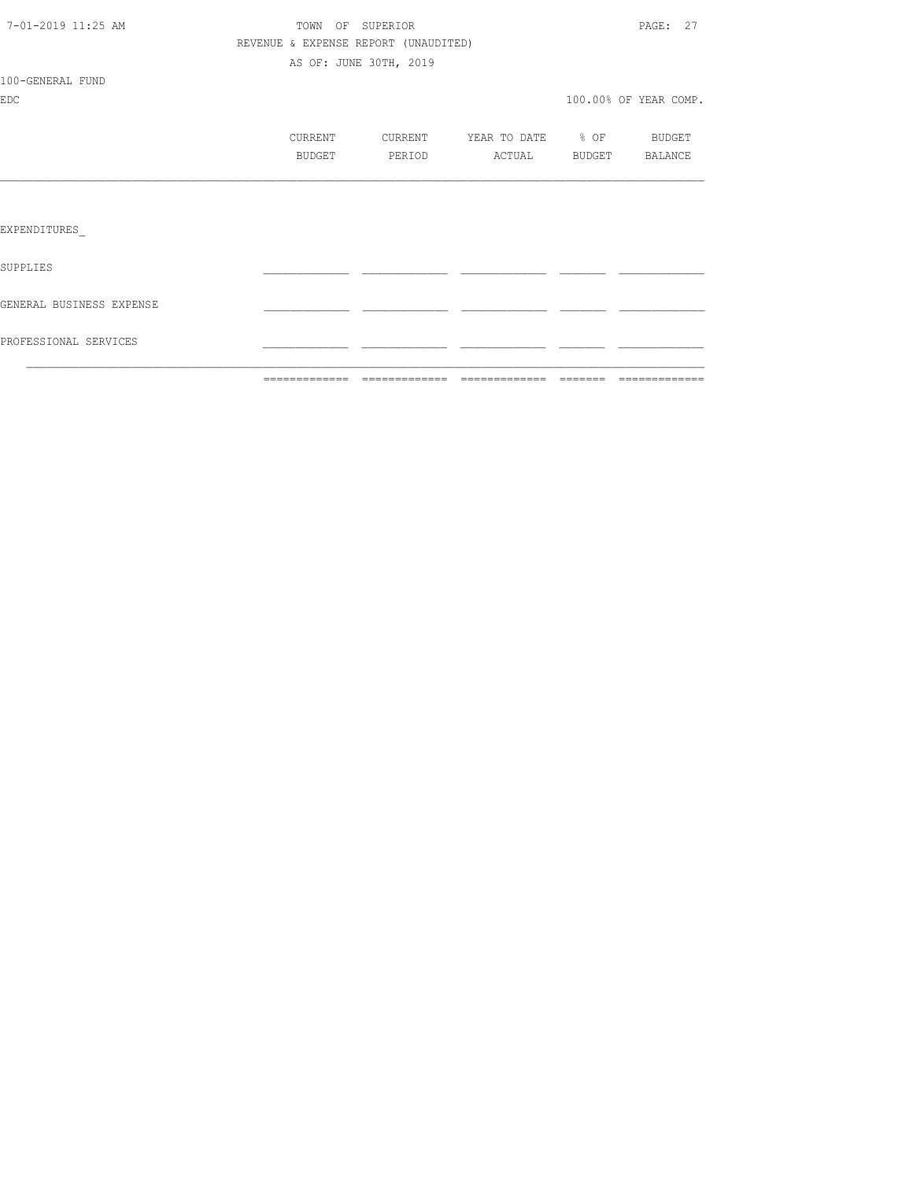TOWN OF SUPERIOR

REVENUE & EXPENSE REPORT (UNAUDITED)

AS OF: JUNE 30TH, 2019

100-GENERAL FUND

EDC

100.00% OF YEAR COMP.

| | CURRENT BUDGET | CURRENT PERIOD | YEAR TO DATE ACTUAL | % OF BUDGET | BUDGET BALANCE |
|---|---|---|---|---|---|
| EXPENDITURES_ | | | | | |
| SUPPLIES | | | | | |
| GENERAL BUSINESS EXPENSE | | | | | |
| PROFESSIONAL SERVICES | | | | | |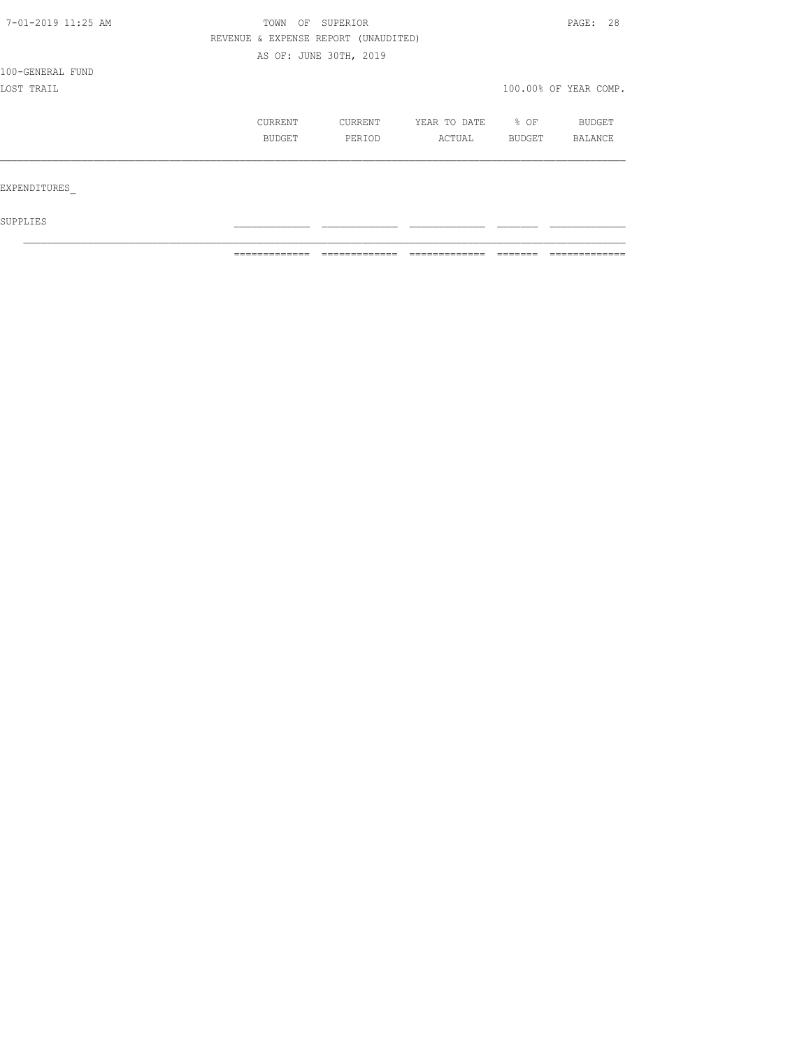TOWN OF SUPERIOR

REVENUE & EXPENSE REPORT (UNAUDITED)

AS OF: JUNE 30TH, 2019

100-GENERAL FUND

LOST TRAIL

100.00% OF YEAR COMP.

| | CURRENT BUDGET | CURRENT PERIOD | YEAR TO DATE ACTUAL | % OF BUDGET | BUDGET BALANCE |
|---|---|---|---|---|---|
| EXPENDITURES_ | | | | | |
| SUPPLIES | | | | | |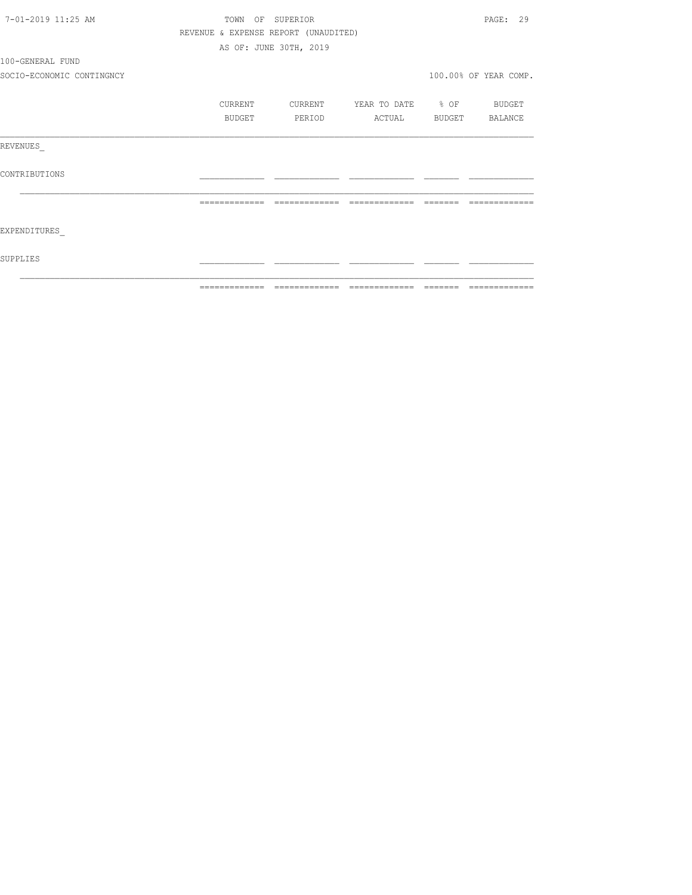TOWN OF SUPERIOR

REVENUE & EXPENSE REPORT (UNAUDITED)

AS OF: JUNE 30TH, 2019

100-GENERAL FUND

SOCIO-ECONOMIC CONTINGNCY

100.00% OF YEAR COMP.

| | CURRENT BUDGET | CURRENT PERIOD | YEAR TO DATE ACTUAL | % OF BUDGET | BUDGET BALANCE |
|---|---|---|---|---|---|
| REVENUES_ | | | | | |
| CONTRIBUTIONS | | | | | |
| | | | | | |
| EXPENDITURES_ | | | | | |
| SUPPLIES | | | | | |
| | | | | | |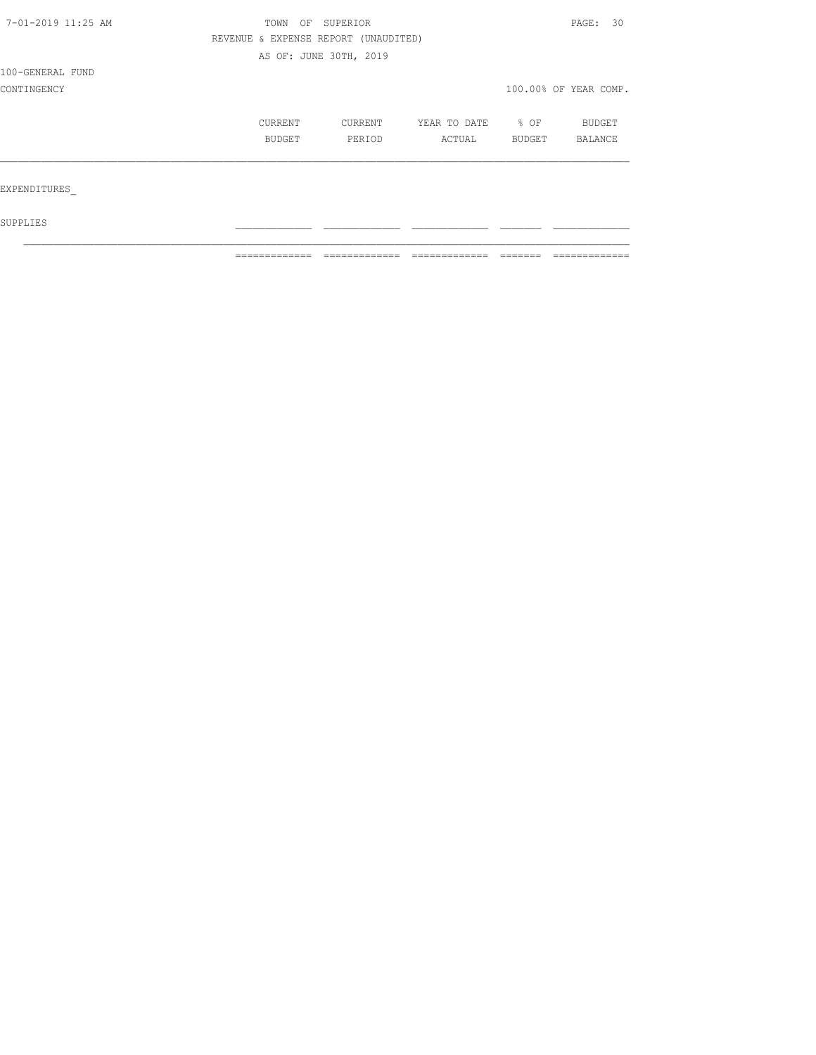TOWN OF SUPERIOR

REVENUE & EXPENSE REPORT (UNAUDITED)

AS OF: JUNE 30TH, 2019

100-GENERAL FUND

CONTINGENCY

100.00% OF YEAR COMP.

| | CURRENT BUDGET | CURRENT PERIOD | YEAR TO DATE ACTUAL | % OF BUDGET | BUDGET BALANCE |
|---|---|---|---|---|---|
| EXPENDITURES_ | | | | | |
| SUPPLIES | | | | | |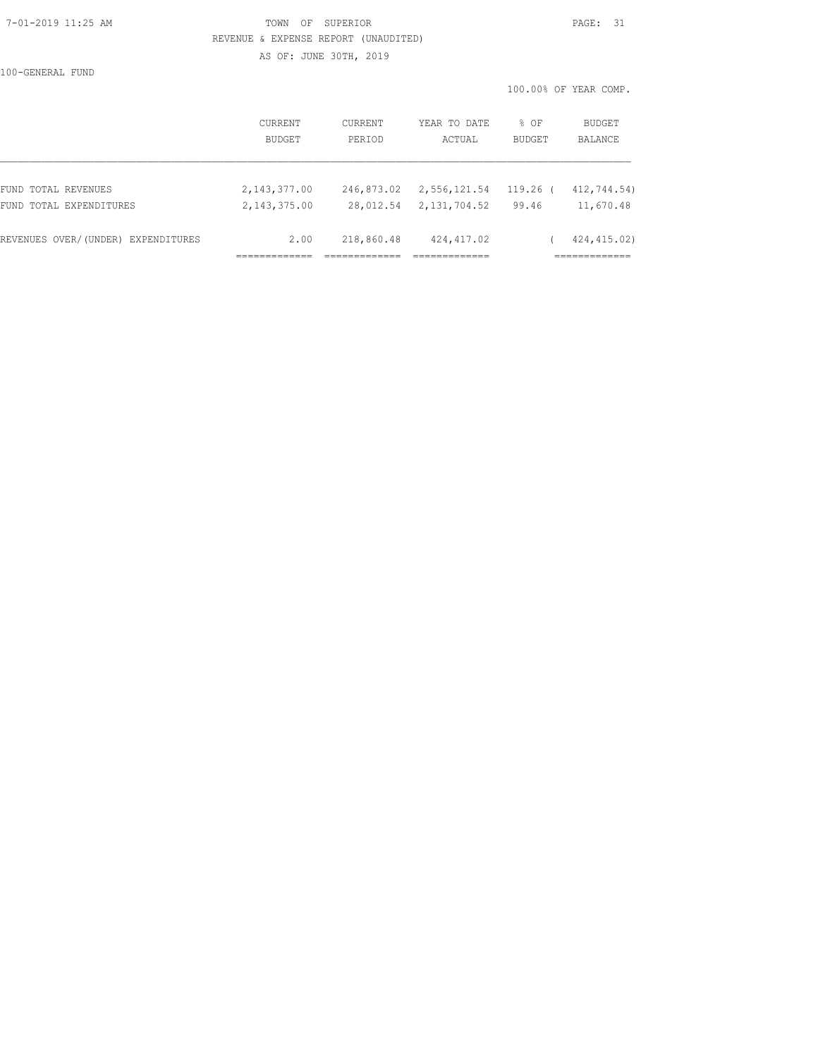TOWN OF SUPERIOR

REVENUE & EXPENSE REPORT (UNAUDITED)

AS OF: JUNE 30TH, 2019

100-GENERAL FUND

100.00% OF YEAR COMP.

| | CURRENT BUDGET | CURRENT PERIOD | YEAR TO DATE ACTUAL | % OF BUDGET | BUDGET BALANCE |
|---|---|---|---|---|---|
| FUND TOTAL REVENUES | 2,143,377.00 | 246,873.02 | 2,556,121.54 | 119.26 | ( 412,744.54) |
| FUND TOTAL EXPENDITURES | 2,143,375.00 | 28,012.54 | 2,131,704.52 | 99.46 | 11,670.48 |
| REVENUES OVER/(UNDER) EXPENDITURES | 2.00 | 218,860.48 | 424,417.02 | | ( 424,415.02) |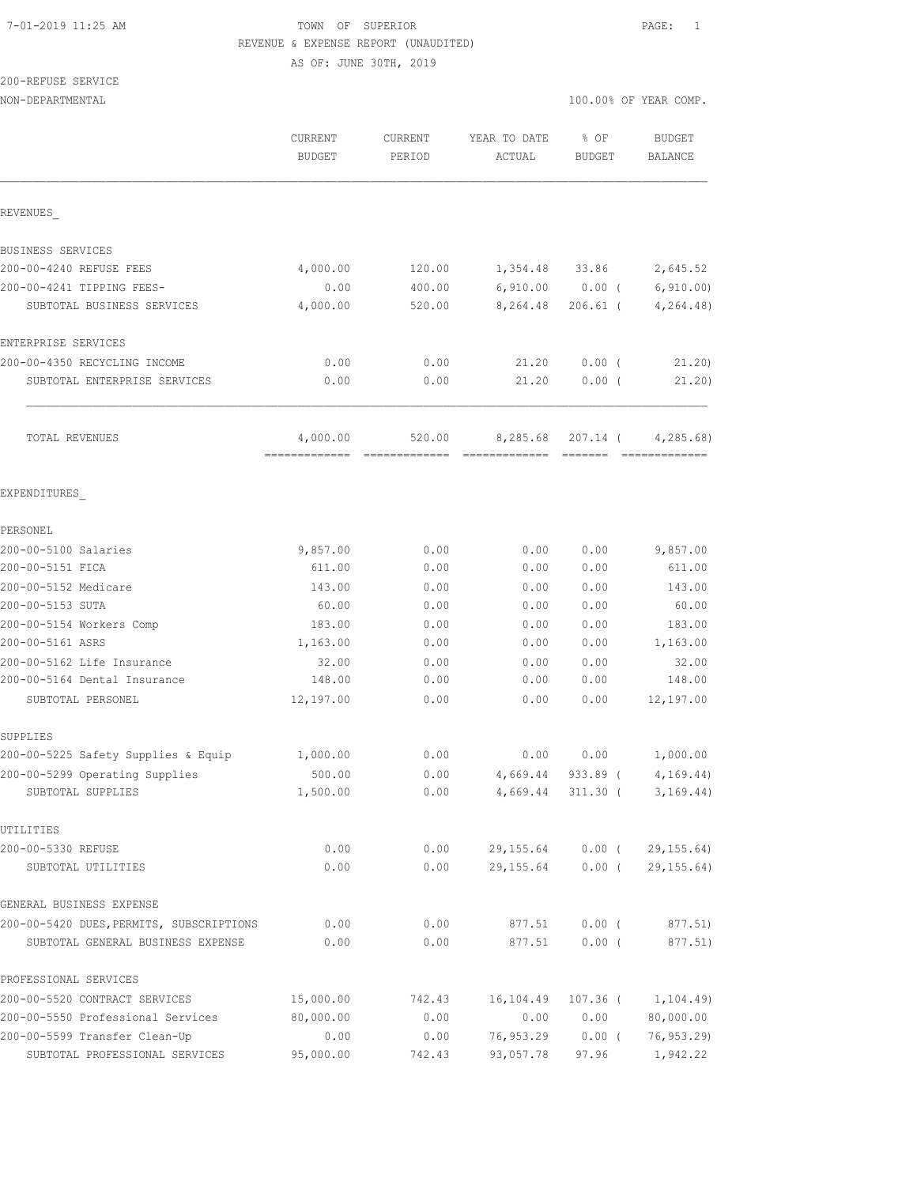TOWN OF SUPERIOR

REVENUE & EXPENSE REPORT (UNAUDITED)

AS OF: JUNE 30TH, 2019

200-REFUSE SERVICE

NON-DEPARTMENTAL

100.00% OF YEAR COMP.

| | CURRENT BUDGET | CURRENT PERIOD | YEAR TO DATE ACTUAL | % OF BUDGET | BUDGET BALANCE |
|---|---|---|---|---|---|
| REVENUES_ | | | | | |
| BUSINESS SERVICES | | | | | |
| 200-00-4240 REFUSE FEES | 4,000.00 | 120.00 | 1,354.48 | 33.86 | 2,645.52 |
| 200-00-4241 TIPPING FEES- | 0.00 | 400.00 | 6,910.00 | 0.00 ( | 6,910.00) |
| SUBTOTAL BUSINESS SERVICES | 4,000.00 | 520.00 | 8,264.48 | 206.61 ( | 4,264.48) |
| ENTERPRISE SERVICES | | | | | |
| 200-00-4350 RECYCLING INCOME | 0.00 | 0.00 | 21.20 | 0.00 ( | 21.20) |
| SUBTOTAL ENTERPRISE SERVICES | 0.00 | 0.00 | 21.20 | 0.00 ( | 21.20) |
| TOTAL REVENUES | 4,000.00 | 520.00 | 8,285.68 | 207.14 ( | 4,285.68) |
| EXPENDITURES_ | | | | | |
| PERSONEL | | | | | |
| 200-00-5100 Salaries | 9,857.00 | 0.00 | 0.00 | 0.00 | 9,857.00 |
| 200-00-5151 FICA | 611.00 | 0.00 | 0.00 | 0.00 | 611.00 |
| 200-00-5152 Medicare | 143.00 | 0.00 | 0.00 | 0.00 | 143.00 |
| 200-00-5153 SUTA | 60.00 | 0.00 | 0.00 | 0.00 | 60.00 |
| 200-00-5154 Workers Comp | 183.00 | 0.00 | 0.00 | 0.00 | 183.00 |
| 200-00-5161 ASRS | 1,163.00 | 0.00 | 0.00 | 0.00 | 1,163.00 |
| 200-00-5162 Life Insurance | 32.00 | 0.00 | 0.00 | 0.00 | 32.00 |
| 200-00-5164 Dental Insurance | 148.00 | 0.00 | 0.00 | 0.00 | 148.00 |
| SUBTOTAL PERSONEL | 12,197.00 | 0.00 | 0.00 | 0.00 | 12,197.00 |
| SUPPLIES | | | | | |
| 200-00-5225 Safety Supplies & Equip | 1,000.00 | 0.00 | 0.00 | 0.00 | 1,000.00 |
| 200-00-5299 Operating Supplies | 500.00 | 0.00 | 4,669.44 | 933.89 ( | 4,169.44) |
| SUBTOTAL SUPPLIES | 1,500.00 | 0.00 | 4,669.44 | 311.30 ( | 3,169.44) |
| UTILITIES | | | | | |
| 200-00-5330 REFUSE | 0.00 | 0.00 | 29,155.64 | 0.00 ( | 29,155.64) |
| SUBTOTAL UTILITIES | 0.00 | 0.00 | 29,155.64 | 0.00 ( | 29,155.64) |
| GENERAL BUSINESS EXPENSE | | | | | |
| 200-00-5420 DUES,PERMITS, SUBSCRIPTIONS | 0.00 | 0.00 | 877.51 | 0.00 ( | 877.51) |
| SUBTOTAL GENERAL BUSINESS EXPENSE | 0.00 | 0.00 | 877.51 | 0.00 ( | 877.51) |
| PROFESSIONAL SERVICES | | | | | |
| 200-00-5520 CONTRACT SERVICES | 15,000.00 | 742.43 | 16,104.49 | 107.36 ( | 1,104.49) |
| 200-00-5550 Professional Services | 80,000.00 | 0.00 | 0.00 | 0.00 | 80,000.00 |
| 200-00-5599 Transfer Clean-Up | 0.00 | 0.00 | 76,953.29 | 0.00 ( | 76,953.29) |
| SUBTOTAL PROFESSIONAL SERVICES | 95,000.00 | 742.43 | 93,057.78 | 97.96 | 1,942.22 |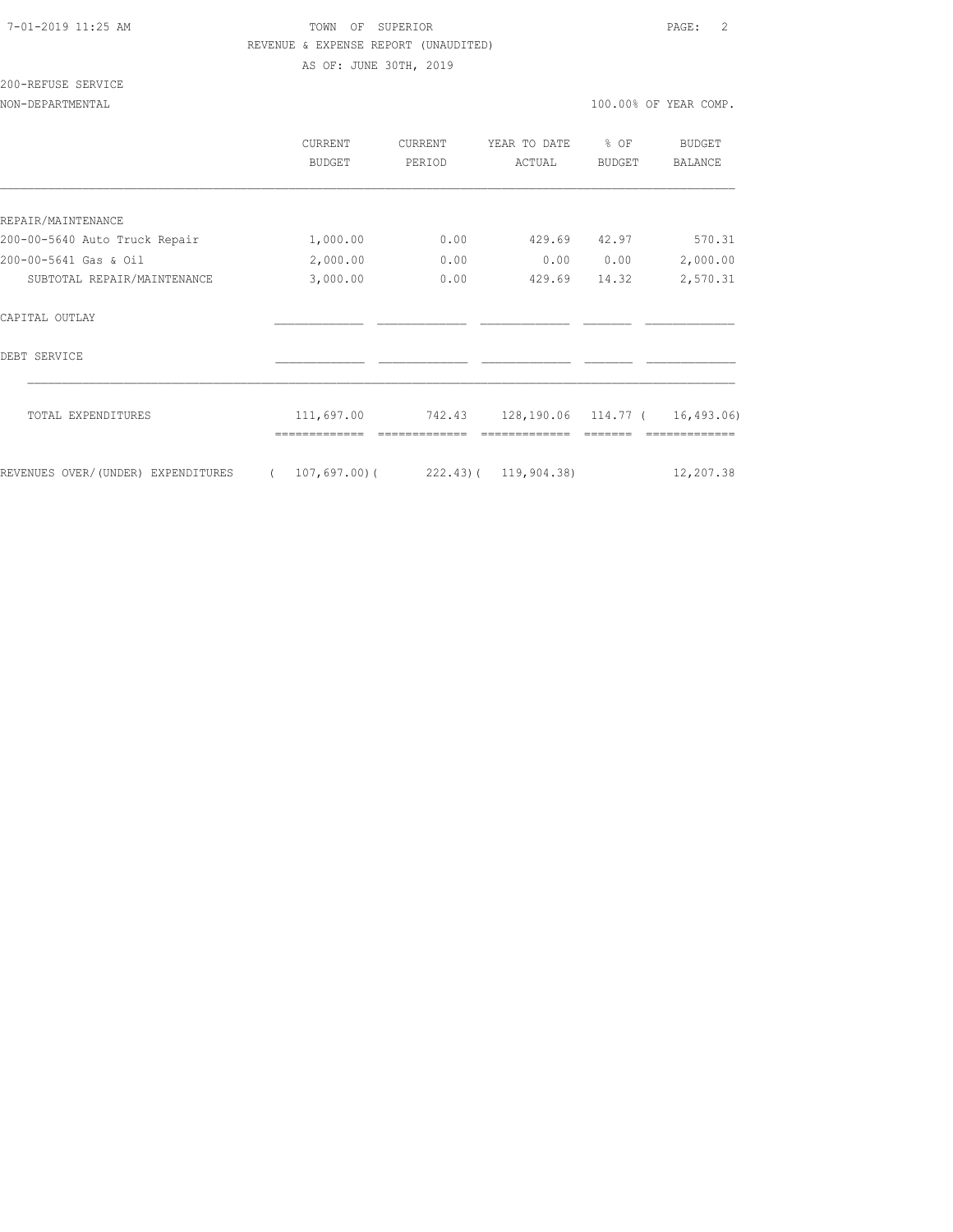TOWN OF SUPERIOR

REVENUE & EXPENSE REPORT (UNAUDITED)

AS OF: JUNE 30TH, 2019

200-REFUSE SERVICE

NON-DEPARTMENTAL — 100.00% OF YEAR COMP.

| | CURRENT BUDGET | CURRENT PERIOD | YEAR TO DATE ACTUAL | % OF BUDGET | BUDGET BALANCE |
|---|---|---|---|---|---|
| REPAIR/MAINTENANCE | | | | | |
| 200-00-5640 Auto Truck Repair | 1,000.00 | 0.00 | 429.69 | 42.97 | 570.31 |
| 200-00-5641 Gas & Oil | 2,000.00 | 0.00 | 0.00 | 0.00 | 2,000.00 |
| SUBTOTAL REPAIR/MAINTENANCE | 3,000.00 | 0.00 | 429.69 | 14.32 | 2,570.31 |
| CAPITAL OUTLAY | | | | | |
| DEBT SERVICE | | | | | |
| TOTAL EXPENDITURES | 111,697.00 | 742.43 | 128,190.06 | 114.77 | ( 16,493.06) |
| REVENUES OVER/(UNDER) EXPENDITURES | ( 107,697.00) | ( 222.43) | ( 119,904.38) | | 12,207.38 |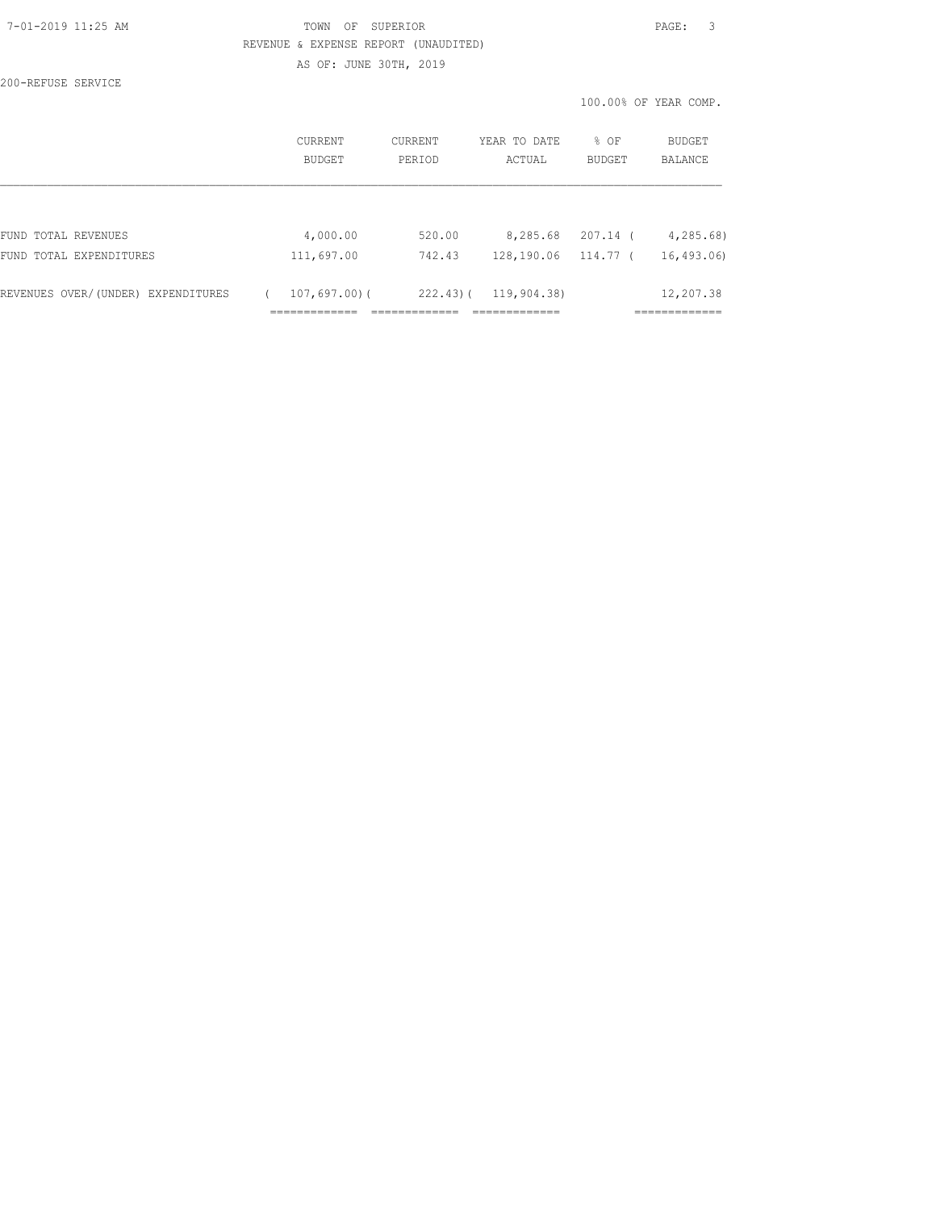TOWN OF SUPERIOR

REVENUE & EXPENSE REPORT (UNAUDITED)

AS OF: JUNE 30TH, 2019

200-REFUSE SERVICE

100.00% OF YEAR COMP.

|  | CURRENT BUDGET | CURRENT PERIOD | YEAR TO DATE ACTUAL | % OF BUDGET | BUDGET BALANCE |
|---|---|---|---|---|---|
| FUND TOTAL REVENUES | 4,000.00 | 520.00 | 8,285.68 | 207.14 | ( 4,285.68) |
| FUND TOTAL EXPENDITURES | 111,697.00 | 742.43 | 128,190.06 | 114.77 | ( 16,493.06) |
| REVENUES OVER/(UNDER) EXPENDITURES | ( 107,697.00) | ( 222.43) | ( 119,904.38) |  | 12,207.38 |
|  | ============= | ============= | ============= |  | ============= |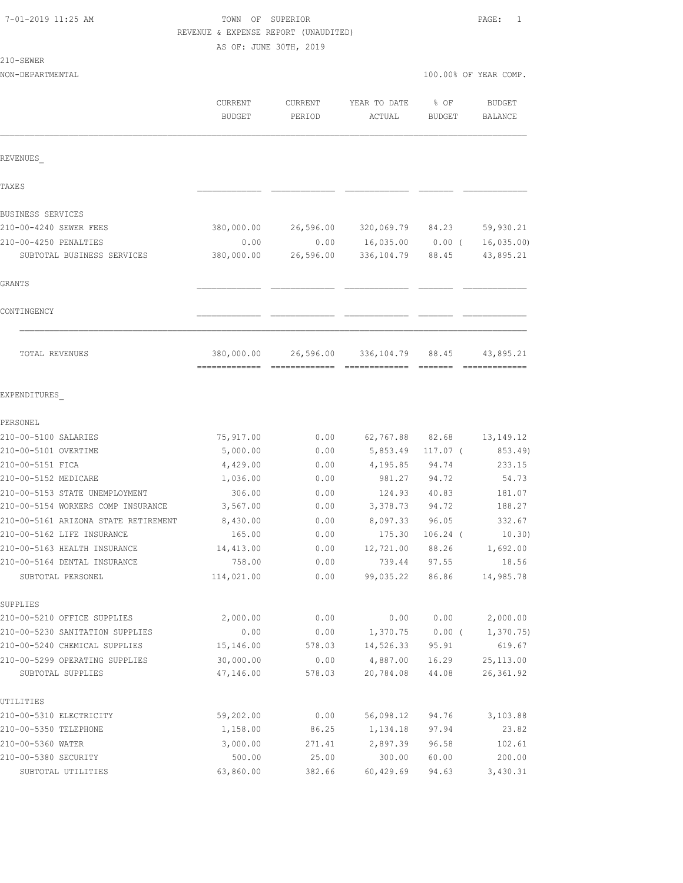TOWN OF SUPERIOR

REVENUE & EXPENSE REPORT (UNAUDITED)

AS OF: JUNE 30TH, 2019

210-SEWER

NON-DEPARTMENTAL — 100.00% OF YEAR COMP.

| | CURRENT BUDGET | CURRENT PERIOD | YEAR TO DATE ACTUAL | % OF BUDGET | BUDGET BALANCE |
|---|---|---|---|---|---|
| **REVENUES_** | | | | | |
| TAXES | | | | | |
| BUSINESS SERVICES | | | | | |
| 210-00-4240 SEWER FEES | 380,000.00 | 26,596.00 | 320,069.79 | 84.23 | 59,930.21 |
| 210-00-4250 PENALTIES | 0.00 | 0.00 | 16,035.00 | 0.00 ( | 16,035.00) |
| SUBTOTAL BUSINESS SERVICES | 380,000.00 | 26,596.00 | 336,104.79 | 88.45 | 43,895.21 |
| GRANTS | | | | | |
| CONTINGENCY | | | | | |
| TOTAL REVENUES | 380,000.00 | 26,596.00 | 336,104.79 | 88.45 | 43,895.21 |
| **EXPENDITURES_** | | | | | |
| PERSONEL | | | | | |
| 210-00-5100 SALARIES | 75,917.00 | 0.00 | 62,767.88 | 82.68 | 13,149.12 |
| 210-00-5101 OVERTIME | 5,000.00 | 0.00 | 5,853.49 | 117.07 ( | 853.49) |
| 210-00-5151 FICA | 4,429.00 | 0.00 | 4,195.85 | 94.74 | 233.15 |
| 210-00-5152 MEDICARE | 1,036.00 | 0.00 | 981.27 | 94.72 | 54.73 |
| 210-00-5153 STATE UNEMPLOYMENT | 306.00 | 0.00 | 124.93 | 40.83 | 181.07 |
| 210-00-5154 WORKERS COMP INSURANCE | 3,567.00 | 0.00 | 3,378.73 | 94.72 | 188.27 |
| 210-00-5161 ARIZONA STATE RETIREMENT | 8,430.00 | 0.00 | 8,097.33 | 96.05 | 332.67 |
| 210-00-5162 LIFE INSURANCE | 165.00 | 0.00 | 175.30 | 106.24 ( | 10.30) |
| 210-00-5163 HEALTH INSURANCE | 14,413.00 | 0.00 | 12,721.00 | 88.26 | 1,692.00 |
| 210-00-5164 DENTAL INSURANCE | 758.00 | 0.00 | 739.44 | 97.55 | 18.56 |
| SUBTOTAL PERSONEL | 114,021.00 | 0.00 | 99,035.22 | 86.86 | 14,985.78 |
| SUPPLIES | | | | | |
| 210-00-5210 OFFICE SUPPLIES | 2,000.00 | 0.00 | 0.00 | 0.00 | 2,000.00 |
| 210-00-5230 SANITATION SUPPLIES | 0.00 | 0.00 | 1,370.75 | 0.00 ( | 1,370.75) |
| 210-00-5240 CHEMICAL SUPPLIES | 15,146.00 | 578.03 | 14,526.33 | 95.91 | 619.67 |
| 210-00-5299 OPERATING SUPPLIES | 30,000.00 | 0.00 | 4,887.00 | 16.29 | 25,113.00 |
| SUBTOTAL SUPPLIES | 47,146.00 | 578.03 | 20,784.08 | 44.08 | 26,361.92 |
| UTILITIES | | | | | |
| 210-00-5310 ELECTRICITY | 59,202.00 | 0.00 | 56,098.12 | 94.76 | 3,103.88 |
| 210-00-5350 TELEPHONE | 1,158.00 | 86.25 | 1,134.18 | 97.94 | 23.82 |
| 210-00-5360 WATER | 3,000.00 | 271.41 | 2,897.39 | 96.58 | 102.61 |
| 210-00-5380 SECURITY | 500.00 | 25.00 | 300.00 | 60.00 | 200.00 |
| SUBTOTAL UTILITIES | 63,860.00 | 382.66 | 60,429.69 | 94.63 | 3,430.31 |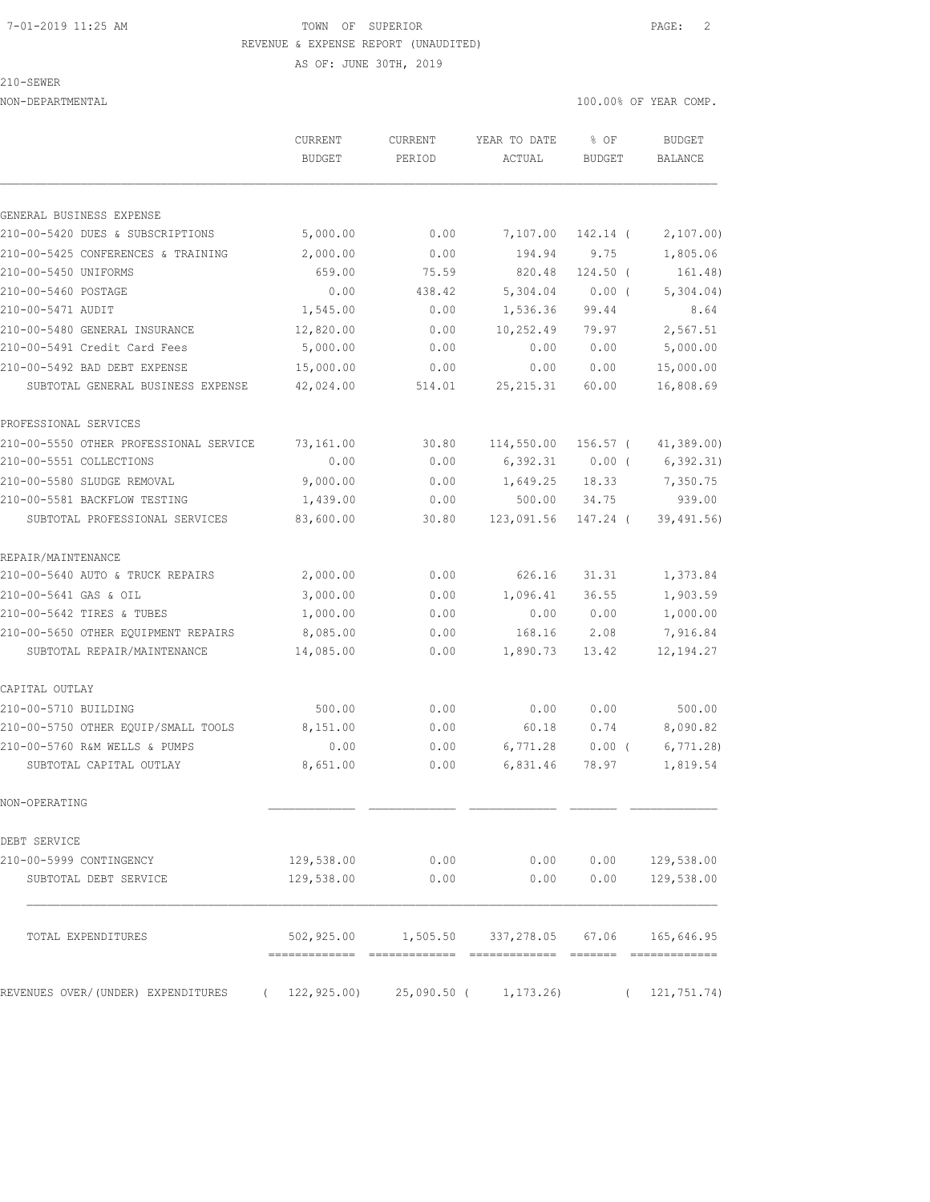TOWN OF SUPERIOR

REVENUE & EXPENSE REPORT (UNAUDITED)

AS OF: JUNE 30TH, 2019

210-SEWER

NON-DEPARTMENTAL — 100.00% OF YEAR COMP.

| | CURRENT BUDGET | CURRENT PERIOD | YEAR TO DATE ACTUAL | % OF BUDGET | BUDGET BALANCE |
|---|---|---|---|---|---|
| **GENERAL BUSINESS EXPENSE** | | | | | |
| 210-00-5420 DUES & SUBSCRIPTIONS | 5,000.00 | 0.00 | 7,107.00 | 142.14 | ( 2,107.00) |
| 210-00-5425 CONFERENCES & TRAINING | 2,000.00 | 0.00 | 194.94 | 9.75 | 1,805.06 |
| 210-00-5450 UNIFORMS | 659.00 | 75.59 | 820.48 | 124.50 | ( 161.48) |
| 210-00-5460 POSTAGE | 0.00 | 438.42 | 5,304.04 | 0.00 | ( 5,304.04) |
| 210-00-5471 AUDIT | 1,545.00 | 0.00 | 1,536.36 | 99.44 | 8.64 |
| 210-00-5480 GENERAL INSURANCE | 12,820.00 | 0.00 | 10,252.49 | 79.97 | 2,567.51 |
| 210-00-5491 Credit Card Fees | 5,000.00 | 0.00 | 0.00 | 0.00 | 5,000.00 |
| 210-00-5492 BAD DEBT EXPENSE | 15,000.00 | 0.00 | 0.00 | 0.00 | 15,000.00 |
| SUBTOTAL GENERAL BUSINESS EXPENSE | 42,024.00 | 514.01 | 25,215.31 | 60.00 | 16,808.69 |
| **PROFESSIONAL SERVICES** | | | | | |
| 210-00-5550 OTHER PROFESSIONAL SERVICE | 73,161.00 | 30.80 | 114,550.00 | 156.57 | ( 41,389.00) |
| 210-00-5551 COLLECTIONS | 0.00 | 0.00 | 6,392.31 | 0.00 | ( 6,392.31) |
| 210-00-5580 SLUDGE REMOVAL | 9,000.00 | 0.00 | 1,649.25 | 18.33 | 7,350.75 |
| 210-00-5581 BACKFLOW TESTING | 1,439.00 | 0.00 | 500.00 | 34.75 | 939.00 |
| SUBTOTAL PROFESSIONAL SERVICES | 83,600.00 | 30.80 | 123,091.56 | 147.24 | ( 39,491.56) |
| **REPAIR/MAINTENANCE** | | | | | |
| 210-00-5640 AUTO & TRUCK REPAIRS | 2,000.00 | 0.00 | 626.16 | 31.31 | 1,373.84 |
| 210-00-5641 GAS & OIL | 3,000.00 | 0.00 | 1,096.41 | 36.55 | 1,903.59 |
| 210-00-5642 TIRES & TUBES | 1,000.00 | 0.00 | 0.00 | 0.00 | 1,000.00 |
| 210-00-5650 OTHER EQUIPMENT REPAIRS | 8,085.00 | 0.00 | 168.16 | 2.08 | 7,916.84 |
| SUBTOTAL REPAIR/MAINTENANCE | 14,085.00 | 0.00 | 1,890.73 | 13.42 | 12,194.27 |
| **CAPITAL OUTLAY** | | | | | |
| 210-00-5710 BUILDING | 500.00 | 0.00 | 0.00 | 0.00 | 500.00 |
| 210-00-5750 OTHER EQUIP/SMALL TOOLS | 8,151.00 | 0.00 | 60.18 | 0.74 | 8,090.82 |
| 210-00-5760 R&M WELLS & PUMPS | 0.00 | 0.00 | 6,771.28 | 0.00 | ( 6,771.28) |
| SUBTOTAL CAPITAL OUTLAY | 8,651.00 | 0.00 | 6,831.46 | 78.97 | 1,819.54 |
| **NON-OPERATING** | | | | | |
| **DEBT SERVICE** | | | | | |
| 210-00-5999 CONTINGENCY | 129,538.00 | 0.00 | 0.00 | 0.00 | 129,538.00 |
| SUBTOTAL DEBT SERVICE | 129,538.00 | 0.00 | 0.00 | 0.00 | 129,538.00 |
| TOTAL EXPENDITURES | 502,925.00 | 1,505.50 | 337,278.05 | 67.06 | 165,646.95 |
| REVENUES OVER/(UNDER) EXPENDITURES | ( 122,925.00) | 25,090.50 | ( 1,173.26) | | ( 121,751.74) |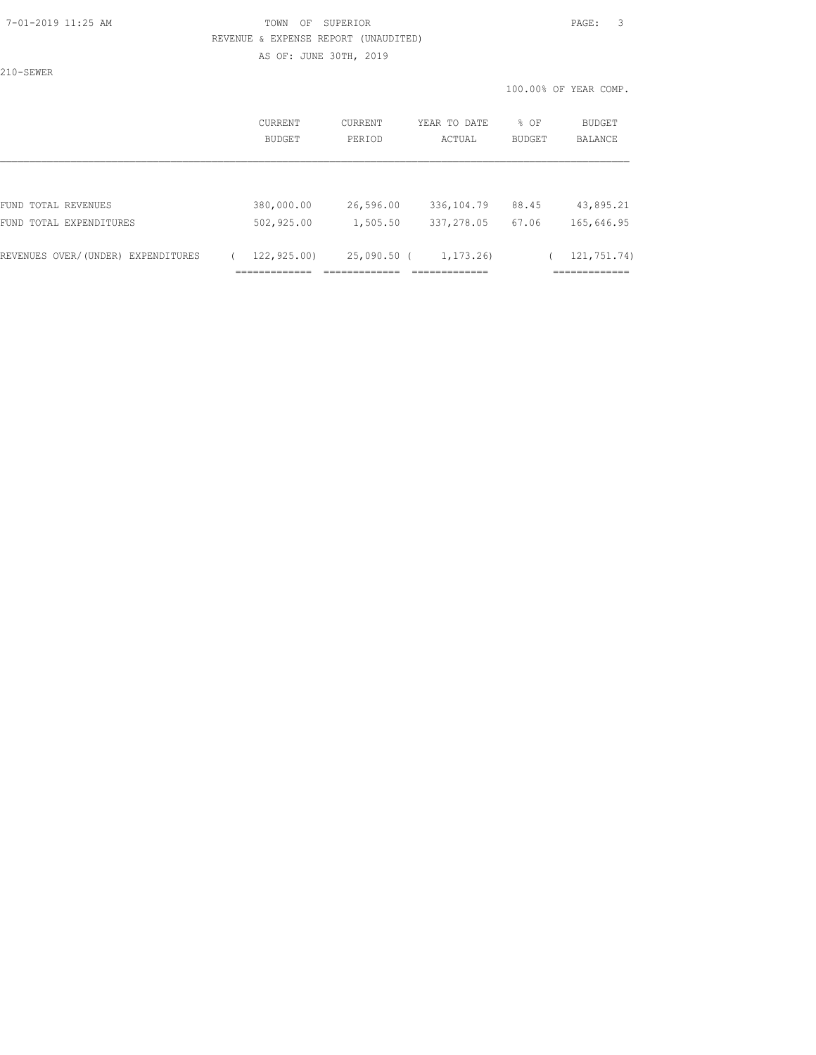TOWN OF SUPERIOR

REVENUE & EXPENSE REPORT (UNAUDITED)

AS OF: JUNE 30TH, 2019

210-SEWER

100.00% OF YEAR COMP.

| | CURRENT BUDGET | CURRENT PERIOD | YEAR TO DATE ACTUAL | % OF BUDGET | BUDGET BALANCE |
|---|---|---|---|---|---|
| FUND TOTAL REVENUES | 380,000.00 | 26,596.00 | 336,104.79 | 88.45 | 43,895.21 |
| FUND TOTAL EXPENDITURES | 502,925.00 | 1,505.50 | 337,278.05 | 67.06 | 165,646.95 |
| REVENUES OVER/(UNDER) EXPENDITURES | ( 122,925.00) | 25,090.50 | ( 1,173.26) | | ( 121,751.74) |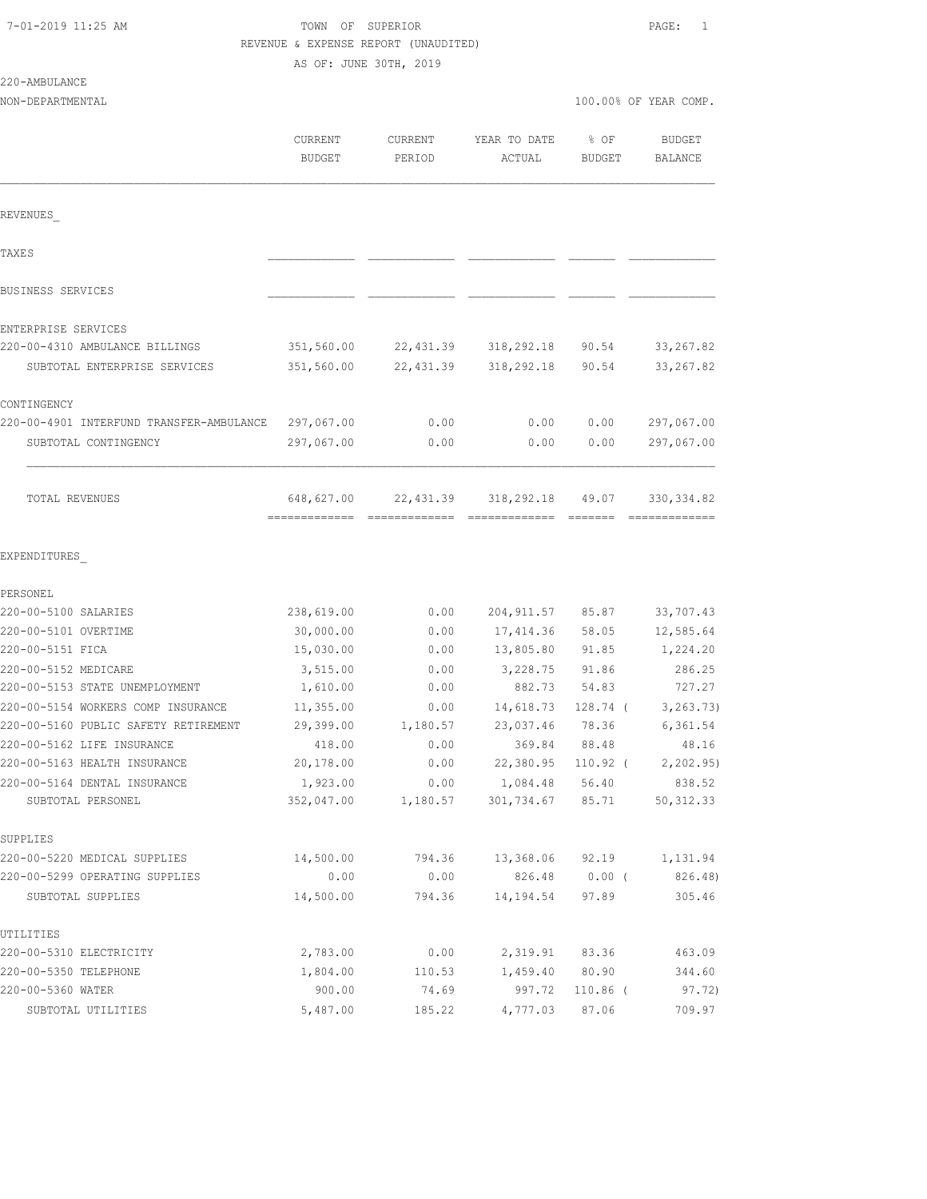7-01-2019 11:25 AM — TOWN OF SUPERIOR — PAGE: 1

REVENUE & EXPENSE REPORT (UNAUDITED)

AS OF: JUNE 30TH, 2019

220-AMBULANCE

NON-DEPARTMENTAL — 100.00% OF YEAR COMP.

| | CURRENT BUDGET | CURRENT PERIOD | YEAR TO DATE ACTUAL | % OF BUDGET | BUDGET BALANCE |
|---|---|---|---|---|---|
| **REVENUES** | | | | | |
| TAXES | | | | | |
| BUSINESS SERVICES | | | | | |
| ENTERPRISE SERVICES | | | | | |
| 220-00-4310 AMBULANCE BILLINGS | 351,560.00 | 22,431.39 | 318,292.18 | 90.54 | 33,267.82 |
| SUBTOTAL ENTERPRISE SERVICES | 351,560.00 | 22,431.39 | 318,292.18 | 90.54 | 33,267.82 |
| CONTINGENCY | | | | | |
| 220-00-4901 INTERFUND TRANSFER-AMBULANCE | 297,067.00 | 0.00 | 0.00 | 0.00 | 297,067.00 |
| SUBTOTAL CONTINGENCY | 297,067.00 | 0.00 | 0.00 | 0.00 | 297,067.00 |
| TOTAL REVENUES | 648,627.00 | 22,431.39 | 318,292.18 | 49.07 | 330,334.82 |
| **EXPENDITURES** | | | | | |
| PERSONEL | | | | | |
| 220-00-5100 SALARIES | 238,619.00 | 0.00 | 204,911.57 | 85.87 | 33,707.43 |
| 220-00-5101 OVERTIME | 30,000.00 | 0.00 | 17,414.36 | 58.05 | 12,585.64 |
| 220-00-5151 FICA | 15,030.00 | 0.00 | 13,805.80 | 91.85 | 1,224.20 |
| 220-00-5152 MEDICARE | 3,515.00 | 0.00 | 3,228.75 | 91.86 | 286.25 |
| 220-00-5153 STATE UNEMPLOYMENT | 1,610.00 | 0.00 | 882.73 | 54.83 | 727.27 |
| 220-00-5154 WORKERS COMP INSURANCE | 11,355.00 | 0.00 | 14,618.73 | 128.74 | ( 3,263.73) |
| 220-00-5160 PUBLIC SAFETY RETIREMENT | 29,399.00 | 1,180.57 | 23,037.46 | 78.36 | 6,361.54 |
| 220-00-5162 LIFE INSURANCE | 418.00 | 0.00 | 369.84 | 88.48 | 48.16 |
| 220-00-5163 HEALTH INSURANCE | 20,178.00 | 0.00 | 22,380.95 | 110.92 | ( 2,202.95) |
| 220-00-5164 DENTAL INSURANCE | 1,923.00 | 0.00 | 1,084.48 | 56.40 | 838.52 |
| SUBTOTAL PERSONEL | 352,047.00 | 1,180.57 | 301,734.67 | 85.71 | 50,312.33 |
| SUPPLIES | | | | | |
| 220-00-5220 MEDICAL SUPPLIES | 14,500.00 | 794.36 | 13,368.06 | 92.19 | 1,131.94 |
| 220-00-5299 OPERATING SUPPLIES | 0.00 | 0.00 | 826.48 | 0.00 | ( 826.48) |
| SUBTOTAL SUPPLIES | 14,500.00 | 794.36 | 14,194.54 | 97.89 | 305.46 |
| UTILITIES | | | | | |
| 220-00-5310 ELECTRICITY | 2,783.00 | 0.00 | 2,319.91 | 83.36 | 463.09 |
| 220-00-5350 TELEPHONE | 1,804.00 | 110.53 | 1,459.40 | 80.90 | 344.60 |
| 220-00-5360 WATER | 900.00 | 74.69 | 997.72 | 110.86 | ( 97.72) |
| SUBTOTAL UTILITIES | 5,487.00 | 185.22 | 4,777.03 | 87.06 | 709.97 |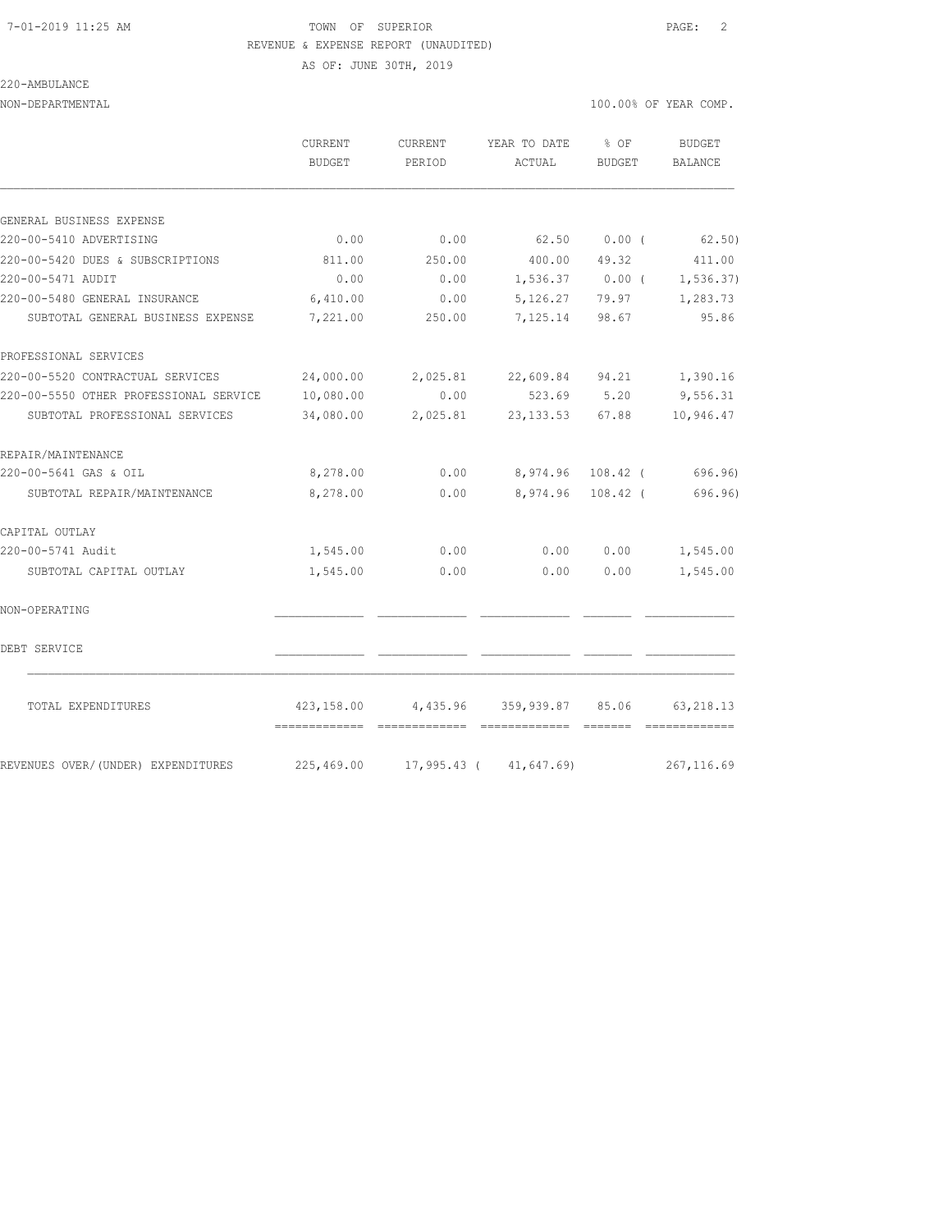7-01-2019 11:25 AM TOWN OF SUPERIOR

REVENUE & EXPENSE REPORT (UNAUDITED)

AS OF: JUNE 30TH, 2019

220-AMBULANCE

NON-DEPARTMENTAL 100.00% OF YEAR COMP.

| | CURRENT BUDGET | CURRENT PERIOD | YEAR TO DATE ACTUAL | % OF BUDGET | BUDGET BALANCE |
|---|---|---|---|---|---|
| GENERAL BUSINESS EXPENSE | | | | | |
| 220-00-5410 ADVERTISING | 0.00 | 0.00 | 62.50 | 0.00 ( | 62.50) |
| 220-00-5420 DUES & SUBSCRIPTIONS | 811.00 | 250.00 | 400.00 | 49.32 | 411.00 |
| 220-00-5471 AUDIT | 0.00 | 0.00 | 1,536.37 | 0.00 ( | 1,536.37) |
| 220-00-5480 GENERAL INSURANCE | 6,410.00 | 0.00 | 5,126.27 | 79.97 | 1,283.73 |
| SUBTOTAL GENERAL BUSINESS EXPENSE | 7,221.00 | 250.00 | 7,125.14 | 98.67 | 95.86 |
| PROFESSIONAL SERVICES | | | | | |
| 220-00-5520 CONTRACTUAL SERVICES | 24,000.00 | 2,025.81 | 22,609.84 | 94.21 | 1,390.16 |
| 220-00-5550 OTHER PROFESSIONAL SERVICE | 10,080.00 | 0.00 | 523.69 | 5.20 | 9,556.31 |
| SUBTOTAL PROFESSIONAL SERVICES | 34,080.00 | 2,025.81 | 23,133.53 | 67.88 | 10,946.47 |
| REPAIR/MAINTENANCE | | | | | |
| 220-00-5641 GAS & OIL | 8,278.00 | 0.00 | 8,974.96 | 108.42 ( | 696.96) |
| SUBTOTAL REPAIR/MAINTENANCE | 8,278.00 | 0.00 | 8,974.96 | 108.42 ( | 696.96) |
| CAPITAL OUTLAY | | | | | |
| 220-00-5741 Audit | 1,545.00 | 0.00 | 0.00 | 0.00 | 1,545.00 |
| SUBTOTAL CAPITAL OUTLAY | 1,545.00 | 0.00 | 0.00 | 0.00 | 1,545.00 |
| NON-OPERATING | | | | | |
| DEBT SERVICE | | | | | |
| TOTAL EXPENDITURES | 423,158.00 | 4,435.96 | 359,939.87 | 85.06 | 63,218.13 |
| REVENUES OVER/(UNDER) EXPENDITURES | 225,469.00 | 17,995.43 ( | 41,647.69) | | 267,116.69 |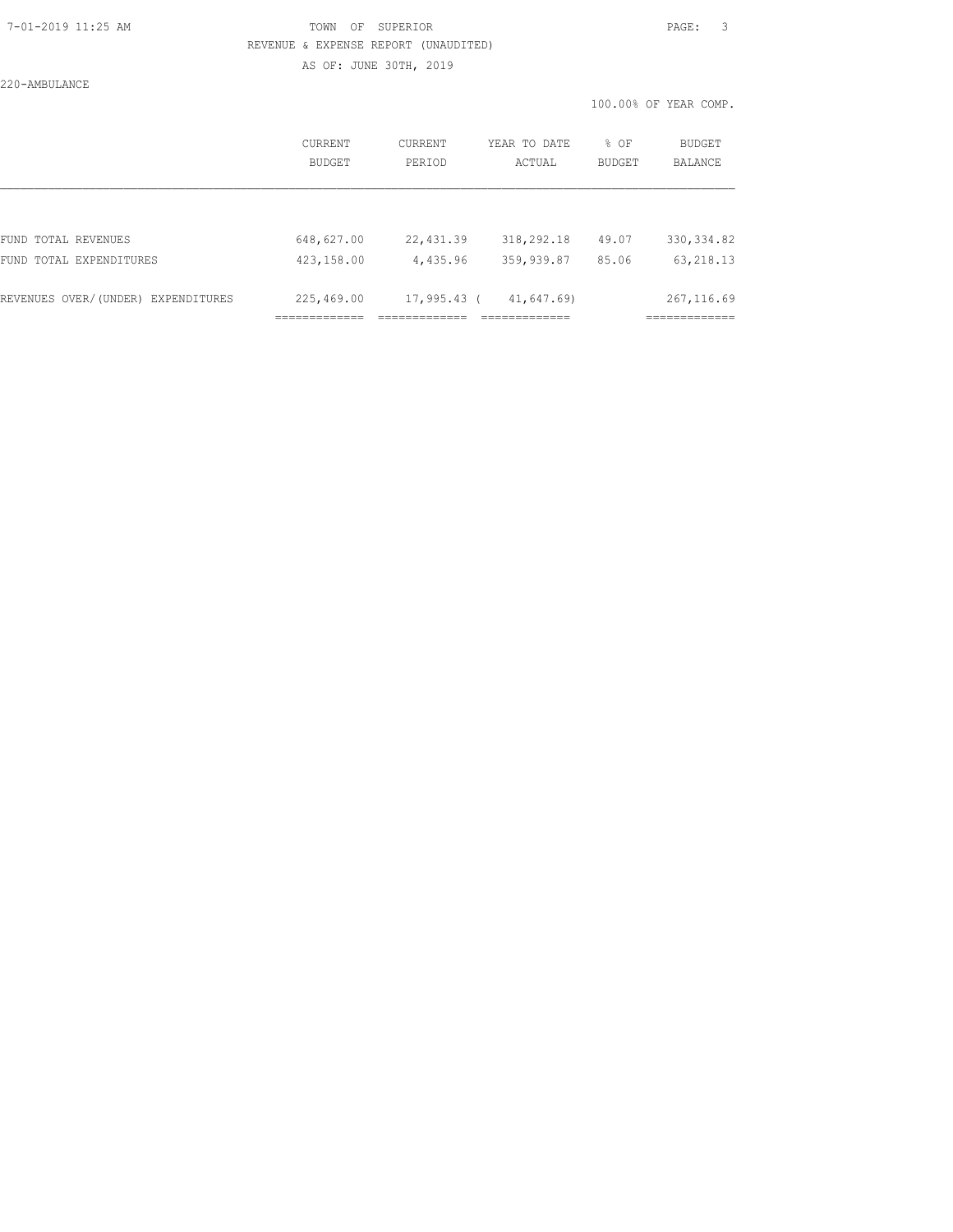TOWN OF SUPERIOR

REVENUE & EXPENSE REPORT (UNAUDITED)

AS OF: JUNE 30TH, 2019

220-AMBULANCE

100.00% OF YEAR COMP.

| | CURRENT BUDGET | CURRENT PERIOD | YEAR TO DATE ACTUAL | % OF BUDGET | BUDGET BALANCE |
|---|---|---|---|---|---|
| FUND TOTAL REVENUES | 648,627.00 | 22,431.39 | 318,292.18 | 49.07 | 330,334.82 |
| FUND TOTAL EXPENDITURES | 423,158.00 | 4,435.96 | 359,939.87 | 85.06 | 63,218.13 |
| REVENUES OVER/(UNDER) EXPENDITURES | 225,469.00 | 17,995.43 | ( 41,647.69) | | 267,116.69 |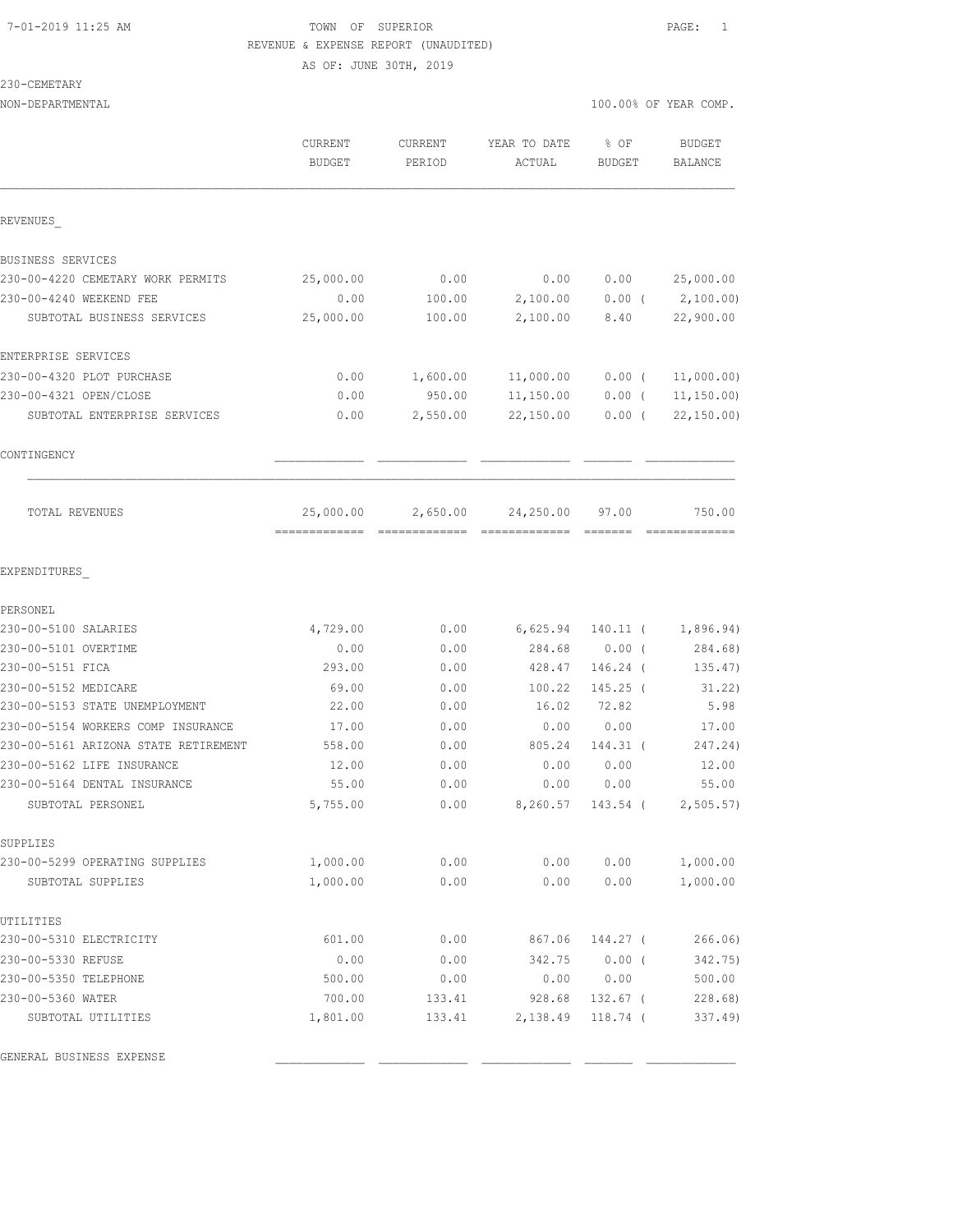TOWN OF SUPERIOR
REVENUE & EXPENSE REPORT (UNAUDITED)
AS OF: JUNE 30TH, 2019

230-CEMETARY
NON-DEPARTMENTAL

100.00% OF YEAR COMP.

| | CURRENT BUDGET | CURRENT PERIOD | YEAR TO DATE ACTUAL | % OF BUDGET | BUDGET BALANCE |
|---|---|---|---|---|---|
| **REVENUES_** | | | | | |
| BUSINESS SERVICES | | | | | |
| 230-00-4220 CEMETARY WORK PERMITS | 25,000.00 | 0.00 | 0.00 | 0.00 | 25,000.00 |
| 230-00-4240 WEEKEND FEE | 0.00 | 100.00 | 2,100.00 | 0.00 ( | 2,100.00) |
| SUBTOTAL BUSINESS SERVICES | 25,000.00 | 100.00 | 2,100.00 | 8.40 | 22,900.00 |
| ENTERPRISE SERVICES | | | | | |
| 230-00-4320 PLOT PURCHASE | 0.00 | 1,600.00 | 11,000.00 | 0.00 ( | 11,000.00) |
| 230-00-4321 OPEN/CLOSE | 0.00 | 950.00 | 11,150.00 | 0.00 ( | 11,150.00) |
| SUBTOTAL ENTERPRISE SERVICES | 0.00 | 2,550.00 | 22,150.00 | 0.00 ( | 22,150.00) |
| CONTINGENCY | | | | | |
| TOTAL REVENUES | 25,000.00 | 2,650.00 | 24,250.00 | 97.00 | 750.00 |
| **EXPENDITURES_** | | | | | |
| PERSONEL | | | | | |
| 230-00-5100 SALARIES | 4,729.00 | 0.00 | 6,625.94 | 140.11 ( | 1,896.94) |
| 230-00-5101 OVERTIME | 0.00 | 0.00 | 284.68 | 0.00 ( | 284.68) |
| 230-00-5151 FICA | 293.00 | 0.00 | 428.47 | 146.24 ( | 135.47) |
| 230-00-5152 MEDICARE | 69.00 | 0.00 | 100.22 | 145.25 ( | 31.22) |
| 230-00-5153 STATE UNEMPLOYMENT | 22.00 | 0.00 | 16.02 | 72.82 | 5.98 |
| 230-00-5154 WORKERS COMP INSURANCE | 17.00 | 0.00 | 0.00 | 0.00 | 17.00 |
| 230-00-5161 ARIZONA STATE RETIREMENT | 558.00 | 0.00 | 805.24 | 144.31 ( | 247.24) |
| 230-00-5162 LIFE INSURANCE | 12.00 | 0.00 | 0.00 | 0.00 | 12.00 |
| 230-00-5164 DENTAL INSURANCE | 55.00 | 0.00 | 0.00 | 0.00 | 55.00 |
| SUBTOTAL PERSONEL | 5,755.00 | 0.00 | 8,260.57 | 143.54 ( | 2,505.57) |
| SUPPLIES | | | | | |
| 230-00-5299 OPERATING SUPPLIES | 1,000.00 | 0.00 | 0.00 | 0.00 | 1,000.00 |
| SUBTOTAL SUPPLIES | 1,000.00 | 0.00 | 0.00 | 0.00 | 1,000.00 |
| UTILITIES | | | | | |
| 230-00-5310 ELECTRICITY | 601.00 | 0.00 | 867.06 | 144.27 ( | 266.06) |
| 230-00-5330 REFUSE | 0.00 | 0.00 | 342.75 | 0.00 ( | 342.75) |
| 230-00-5350 TELEPHONE | 500.00 | 0.00 | 0.00 | 0.00 | 500.00 |
| 230-00-5360 WATER | 700.00 | 133.41 | 928.68 | 132.67 ( | 228.68) |
| SUBTOTAL UTILITIES | 1,801.00 | 133.41 | 2,138.49 | 118.74 ( | 337.49) |
| GENERAL BUSINESS EXPENSE | | | | | |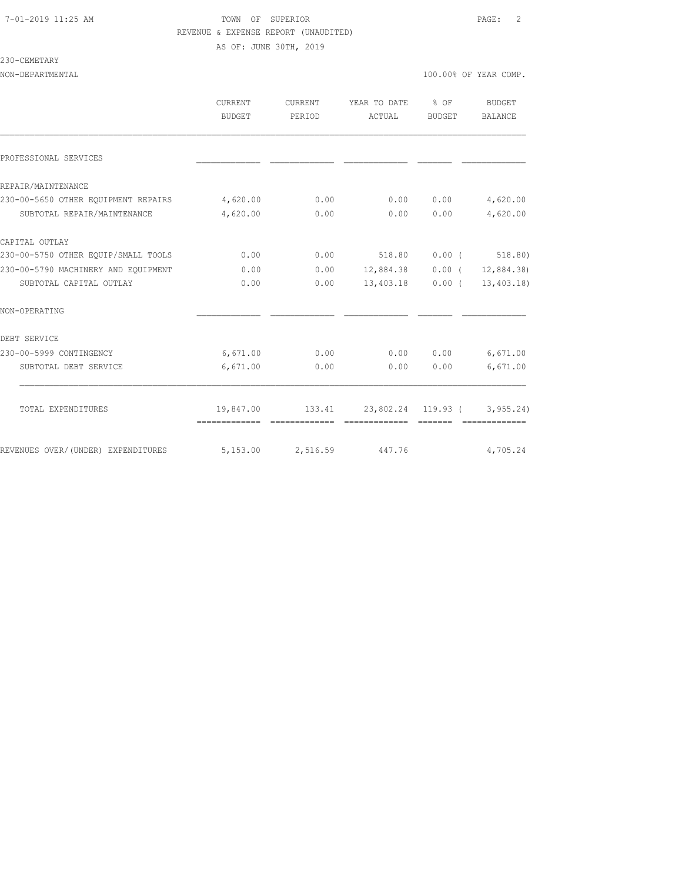TOWN OF SUPERIOR

REVENUE & EXPENSE REPORT (UNAUDITED)

AS OF: JUNE 30TH, 2019

230-CEMETARY

NON-DEPARTMENTAL — 100.00% OF YEAR COMP.

| | CURRENT BUDGET | CURRENT PERIOD | YEAR TO DATE ACTUAL | % OF BUDGET | BUDGET BALANCE |
|---|---|---|---|---|---|
| PROFESSIONAL SERVICES | | | | | |
| REPAIR/MAINTENANCE | | | | | |
| 230-00-5650 OTHER EQUIPMENT REPAIRS | 4,620.00 | 0.00 | 0.00 | 0.00 | 4,620.00 |
| SUBTOTAL REPAIR/MAINTENANCE | 4,620.00 | 0.00 | 0.00 | 0.00 | 4,620.00 |
| CAPITAL OUTLAY | | | | | |
| 230-00-5750 OTHER EQUIP/SMALL TOOLS | 0.00 | 0.00 | 518.80 | 0.00 | ( 518.80) |
| 230-00-5790 MACHINERY AND EQUIPMENT | 0.00 | 0.00 | 12,884.38 | 0.00 | ( 12,884.38) |
| SUBTOTAL CAPITAL OUTLAY | 0.00 | 0.00 | 13,403.18 | 0.00 | ( 13,403.18) |
| NON-OPERATING | | | | | |
| DEBT SERVICE | | | | | |
| 230-00-5999 CONTINGENCY | 6,671.00 | 0.00 | 0.00 | 0.00 | 6,671.00 |
| SUBTOTAL DEBT SERVICE | 6,671.00 | 0.00 | 0.00 | 0.00 | 6,671.00 |
| TOTAL EXPENDITURES | 19,847.00 | 133.41 | 23,802.24 | 119.93 | ( 3,955.24) |
| REVENUES OVER/(UNDER) EXPENDITURES | 5,153.00 | 2,516.59 | 447.76 | | 4,705.24 |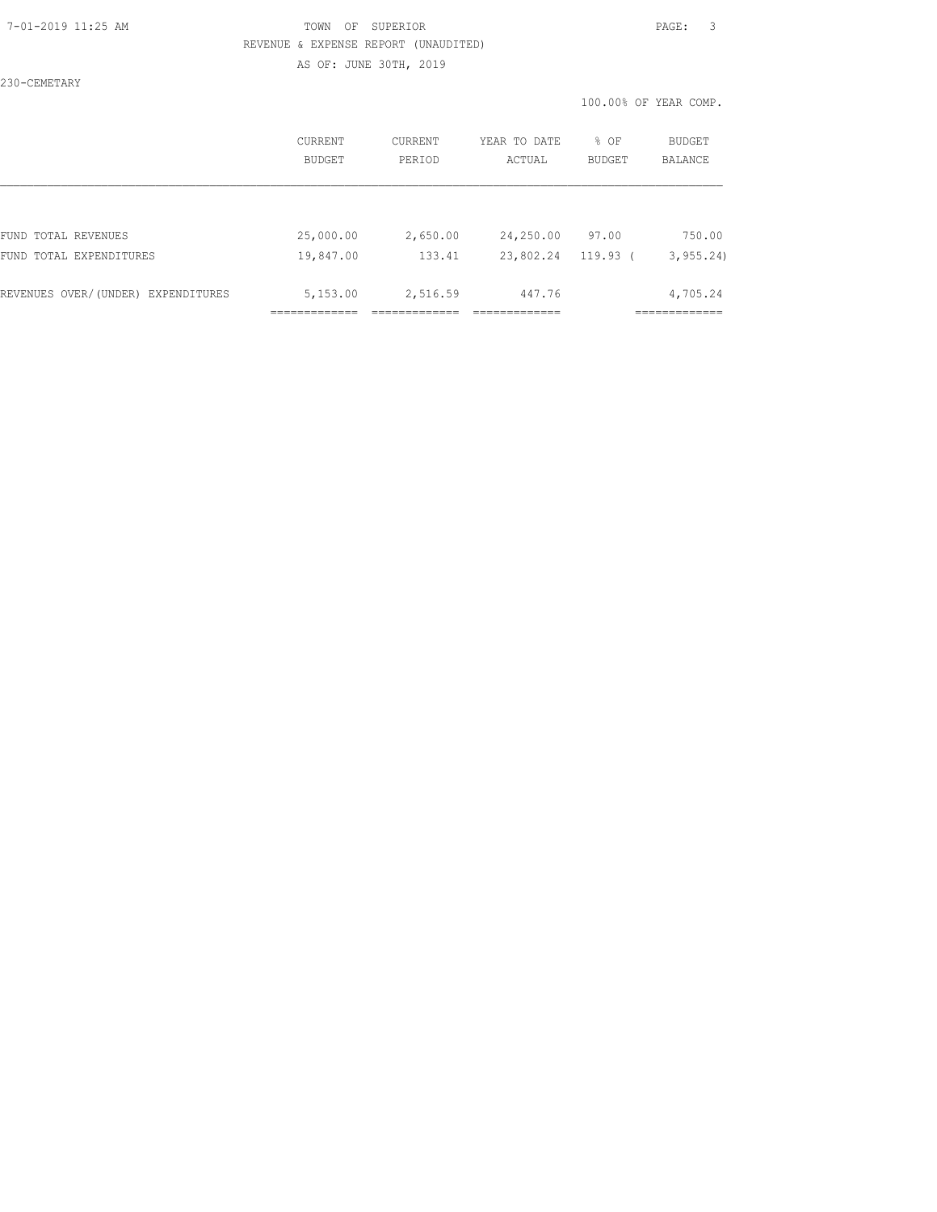TOWN OF SUPERIOR

REVENUE & EXPENSE REPORT (UNAUDITED)

AS OF: JUNE 30TH, 2019

230-CEMETARY

100.00% OF YEAR COMP.

|  | CURRENT BUDGET | CURRENT PERIOD | YEAR TO DATE ACTUAL | % OF BUDGET | BUDGET BALANCE |
|---|---|---|---|---|---|
| FUND TOTAL REVENUES | 25,000.00 | 2,650.00 | 24,250.00 | 97.00 | 750.00 |
| FUND TOTAL EXPENDITURES | 19,847.00 | 133.41 | 23,802.24 | 119.93 | ( 3,955.24) |
| REVENUES OVER/(UNDER) EXPENDITURES | 5,153.00 | 2,516.59 | 447.76 |  | 4,705.24 |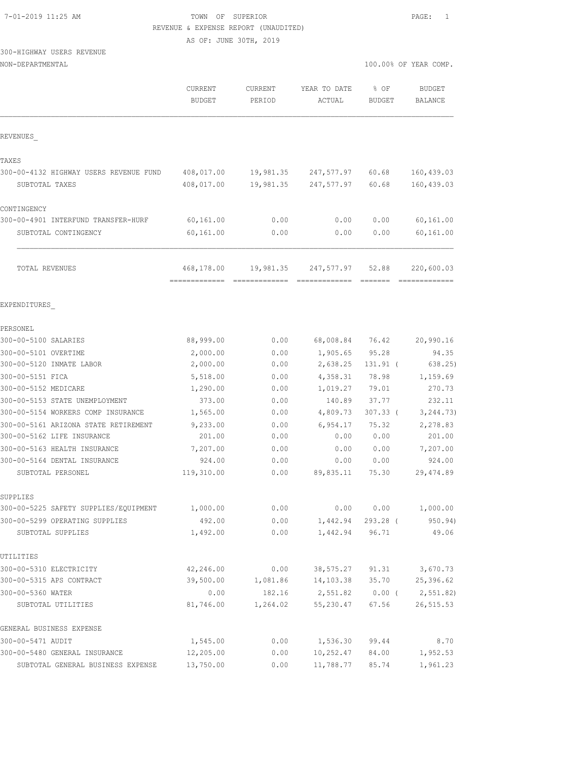TOWN OF SUPERIOR

REVENUE & EXPENSE REPORT (UNAUDITED)

AS OF: JUNE 30TH, 2019

300-HIGHWAY USERS REVENUE

NON-DEPARTMENTAL

100.00% OF YEAR COMP.

| | CURRENT BUDGET | CURRENT PERIOD | YEAR TO DATE ACTUAL | % OF BUDGET | BUDGET BALANCE |
|---|---|---|---|---|---|
| **REVENUES** | | | | | |
| **TAXES** | | | | | |
| 300-00-4132 HIGHWAY USERS REVENUE FUND | 408,017.00 | 19,981.35 | 247,577.97 | 60.68 | 160,439.03 |
| SUBTOTAL TAXES | 408,017.00 | 19,981.35 | 247,577.97 | 60.68 | 160,439.03 |
| **CONTINGENCY** | | | | | |
| 300-00-4901 INTERFUND TRANSFER-HURF | 60,161.00 | 0.00 | 0.00 | 0.00 | 60,161.00 |
| SUBTOTAL CONTINGENCY | 60,161.00 | 0.00 | 0.00 | 0.00 | 60,161.00 |
| TOTAL REVENUES | 468,178.00 | 19,981.35 | 247,577.97 | 52.88 | 220,600.03 |
| **EXPENDITURES** | | | | | |
| **PERSONEL** | | | | | |
| 300-00-5100 SALARIES | 88,999.00 | 0.00 | 68,008.84 | 76.42 | 20,990.16 |
| 300-00-5101 OVERTIME | 2,000.00 | 0.00 | 1,905.65 | 95.28 | 94.35 |
| 300-00-5120 INMATE LABOR | 2,000.00 | 0.00 | 2,638.25 | 131.91 | ( 638.25) |
| 300-00-5151 FICA | 5,518.00 | 0.00 | 4,358.31 | 78.98 | 1,159.69 |
| 300-00-5152 MEDICARE | 1,290.00 | 0.00 | 1,019.27 | 79.01 | 270.73 |
| 300-00-5153 STATE UNEMPLOYMENT | 373.00 | 0.00 | 140.89 | 37.77 | 232.11 |
| 300-00-5154 WORKERS COMP INSURANCE | 1,565.00 | 0.00 | 4,809.73 | 307.33 | ( 3,244.73) |
| 300-00-5161 ARIZONA STATE RETIREMENT | 9,233.00 | 0.00 | 6,954.17 | 75.32 | 2,278.83 |
| 300-00-5162 LIFE INSURANCE | 201.00 | 0.00 | 0.00 | 0.00 | 201.00 |
| 300-00-5163 HEALTH INSURANCE | 7,207.00 | 0.00 | 0.00 | 0.00 | 7,207.00 |
| 300-00-5164 DENTAL INSURANCE | 924.00 | 0.00 | 0.00 | 0.00 | 924.00 |
| SUBTOTAL PERSONEL | 119,310.00 | 0.00 | 89,835.11 | 75.30 | 29,474.89 |
| **SUPPLIES** | | | | | |
| 300-00-5225 SAFETY SUPPLIES/EQUIPMENT | 1,000.00 | 0.00 | 0.00 | 0.00 | 1,000.00 |
| 300-00-5299 OPERATING SUPPLIES | 492.00 | 0.00 | 1,442.94 | 293.28 | ( 950.94) |
| SUBTOTAL SUPPLIES | 1,492.00 | 0.00 | 1,442.94 | 96.71 | 49.06 |
| **UTILITIES** | | | | | |
| 300-00-5310 ELECTRICITY | 42,246.00 | 0.00 | 38,575.27 | 91.31 | 3,670.73 |
| 300-00-5315 APS CONTRACT | 39,500.00 | 1,081.86 | 14,103.38 | 35.70 | 25,396.62 |
| 300-00-5360 WATER | 0.00 | 182.16 | 2,551.82 | 0.00 | ( 2,551.82) |
| SUBTOTAL UTILITIES | 81,746.00 | 1,264.02 | 55,230.47 | 67.56 | 26,515.53 |
| **GENERAL BUSINESS EXPENSE** | | | | | |
| 300-00-5471 AUDIT | 1,545.00 | 0.00 | 1,536.30 | 99.44 | 8.70 |
| 300-00-5480 GENERAL INSURANCE | 12,205.00 | 0.00 | 10,252.47 | 84.00 | 1,952.53 |
| SUBTOTAL GENERAL BUSINESS EXPENSE | 13,750.00 | 0.00 | 11,788.77 | 85.74 | 1,961.23 |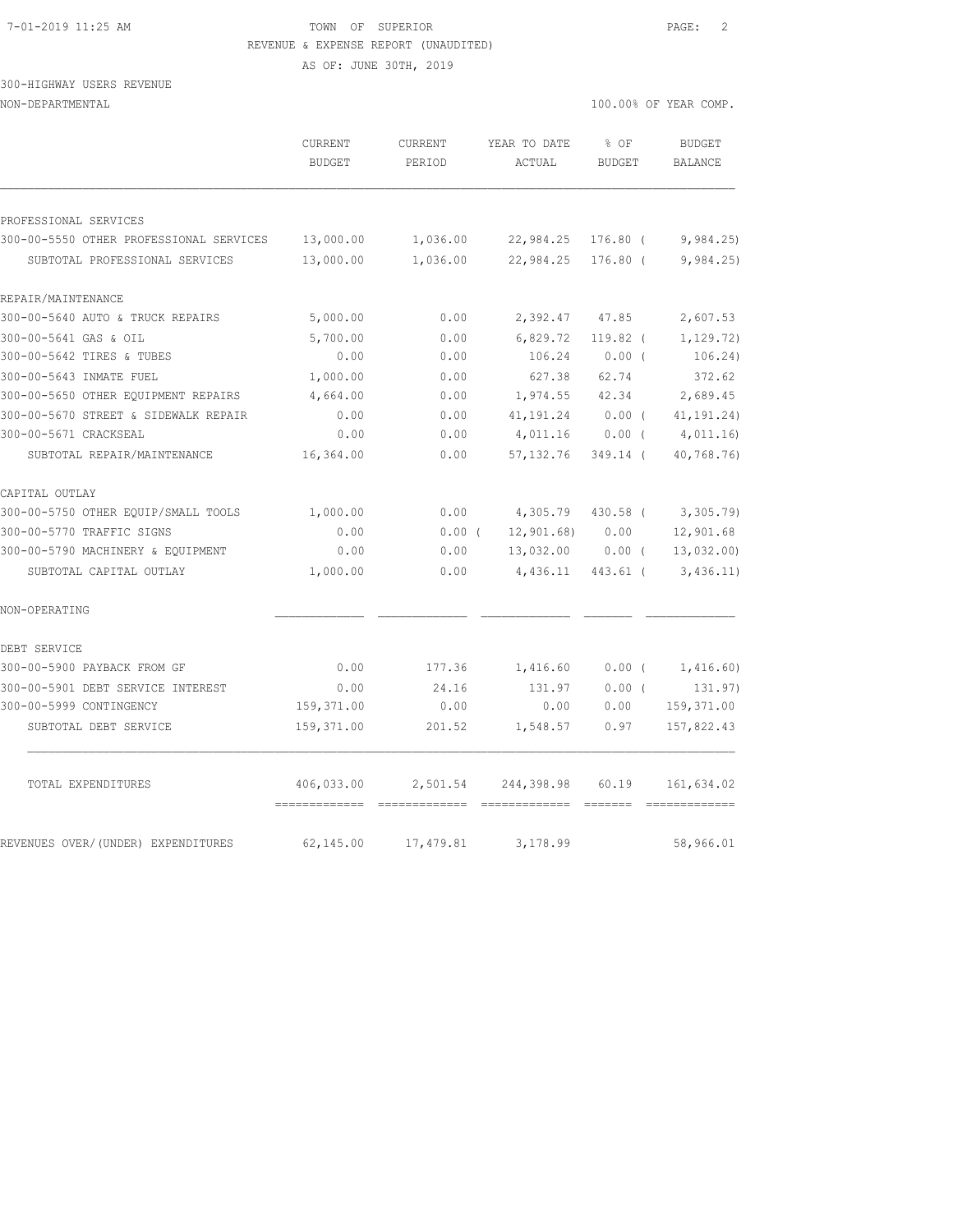TOWN OF SUPERIOR
REVENUE & EXPENSE REPORT (UNAUDITED)
AS OF: JUNE 30TH, 2019

300-HIGHWAY USERS REVENUE
NON-DEPARTMENTAL

100.00% OF YEAR COMP.

| | CURRENT BUDGET | CURRENT PERIOD | YEAR TO DATE ACTUAL | % OF BUDGET | BUDGET BALANCE |
|---|---|---|---|---|---|
| PROFESSIONAL SERVICES | | | | | |
| 300-00-5550 OTHER PROFESSIONAL SERVICES | 13,000.00 | 1,036.00 | 22,984.25 | 176.80 ( | 9,984.25) |
| SUBTOTAL PROFESSIONAL SERVICES | 13,000.00 | 1,036.00 | 22,984.25 | 176.80 ( | 9,984.25) |
| REPAIR/MAINTENANCE | | | | | |
| 300-00-5640 AUTO & TRUCK REPAIRS | 5,000.00 | 0.00 | 2,392.47 | 47.85 | 2,607.53 |
| 300-00-5641 GAS & OIL | 5,700.00 | 0.00 | 6,829.72 | 119.82 ( | 1,129.72) |
| 300-00-5642 TIRES & TUBES | 0.00 | 0.00 | 106.24 | 0.00 ( | 106.24) |
| 300-00-5643 INMATE FUEL | 1,000.00 | 0.00 | 627.38 | 62.74 | 372.62 |
| 300-00-5650 OTHER EQUIPMENT REPAIRS | 4,664.00 | 0.00 | 1,974.55 | 42.34 | 2,689.45 |
| 300-00-5670 STREET & SIDEWALK REPAIR | 0.00 | 0.00 | 41,191.24 | 0.00 ( | 41,191.24) |
| 300-00-5671 CRACKSEAL | 0.00 | 0.00 | 4,011.16 | 0.00 ( | 4,011.16) |
| SUBTOTAL REPAIR/MAINTENANCE | 16,364.00 | 0.00 | 57,132.76 | 349.14 ( | 40,768.76) |
| CAPITAL OUTLAY | | | | | |
| 300-00-5750 OTHER EQUIP/SMALL TOOLS | 1,000.00 | 0.00 | 4,305.79 | 430.58 ( | 3,305.79) |
| 300-00-5770 TRAFFIC SIGNS | 0.00 | 0.00 ( | 12,901.68) | 0.00 | 12,901.68 |
| 300-00-5790 MACHINERY & EQUIPMENT | 0.00 | 0.00 | 13,032.00 | 0.00 ( | 13,032.00) |
| SUBTOTAL CAPITAL OUTLAY | 1,000.00 | 0.00 | 4,436.11 | 443.61 ( | 3,436.11) |
| NON-OPERATING | | | | | |
| DEBT SERVICE | | | | | |
| 300-00-5900 PAYBACK FROM GF | 0.00 | 177.36 | 1,416.60 | 0.00 ( | 1,416.60) |
| 300-00-5901 DEBT SERVICE INTEREST | 0.00 | 24.16 | 131.97 | 0.00 ( | 131.97) |
| 300-00-5999 CONTINGENCY | 159,371.00 | 0.00 | 0.00 | 0.00 | 159,371.00 |
| SUBTOTAL DEBT SERVICE | 159,371.00 | 201.52 | 1,548.57 | 0.97 | 157,822.43 |
| TOTAL EXPENDITURES | 406,033.00 | 2,501.54 | 244,398.98 | 60.19 | 161,634.02 |
| REVENUES OVER/(UNDER) EXPENDITURES | 62,145.00 | 17,479.81 | 3,178.99 | | 58,966.01 |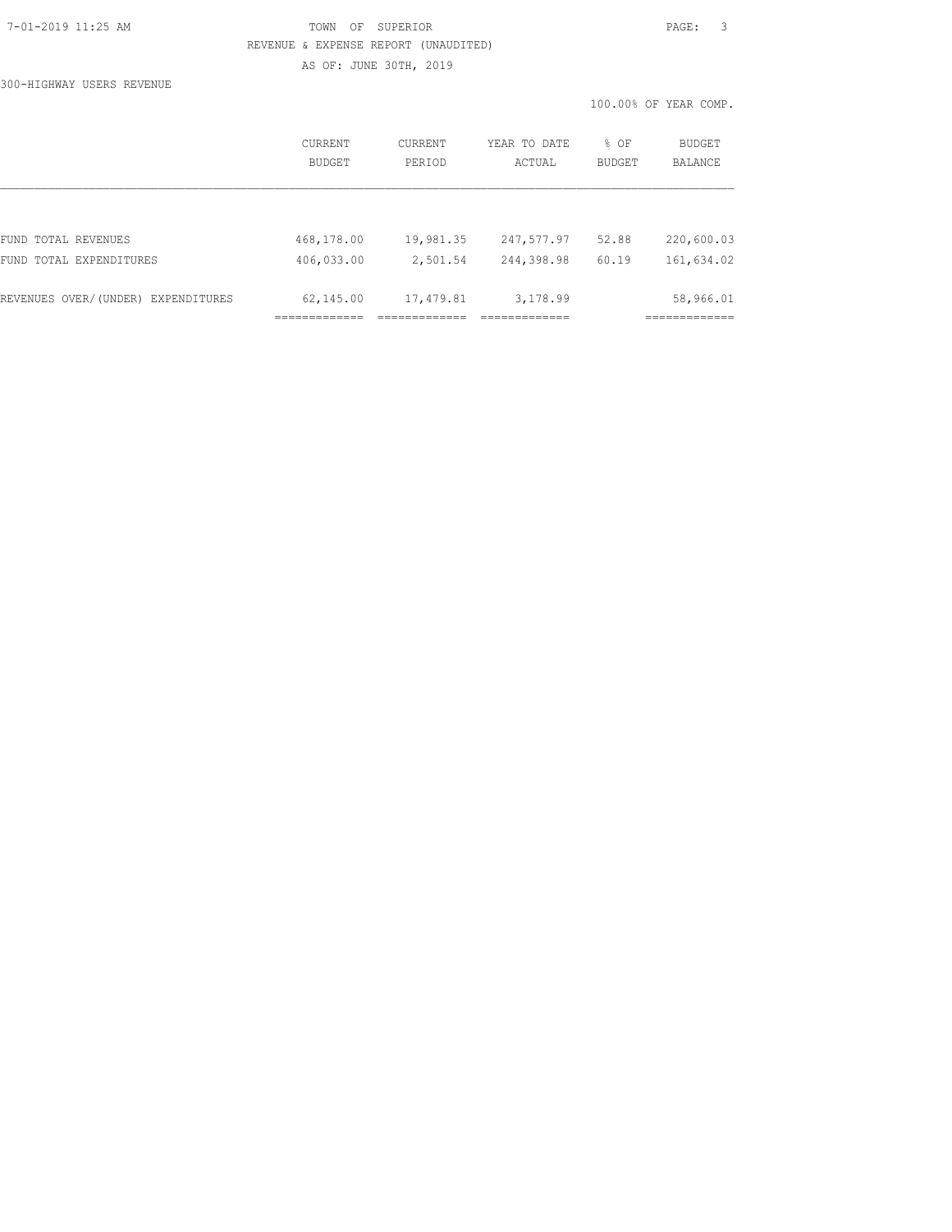TOWN OF SUPERIOR

REVENUE & EXPENSE REPORT (UNAUDITED)

AS OF: JUNE 30TH, 2019

300-HIGHWAY USERS REVENUE

100.00% OF YEAR COMP.

| | CURRENT BUDGET | CURRENT PERIOD | YEAR TO DATE ACTUAL | % OF BUDGET | BUDGET BALANCE |
|---|---|---|---|---|---|
| FUND TOTAL REVENUES | 468,178.00 | 19,981.35 | 247,577.97 | 52.88 | 220,600.03 |
| FUND TOTAL EXPENDITURES | 406,033.00 | 2,501.54 | 244,398.98 | 60.19 | 161,634.02 |
| REVENUES OVER/(UNDER) EXPENDITURES | 62,145.00 | 17,479.81 | 3,178.99 | | 58,966.01 |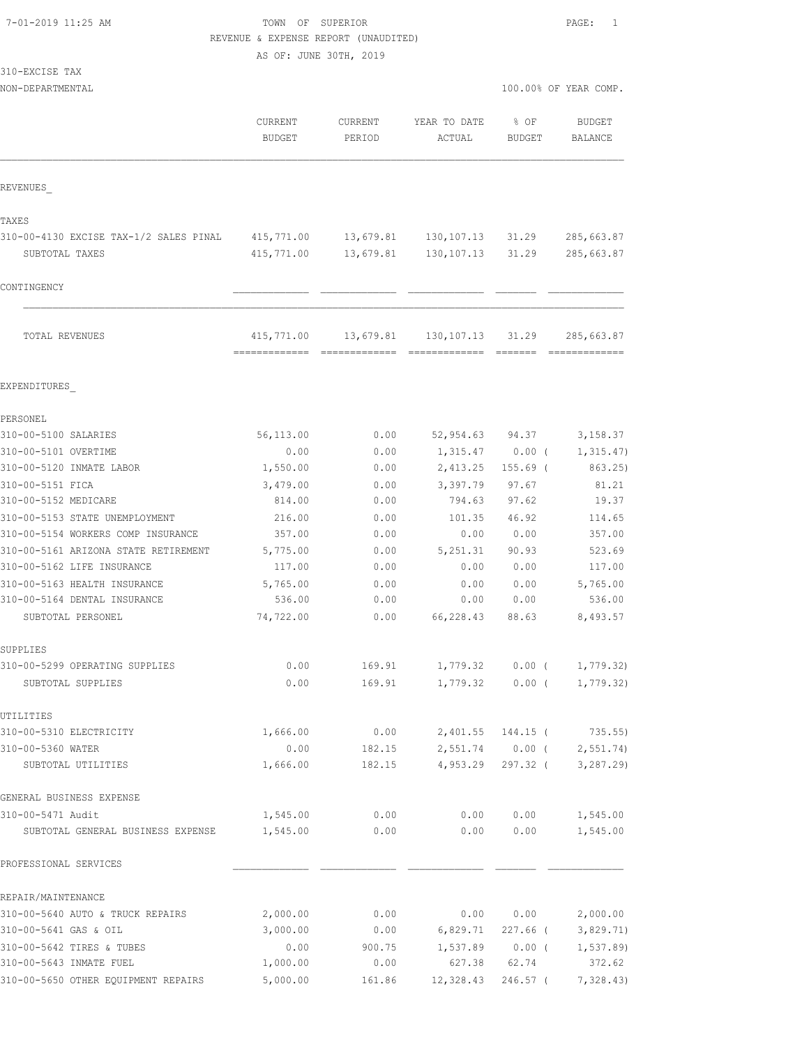TOWN OF SUPERIOR
REVENUE & EXPENSE REPORT (UNAUDITED)
AS OF: JUNE 30TH, 2019

310-EXCISE TAX
NON-DEPARTMENTAL

100.00% OF YEAR COMP.

| | CURRENT BUDGET | CURRENT PERIOD | YEAR TO DATE ACTUAL | % OF BUDGET | BUDGET BALANCE |
|---|---|---|---|---|---|
| **REVENUES** | | | | | |
| TAXES | | | | | |
| 310-00-4130 EXCISE TAX-1/2 SALES PINAL | 415,771.00 | 13,679.81 | 130,107.13 | 31.29 | 285,663.87 |
| SUBTOTAL TAXES | 415,771.00 | 13,679.81 | 130,107.13 | 31.29 | 285,663.87 |
| CONTINGENCY | | | | | |
| TOTAL REVENUES | 415,771.00 | 13,679.81 | 130,107.13 | 31.29 | 285,663.87 |
| **EXPENDITURES** | | | | | |
| PERSONEL | | | | | |
| 310-00-5100 SALARIES | 56,113.00 | 0.00 | 52,954.63 | 94.37 | 3,158.37 |
| 310-00-5101 OVERTIME | 0.00 | 0.00 | 1,315.47 | 0.00 | ( 1,315.47) |
| 310-00-5120 INMATE LABOR | 1,550.00 | 0.00 | 2,413.25 | 155.69 | ( 863.25) |
| 310-00-5151 FICA | 3,479.00 | 0.00 | 3,397.79 | 97.67 | 81.21 |
| 310-00-5152 MEDICARE | 814.00 | 0.00 | 794.63 | 97.62 | 19.37 |
| 310-00-5153 STATE UNEMPLOYMENT | 216.00 | 0.00 | 101.35 | 46.92 | 114.65 |
| 310-00-5154 WORKERS COMP INSURANCE | 357.00 | 0.00 | 0.00 | 0.00 | 357.00 |
| 310-00-5161 ARIZONA STATE RETIREMENT | 5,775.00 | 0.00 | 5,251.31 | 90.93 | 523.69 |
| 310-00-5162 LIFE INSURANCE | 117.00 | 0.00 | 0.00 | 0.00 | 117.00 |
| 310-00-5163 HEALTH INSURANCE | 5,765.00 | 0.00 | 0.00 | 0.00 | 5,765.00 |
| 310-00-5164 DENTAL INSURANCE | 536.00 | 0.00 | 0.00 | 0.00 | 536.00 |
| SUBTOTAL PERSONEL | 74,722.00 | 0.00 | 66,228.43 | 88.63 | 8,493.57 |
| SUPPLIES | | | | | |
| 310-00-5299 OPERATING SUPPLIES | 0.00 | 169.91 | 1,779.32 | 0.00 | ( 1,779.32) |
| SUBTOTAL SUPPLIES | 0.00 | 169.91 | 1,779.32 | 0.00 | ( 1,779.32) |
| UTILITIES | | | | | |
| 310-00-5310 ELECTRICITY | 1,666.00 | 0.00 | 2,401.55 | 144.15 | ( 735.55) |
| 310-00-5360 WATER | 0.00 | 182.15 | 2,551.74 | 0.00 | ( 2,551.74) |
| SUBTOTAL UTILITIES | 1,666.00 | 182.15 | 4,953.29 | 297.32 | ( 3,287.29) |
| GENERAL BUSINESS EXPENSE | | | | | |
| 310-00-5471 Audit | 1,545.00 | 0.00 | 0.00 | 0.00 | 1,545.00 |
| SUBTOTAL GENERAL BUSINESS EXPENSE | 1,545.00 | 0.00 | 0.00 | 0.00 | 1,545.00 |
| PROFESSIONAL SERVICES | | | | | |
| REPAIR/MAINTENANCE | | | | | |
| 310-00-5640 AUTO & TRUCK REPAIRS | 2,000.00 | 0.00 | 0.00 | 0.00 | 2,000.00 |
| 310-00-5641 GAS & OIL | 3,000.00 | 0.00 | 6,829.71 | 227.66 | ( 3,829.71) |
| 310-00-5642 TIRES & TUBES | 0.00 | 900.75 | 1,537.89 | 0.00 | ( 1,537.89) |
| 310-00-5643 INMATE FUEL | 1,000.00 | 0.00 | 627.38 | 62.74 | 372.62 |
| 310-00-5650 OTHER EQUIPMENT REPAIRS | 5,000.00 | 161.86 | 12,328.43 | 246.57 | ( 7,328.43) |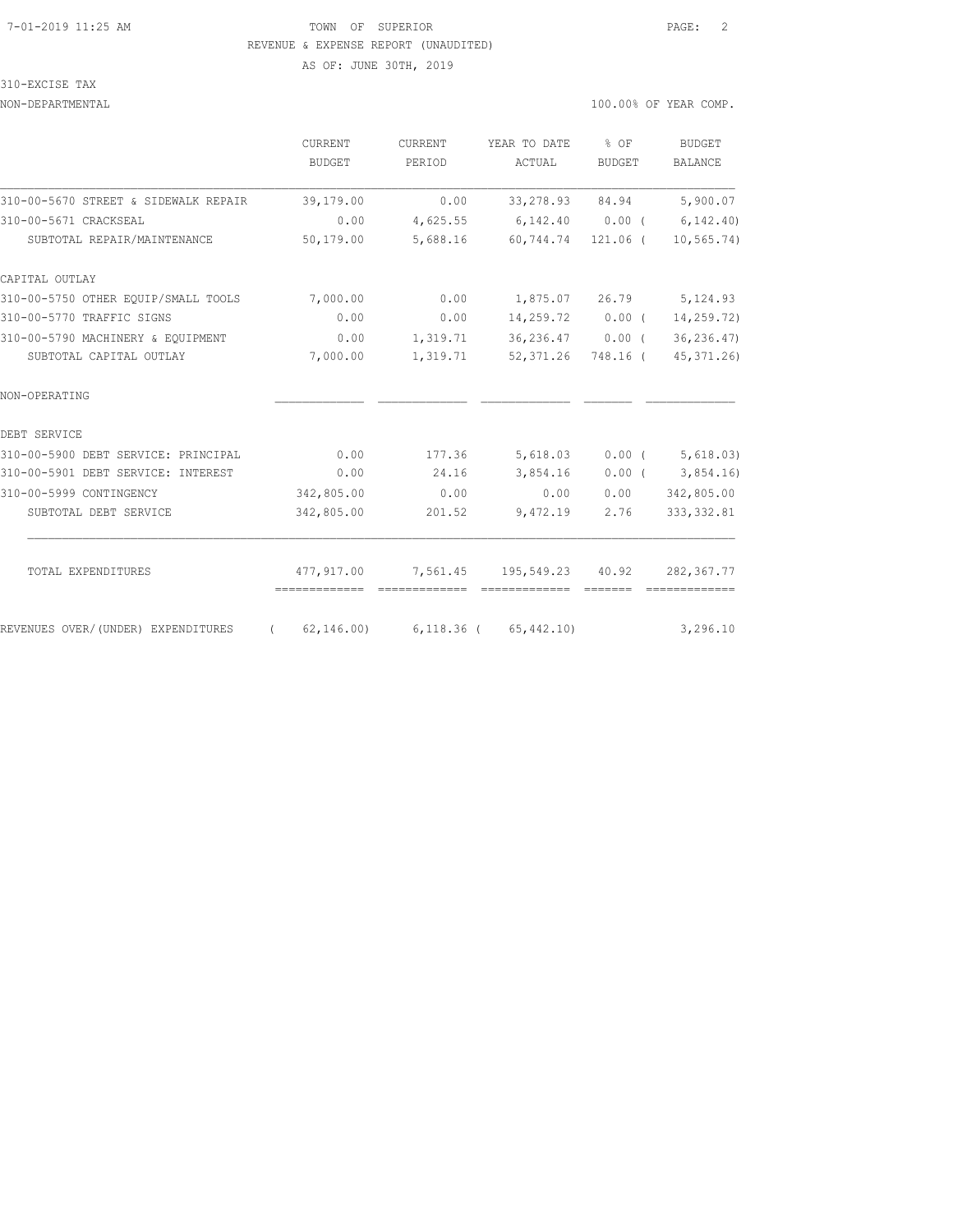TOWN OF SUPERIOR

REVENUE & EXPENSE REPORT (UNAUDITED)

AS OF: JUNE 30TH, 2019

310-EXCISE TAX

NON-DEPARTMENTAL

100.00% OF YEAR COMP.

| | CURRENT BUDGET | CURRENT PERIOD | YEAR TO DATE ACTUAL | % OF BUDGET | BUDGET BALANCE |
|---|---|---|---|---|---|
| 310-00-5670 STREET & SIDEWALK REPAIR | 39,179.00 | 0.00 | 33,278.93 | 84.94 | 5,900.07 |
| 310-00-5671 CRACKSEAL | 0.00 | 4,625.55 | 6,142.40 | 0.00 ( | 6,142.40) |
| SUBTOTAL REPAIR/MAINTENANCE | 50,179.00 | 5,688.16 | 60,744.74 | 121.06 ( | 10,565.74) |
| CAPITAL OUTLAY | | | | | |
| 310-00-5750 OTHER EQUIP/SMALL TOOLS | 7,000.00 | 0.00 | 1,875.07 | 26.79 | 5,124.93 |
| 310-00-5770 TRAFFIC SIGNS | 0.00 | 0.00 | 14,259.72 | 0.00 ( | 14,259.72) |
| 310-00-5790 MACHINERY & EQUIPMENT | 0.00 | 1,319.71 | 36,236.47 | 0.00 ( | 36,236.47) |
| SUBTOTAL CAPITAL OUTLAY | 7,000.00 | 1,319.71 | 52,371.26 | 748.16 ( | 45,371.26) |
| NON-OPERATING | | | | | |
| DEBT SERVICE | | | | | |
| 310-00-5900 DEBT SERVICE: PRINCIPAL | 0.00 | 177.36 | 5,618.03 | 0.00 ( | 5,618.03) |
| 310-00-5901 DEBT SERVICE: INTEREST | 0.00 | 24.16 | 3,854.16 | 0.00 ( | 3,854.16) |
| 310-00-5999 CONTINGENCY | 342,805.00 | 0.00 | 0.00 | 0.00 | 342,805.00 |
| SUBTOTAL DEBT SERVICE | 342,805.00 | 201.52 | 9,472.19 | 2.76 | 333,332.81 |
| TOTAL EXPENDITURES | 477,917.00 | 7,561.45 | 195,549.23 | 40.92 | 282,367.77 |
| REVENUES OVER/(UNDER) EXPENDITURES | ( 62,146.00) | 6,118.36 | ( 65,442.10) | | 3,296.10 |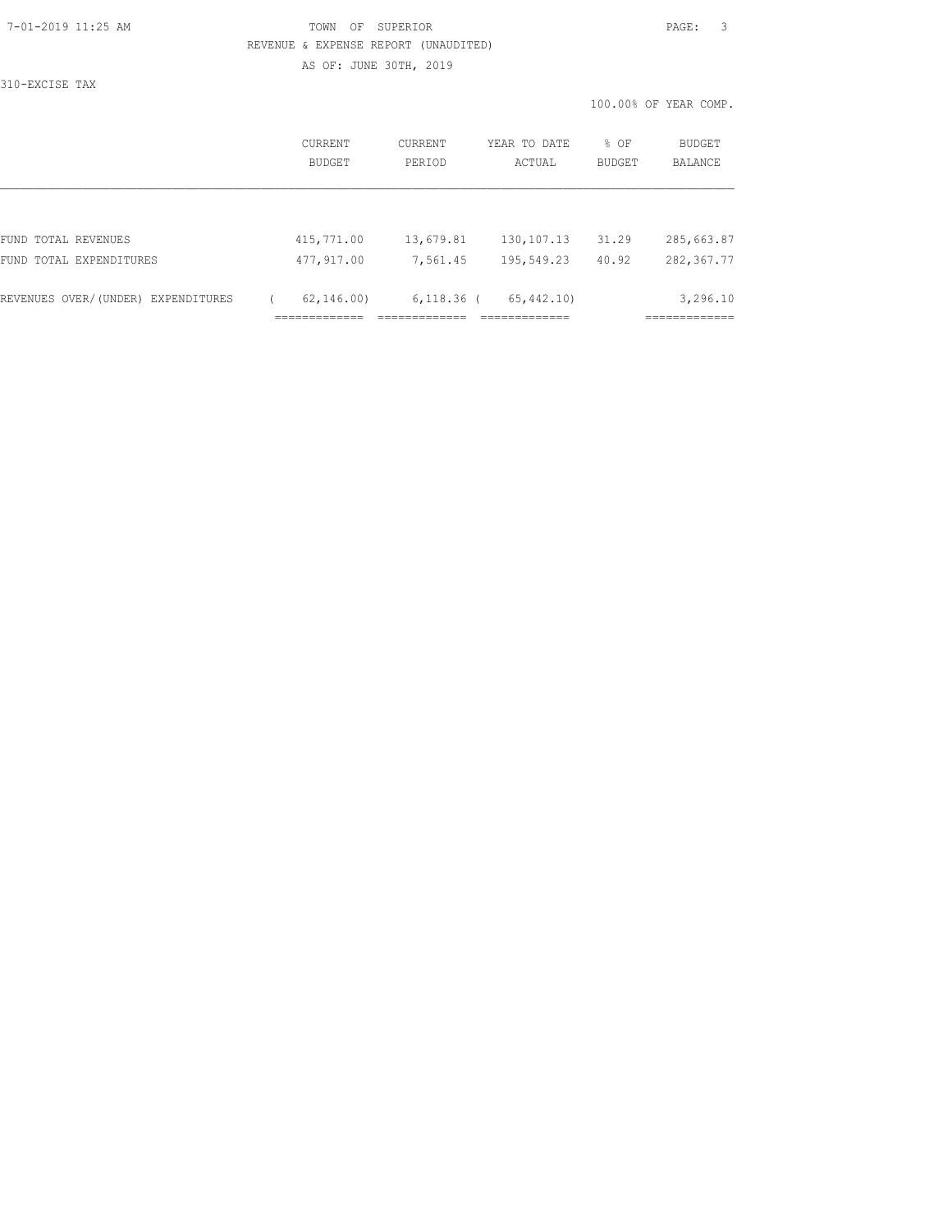TOWN OF SUPERIOR

REVENUE & EXPENSE REPORT (UNAUDITED)

AS OF: JUNE 30TH, 2019

310-EXCISE TAX

100.00% OF YEAR COMP.

| | CURRENT BUDGET | CURRENT PERIOD | YEAR TO DATE ACTUAL | % OF BUDGET | BUDGET BALANCE |
|---|---|---|---|---|---|
| FUND TOTAL REVENUES | 415,771.00 | 13,679.81 | 130,107.13 | 31.29 | 285,663.87 |
| FUND TOTAL EXPENDITURES | 477,917.00 | 7,561.45 | 195,549.23 | 40.92 | 282,367.77 |
| REVENUES OVER/(UNDER) EXPENDITURES | ( 62,146.00) | 6,118.36 | ( 65,442.10) | | 3,296.10 |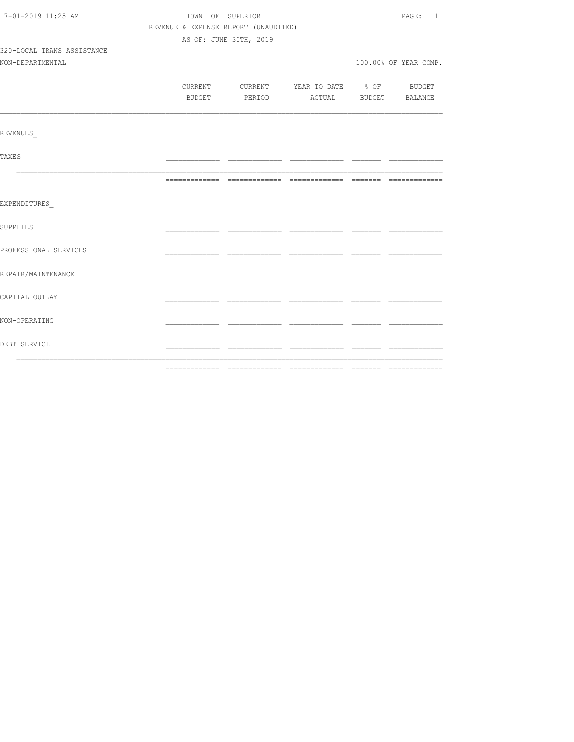TOWN OF SUPERIOR

REVENUE & EXPENSE REPORT (UNAUDITED)

AS OF: JUNE 30TH, 2019

320-LOCAL TRANS ASSISTANCE

NON-DEPARTMENTAL

100.00% OF YEAR COMP.

| | CURRENT BUDGET | CURRENT PERIOD | YEAR TO DATE ACTUAL | % OF BUDGET | BUDGET BALANCE |
|---|---|---|---|---|---|
| REVENUES_ | | | | | |
| TAXES | | | | | |
| EXPENDITURES_ | | | | | |
| SUPPLIES | | | | | |
| PROFESSIONAL SERVICES | | | | | |
| REPAIR/MAINTENANCE | | | | | |
| CAPITAL OUTLAY | | | | | |
| NON-OPERATING | | | | | |
| DEBT SERVICE | | | | | |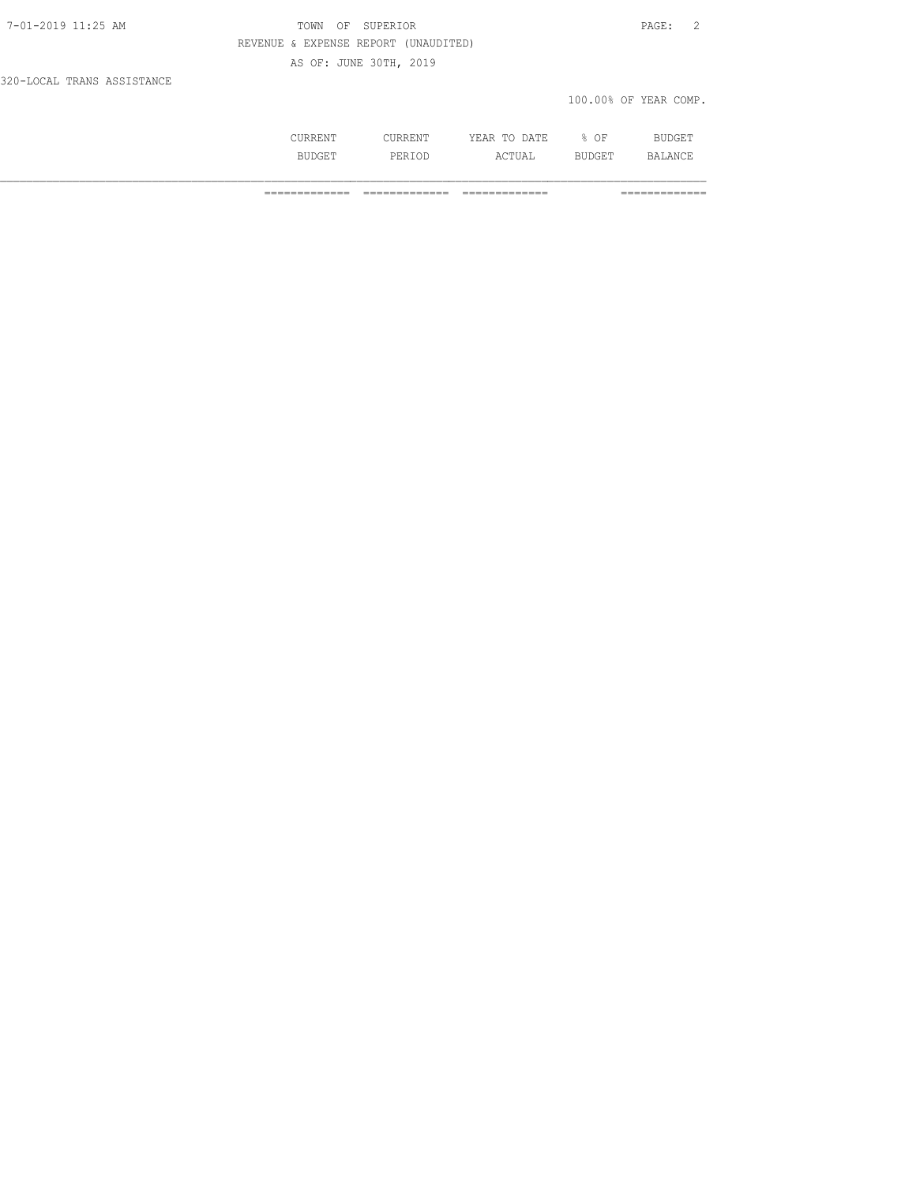TOWN OF SUPERIOR

REVENUE & EXPENSE REPORT (UNAUDITED)

AS OF: JUNE 30TH, 2019

320-LOCAL TRANS ASSISTANCE

100.00% OF YEAR COMP.

| | CURRENT BUDGET | CURRENT PERIOD | YEAR TO DATE ACTUAL | % OF BUDGET | BUDGET BALANCE |
|---|---|---|---|---|---|
| | ============= | ============= | ============= | | ============= |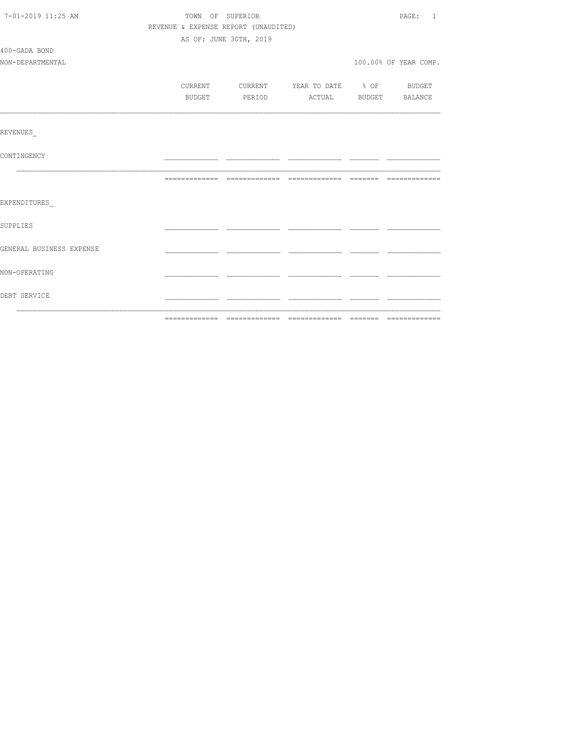TOWN OF SUPERIOR

REVENUE & EXPENSE REPORT (UNAUDITED)

AS OF: JUNE 30TH, 2019

400-GADA BOND

NON-DEPARTMENTAL

100.00% OF YEAR COMP.

| | CURRENT BUDGET | CURRENT PERIOD | YEAR TO DATE ACTUAL | % OF BUDGET | BUDGET BALANCE |
|---|---|---|---|---|---|
| REVENUES_ | | | | | |
| CONTINGENCY | | | | | |
| EXPENDITURES_ | | | | | |
| SUPPLIES | | | | | |
| GENERAL BUSINESS EXPENSE | | | | | |
| NON-OPERATING | | | | | |
| DEBT SERVICE | | | | | |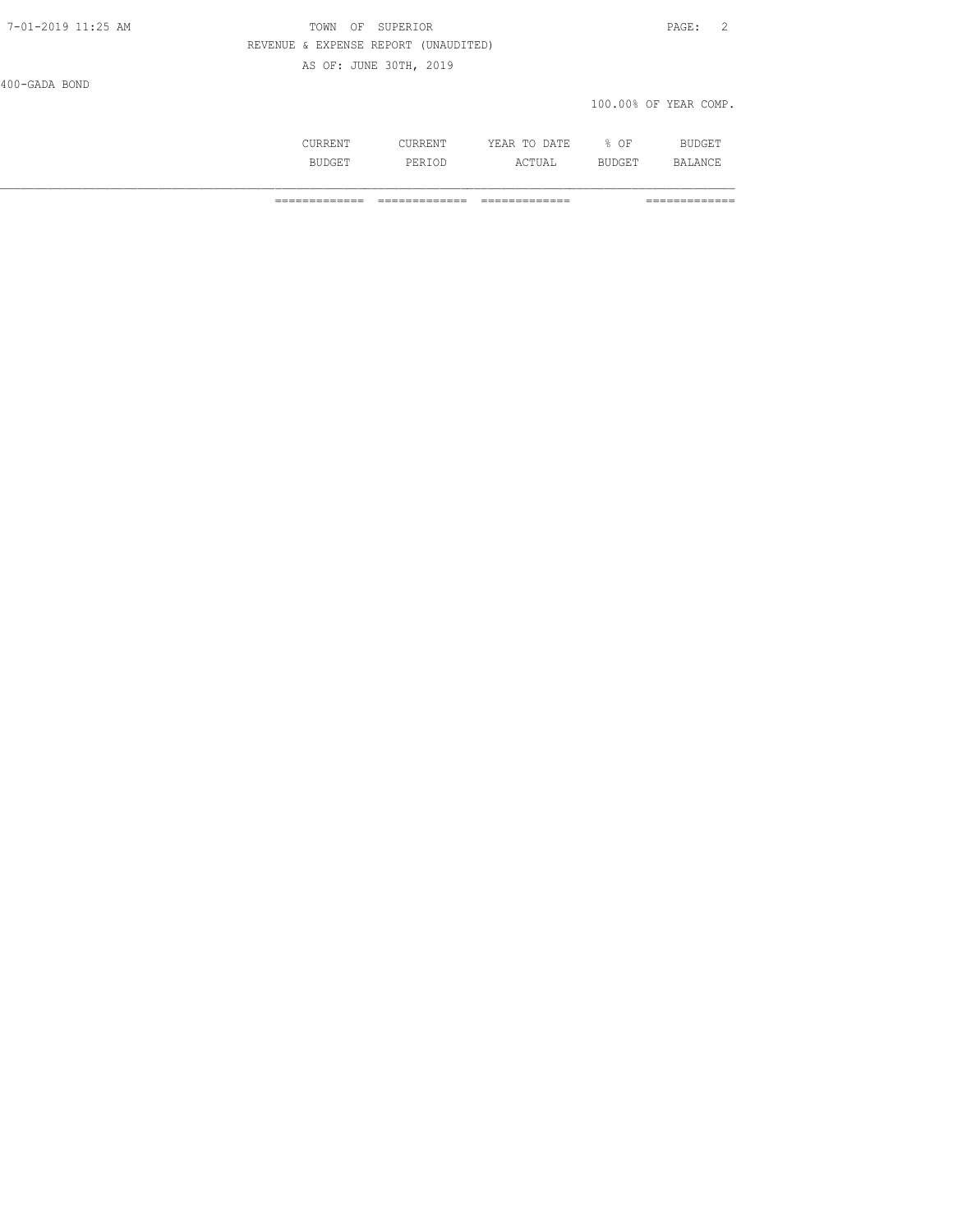TOWN OF SUPERIOR

REVENUE & EXPENSE REPORT (UNAUDITED)

AS OF: JUNE 30TH, 2019

400-GADA BOND

100.00% OF YEAR COMP.

| | CURRENT BUDGET | CURRENT PERIOD | YEAR TO DATE ACTUAL | % OF BUDGET | BUDGET BALANCE |
|---|---|---|---|---|---|
| | ============= | ============= | ============= | | ============= |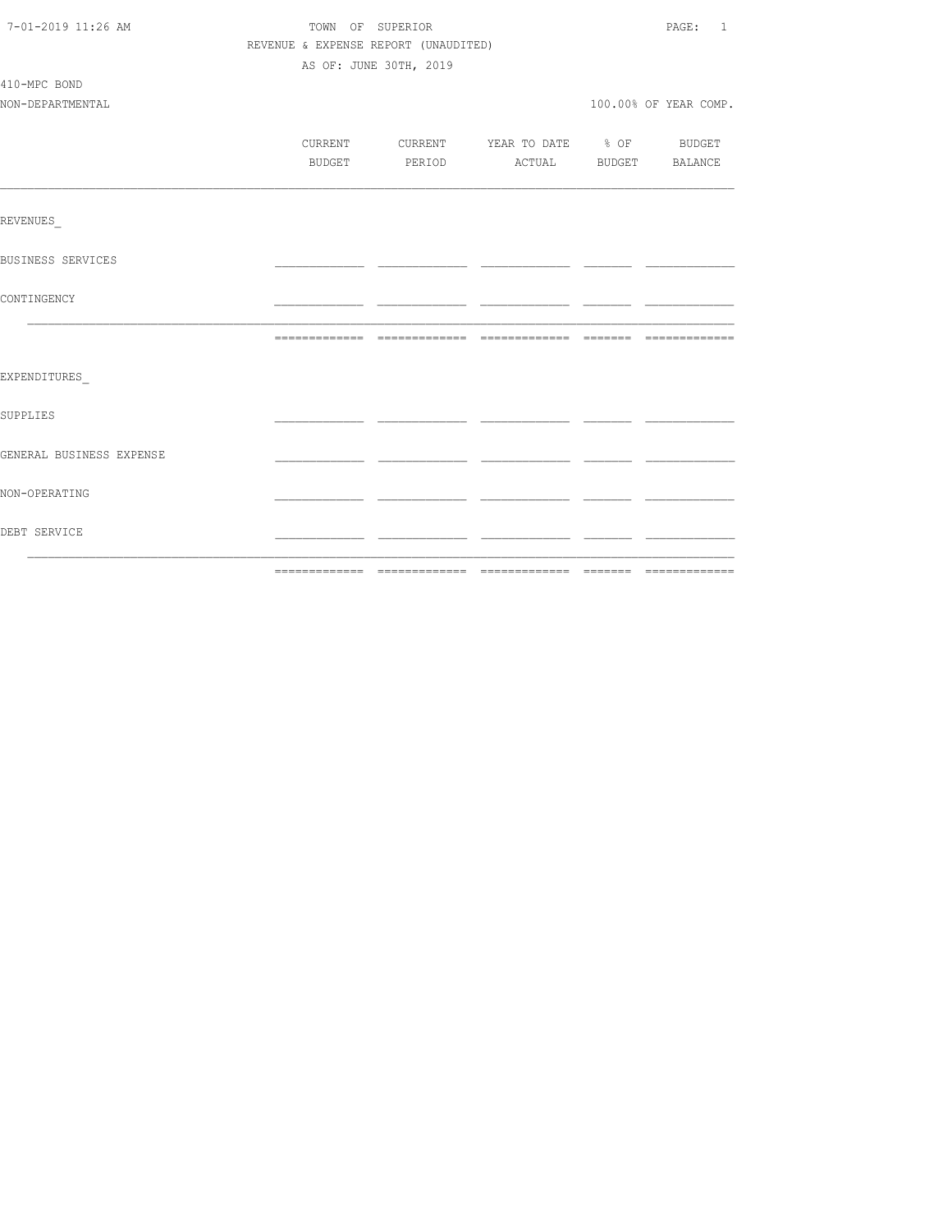TOWN OF SUPERIOR

REVENUE & EXPENSE REPORT (UNAUDITED)

AS OF: JUNE 30TH, 2019

410-MPC BOND

NON-DEPARTMENTAL

100.00% OF YEAR COMP.

| | CURRENT BUDGET | CURRENT PERIOD | YEAR TO DATE ACTUAL | % OF BUDGET | BUDGET BALANCE |
|---|---|---|---|---|---|
| **REVENUES** | | | | | |
| BUSINESS SERVICES | | | | | |
| CONTINGENCY | | | | | |
| | | | | | |
| **EXPENDITURES** | | | | | |
| SUPPLIES | | | | | |
| GENERAL BUSINESS EXPENSE | | | | | |
| NON-OPERATING | | | | | |
| DEBT SERVICE | | | | | |
| | | | | | |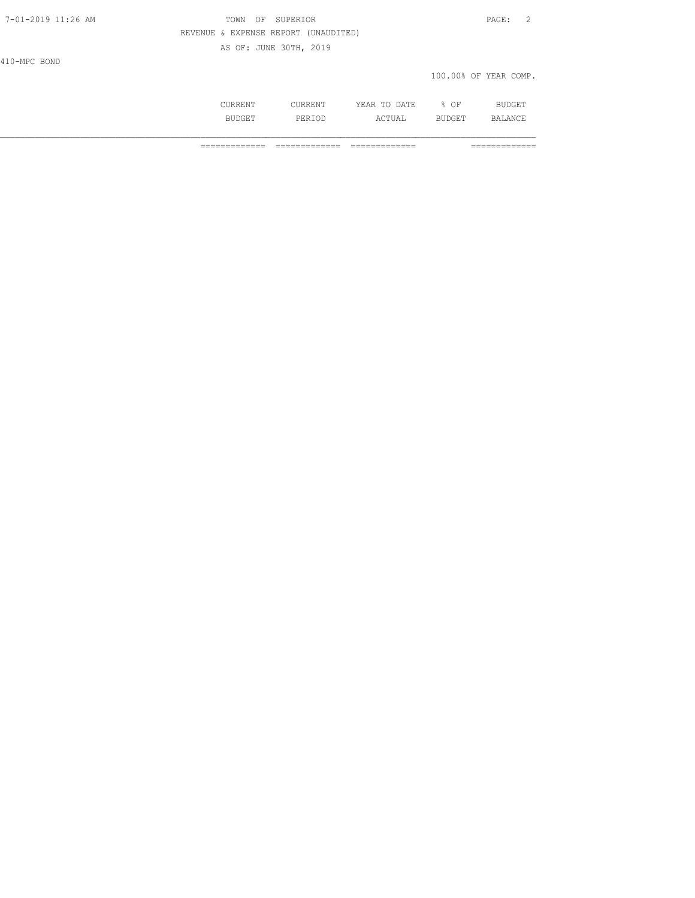REVENUE & EXPENSE REPORT (UNAUDITED)

AS OF: JUNE 30TH, 2019

410-MPC BOND

100.00% OF YEAR COMP.

| | CURRENT BUDGET | CURRENT PERIOD | YEAR TO DATE ACTUAL | % OF BUDGET | BUDGET BALANCE |
|---|---|---|---|---|---|
| | ============= | ============= | ============= | | ============= |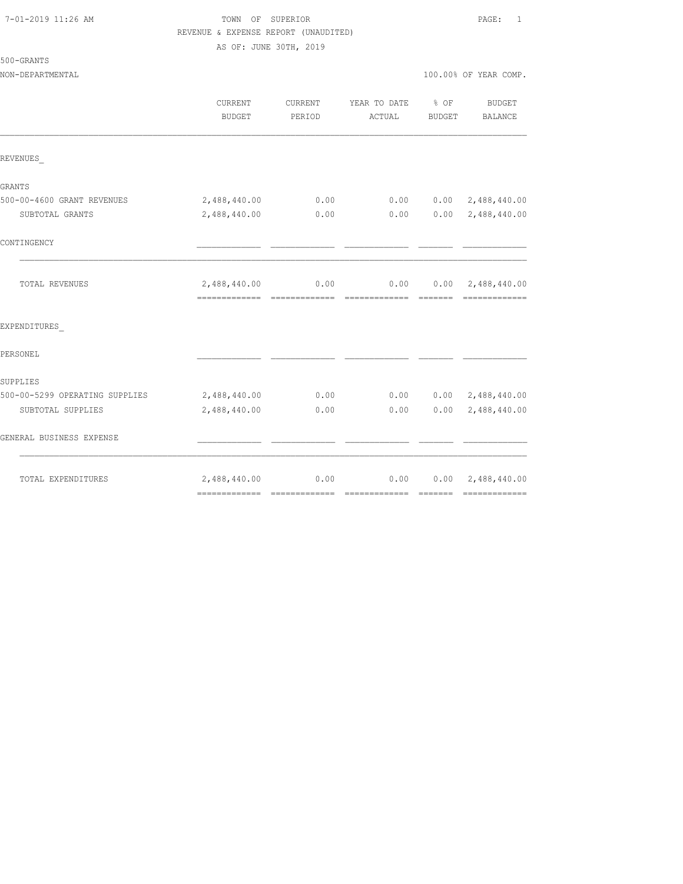7-01-2019 11:26 AM

TOWN OF SUPERIOR

REVENUE & EXPENSE REPORT (UNAUDITED)

AS OF: JUNE 30TH, 2019

500-GRANTS

NON-DEPARTMENTAL

100.00% OF YEAR COMP.

| | CURRENT BUDGET | CURRENT PERIOD | YEAR TO DATE ACTUAL | % OF BUDGET | BUDGET BALANCE |
|---|---|---|---|---|---|
| REVENUES_ | | | | | |
| GRANTS | | | | | |
| 500-00-4600 GRANT REVENUES | 2,488,440.00 | 0.00 | 0.00 | 0.00 | 2,488,440.00 |
| SUBTOTAL GRANTS | 2,488,440.00 | 0.00 | 0.00 | 0.00 | 2,488,440.00 |
| CONTINGENCY | | | | | |
| TOTAL REVENUES | 2,488,440.00 | 0.00 | 0.00 | 0.00 | 2,488,440.00 |
| EXPENDITURES_ | | | | | |
| PERSONEL | | | | | |
| SUPPLIES | | | | | |
| 500-00-5299 OPERATING SUPPLIES | 2,488,440.00 | 0.00 | 0.00 | 0.00 | 2,488,440.00 |
| SUBTOTAL SUPPLIES | 2,488,440.00 | 0.00 | 0.00 | 0.00 | 2,488,440.00 |
| GENERAL BUSINESS EXPENSE | | | | | |
| TOTAL EXPENDITURES | 2,488,440.00 | 0.00 | 0.00 | 0.00 | 2,488,440.00 |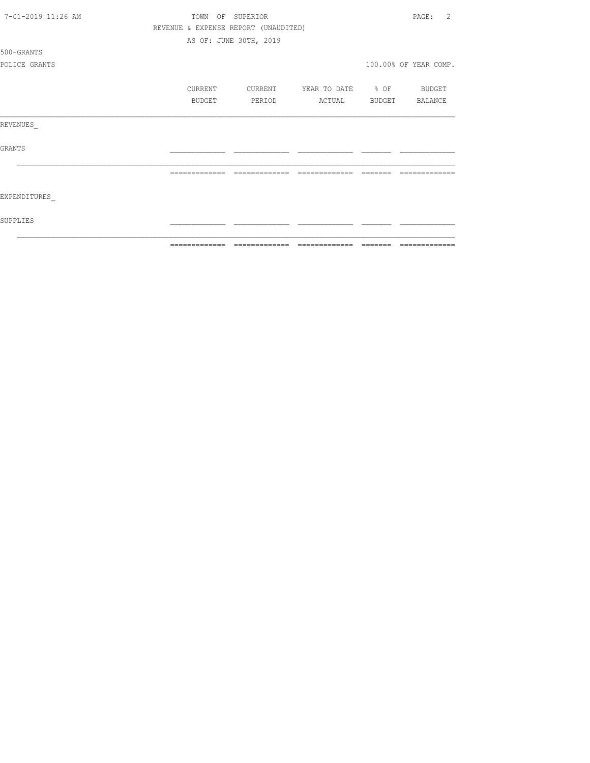TOWN OF SUPERIOR

REVENUE & EXPENSE REPORT (UNAUDITED)

AS OF: JUNE 30TH, 2019

500-GRANTS

POLICE GRANTS

100.00% OF YEAR COMP.

| | CURRENT BUDGET | CURRENT PERIOD | YEAR TO DATE ACTUAL | % OF BUDGET | BUDGET BALANCE |
|---|---|---|---|---|---|
| REVENUES_ | | | | | |
| GRANTS | | | | | |
| EXPENDITURES_ | | | | | |
| SUPPLIES | | | | | |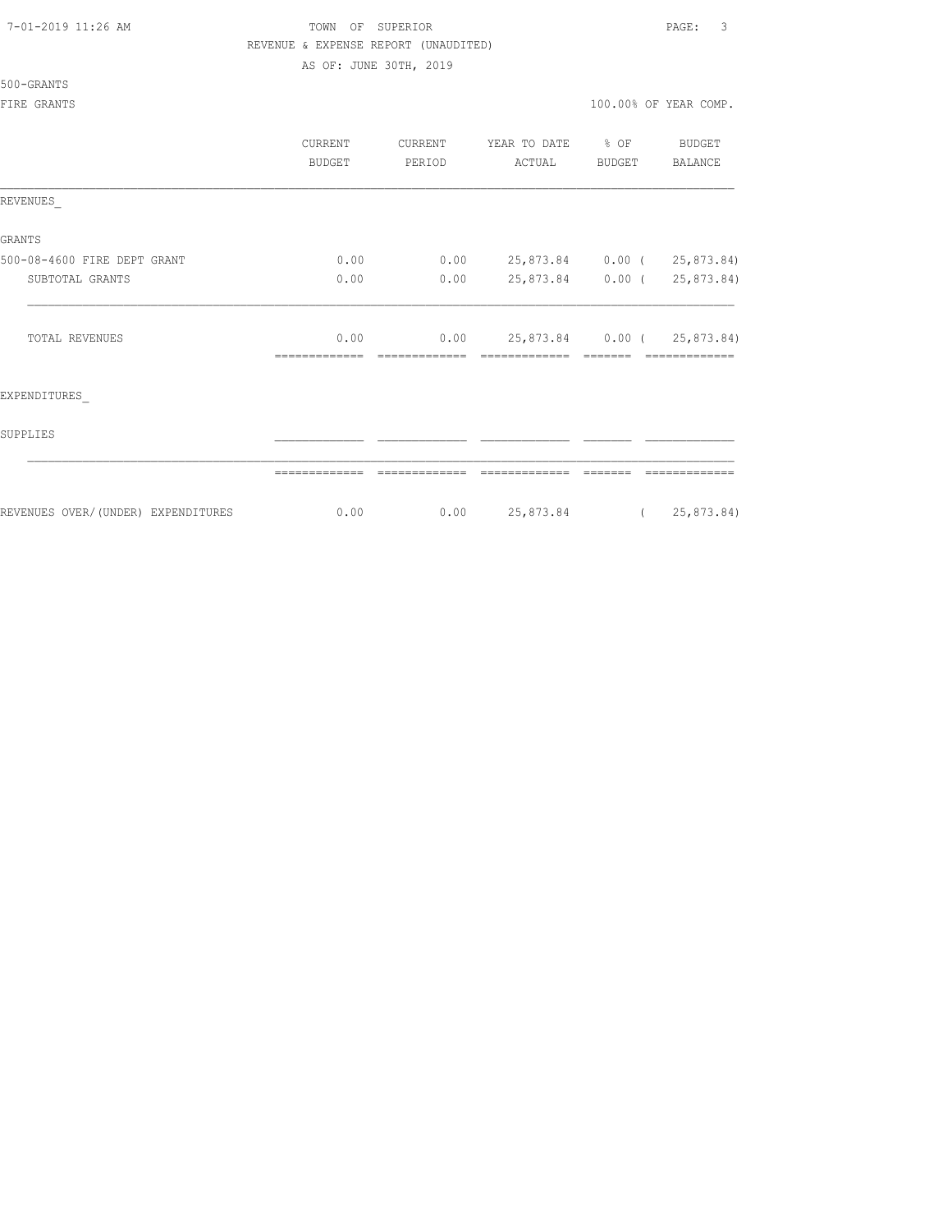TOWN OF SUPERIOR

REVENUE & EXPENSE REPORT (UNAUDITED)

AS OF: JUNE 30TH, 2019

500-GRANTS

FIRE GRANTS — 100.00% OF YEAR COMP.

| | CURRENT BUDGET | CURRENT PERIOD | YEAR TO DATE ACTUAL | % OF BUDGET | BUDGET BALANCE |
|---|---|---|---|---|---|
| REVENUES_ | | | | | |
| GRANTS | | | | | |
| 500-08-4600 FIRE DEPT GRANT | 0.00 | 0.00 | 25,873.84 | 0.00 | ( 25,873.84) |
| SUBTOTAL GRANTS | 0.00 | 0.00 | 25,873.84 | 0.00 | ( 25,873.84) |
| TOTAL REVENUES | 0.00 | 0.00 | 25,873.84 | 0.00 | ( 25,873.84) |
| EXPENDITURES_ | | | | | |
| SUPPLIES | | | | | |
| REVENUES OVER/(UNDER) EXPENDITURES | 0.00 | 0.00 | 25,873.84 | | ( 25,873.84) |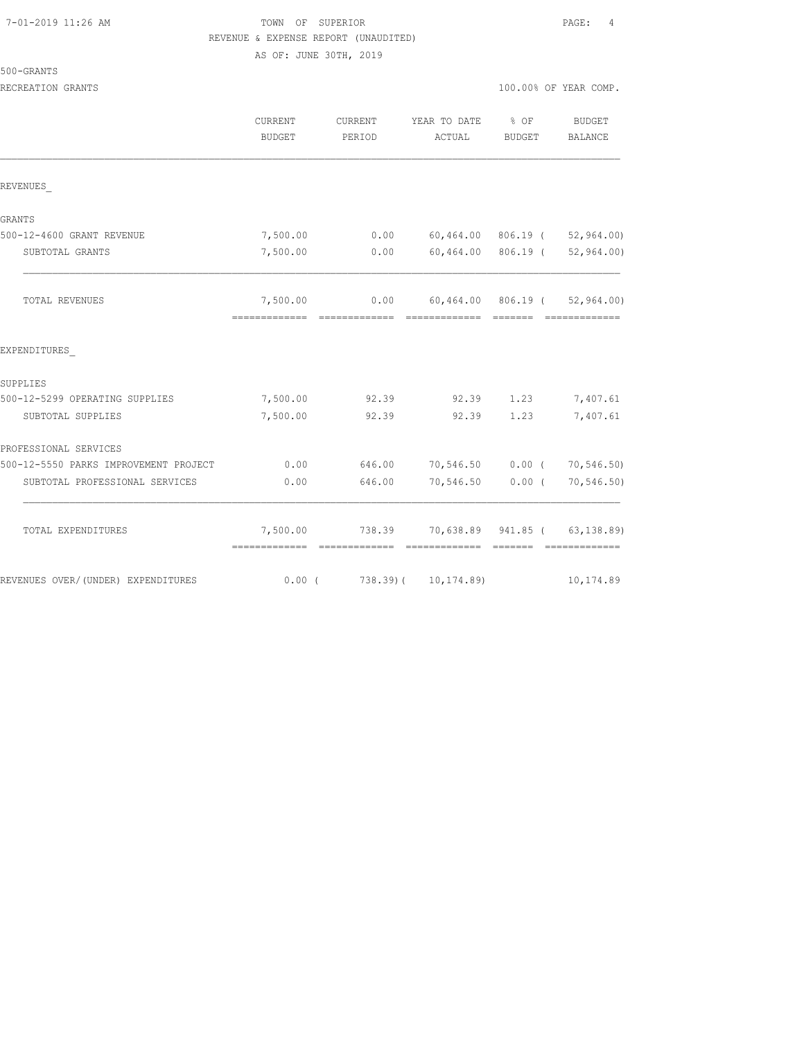7-01-2019 11:26 AM

TOWN OF SUPERIOR

REVENUE & EXPENSE REPORT (UNAUDITED)

AS OF: JUNE 30TH, 2019

500-GRANTS

RECREATION GRANTS

100.00% OF YEAR COMP.

| | CURRENT BUDGET | CURRENT PERIOD | YEAR TO DATE ACTUAL | % OF BUDGET | BUDGET BALANCE |
|---|---|---|---|---|---|
| REVENUES_ | | | | | |
| GRANTS | | | | | |
| 500-12-4600 GRANT REVENUE | 7,500.00 | 0.00 | 60,464.00 | 806.19 | ( 52,964.00) |
| SUBTOTAL GRANTS | 7,500.00 | 0.00 | 60,464.00 | 806.19 | ( 52,964.00) |
| TOTAL REVENUES | 7,500.00 | 0.00 | 60,464.00 | 806.19 | ( 52,964.00) |
| EXPENDITURES_ | | | | | |
| SUPPLIES | | | | | |
| 500-12-5299 OPERATING SUPPLIES | 7,500.00 | 92.39 | 92.39 | 1.23 | 7,407.61 |
| SUBTOTAL SUPPLIES | 7,500.00 | 92.39 | 92.39 | 1.23 | 7,407.61 |
| PROFESSIONAL SERVICES | | | | | |
| 500-12-5550 PARKS IMPROVEMENT PROJECT | 0.00 | 646.00 | 70,546.50 | 0.00 | ( 70,546.50) |
| SUBTOTAL PROFESSIONAL SERVICES | 0.00 | 646.00 | 70,546.50 | 0.00 | ( 70,546.50) |
| TOTAL EXPENDITURES | 7,500.00 | 738.39 | 70,638.89 | 941.85 | ( 63,138.89) |
| REVENUES OVER/(UNDER) EXPENDITURES | 0.00 | ( 738.39) | ( 10,174.89) | | 10,174.89 |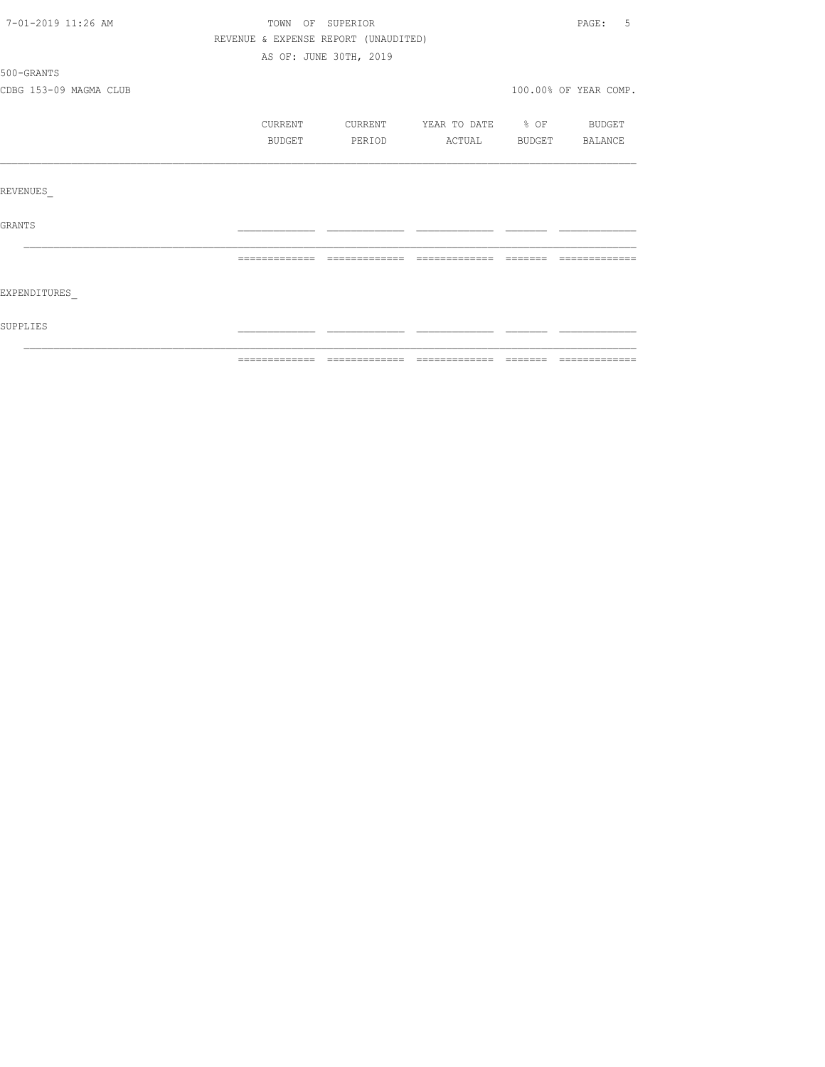TOWN OF SUPERIOR

REVENUE & EXPENSE REPORT (UNAUDITED)

AS OF: JUNE 30TH, 2019

500-GRANTS

CDBG 153-09 MAGMA CLUB

100.00% OF YEAR COMP.

| | CURRENT BUDGET | CURRENT PERIOD | YEAR TO DATE ACTUAL | % OF BUDGET | BUDGET BALANCE |
|---|---|---|---|---|---|
| REVENUES_ | | | | | |
| GRANTS | | | | | |
| EXPENDITURES_ | | | | | |
| SUPPLIES | | | | | |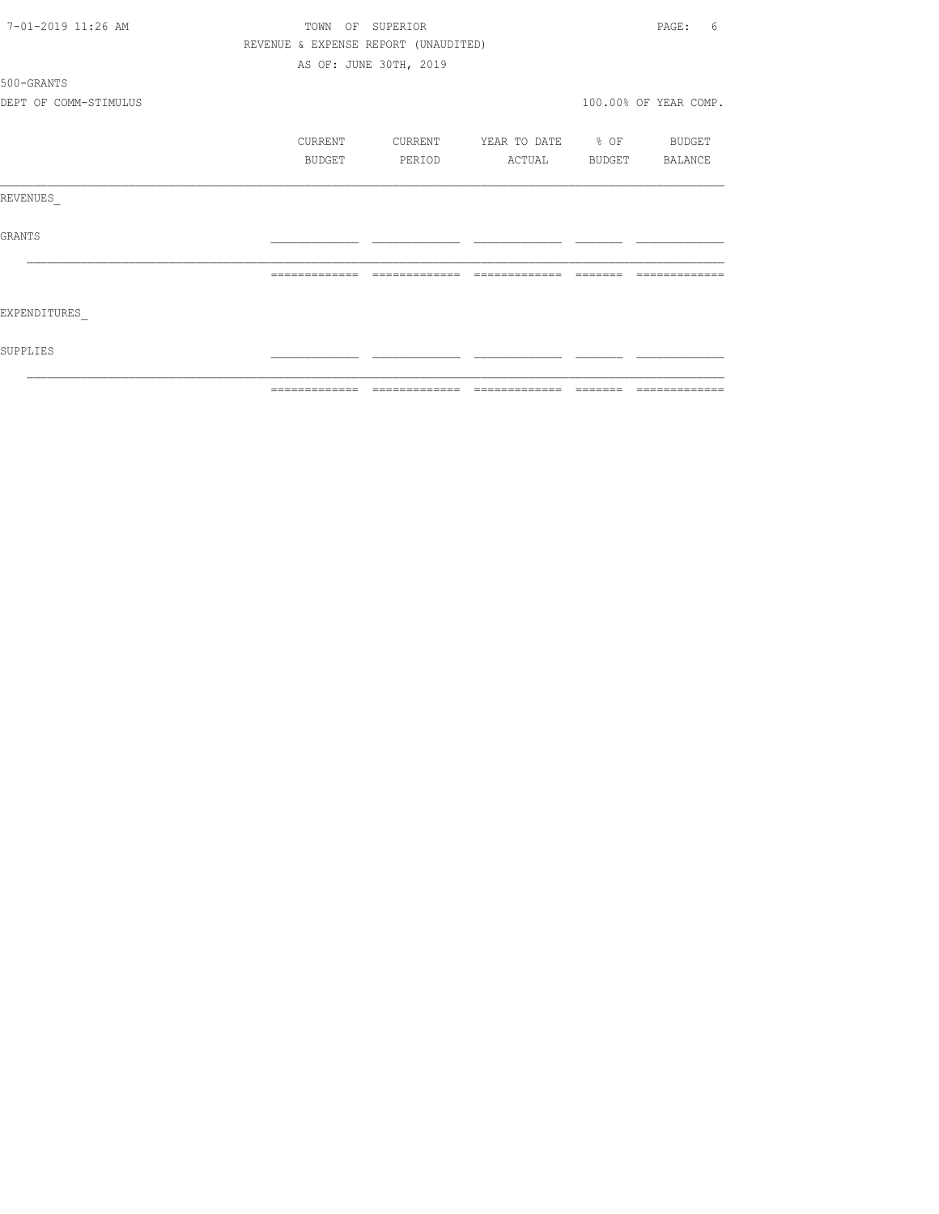TOWN OF SUPERIOR

REVENUE & EXPENSE REPORT (UNAUDITED)

AS OF: JUNE 30TH, 2019

500-GRANTS

DEPT OF COMM-STIMULUS

100.00% OF YEAR COMP.

| | CURRENT BUDGET | CURRENT PERIOD | YEAR TO DATE ACTUAL | % OF BUDGET | BUDGET BALANCE |
|---|---|---|---|---|---|
| REVENUES_ | | | | | |
| GRANTS | | | | | |
| EXPENDITURES_ | | | | | |
| SUPPLIES | | | | | |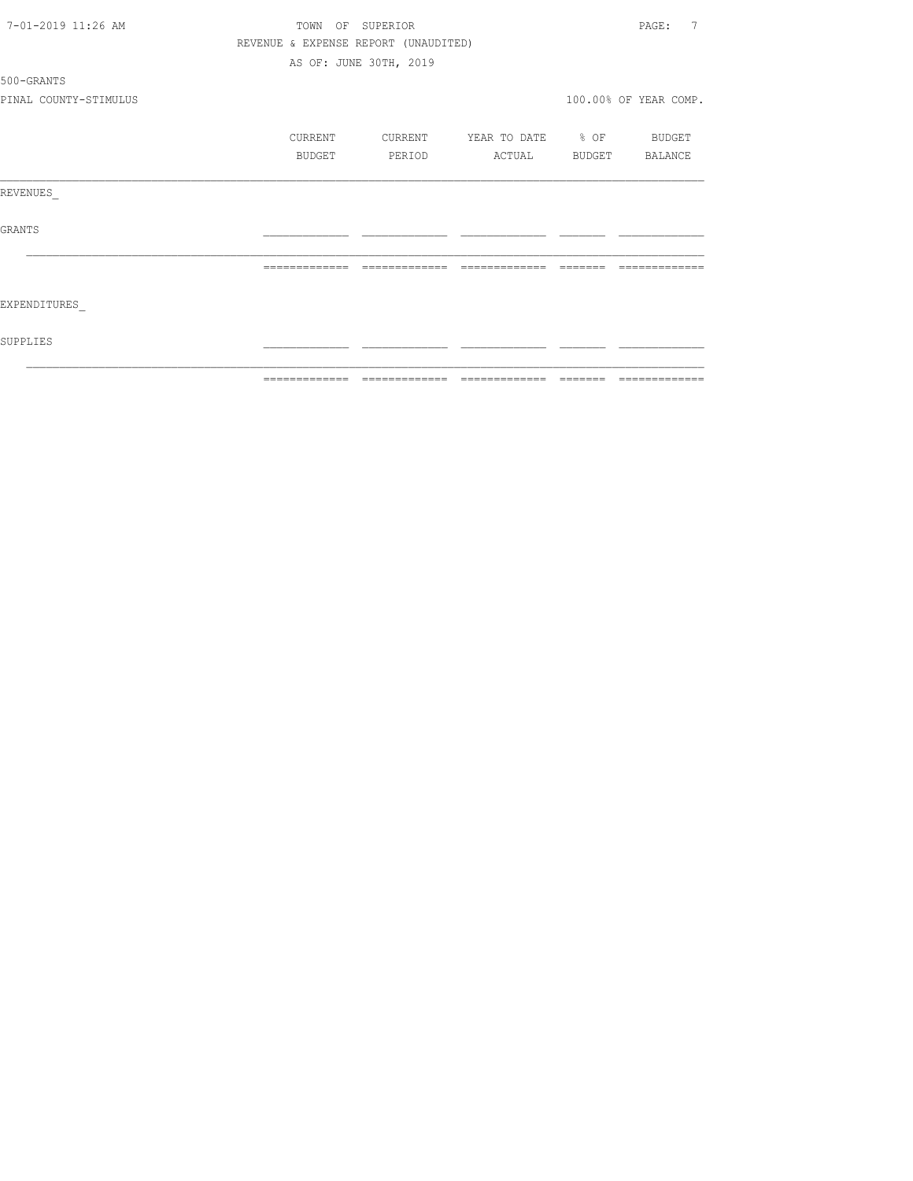TOWN OF SUPERIOR

REVENUE & EXPENSE REPORT (UNAUDITED)

AS OF: JUNE 30TH, 2019

500-GRANTS

PINAL COUNTY-STIMULUS

100.00% OF YEAR COMP.

|  | CURRENT BUDGET | CURRENT PERIOD | YEAR TO DATE ACTUAL | % OF BUDGET | BUDGET BALANCE |
|---|---|---|---|---|---|
| REVENUES_ |  |  |  |  |  |
| GRANTS |  |  |  |  |  |
|  |  |  |  |  |  |
| EXPENDITURES_ |  |  |  |  |  |
| SUPPLIES |  |  |  |  |  |
|  |  |  |  |  |  |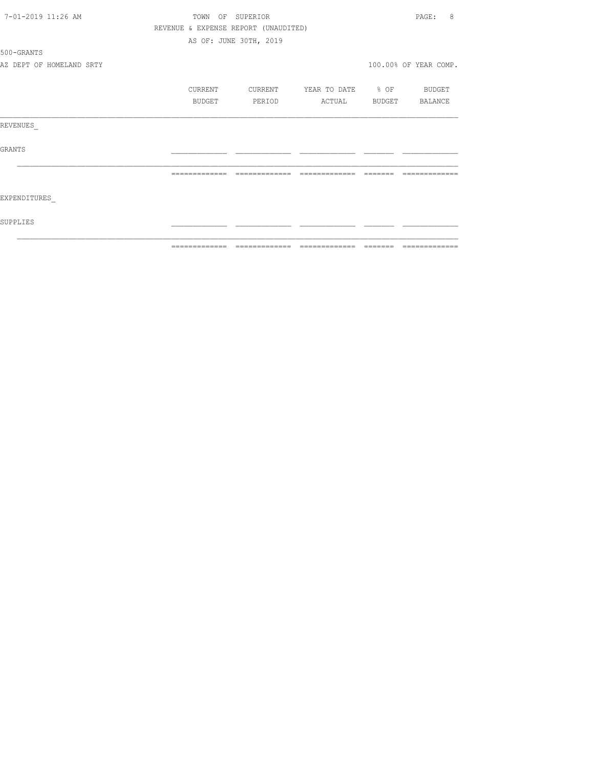TOWN OF SUPERIOR

REVENUE & EXPENSE REPORT (UNAUDITED)

AS OF: JUNE 30TH, 2019

500-GRANTS

AZ DEPT OF HOMELAND SRTY

100.00% OF YEAR COMP.

| | CURRENT BUDGET | CURRENT PERIOD | YEAR TO DATE ACTUAL | % OF BUDGET | BUDGET BALANCE |
|---|---|---|---|---|---|
| REVENUES_ | | | | | |
| GRANTS | | | | | |
| | | | | | |
| EXPENDITURES_ | | | | | |
| SUPPLIES | | | | | |
| | | | | | |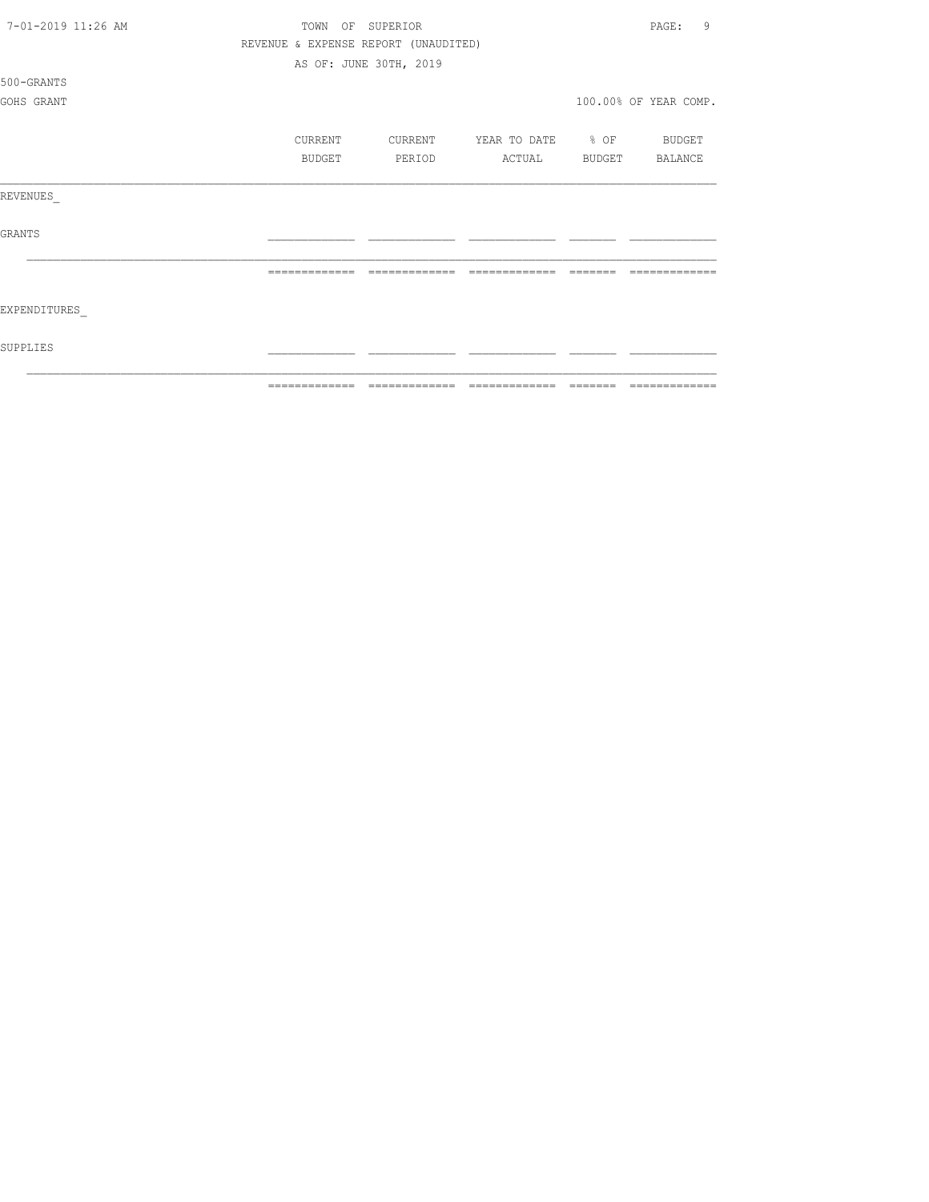TOWN OF SUPERIOR

REVENUE & EXPENSE REPORT (UNAUDITED)

AS OF: JUNE 30TH, 2019

500-GRANTS

GOHS GRANT

100.00% OF YEAR COMP.

| | CURRENT BUDGET | CURRENT PERIOD | YEAR TO DATE ACTUAL | % OF BUDGET | BUDGET BALANCE |
|---|---|---|---|---|---|
| REVENUES_ | | | | | |
| GRANTS | | | | | |
| | | | | | |
| EXPENDITURES_ | | | | | |
| SUPPLIES | | | | | |
| | | | | | |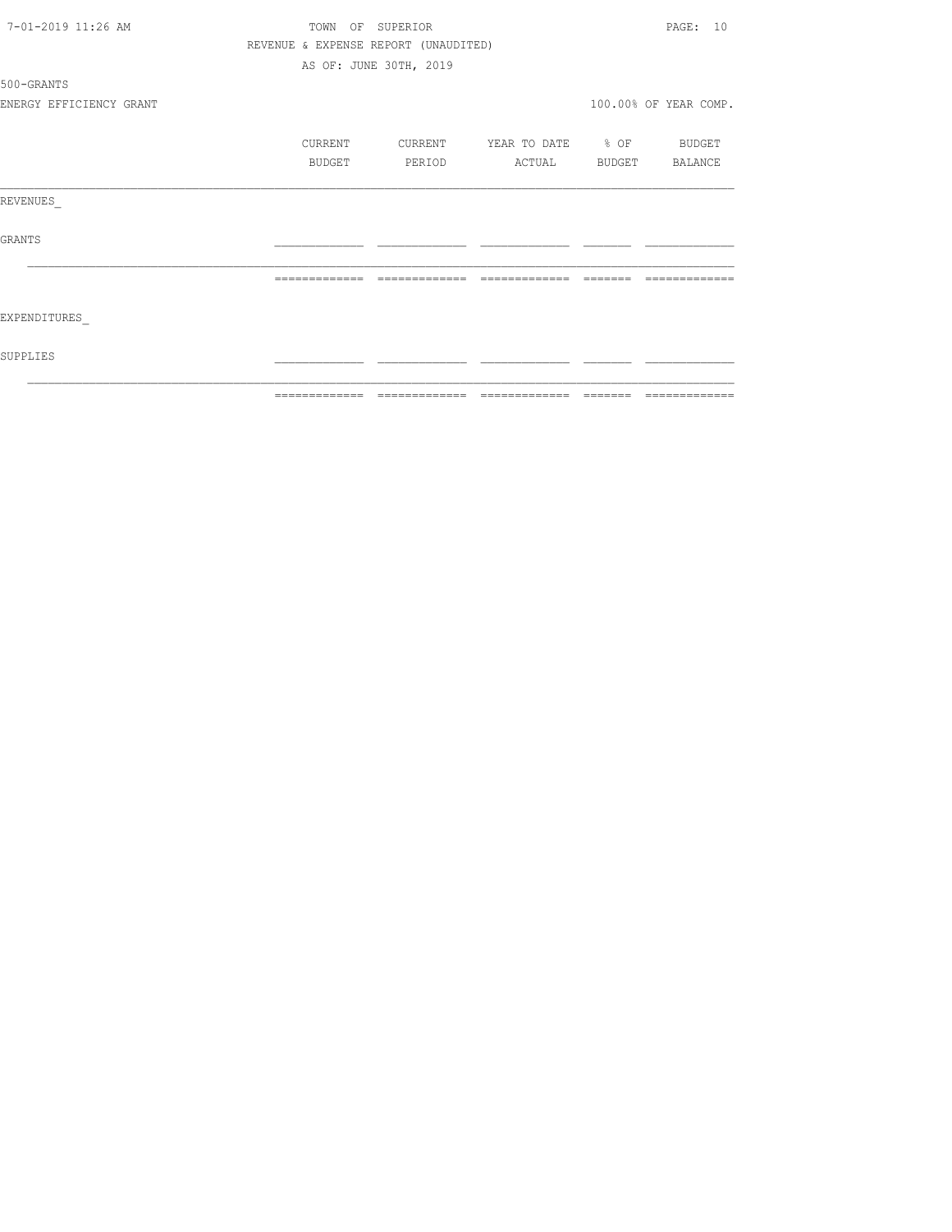TOWN OF SUPERIOR

REVENUE & EXPENSE REPORT (UNAUDITED)

AS OF: JUNE 30TH, 2019

500-GRANTS

ENERGY EFFICIENCY GRANT

100.00% OF YEAR COMP.

| | CURRENT BUDGET | CURRENT PERIOD | YEAR TO DATE ACTUAL | % OF BUDGET | BUDGET BALANCE |
|---|---|---|---|---|---|
| REVENUES_ | | | | | |
| GRANTS | | | | | |
| | | | | | |
| EXPENDITURES_ | | | | | |
| SUPPLIES | | | | | |
| | | | | | |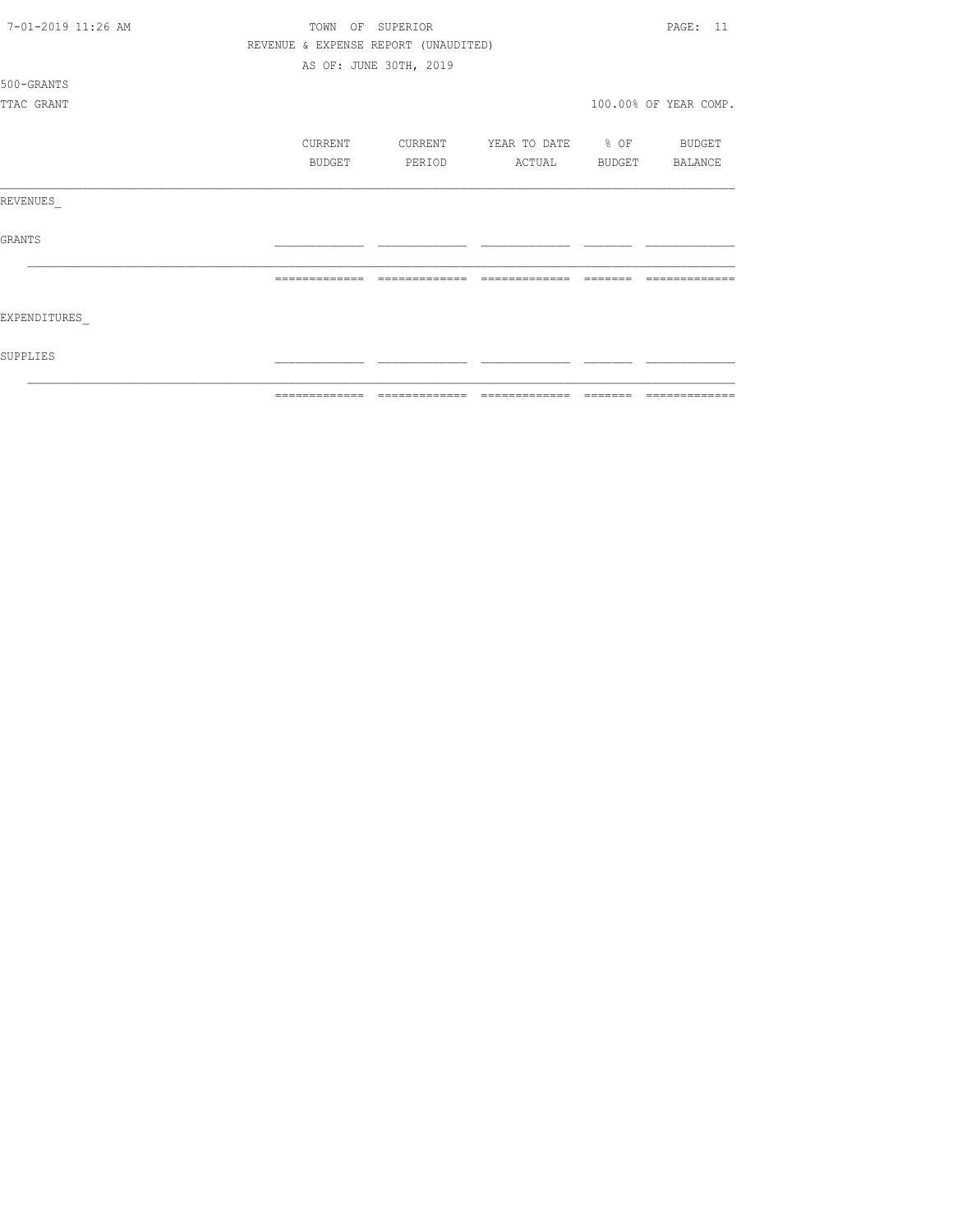TOWN OF SUPERIOR

REVENUE & EXPENSE REPORT (UNAUDITED)

AS OF: JUNE 30TH, 2019

500-GRANTS

TTAC GRANT

100.00% OF YEAR COMP.

| | CURRENT BUDGET | CURRENT PERIOD | YEAR TO DATE ACTUAL | % OF BUDGET | BUDGET BALANCE |
|---|---|---|---|---|---|
| REVENUES_ | | | | | |
| GRANTS | | | | | |
| EXPENDITURES_ | | | | | |
| SUPPLIES | | | | | |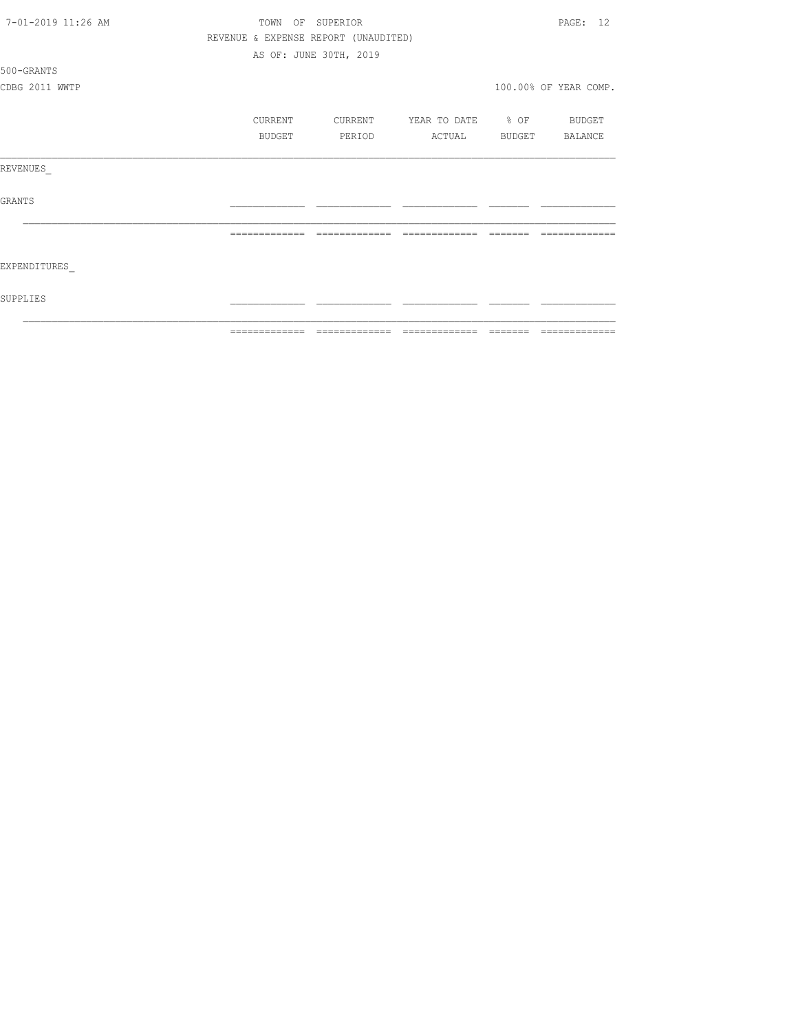TOWN OF SUPERIOR

REVENUE & EXPENSE REPORT (UNAUDITED)

AS OF: JUNE 30TH, 2019

500-GRANTS

CDBG 2011 WWTP

100.00% OF YEAR COMP.

| | CURRENT BUDGET | CURRENT PERIOD | YEAR TO DATE ACTUAL | % OF BUDGET | BUDGET BALANCE |
|---|---|---|---|---|---|
| REVENUES_ | | | | | |
| GRANTS | | | | | |
| EXPENDITURES_ | | | | | |
| SUPPLIES | | | | | |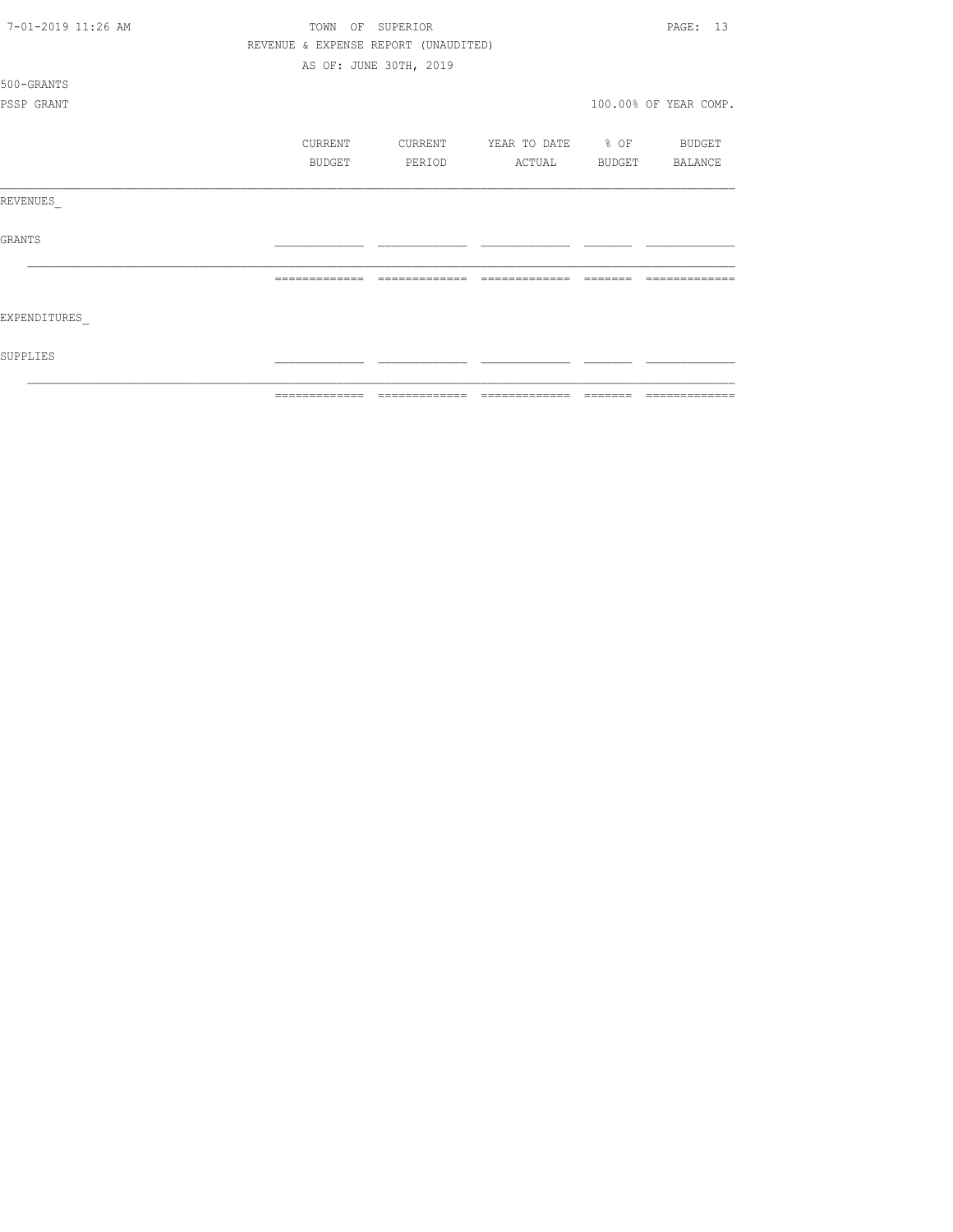TOWN OF SUPERIOR

REVENUE & EXPENSE REPORT (UNAUDITED)

AS OF: JUNE 30TH, 2019

500-GRANTS

PSSP GRANT

100.00% OF YEAR COMP.

| | CURRENT BUDGET | CURRENT PERIOD | YEAR TO DATE ACTUAL | % OF BUDGET | BUDGET BALANCE |
|---|---|---|---|---|---|
| REVENUES_ | | | | | |
| GRANTS | | | | | |
| EXPENDITURES_ | | | | | |
| SUPPLIES | | | | | |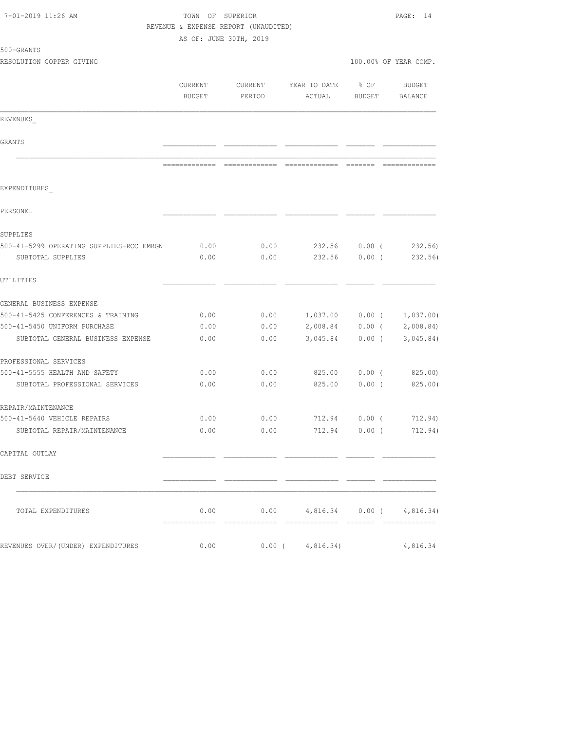TOWN OF SUPERIOR
REVENUE & EXPENSE REPORT (UNAUDITED)
AS OF: JUNE 30TH, 2019

500-GRANTS
RESOLUTION COPPER GIVING — 100.00% OF YEAR COMP.

| | CURRENT BUDGET | CURRENT PERIOD | YEAR TO DATE ACTUAL | % OF BUDGET | BUDGET BALANCE |
|---|---|---|---|---|---|
| REVENUES_ | | | | | |
| GRANTS | | | | | |
| EXPENDITURES_ | | | | | |
| PERSONEL | | | | | |
| SUPPLIES | | | | | |
| 500-41-5299 OPERATING SUPPLIES-RCC EMRGN | 0.00 | 0.00 | 232.56 | 0.00 | ( 232.56) |
| SUBTOTAL SUPPLIES | 0.00 | 0.00 | 232.56 | 0.00 | ( 232.56) |
| UTILITIES | | | | | |
| GENERAL BUSINESS EXPENSE | | | | | |
| 500-41-5425 CONFERENCES & TRAINING | 0.00 | 0.00 | 1,037.00 | 0.00 | ( 1,037.00) |
| 500-41-5450 UNIFORM PURCHASE | 0.00 | 0.00 | 2,008.84 | 0.00 | ( 2,008.84) |
| SUBTOTAL GENERAL BUSINESS EXPENSE | 0.00 | 0.00 | 3,045.84 | 0.00 | ( 3,045.84) |
| PROFESSIONAL SERVICES | | | | | |
| 500-41-5555 HEALTH AND SAFETY | 0.00 | 0.00 | 825.00 | 0.00 | ( 825.00) |
| SUBTOTAL PROFESSIONAL SERVICES | 0.00 | 0.00 | 825.00 | 0.00 | ( 825.00) |
| REPAIR/MAINTENANCE | | | | | |
| 500-41-5640 VEHICLE REPAIRS | 0.00 | 0.00 | 712.94 | 0.00 | ( 712.94) |
| SUBTOTAL REPAIR/MAINTENANCE | 0.00 | 0.00 | 712.94 | 0.00 | ( 712.94) |
| CAPITAL OUTLAY | | | | | |
| DEBT SERVICE | | | | | |
| TOTAL EXPENDITURES | 0.00 | 0.00 | 4,816.34 | 0.00 | ( 4,816.34) |
| REVENUES OVER/(UNDER) EXPENDITURES | 0.00 | 0.00 | ( 4,816.34) | | 4,816.34 |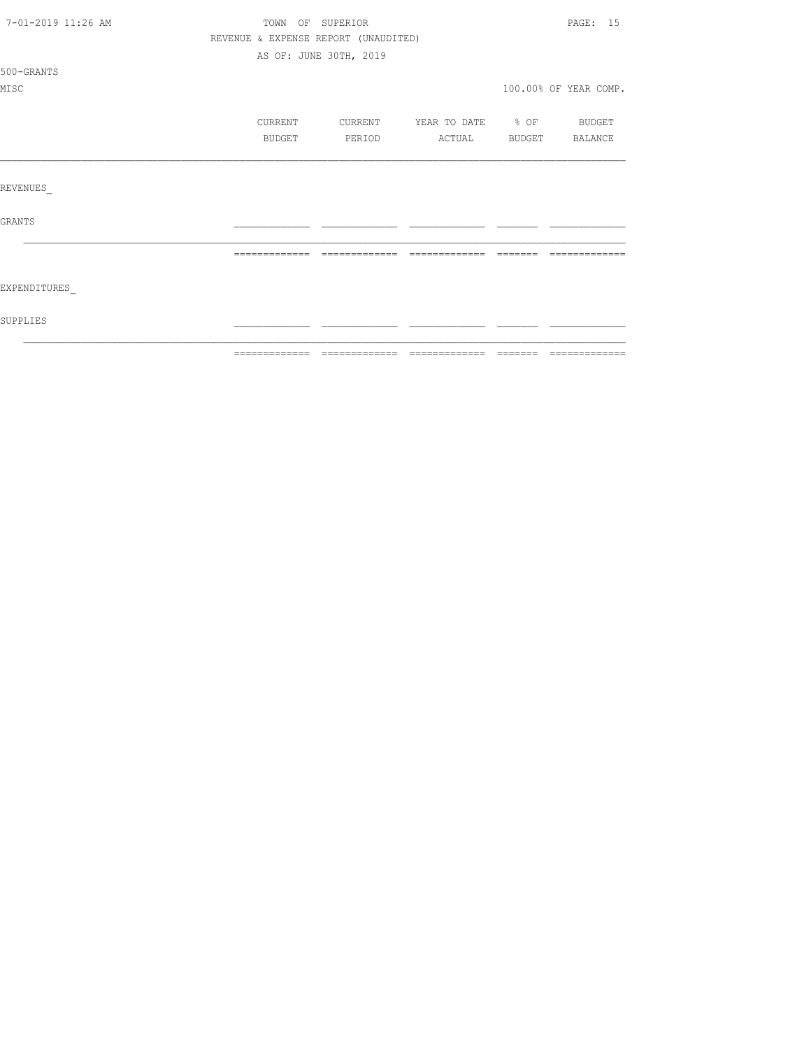TOWN OF SUPERIOR
REVENUE & EXPENSE REPORT (UNAUDITED)
AS OF: JUNE 30TH, 2019

500-GRANTS
MISC

100.00% OF YEAR COMP.

| | CURRENT BUDGET | CURRENT PERIOD | YEAR TO DATE ACTUAL | % OF BUDGET | BUDGET BALANCE |
|---|---|---|---|---|---|
| REVENUES_ | | | | | |
| GRANTS | | | | | |
| | | | | | |
| EXPENDITURES_ | | | | | |
| SUPPLIES | | | | | |
| | | | | | |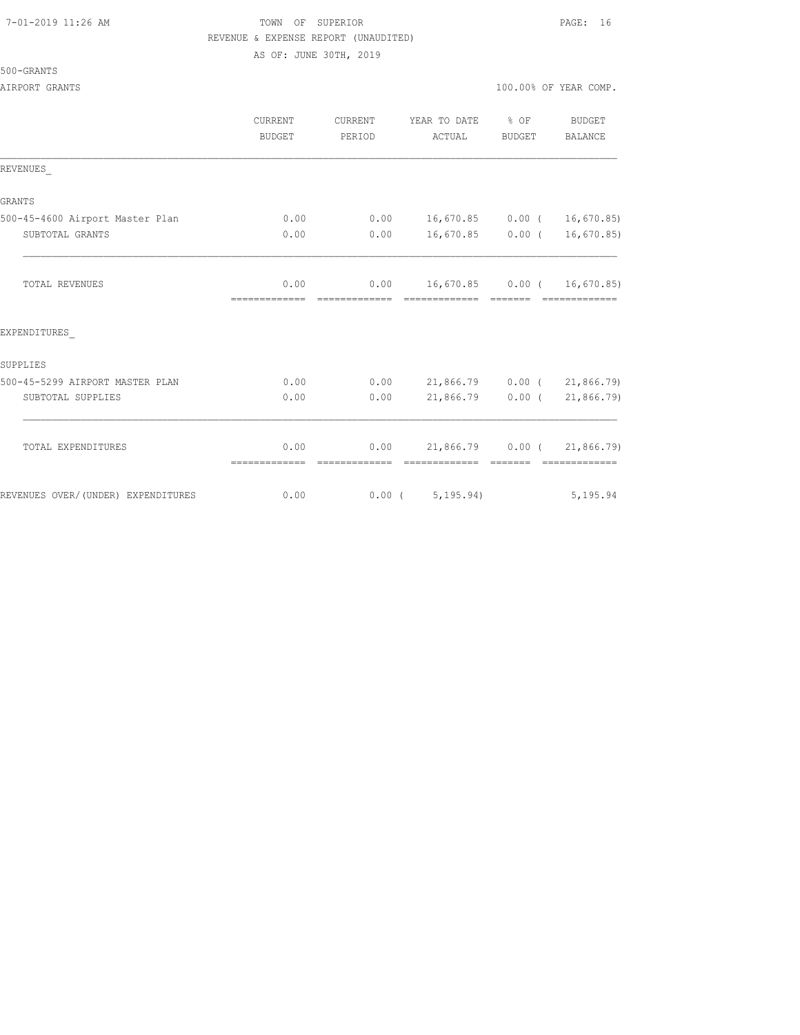TOWN OF SUPERIOR
REVENUE & EXPENSE REPORT (UNAUDITED)
AS OF: JUNE 30TH, 2019

500-GRANTS

AIRPORT GRANTS — 100.00% OF YEAR COMP.

| | CURRENT BUDGET | CURRENT PERIOD | YEAR TO DATE ACTUAL | % OF BUDGET | BUDGET BALANCE |
|---|---|---|---|---|---|
| **REVENUES_** | | | | | |
| GRANTS | | | | | |
| 500-45-4600 Airport Master Plan | 0.00 | 0.00 | 16,670.85 | 0.00 | ( 16,670.85) |
| SUBTOTAL GRANTS | 0.00 | 0.00 | 16,670.85 | 0.00 | ( 16,670.85) |
| TOTAL REVENUES | 0.00 | 0.00 | 16,670.85 | 0.00 | ( 16,670.85) |
| **EXPENDITURES_** | | | | | |
| SUPPLIES | | | | | |
| 500-45-5299 AIRPORT MASTER PLAN | 0.00 | 0.00 | 21,866.79 | 0.00 | ( 21,866.79) |
| SUBTOTAL SUPPLIES | 0.00 | 0.00 | 21,866.79 | 0.00 | ( 21,866.79) |
| TOTAL EXPENDITURES | 0.00 | 0.00 | 21,866.79 | 0.00 | ( 21,866.79) |
| REVENUES OVER/(UNDER) EXPENDITURES | 0.00 | 0.00 | ( 5,195.94) | | 5,195.94 |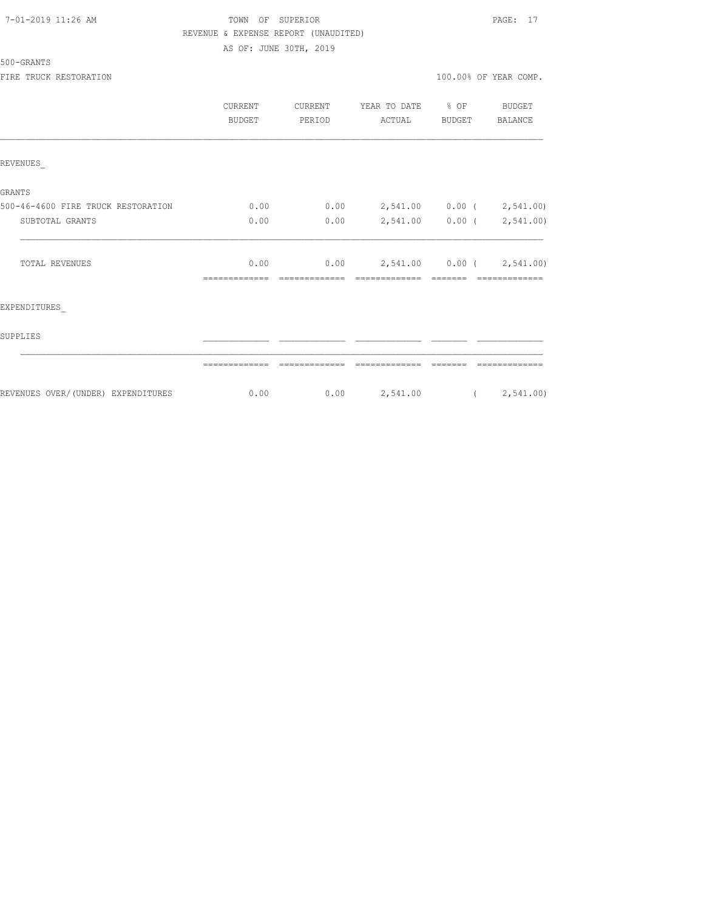TOWN OF SUPERIOR

REVENUE & EXPENSE REPORT (UNAUDITED)

AS OF: JUNE 30TH, 2019

500-GRANTS

FIRE TRUCK RESTORATION

100.00% OF YEAR COMP.

| | CURRENT BUDGET | CURRENT PERIOD | YEAR TO DATE ACTUAL | % OF BUDGET | BUDGET BALANCE |
|---|---|---|---|---|---|
| REVENUES_ | | | | | |
| GRANTS | | | | | |
| 500-46-4600 FIRE TRUCK RESTORATION | 0.00 | 0.00 | 2,541.00 | 0.00 | ( 2,541.00) |
| SUBTOTAL GRANTS | 0.00 | 0.00 | 2,541.00 | 0.00 | ( 2,541.00) |
| TOTAL REVENUES | 0.00 | 0.00 | 2,541.00 | 0.00 | ( 2,541.00) |
| EXPENDITURES_ | | | | | |
| SUPPLIES | | | | | |
| REVENUES OVER/(UNDER) EXPENDITURES | 0.00 | 0.00 | 2,541.00 | | ( 2,541.00) |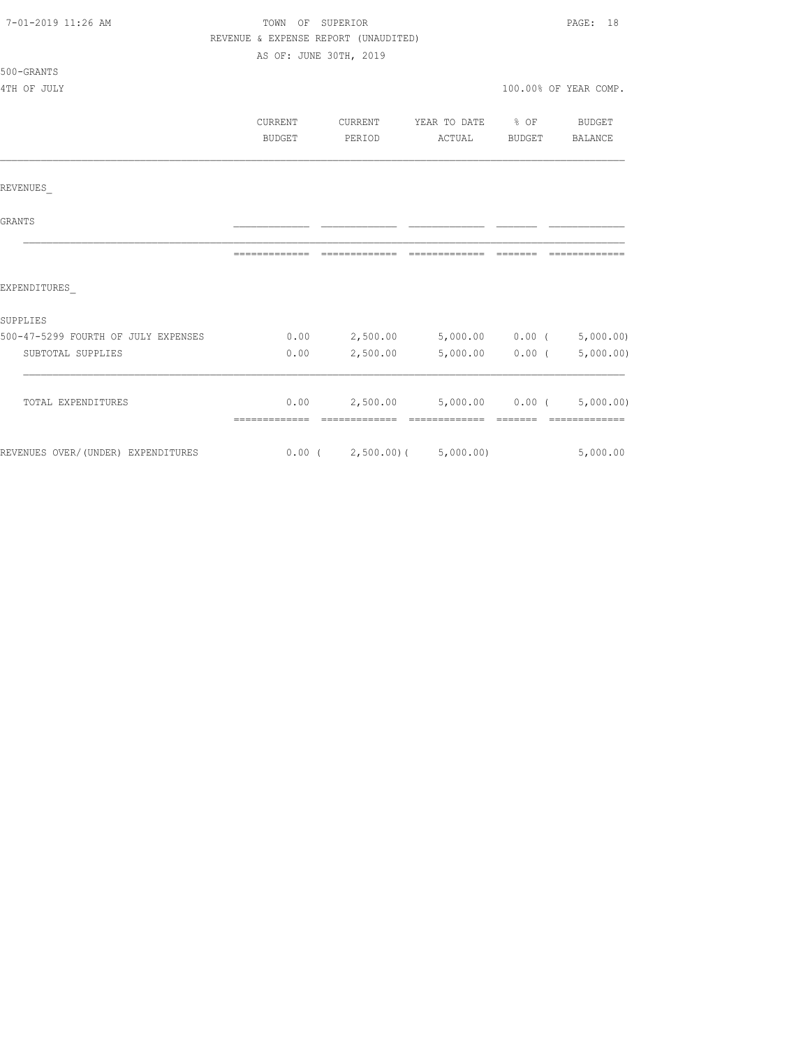TOWN OF SUPERIOR
REVENUE & EXPENSE REPORT (UNAUDITED)
AS OF: JUNE 30TH, 2019

500-GRANTS
4TH OF JULY

100.00% OF YEAR COMP.

|  | CURRENT BUDGET | CURRENT PERIOD | YEAR TO DATE ACTUAL | % OF BUDGET | BUDGET BALANCE |
|---|---|---|---|---|---|
| REVENUES_ |  |  |  |  |  |
| GRANTS |  |  |  |  |  |
| EXPENDITURES_ |  |  |  |  |  |
| SUPPLIES |  |  |  |  |  |
| 500-47-5299 FOURTH OF JULY EXPENSES | 0.00 | 2,500.00 | 5,000.00 | 0.00 | ( 5,000.00) |
| SUBTOTAL SUPPLIES | 0.00 | 2,500.00 | 5,000.00 | 0.00 | ( 5,000.00) |
| TOTAL EXPENDITURES | 0.00 | 2,500.00 | 5,000.00 | 0.00 | ( 5,000.00) |
| REVENUES OVER/(UNDER) EXPENDITURES | 0.00 | ( 2,500.00) | ( 5,000.00) |  | 5,000.00 |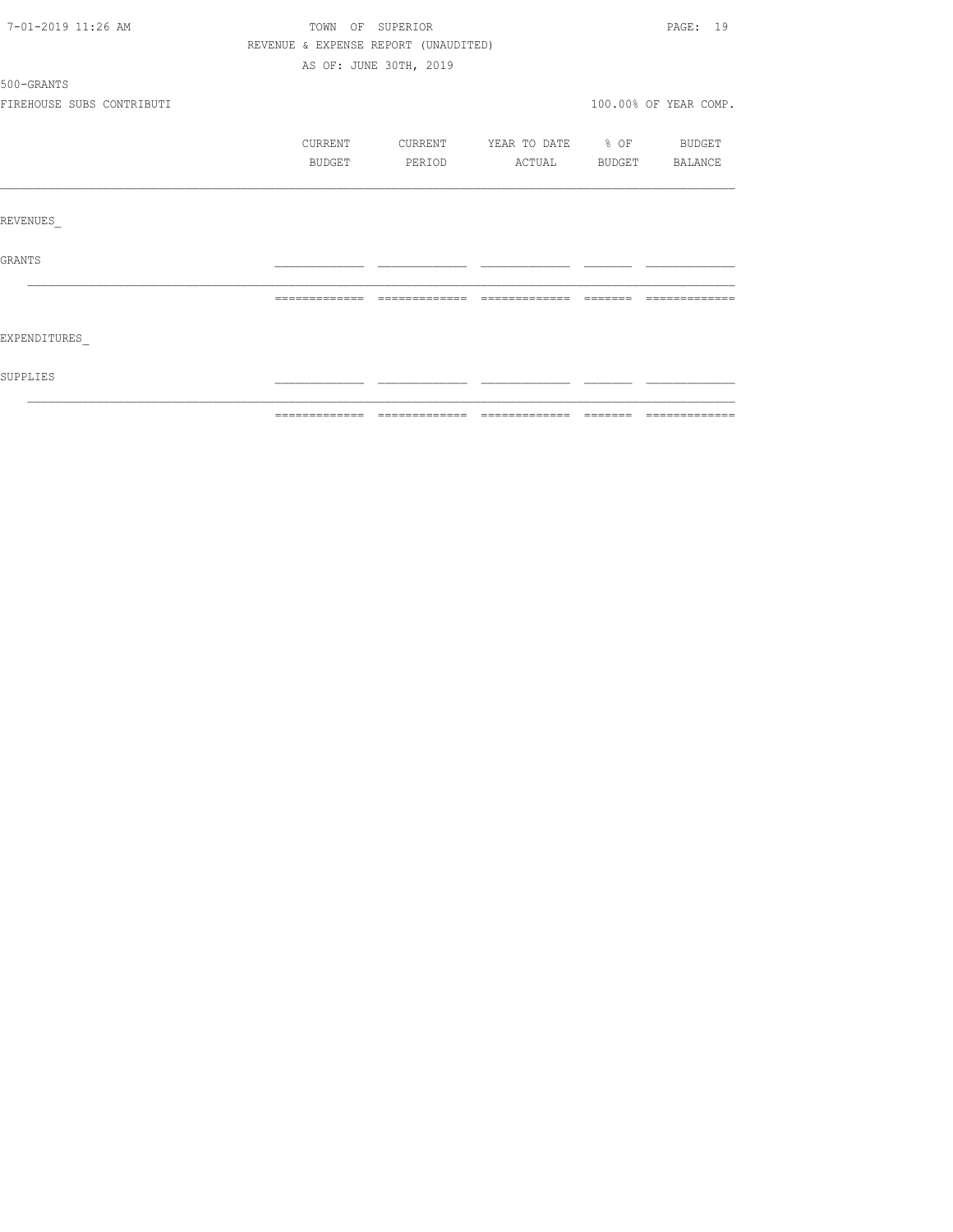TOWN OF SUPERIOR

REVENUE & EXPENSE REPORT (UNAUDITED)

AS OF: JUNE 30TH, 2019

500-GRANTS

FIREHOUSE SUBS CONTRIBUTI

100.00% OF YEAR COMP.

| | CURRENT BUDGET | CURRENT PERIOD | YEAR TO DATE ACTUAL | % OF BUDGET | BUDGET BALANCE |
|---|---|---|---|---|---|
| REVENUES_ | | | | | |
| GRANTS | | | | | |
| EXPENDITURES_ | | | | | |
| SUPPLIES | | | | | |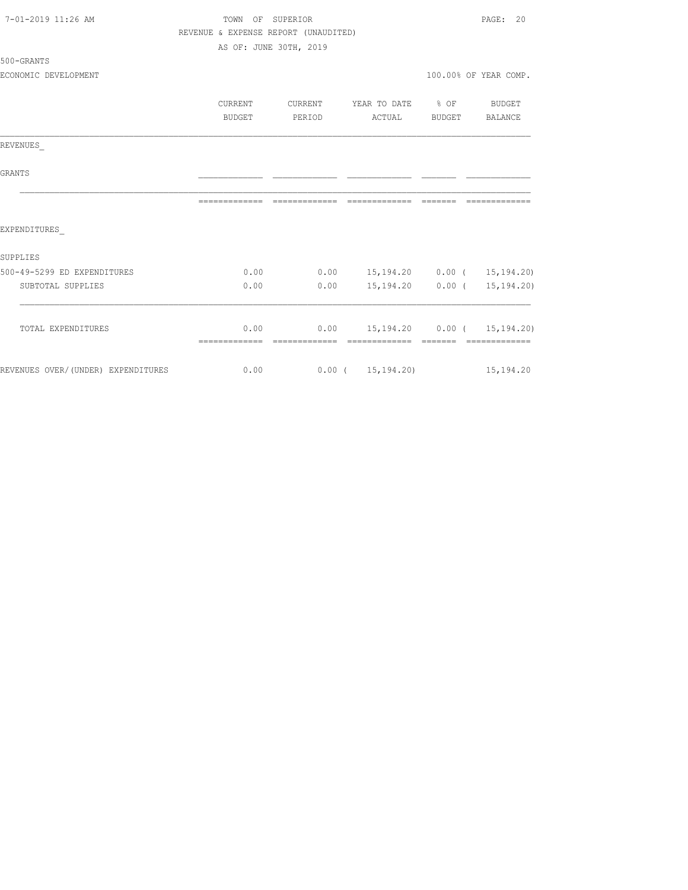TOWN OF SUPERIOR
REVENUE & EXPENSE REPORT (UNAUDITED)
AS OF: JUNE 30TH, 2019

500-GRANTS

ECONOMIC DEVELOPMENT — 100.00% OF YEAR COMP.

| | CURRENT BUDGET | CURRENT PERIOD | YEAR TO DATE ACTUAL | % OF BUDGET | BUDGET BALANCE |
|---|---|---|---|---|---|
| REVENUES_ | | | | | |
| GRANTS | | | | | |
| EXPENDITURES_ | | | | | |
| SUPPLIES | | | | | |
| 500-49-5299 ED EXPENDITURES | 0.00 | 0.00 | 15,194.20 | 0.00 | ( 15,194.20) |
| SUBTOTAL SUPPLIES | 0.00 | 0.00 | 15,194.20 | 0.00 | ( 15,194.20) |
| TOTAL EXPENDITURES | 0.00 | 0.00 | 15,194.20 | 0.00 | ( 15,194.20) |
| REVENUES OVER/(UNDER) EXPENDITURES | 0.00 | 0.00 | ( 15,194.20) | | 15,194.20 |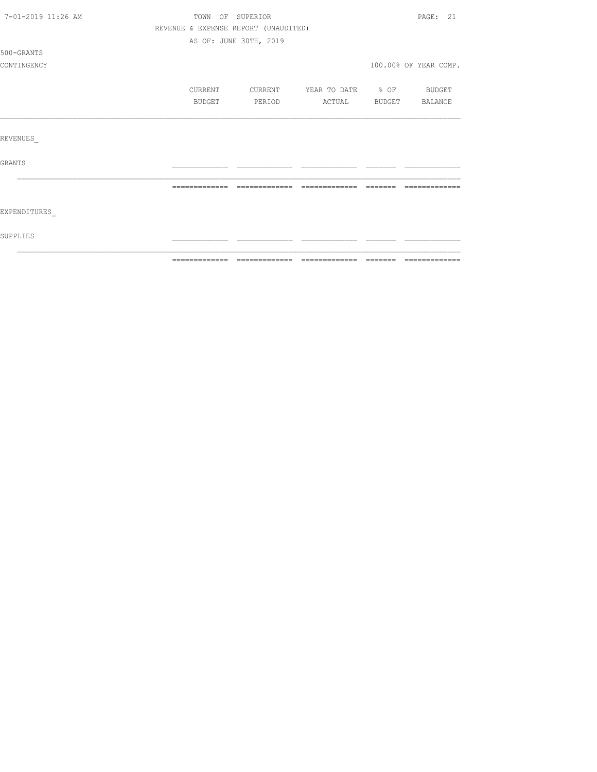TOWN OF SUPERIOR

REVENUE & EXPENSE REPORT (UNAUDITED)

AS OF: JUNE 30TH, 2019

500-GRANTS

CONTINGENCY

100.00% OF YEAR COMP.

| | CURRENT BUDGET | CURRENT PERIOD | YEAR TO DATE ACTUAL | % OF BUDGET | BUDGET BALANCE |
|---|---|---|---|---|---|
| REVENUES_ | | | | | |
| GRANTS | | | | | |
| EXPENDITURES_ | | | | | |
| SUPPLIES | | | | | |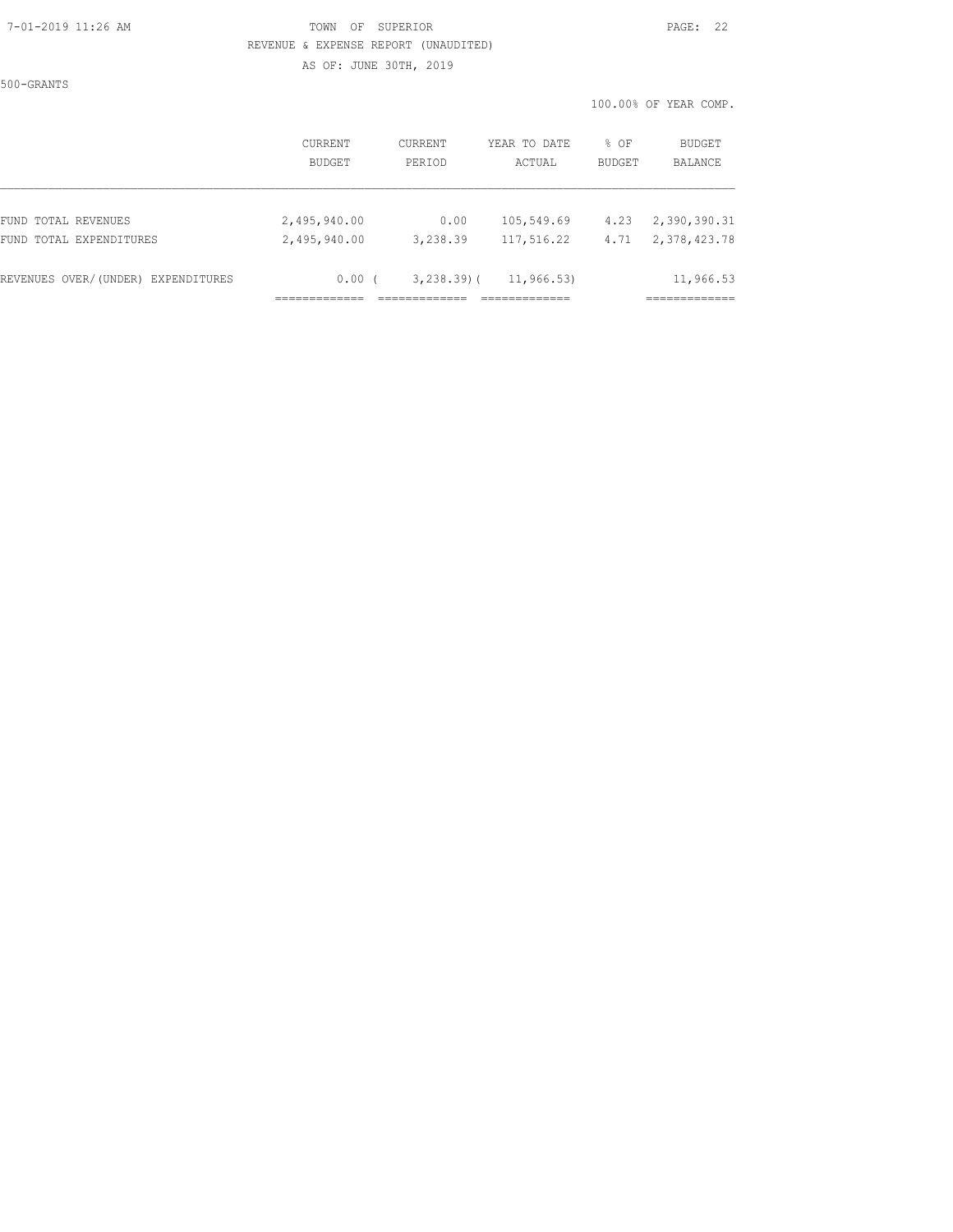500-GRANTS

100.00% OF YEAR COMP.

| | CURRENT BUDGET | CURRENT PERIOD | YEAR TO DATE ACTUAL | % OF BUDGET | BUDGET BALANCE |
|---|---|---|---|---|---|
| FUND TOTAL REVENUES | 2,495,940.00 | 0.00 | 105,549.69 | 4.23 | 2,390,390.31 |
| FUND TOTAL EXPENDITURES | 2,495,940.00 | 3,238.39 | 117,516.22 | 4.71 | 2,378,423.78 |
| REVENUES OVER/(UNDER) EXPENDITURES | 0.00 | ( 3,238.39) | ( 11,966.53) | | 11,966.53 |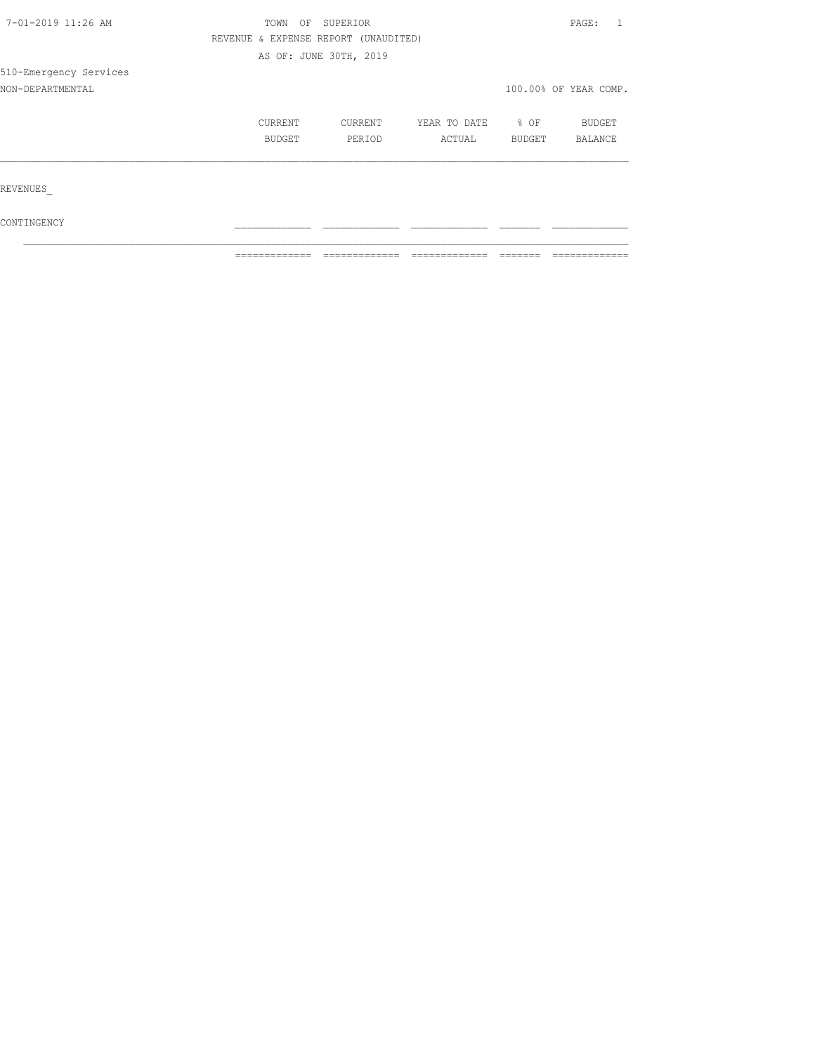TOWN OF SUPERIOR

REVENUE & EXPENSE REPORT (UNAUDITED)

AS OF: JUNE 30TH, 2019

510-Emergency Services

NON-DEPARTMENTAL

100.00% OF YEAR COMP.

| | CURRENT BUDGET | CURRENT PERIOD | YEAR TO DATE ACTUAL | % OF BUDGET | BUDGET BALANCE |
|---|---|---|---|---|---|
| REVENUES_ | | | | | |
| CONTINGENCY | | | | | |
| | | | | | |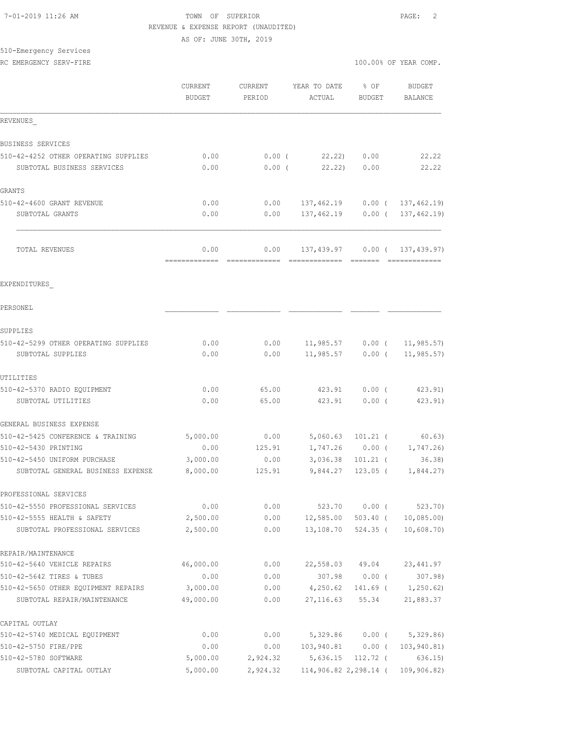TOWN OF SUPERIOR

REVENUE & EXPENSE REPORT (UNAUDITED)

AS OF: JUNE 30TH, 2019

510-Emergency Services

RC EMERGENCY SERV-FIRE — 100.00% OF YEAR COMP.

| | CURRENT BUDGET | CURRENT PERIOD | YEAR TO DATE ACTUAL | % OF BUDGET | BUDGET BALANCE |
|---|---|---|---|---|---|
| **REVENUES** | | | | | |
| BUSINESS SERVICES | | | | | |
| 510-42-4252 OTHER OPERATING SUPPLIES | 0.00 | 0.00 | ( 22.22) | 0.00 | 22.22 |
| SUBTOTAL BUSINESS SERVICES | 0.00 | 0.00 | ( 22.22) | 0.00 | 22.22 |
| GRANTS | | | | | |
| 510-42-4600 GRANT REVENUE | 0.00 | 0.00 | 137,462.19 | 0.00 | ( 137,462.19) |
| SUBTOTAL GRANTS | 0.00 | 0.00 | 137,462.19 | 0.00 | ( 137,462.19) |
| TOTAL REVENUES | 0.00 | 0.00 | 137,439.97 | 0.00 | ( 137,439.97) |
| **EXPENDITURES** | | | | | |
| PERSONEL | | | | | |
| SUPPLIES | | | | | |
| 510-42-5299 OTHER OPERATING SUPPLIES | 0.00 | 0.00 | 11,985.57 | 0.00 | ( 11,985.57) |
| SUBTOTAL SUPPLIES | 0.00 | 0.00 | 11,985.57 | 0.00 | ( 11,985.57) |
| UTILITIES | | | | | |
| 510-42-5370 RADIO EQUIPMENT | 0.00 | 65.00 | 423.91 | 0.00 | ( 423.91) |
| SUBTOTAL UTILITIES | 0.00 | 65.00 | 423.91 | 0.00 | ( 423.91) |
| GENERAL BUSINESS EXPENSE | | | | | |
| 510-42-5425 CONFERENCE & TRAINING | 5,000.00 | 0.00 | 5,060.63 | 101.21 | ( 60.63) |
| 510-42-5430 PRINTING | 0.00 | 125.91 | 1,747.26 | 0.00 | ( 1,747.26) |
| 510-42-5450 UNIFORM PURCHASE | 3,000.00 | 0.00 | 3,036.38 | 101.21 | ( 36.38) |
| SUBTOTAL GENERAL BUSINESS EXPENSE | 8,000.00 | 125.91 | 9,844.27 | 123.05 | ( 1,844.27) |
| PROFESSIONAL SERVICES | | | | | |
| 510-42-5550 PROFESSIONAL SERVICES | 0.00 | 0.00 | 523.70 | 0.00 | ( 523.70) |
| 510-42-5555 HEALTH & SAFETY | 2,500.00 | 0.00 | 12,585.00 | 503.40 | ( 10,085.00) |
| SUBTOTAL PROFESSIONAL SERVICES | 2,500.00 | 0.00 | 13,108.70 | 524.35 | ( 10,608.70) |
| REPAIR/MAINTENANCE | | | | | |
| 510-42-5640 VEHICLE REPAIRS | 46,000.00 | 0.00 | 22,558.03 | 49.04 | 23,441.97 |
| 510-42-5642 TIRES & TUBES | 0.00 | 0.00 | 307.98 | 0.00 | ( 307.98) |
| 510-42-5650 OTHER EQUIPMENT REPAIRS | 3,000.00 | 0.00 | 4,250.62 | 141.69 | ( 1,250.62) |
| SUBTOTAL REPAIR/MAINTENANCE | 49,000.00 | 0.00 | 27,116.63 | 55.34 | 21,883.37 |
| CAPITAL OUTLAY | | | | | |
| 510-42-5740 MEDICAL EQUIPMENT | 0.00 | 0.00 | 5,329.86 | 0.00 | ( 5,329.86) |
| 510-42-5750 FIRE/PPE | 0.00 | 0.00 | 103,940.81 | 0.00 | ( 103,940.81) |
| 510-42-5780 SOFTWARE | 5,000.00 | 2,924.32 | 5,636.15 | 112.72 | ( 636.15) |
| SUBTOTAL CAPITAL OUTLAY | 5,000.00 | 2,924.32 | 114,906.82 | 2,298.14 | ( 109,906.82) |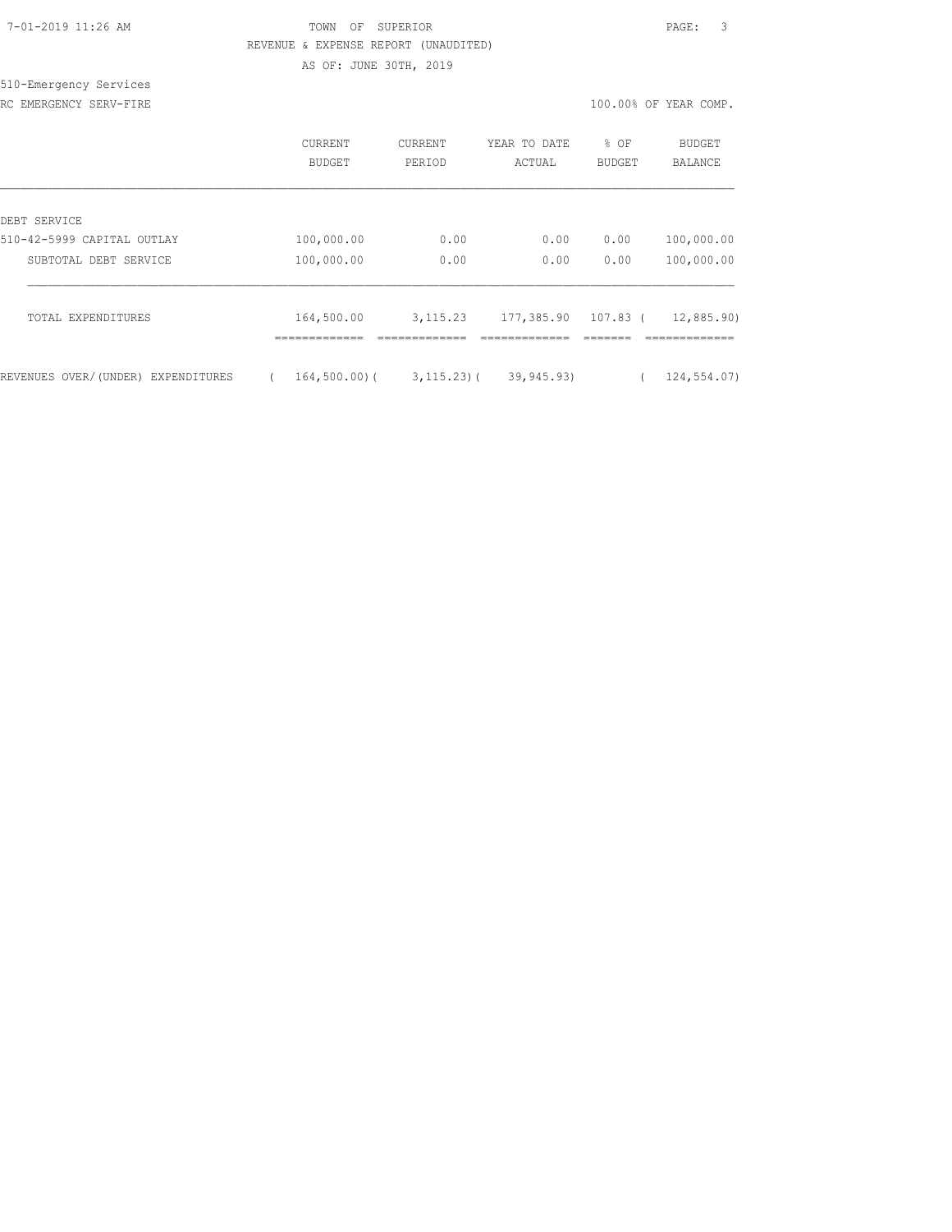TOWN OF SUPERIOR

REVENUE & EXPENSE REPORT (UNAUDITED)

AS OF: JUNE 30TH, 2019

510-Emergency Services

RC EMERGENCY SERV-FIRE

100.00% OF YEAR COMP.

| | CURRENT BUDGET | CURRENT PERIOD | YEAR TO DATE ACTUAL | % OF BUDGET | BUDGET BALANCE |
|---|---|---|---|---|---|
| DEBT SERVICE | | | | | |
| 510-42-5999 CAPITAL OUTLAY | 100,000.00 | 0.00 | 0.00 | 0.00 | 100,000.00 |
| SUBTOTAL DEBT SERVICE | 100,000.00 | 0.00 | 0.00 | 0.00 | 100,000.00 |
| TOTAL EXPENDITURES | 164,500.00 | 3,115.23 | 177,385.90 | 107.83 | ( 12,885.90) |
| REVENUES OVER/(UNDER) EXPENDITURES | ( 164,500.00) | ( 3,115.23) | ( 39,945.93) | | ( 124,554.07) |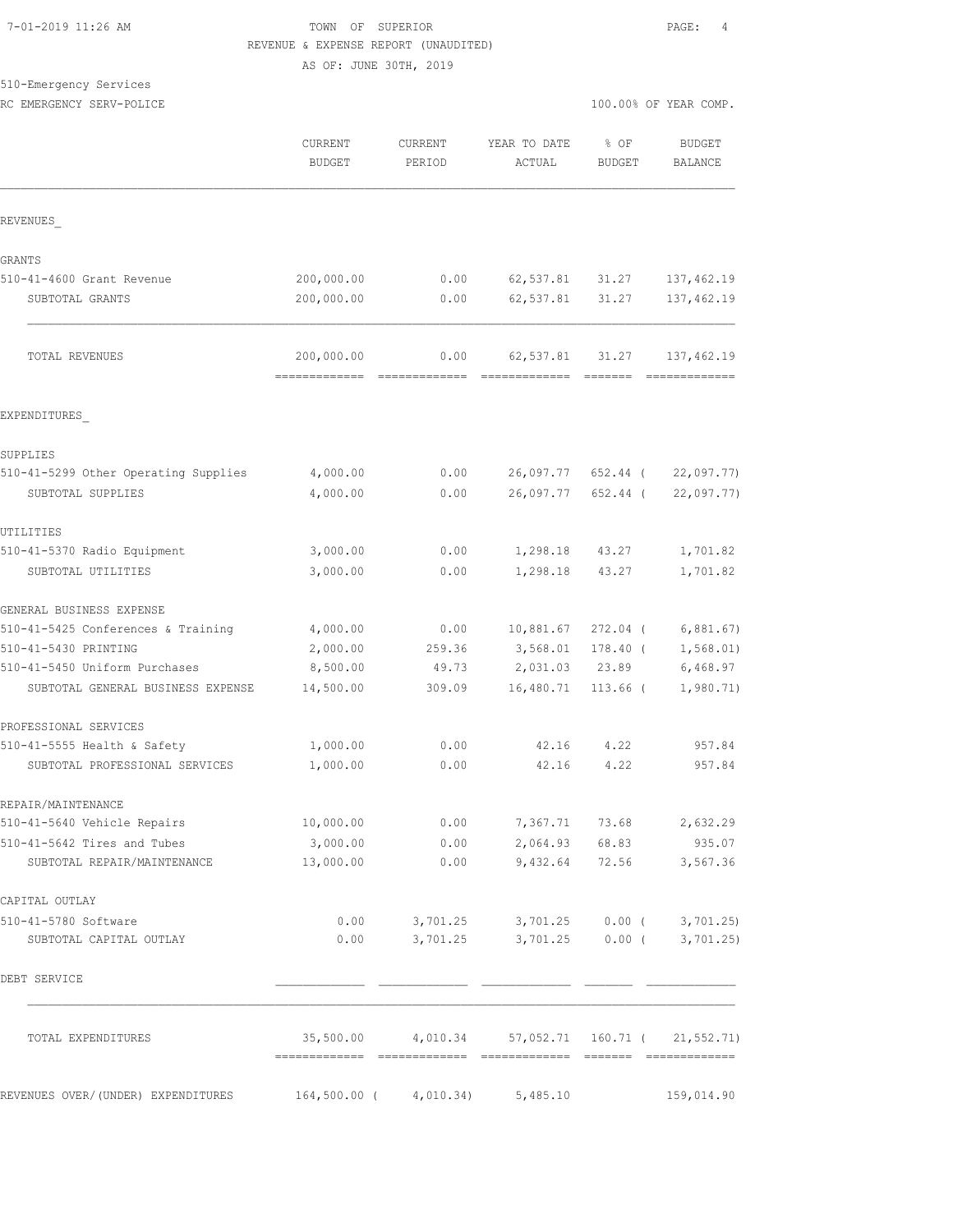TOWN OF SUPERIOR
REVENUE & EXPENSE REPORT (UNAUDITED)
AS OF: JUNE 30TH, 2019

510-Emergency Services
RC EMERGENCY SERV-POLICE

100.00% OF YEAR COMP.

| | CURRENT BUDGET | CURRENT PERIOD | YEAR TO DATE ACTUAL | % OF BUDGET | BUDGET BALANCE |
|---|---|---|---|---|---|
| REVENUES_ | | | | | |
| GRANTS | | | | | |
| 510-41-4600 Grant Revenue | 200,000.00 | 0.00 | 62,537.81 | 31.27 | 137,462.19 |
| SUBTOTAL GRANTS | 200,000.00 | 0.00 | 62,537.81 | 31.27 | 137,462.19 |
| TOTAL REVENUES | 200,000.00 | 0.00 | 62,537.81 | 31.27 | 137,462.19 |
| EXPENDITURES_ | | | | | |
| SUPPLIES | | | | | |
| 510-41-5299 Other Operating Supplies | 4,000.00 | 0.00 | 26,097.77 | 652.44 ( | 22,097.77) |
| SUBTOTAL SUPPLIES | 4,000.00 | 0.00 | 26,097.77 | 652.44 ( | 22,097.77) |
| UTILITIES | | | | | |
| 510-41-5370 Radio Equipment | 3,000.00 | 0.00 | 1,298.18 | 43.27 | 1,701.82 |
| SUBTOTAL UTILITIES | 3,000.00 | 0.00 | 1,298.18 | 43.27 | 1,701.82 |
| GENERAL BUSINESS EXPENSE | | | | | |
| 510-41-5425 Conferences & Training | 4,000.00 | 0.00 | 10,881.67 | 272.04 ( | 6,881.67) |
| 510-41-5430 PRINTING | 2,000.00 | 259.36 | 3,568.01 | 178.40 ( | 1,568.01) |
| 510-41-5450 Uniform Purchases | 8,500.00 | 49.73 | 2,031.03 | 23.89 | 6,468.97 |
| SUBTOTAL GENERAL BUSINESS EXPENSE | 14,500.00 | 309.09 | 16,480.71 | 113.66 ( | 1,980.71) |
| PROFESSIONAL SERVICES | | | | | |
| 510-41-5555 Health & Safety | 1,000.00 | 0.00 | 42.16 | 4.22 | 957.84 |
| SUBTOTAL PROFESSIONAL SERVICES | 1,000.00 | 0.00 | 42.16 | 4.22 | 957.84 |
| REPAIR/MAINTENANCE | | | | | |
| 510-41-5640 Vehicle Repairs | 10,000.00 | 0.00 | 7,367.71 | 73.68 | 2,632.29 |
| 510-41-5642 Tires and Tubes | 3,000.00 | 0.00 | 2,064.93 | 68.83 | 935.07 |
| SUBTOTAL REPAIR/MAINTENANCE | 13,000.00 | 0.00 | 9,432.64 | 72.56 | 3,567.36 |
| CAPITAL OUTLAY | | | | | |
| 510-41-5780 Software | 0.00 | 3,701.25 | 3,701.25 | 0.00 ( | 3,701.25) |
| SUBTOTAL CAPITAL OUTLAY | 0.00 | 3,701.25 | 3,701.25 | 0.00 ( | 3,701.25) |
| DEBT SERVICE | | | | | |
| TOTAL EXPENDITURES | 35,500.00 | 4,010.34 | 57,052.71 | 160.71 ( | 21,552.71) |
| REVENUES OVER/(UNDER) EXPENDITURES | 164,500.00 ( | 4,010.34) | 5,485.10 | | 159,014.90 |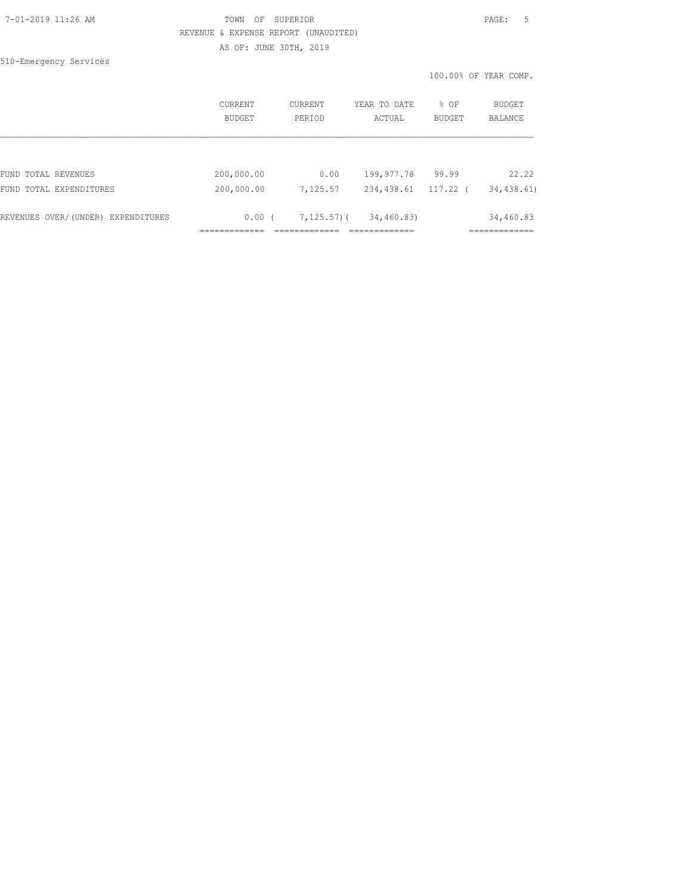TOWN OF SUPERIOR

REVENUE & EXPENSE REPORT (UNAUDITED)

AS OF: JUNE 30TH, 2019

510-Emergency Services

100.00% OF YEAR COMP.

| | CURRENT BUDGET | CURRENT PERIOD | YEAR TO DATE ACTUAL | % OF BUDGET | BUDGET BALANCE |
|---|---|---|---|---|---|
| FUND TOTAL REVENUES | 200,000.00 | 0.00 | 199,977.78 | 99.99 | 22.22 |
| FUND TOTAL EXPENDITURES | 200,000.00 | 7,125.57 | 234,438.61 | 117.22 | ( 34,438.61) |
| REVENUES OVER/(UNDER) EXPENDITURES | 0.00 | ( 7,125.57) | ( 34,460.83) | | 34,460.83 |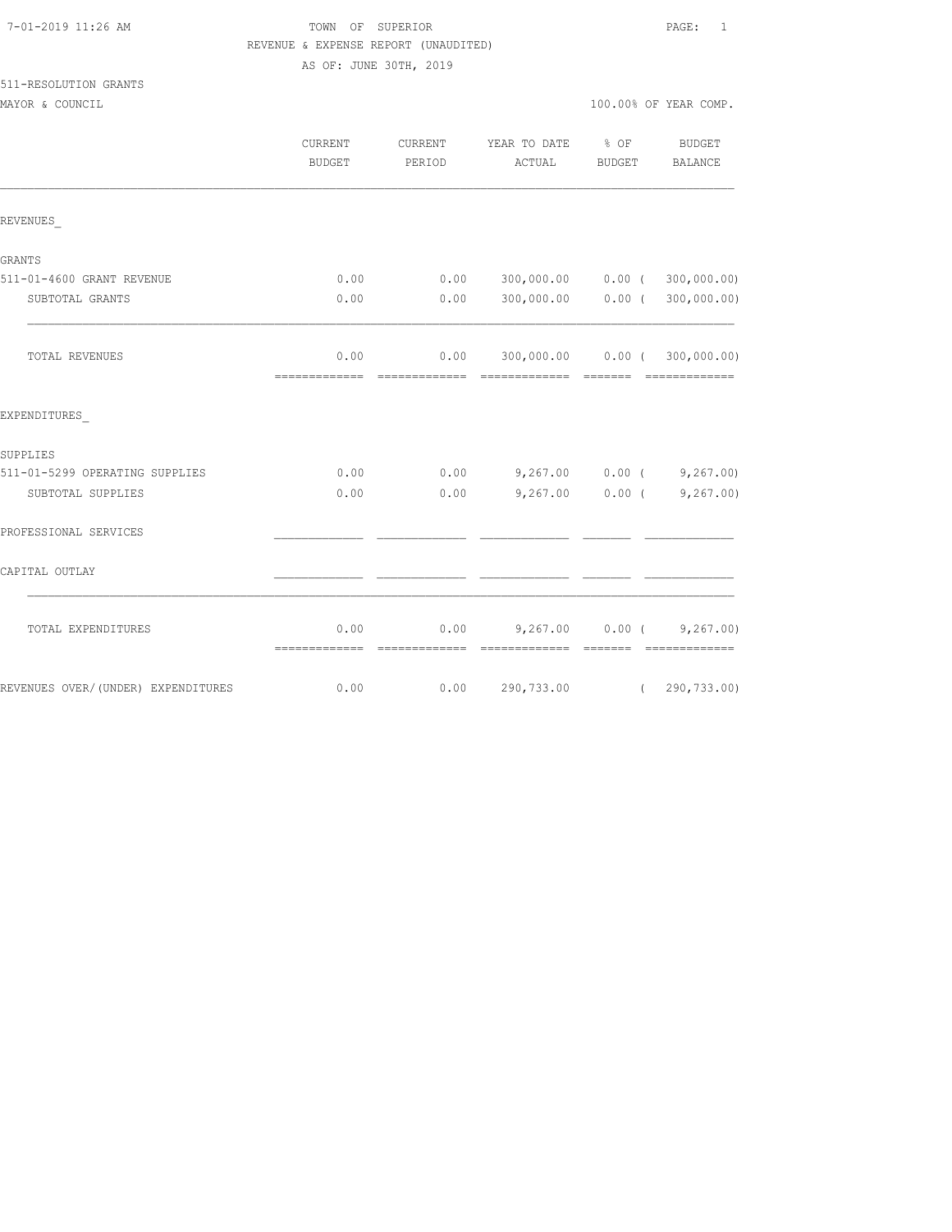7-01-2019 11:26 AM TOWN OF SUPERIOR PAGE: 1

REVENUE & EXPENSE REPORT (UNAUDITED)

AS OF: JUNE 30TH, 2019

511-RESOLUTION GRANTS

MAYOR & COUNCIL 100.00% OF YEAR COMP.

| | CURRENT BUDGET | CURRENT PERIOD | YEAR TO DATE ACTUAL | % OF BUDGET | BUDGET BALANCE |
|---|---|---|---|---|---|
| REVENUES_ | | | | | |
| GRANTS | | | | | |
| 511-01-4600 GRANT REVENUE | 0.00 | 0.00 | 300,000.00 | 0.00 | ( 300,000.00) |
| SUBTOTAL GRANTS | 0.00 | 0.00 | 300,000.00 | 0.00 | ( 300,000.00) |
| TOTAL REVENUES | 0.00 | 0.00 | 300,000.00 | 0.00 | ( 300,000.00) |
| EXPENDITURES_ | | | | | |
| SUPPLIES | | | | | |
| 511-01-5299 OPERATING SUPPLIES | 0.00 | 0.00 | 9,267.00 | 0.00 | ( 9,267.00) |
| SUBTOTAL SUPPLIES | 0.00 | 0.00 | 9,267.00 | 0.00 | ( 9,267.00) |
| PROFESSIONAL SERVICES | | | | | |
| CAPITAL OUTLAY | | | | | |
| TOTAL EXPENDITURES | 0.00 | 0.00 | 9,267.00 | 0.00 | ( 9,267.00) |
| REVENUES OVER/(UNDER) EXPENDITURES | 0.00 | 0.00 | 290,733.00 | | ( 290,733.00) |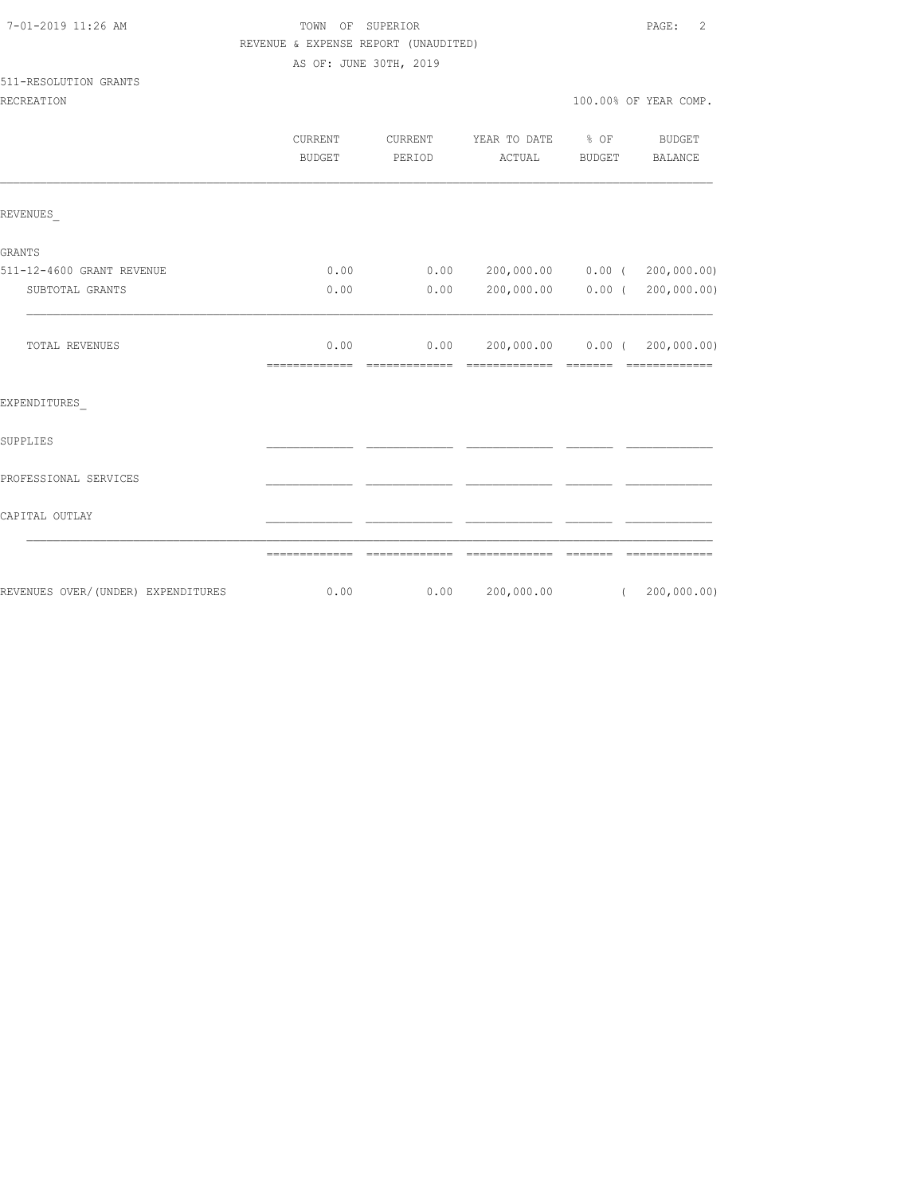TOWN OF SUPERIOR
REVENUE & EXPENSE REPORT (UNAUDITED)
AS OF: JUNE 30TH, 2019

511-RESOLUTION GRANTS
RECREATION

100.00% OF YEAR COMP.

| | CURRENT BUDGET | CURRENT PERIOD | YEAR TO DATE ACTUAL | % OF BUDGET | BUDGET BALANCE |
|---|---|---|---|---|---|
| REVENUES_ | | | | | |
| GRANTS | | | | | |
| 511-12-4600 GRANT REVENUE | 0.00 | 0.00 | 200,000.00 | 0.00 | ( 200,000.00) |
| SUBTOTAL GRANTS | 0.00 | 0.00 | 200,000.00 | 0.00 | ( 200,000.00) |
| TOTAL REVENUES | 0.00 | 0.00 | 200,000.00 | 0.00 | ( 200,000.00) |
| EXPENDITURES_ | | | | | |
| SUPPLIES | | | | | |
| PROFESSIONAL SERVICES | | | | | |
| CAPITAL OUTLAY | | | | | |
| REVENUES OVER/(UNDER) EXPENDITURES | 0.00 | 0.00 | 200,000.00 | | ( 200,000.00) |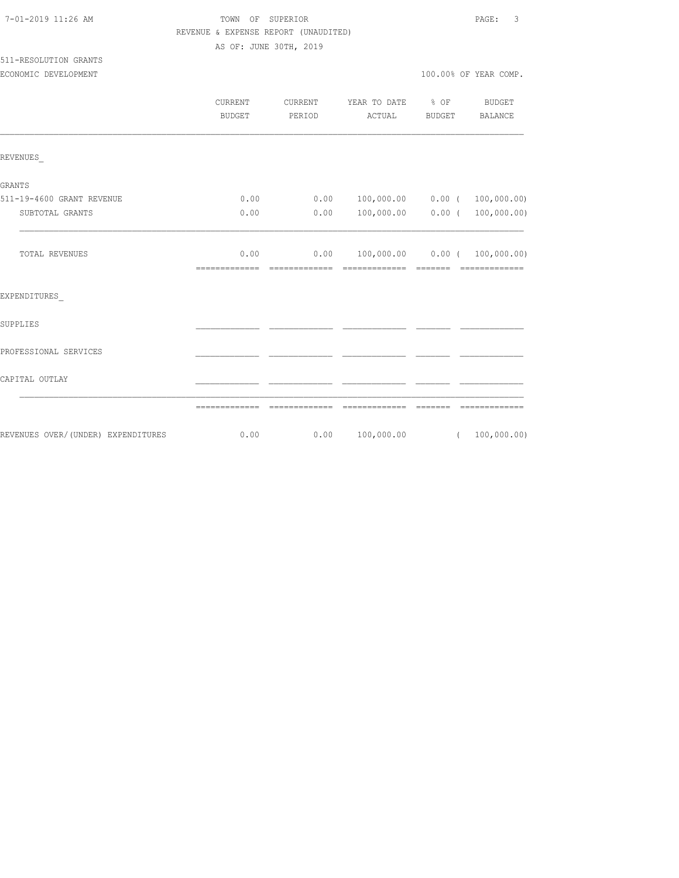TOWN OF SUPERIOR
REVENUE & EXPENSE REPORT (UNAUDITED)
AS OF: JUNE 30TH, 2019

511-RESOLUTION GRANTS
ECONOMIC DEVELOPMENT

100.00% OF YEAR COMP.

| | CURRENT BUDGET | CURRENT PERIOD | YEAR TO DATE ACTUAL | % OF BUDGET | BUDGET BALANCE |
|---|---|---|---|---|---|
| REVENUES_ | | | | | |
| GRANTS | | | | | |
| 511-19-4600 GRANT REVENUE | 0.00 | 0.00 | 100,000.00 | 0.00 | ( 100,000.00) |
| SUBTOTAL GRANTS | 0.00 | 0.00 | 100,000.00 | 0.00 | ( 100,000.00) |
| TOTAL REVENUES | 0.00 | 0.00 | 100,000.00 | 0.00 | ( 100,000.00) |
| EXPENDITURES_ | | | | | |
| SUPPLIES | | | | | |
| PROFESSIONAL SERVICES | | | | | |
| CAPITAL OUTLAY | | | | | |
| REVENUES OVER/(UNDER) EXPENDITURES | 0.00 | 0.00 | 100,000.00 | | ( 100,000.00) |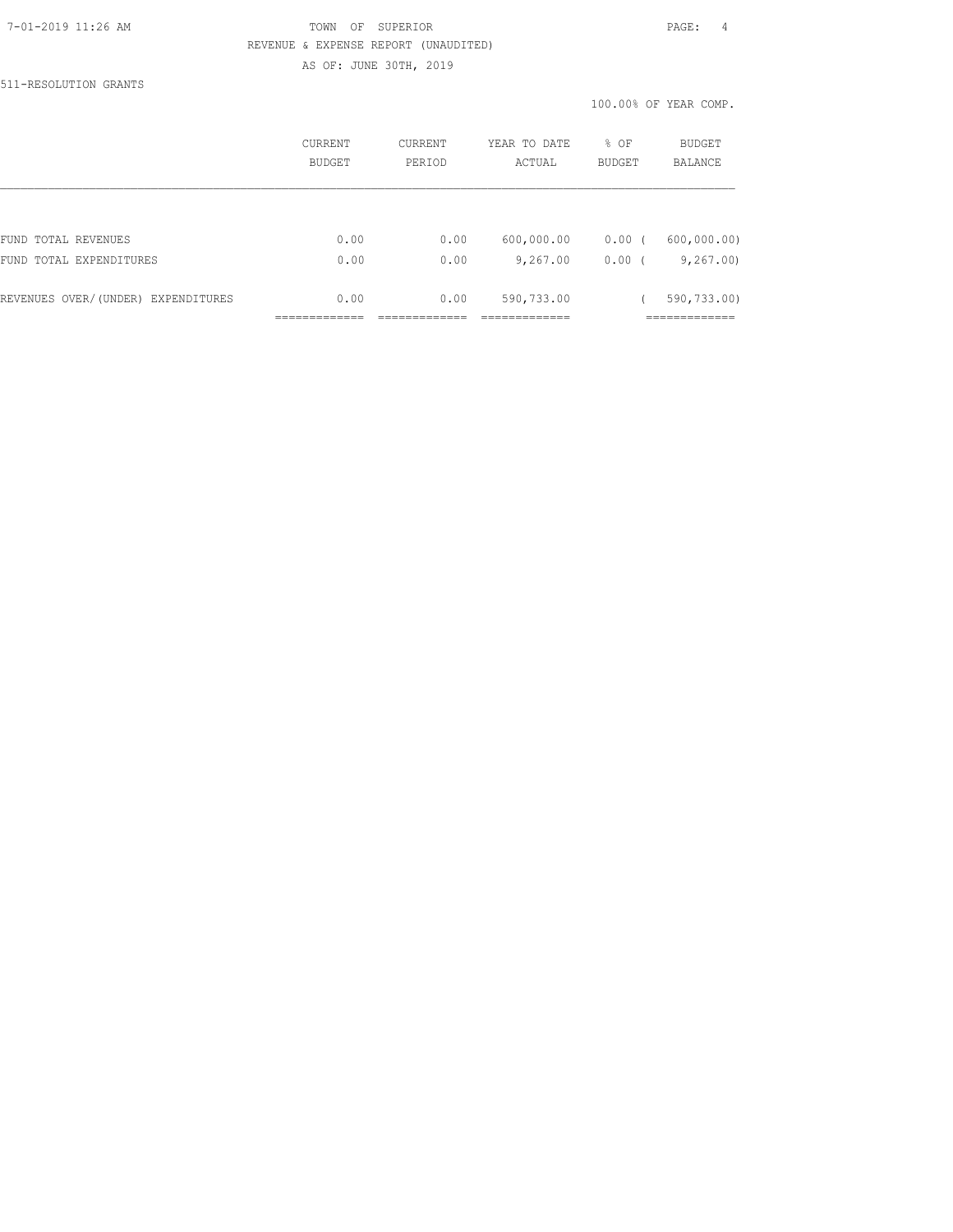TOWN OF SUPERIOR

REVENUE & EXPENSE REPORT (UNAUDITED)

AS OF: JUNE 30TH, 2019

511-RESOLUTION GRANTS

100.00% OF YEAR COMP.

| | CURRENT BUDGET | CURRENT PERIOD | YEAR TO DATE ACTUAL | % OF BUDGET | BUDGET BALANCE |
|---|---|---|---|---|---|
| FUND TOTAL REVENUES | 0.00 | 0.00 | 600,000.00 | 0.00 | ( 600,000.00) |
| FUND TOTAL EXPENDITURES | 0.00 | 0.00 | 9,267.00 | 0.00 | ( 9,267.00) |
| REVENUES OVER/(UNDER) EXPENDITURES | 0.00 | 0.00 | 590,733.00 | | ( 590,733.00) |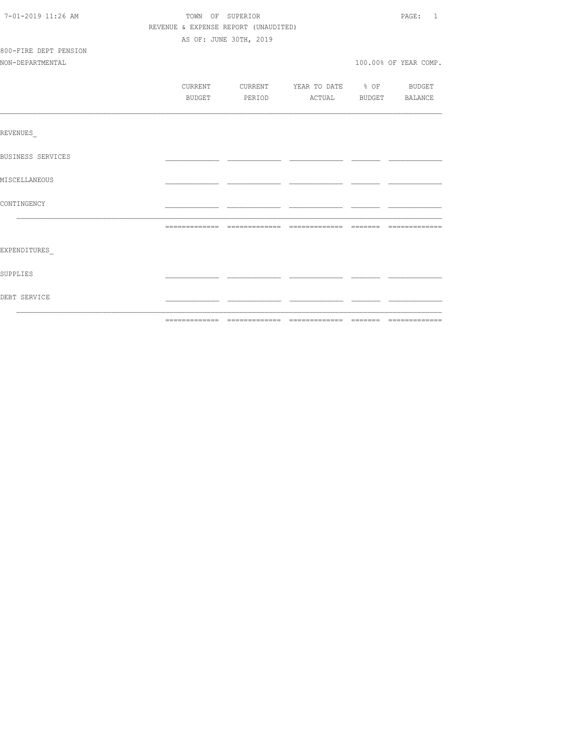TOWN OF SUPERIOR

REVENUE & EXPENSE REPORT (UNAUDITED)

AS OF: JUNE 30TH, 2019

7-01-2019 11:26 AM

800-FIRE DEPT PENSION

NON-DEPARTMENTAL

100.00% OF YEAR COMP.

| | CURRENT BUDGET | CURRENT PERIOD | YEAR TO DATE ACTUAL | % OF BUDGET | BUDGET BALANCE |
|---|---|---|---|---|---|
| REVENUES_ | | | | | |
| BUSINESS SERVICES | | | | | |
| MISCELLANEOUS | | | | | |
| CONTINGENCY | | | | | |
| | | | | | |
| EXPENDITURES_ | | | | | |
| SUPPLIES | | | | | |
| DEBT SERVICE | | | | | |
| | | | | | |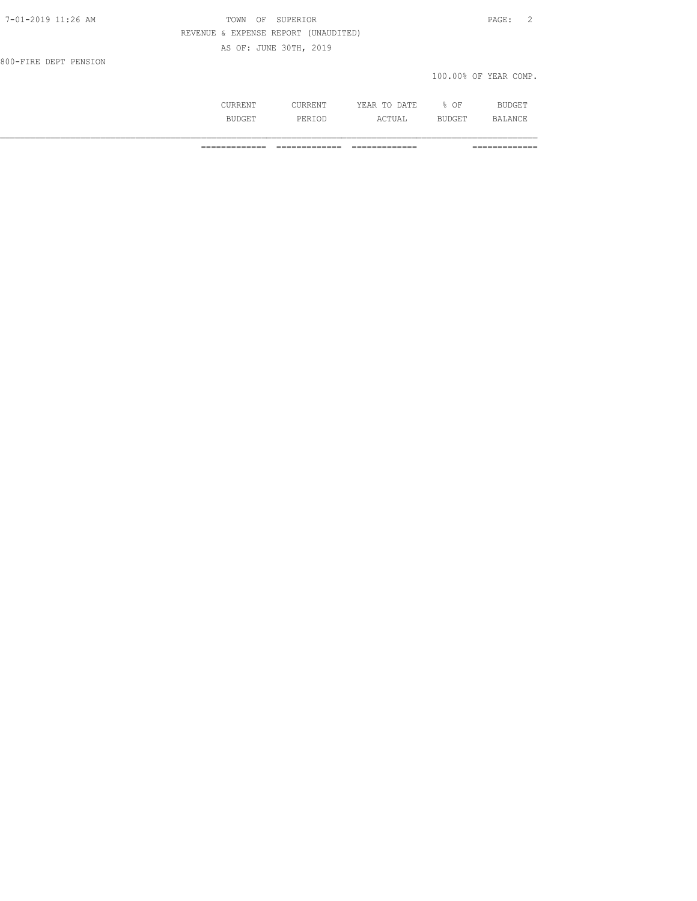TOWN OF SUPERIOR

REVENUE & EXPENSE REPORT (UNAUDITED)

AS OF: JUNE 30TH, 2019

800-FIRE DEPT PENSION

100.00% OF YEAR COMP.

| | CURRENT BUDGET | CURRENT PERIOD | YEAR TO DATE ACTUAL | % OF BUDGET | BUDGET BALANCE |
|---|---|---|---|---|---|
| | ============= | ============= | ============= | | ============= |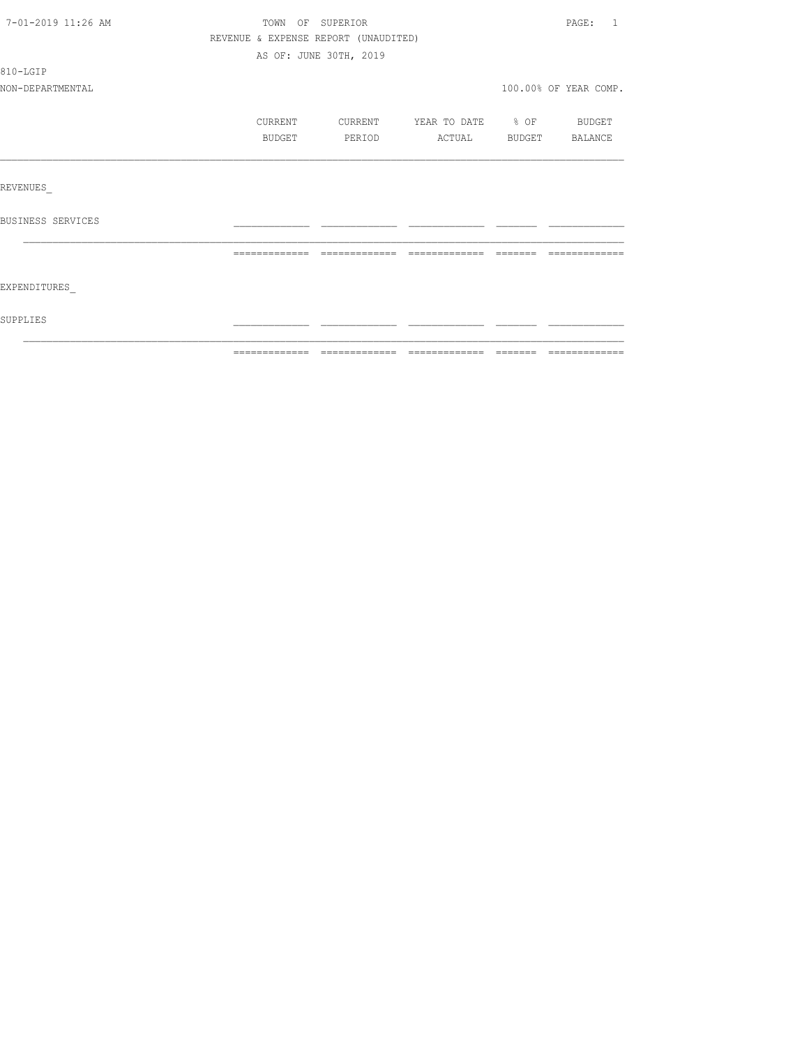TOWN OF SUPERIOR

REVENUE & EXPENSE REPORT (UNAUDITED)

AS OF: JUNE 30TH, 2019

810-LGIP

NON-DEPARTMENTAL

100.00% OF YEAR COMP.

| | CURRENT BUDGET | CURRENT PERIOD | YEAR TO DATE ACTUAL | % OF BUDGET | BUDGET BALANCE |
|---|---|---|---|---|---|
| REVENUES_ | | | | | |
| BUSINESS SERVICES | | | | | |
| EXPENDITURES_ | | | | | |
| SUPPLIES | | | | | |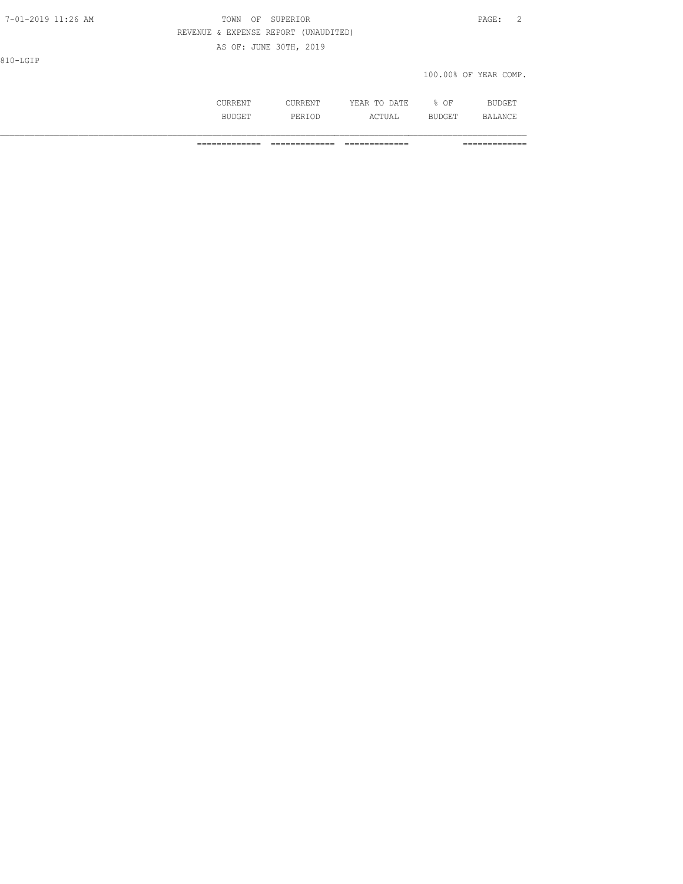7-01-2019 11:26 AM

TOWN OF SUPERIOR

REVENUE & EXPENSE REPORT (UNAUDITED)

AS OF: JUNE 30TH, 2019

810-LGIP

100.00% OF YEAR COMP.

| | CURRENT BUDGET | CURRENT PERIOD | YEAR TO DATE ACTUAL | % OF BUDGET | BUDGET BALANCE |
|---|---|---|---|---|---|
| | ============= | ============= | ============= | | ============= |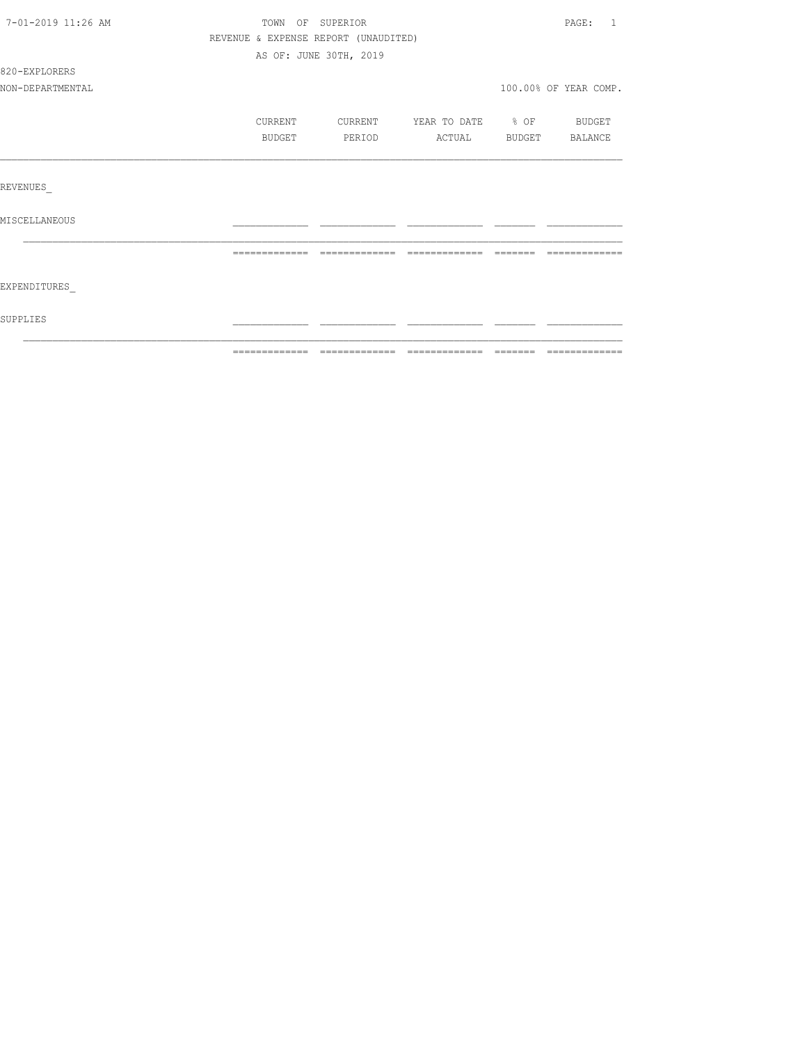7-01-2019 11:26 AM

TOWN OF SUPERIOR

REVENUE & EXPENSE REPORT (UNAUDITED)

AS OF: JUNE 30TH, 2019

820-EXPLORERS

NON-DEPARTMENTAL

100.00% OF YEAR COMP.

| | CURRENT BUDGET | CURRENT PERIOD | YEAR TO DATE ACTUAL | % OF BUDGET | BUDGET BALANCE |
|---|---|---|---|---|---|
| REVENUES_ | | | | | |
| MISCELLANEOUS | | | | | |
| | | | | | |
| EXPENDITURES_ | | | | | |
| SUPPLIES | | | | | |
| | | | | | |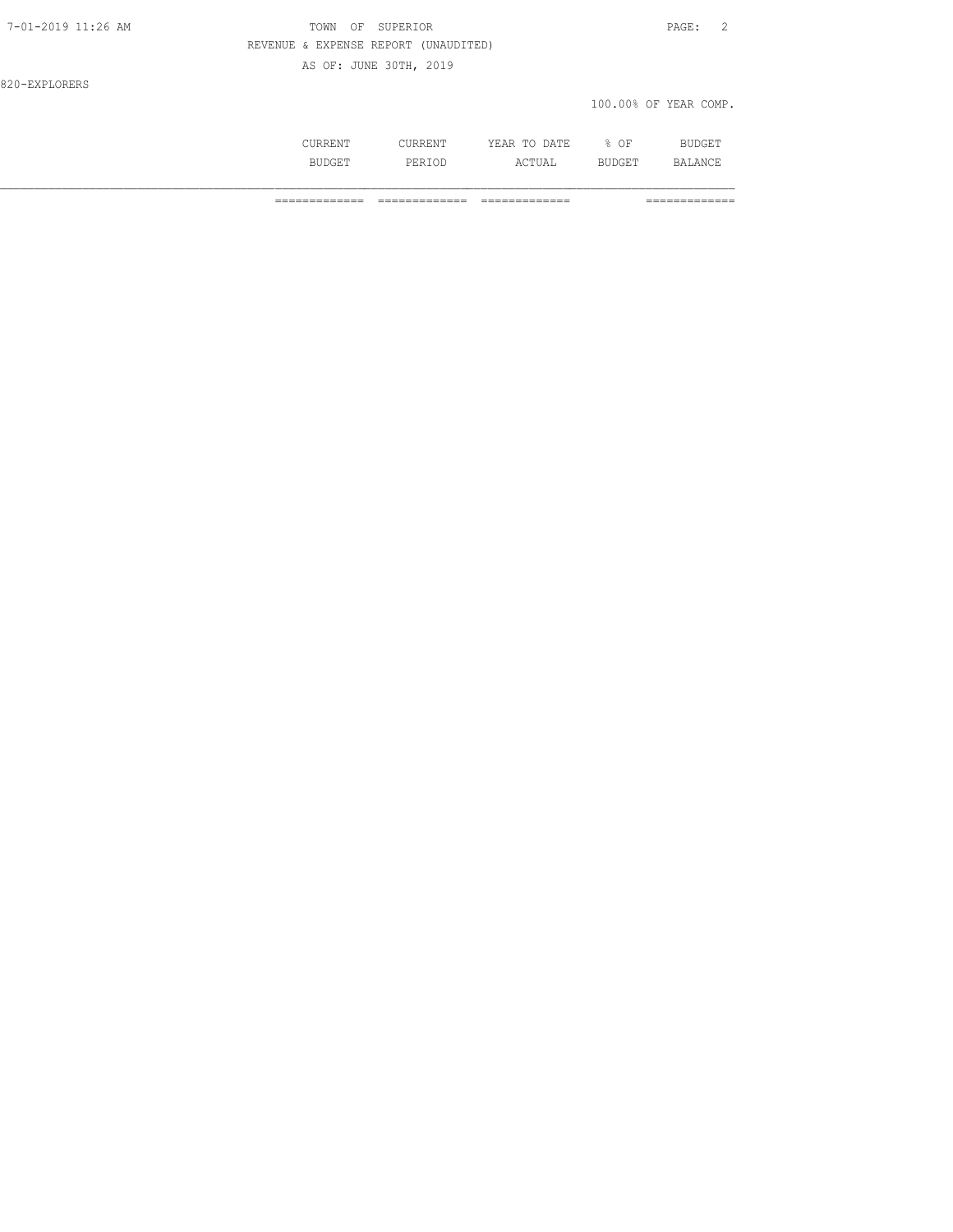820-EXPLORERS

100.00% OF YEAR COMP.

| | CURRENT BUDGET | CURRENT PERIOD | YEAR TO DATE ACTUAL | % OF BUDGET | BUDGET BALANCE |
|---|---|---|---|---|---|
| | ============= | ============= | ============= | | ============= |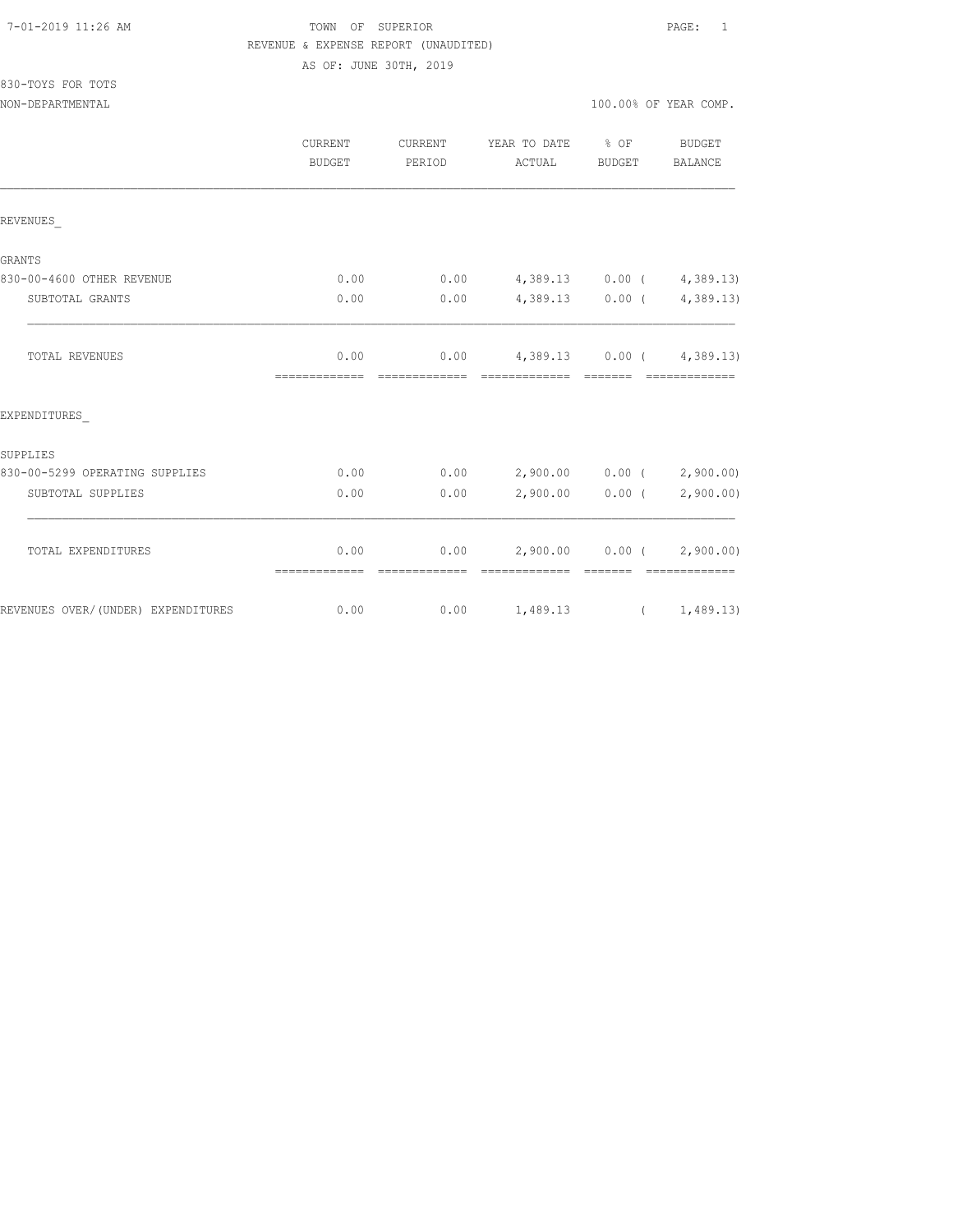TOWN OF SUPERIOR

REVENUE & EXPENSE REPORT (UNAUDITED)

AS OF: JUNE 30TH, 2019

830-TOYS FOR TOTS

NON-DEPARTMENTAL — 100.00% OF YEAR COMP.

| | CURRENT BUDGET | CURRENT PERIOD | YEAR TO DATE ACTUAL | % OF BUDGET | BUDGET BALANCE |
|---|---|---|---|---|---|
| **REVENUES** | | | | | |
| GRANTS | | | | | |
| 830-00-4600 OTHER REVENUE | 0.00 | 0.00 | 4,389.13 | 0.00 | ( 4,389.13) |
| SUBTOTAL GRANTS | 0.00 | 0.00 | 4,389.13 | 0.00 | ( 4,389.13) |
| TOTAL REVENUES | 0.00 | 0.00 | 4,389.13 | 0.00 | ( 4,389.13) |
| **EXPENDITURES** | | | | | |
| SUPPLIES | | | | | |
| 830-00-5299 OPERATING SUPPLIES | 0.00 | 0.00 | 2,900.00 | 0.00 | ( 2,900.00) |
| SUBTOTAL SUPPLIES | 0.00 | 0.00 | 2,900.00 | 0.00 | ( 2,900.00) |
| TOTAL EXPENDITURES | 0.00 | 0.00 | 2,900.00 | 0.00 | ( 2,900.00) |
| REVENUES OVER/(UNDER) EXPENDITURES | 0.00 | 0.00 | 1,489.13 | | ( 1,489.13) |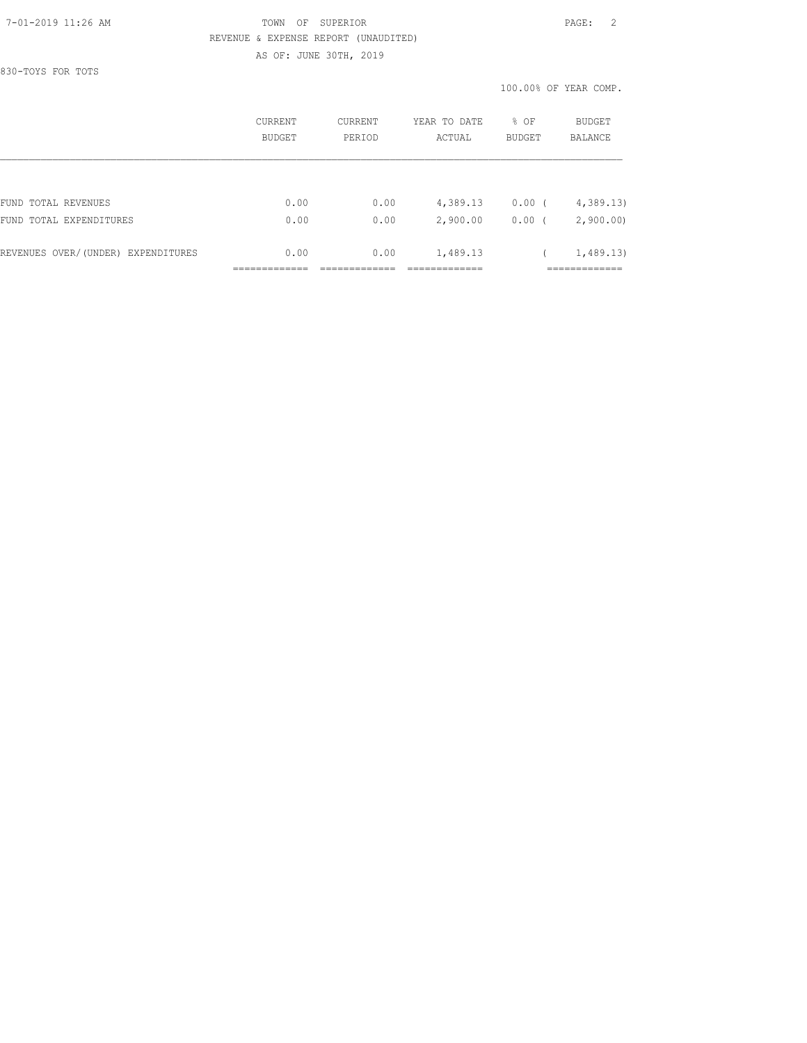TOWN OF SUPERIOR
REVENUE & EXPENSE REPORT (UNAUDITED)
AS OF: JUNE 30TH, 2019

830-TOYS FOR TOTS

100.00% OF YEAR COMP.

| | CURRENT BUDGET | CURRENT PERIOD | YEAR TO DATE ACTUAL | % OF BUDGET | BUDGET BALANCE |
|---|---|---|---|---|---|
| FUND TOTAL REVENUES | 0.00 | 0.00 | 4,389.13 | 0.00 | ( 4,389.13) |
| FUND TOTAL EXPENDITURES | 0.00 | 0.00 | 2,900.00 | 0.00 | ( 2,900.00) |
| REVENUES OVER/(UNDER) EXPENDITURES | 0.00 | 0.00 | 1,489.13 | | ( 1,489.13) |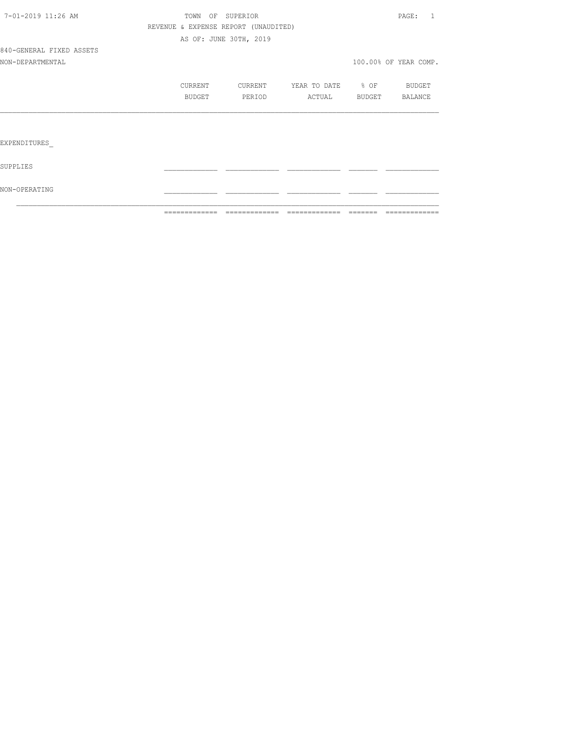TOWN OF SUPERIOR

REVENUE & EXPENSE REPORT (UNAUDITED)

AS OF: JUNE 30TH, 2019

840-GENERAL FIXED ASSETS

NON-DEPARTMENTAL

100.00% OF YEAR COMP.

| | CURRENT BUDGET | CURRENT PERIOD | YEAR TO DATE ACTUAL | % OF BUDGET | BUDGET BALANCE |
|---|---|---|---|---|---|
| EXPENDITURES_ | | | | | |
| SUPPLIES | | | | | |
| NON-OPERATING | | | | | |
| | | | | | |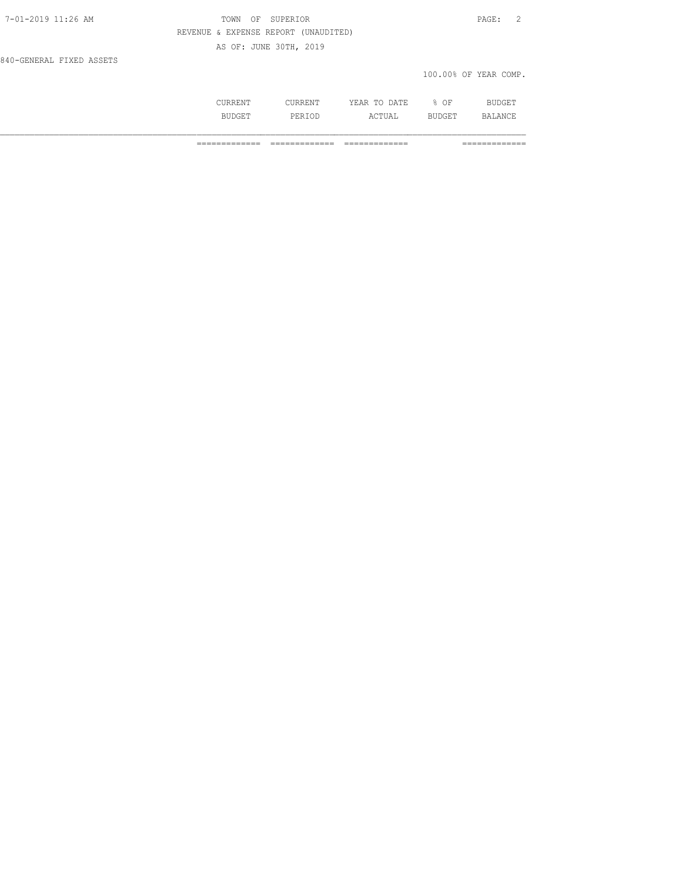TOWN OF SUPERIOR

REVENUE & EXPENSE REPORT (UNAUDITED)

AS OF: JUNE 30TH, 2019

840-GENERAL FIXED ASSETS

100.00% OF YEAR COMP.

| | CURRENT BUDGET | CURRENT PERIOD | YEAR TO DATE ACTUAL | % OF BUDGET | BUDGET BALANCE |
|---|---|---|---|---|---|
| | ============= | ============= | ============= | | ============= |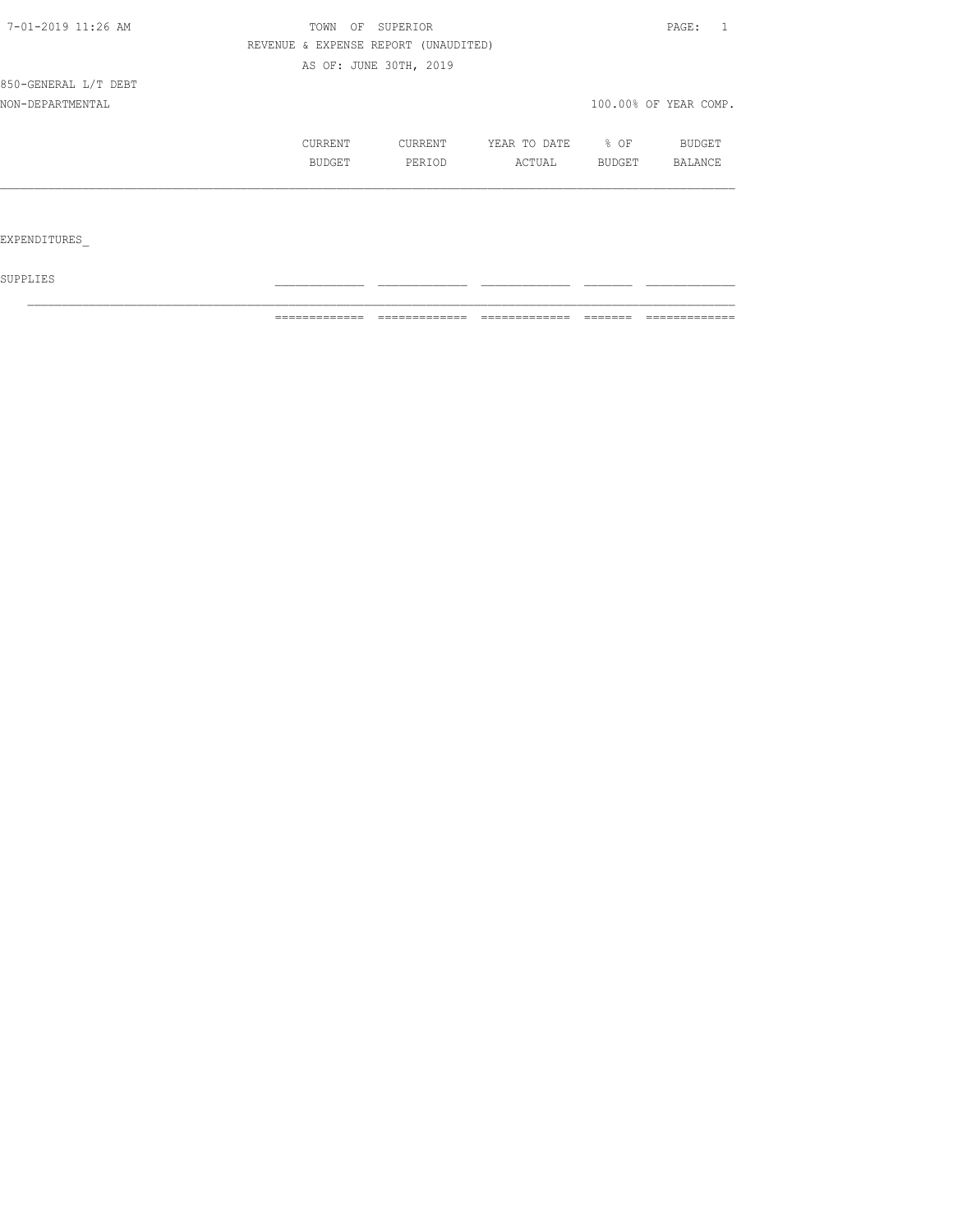TOWN OF SUPERIOR

REVENUE & EXPENSE REPORT (UNAUDITED)

AS OF: JUNE 30TH, 2019

850-GENERAL L/T DEBT

NON-DEPARTMENTAL

100.00% OF YEAR COMP.

| | CURRENT BUDGET | CURRENT PERIOD | YEAR TO DATE ACTUAL | % OF BUDGET | BUDGET BALANCE |
|---|---|---|---|---|---|
| EXPENDITURES_ | | | | | |
| SUPPLIES | | | | | |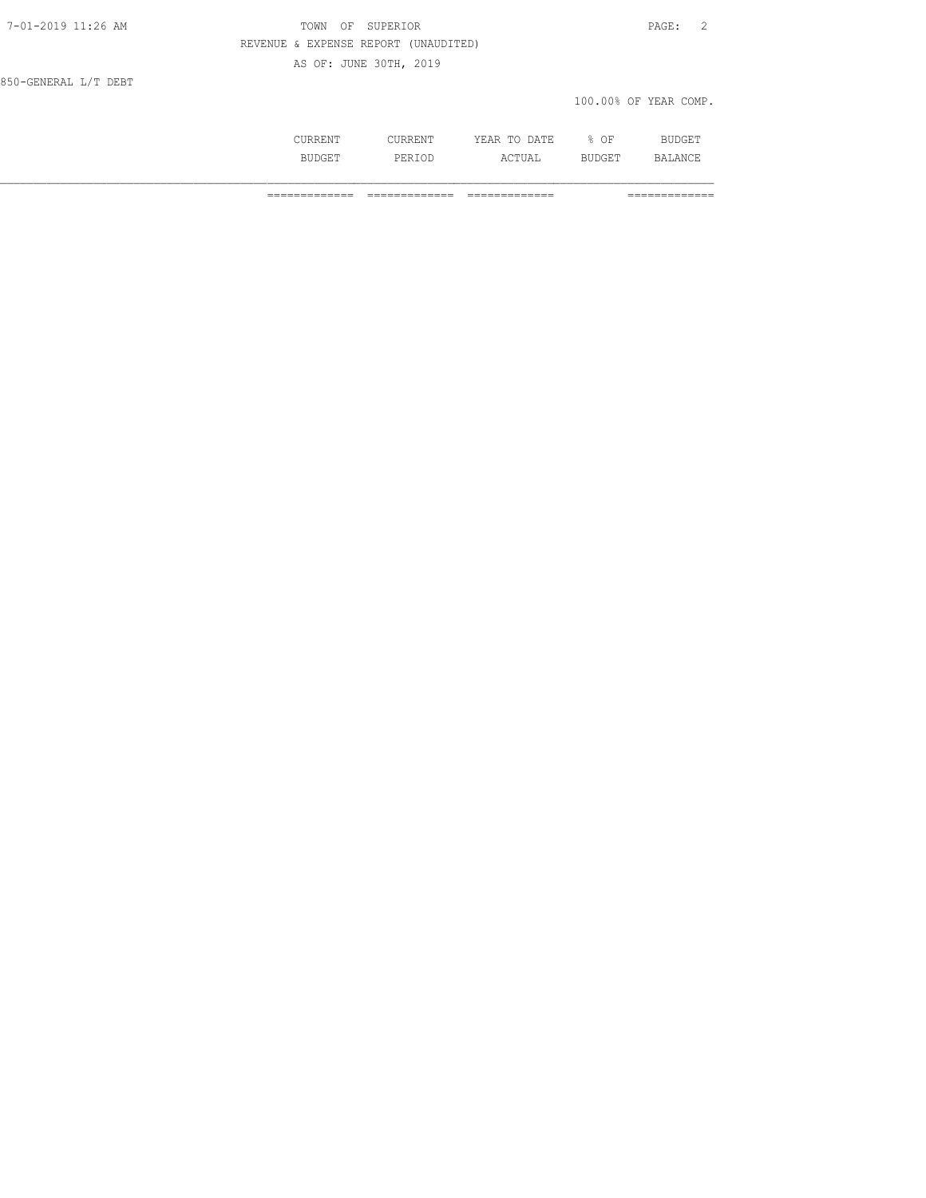TOWN OF SUPERIOR

REVENUE & EXPENSE REPORT (UNAUDITED)

AS OF: JUNE 30TH, 2019

850-GENERAL L/T DEBT

100.00% OF YEAR COMP.

| | CURRENT BUDGET | CURRENT PERIOD | YEAR TO DATE ACTUAL | % OF BUDGET | BUDGET BALANCE |
|---|---|---|---|---|---|
| | ============= | ============= | ============= | | ============= |